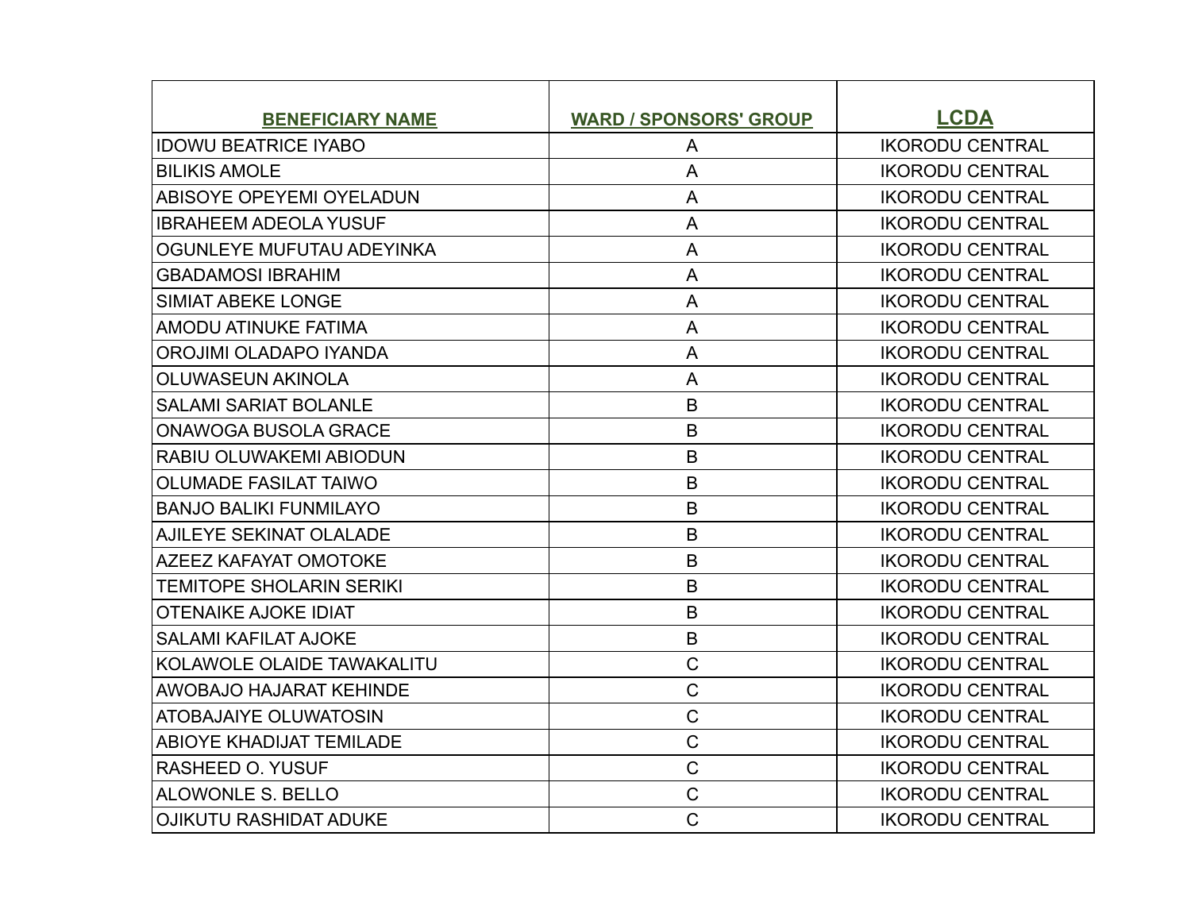| BENEFICIARY NAME | WARD / SPONSORS' GROUP | LCDA |
|---|---|---|
| IDOWU BEATRICE IYABO | A | IKORODU CENTRAL |
| BILIKIS AMOLE | A | IKORODU CENTRAL |
| ABISOYE OPEYEMI OYELADUN | A | IKORODU CENTRAL |
| IBRAHEEM ADEOLA YUSUF | A | IKORODU CENTRAL |
| OGUNLEYE MUFUTAU ADEYINKA | A | IKORODU CENTRAL |
| GBADAMOSI IBRAHIM | A | IKORODU CENTRAL |
| SIMIAT ABEKE LONGE | A | IKORODU CENTRAL |
| AMODU ATINUKE FATIMA | A | IKORODU CENTRAL |
| OROJIMI OLADAPO IYANDA | A | IKORODU CENTRAL |
| OLUWASEUN AKINOLA | A | IKORODU CENTRAL |
| SALAMI SARIAT BOLANLE | B | IKORODU CENTRAL |
| ONAWOGA BUSOLA GRACE | B | IKORODU CENTRAL |
| RABIU OLUWAKEMI ABIODUN | B | IKORODU CENTRAL |
| OLUMADE FASILAT TAIWO | B | IKORODU CENTRAL |
| BANJO BALIKI FUNMILAYO | B | IKORODU CENTRAL |
| AJILEYE SEKINAT OLALADE | B | IKORODU CENTRAL |
| AZEEZ KAFAYAT OMOTOKE | B | IKORODU CENTRAL |
| TEMITOPE SHOLARIN SERIKI | B | IKORODU CENTRAL |
| OTENAIKE AJOKE IDIAT | B | IKORODU CENTRAL |
| SALAMI KAFILAT AJOKE | B | IKORODU CENTRAL |
| KOLAWOLE OLAIDE TAWAKALITU | C | IKORODU CENTRAL |
| AWOBAJO HAJARAT KEHINDE | C | IKORODU CENTRAL |
| ATOBAJAIYE OLUWATOSIN | C | IKORODU CENTRAL |
| ABIOYE KHADIJAT TEMILADE | C | IKORODU CENTRAL |
| RASHEED O. YUSUF | C | IKORODU CENTRAL |
| ALOWONLE S. BELLO | C | IKORODU CENTRAL |
| OJIKUTU RASHIDAT ADUKE | C | IKORODU CENTRAL |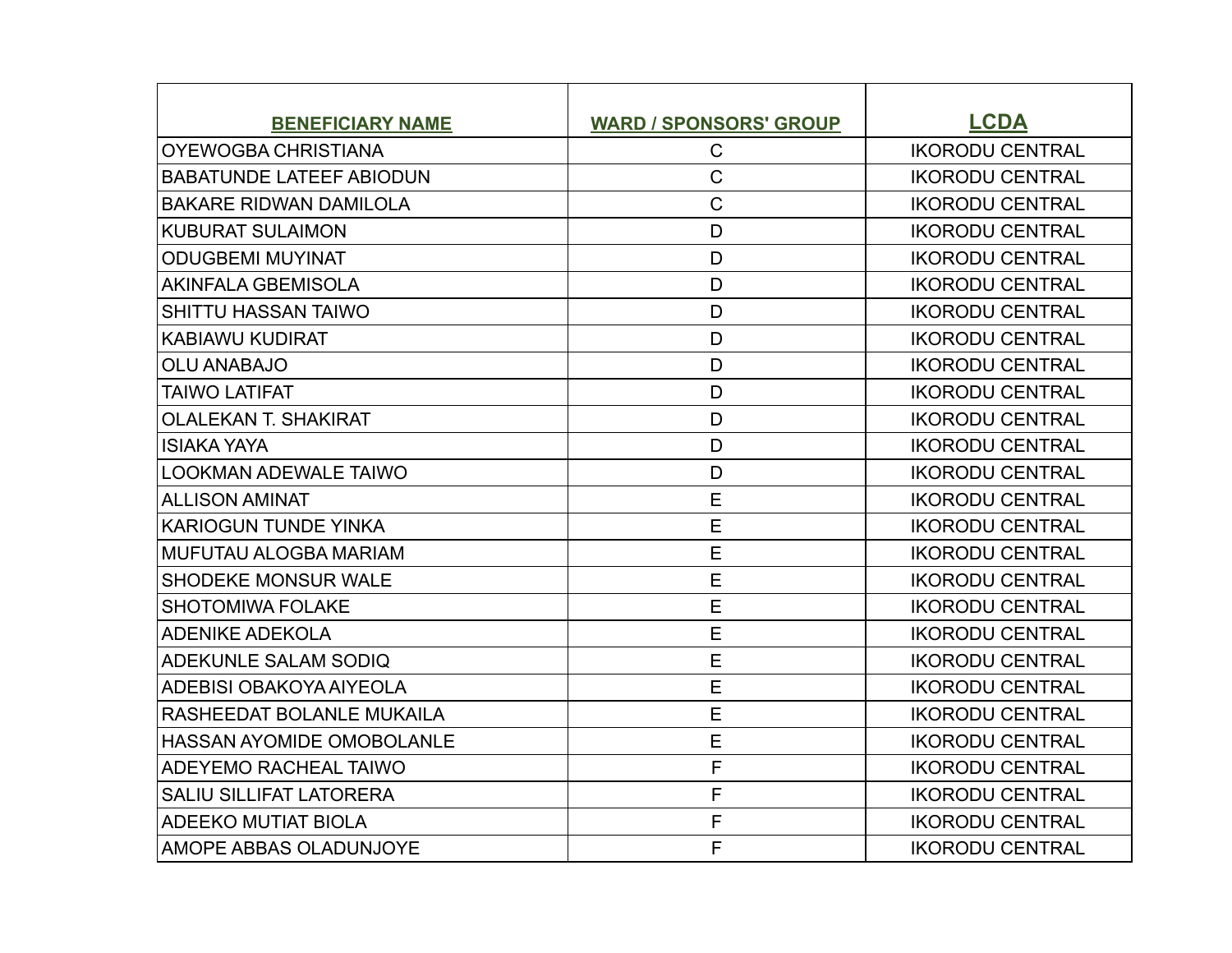| BENEFICIARY NAME | WARD / SPONSORS' GROUP | LCDA |
| --- | --- | --- |
| OYEWOGBA CHRISTIANA | C | IKORODU CENTRAL |
| BABATUNDE LATEEF ABIODUN | C | IKORODU CENTRAL |
| BAKARE RIDWAN DAMILOLA | C | IKORODU CENTRAL |
| KUBURAT SULAIMON | D | IKORODU CENTRAL |
| ODUGBEMI MUYINAT | D | IKORODU CENTRAL |
| AKINFALA GBEMISOLA | D | IKORODU CENTRAL |
| SHITTU HASSAN TAIWO | D | IKORODU CENTRAL |
| KABIAWU KUDIRAT | D | IKORODU CENTRAL |
| OLU ANABAJO | D | IKORODU CENTRAL |
| TAIWO LATIFAT | D | IKORODU CENTRAL |
| OLALEKAN T. SHAKIRAT | D | IKORODU CENTRAL |
| ISIAKA YAYA | D | IKORODU CENTRAL |
| LOOKMAN ADEWALE TAIWO | D | IKORODU CENTRAL |
| ALLISON AMINAT | E | IKORODU CENTRAL |
| KARIOGUN TUNDE YINKA | E | IKORODU CENTRAL |
| MUFUTAU ALOGBA MARIAM | E | IKORODU CENTRAL |
| SHODEKE MONSUR WALE | E | IKORODU CENTRAL |
| SHOTOMIWA FOLAKE | E | IKORODU CENTRAL |
| ADENIKE ADEKOLA | E | IKORODU CENTRAL |
| ADEKUNLE SALAM SODIQ | E | IKORODU CENTRAL |
| ADEBISI OBAKOYA AIYEOLA | E | IKORODU CENTRAL |
| RASHEEDAT BOLANLE MUKAILA | E | IKORODU CENTRAL |
| HASSAN AYOMIDE OMOBOLANLE | E | IKORODU CENTRAL |
| ADEYEMO RACHEAL TAIWO | F | IKORODU CENTRAL |
| SALIU SILLIFAT LATORERA | F | IKORODU CENTRAL |
| ADEEKO MUTIAT BIOLA | F | IKORODU CENTRAL |
| AMOPE ABBAS OLADUNJOYE | F | IKORODU CENTRAL |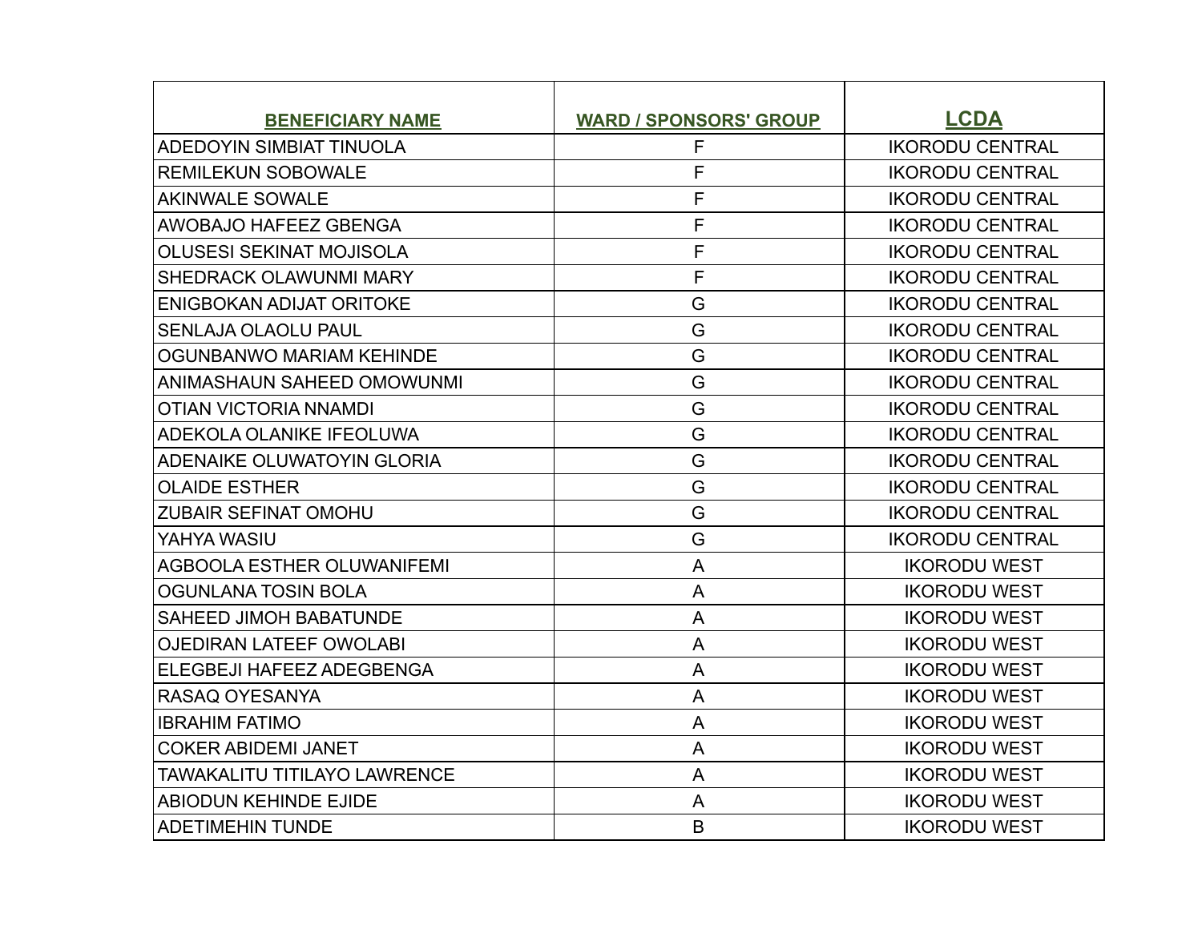| BENEFICIARY NAME | WARD / SPONSORS' GROUP | LCDA |
| --- | --- | --- |
| ADEDOYIN SIMBIAT TINUOLA | F | IKORODU CENTRAL |
| REMILEKUN SOBOWALE | F | IKORODU CENTRAL |
| AKINWALE SOWALE | F | IKORODU CENTRAL |
| AWOBAJO HAFEEZ GBENGA | F | IKORODU CENTRAL |
| OLUSESI SEKINAT MOJISOLA | F | IKORODU CENTRAL |
| SHEDRACK OLAWUNMI MARY | F | IKORODU CENTRAL |
| ENIGBOKAN ADIJAT ORITOKE | G | IKORODU CENTRAL |
| SENLAJA OLAOLU PAUL | G | IKORODU CENTRAL |
| OGUNBANWO MARIAM KEHINDE | G | IKORODU CENTRAL |
| ANIMASHAUN SAHEED OMOWUNMI | G | IKORODU CENTRAL |
| OTIAN VICTORIA NNAMDI | G | IKORODU CENTRAL |
| ADEKOLA OLANIKE IFEOLUWA | G | IKORODU CENTRAL |
| ADENAIKE OLUWATOYIN GLORIA | G | IKORODU CENTRAL |
| OLAIDE ESTHER | G | IKORODU CENTRAL |
| ZUBAIR SEFINAT OMOHU | G | IKORODU CENTRAL |
| YAHYA WASIU | G | IKORODU CENTRAL |
| AGBOOLA ESTHER OLUWANIFEMI | A | IKORODU WEST |
| OGUNLANA TOSIN BOLA | A | IKORODU WEST |
| SAHEED JIMOH BABATUNDE | A | IKORODU WEST |
| OJEDIRAN LATEEF OWOLABI | A | IKORODU WEST |
| ELEGBEJI HAFEEZ ADEGBENGA | A | IKORODU WEST |
| RASAQ OYESANYA | A | IKORODU WEST |
| IBRAHIM FATIMO | A | IKORODU WEST |
| COKER ABIDEMI JANET | A | IKORODU WEST |
| TAWAKALITU TITILAYO LAWRENCE | A | IKORODU WEST |
| ABIODUN KEHINDE EJIDE | A | IKORODU WEST |
| ADETIMEHIN TUNDE | B | IKORODU WEST |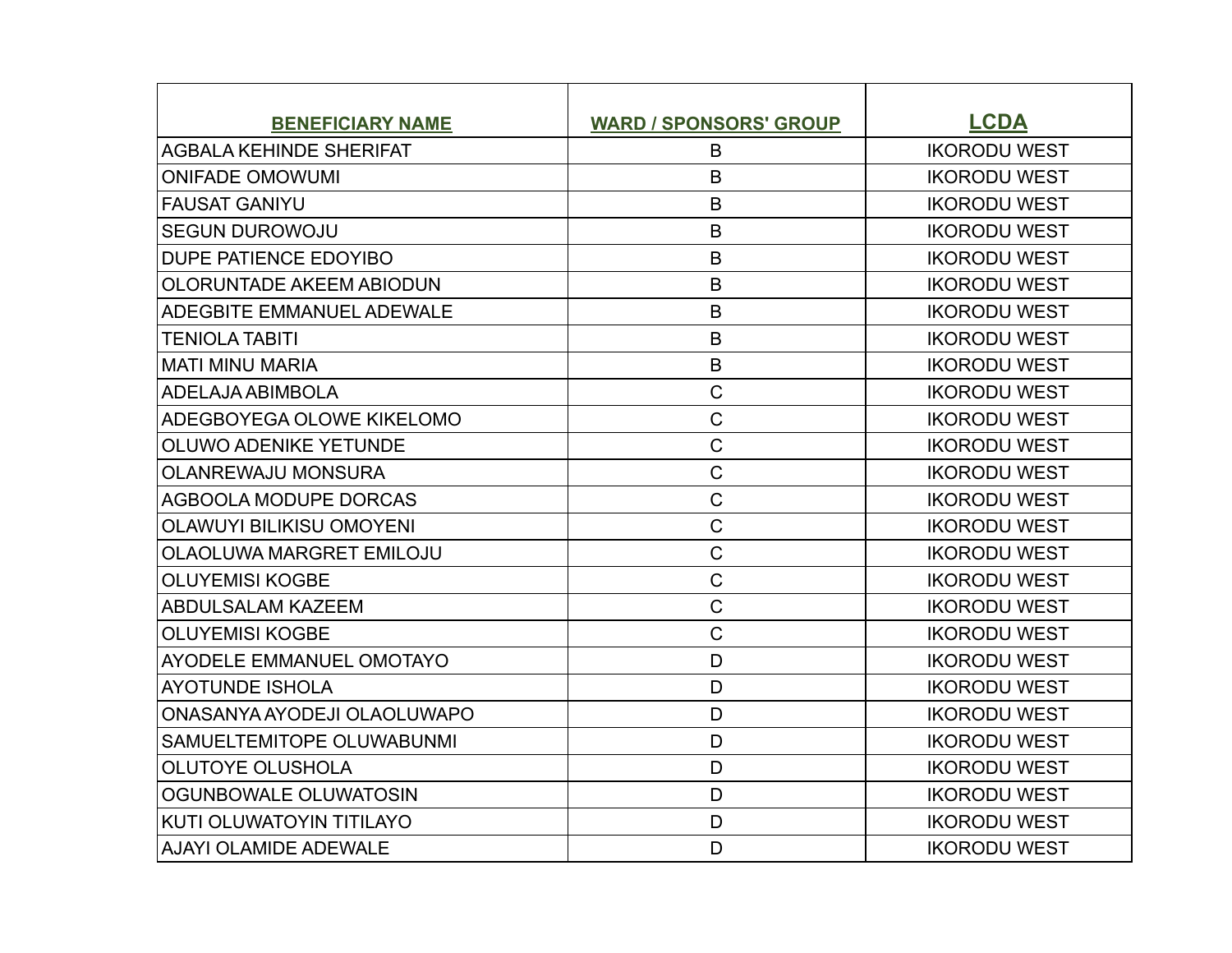| BENEFICIARY NAME | WARD / SPONSORS' GROUP | LCDA |
|---|---|---|
| AGBALA KEHINDE SHERIFAT | B | IKORODU WEST |
| ONIFADE OMOWUMI | B | IKORODU WEST |
| FAUSAT GANIYU | B | IKORODU WEST |
| SEGUN DUROWOJU | B | IKORODU WEST |
| DUPE PATIENCE EDOYIBO | B | IKORODU WEST |
| OLORUNTADE AKEEM ABIODUN | B | IKORODU WEST |
| ADEGBITE EMMANUEL ADEWALE | B | IKORODU WEST |
| TENIOLA TABITI | B | IKORODU WEST |
| MATI MINU MARIA | B | IKORODU WEST |
| ADELAJA ABIMBOLA | C | IKORODU WEST |
| ADEGBOYEGA OLOWE KIKELOMO | C | IKORODU WEST |
| OLUWO ADENIKE YETUNDE | C | IKORODU WEST |
| OLANREWAJU MONSURA | C | IKORODU WEST |
| AGBOOLA MODUPE DORCAS | C | IKORODU WEST |
| OLAWUYI BILIKISU OMOYENI | C | IKORODU WEST |
| OLAOLUWA MARGRET EMILOJU | C | IKORODU WEST |
| OLUYEMISI KOGBE | C | IKORODU WEST |
| ABDULSALAM KAZEEM | C | IKORODU WEST |
| OLUYEMISI KOGBE | C | IKORODU WEST |
| AYODELE EMMANUEL OMOTAYO | D | IKORODU WEST |
| AYOTUNDE ISHOLA | D | IKORODU WEST |
| ONASANYA AYODEJI OLAOLUWAPO | D | IKORODU WEST |
| SAMUELTEMITOPE OLUWABUNMI | D | IKORODU WEST |
| OLUTOYE OLUSHOLA | D | IKORODU WEST |
| OGUNBOWALE OLUWATOSIN | D | IKORODU WEST |
| KUTI OLUWATOYIN TITILAYO | D | IKORODU WEST |
| AJAYI OLAMIDE ADEWALE | D | IKORODU WEST |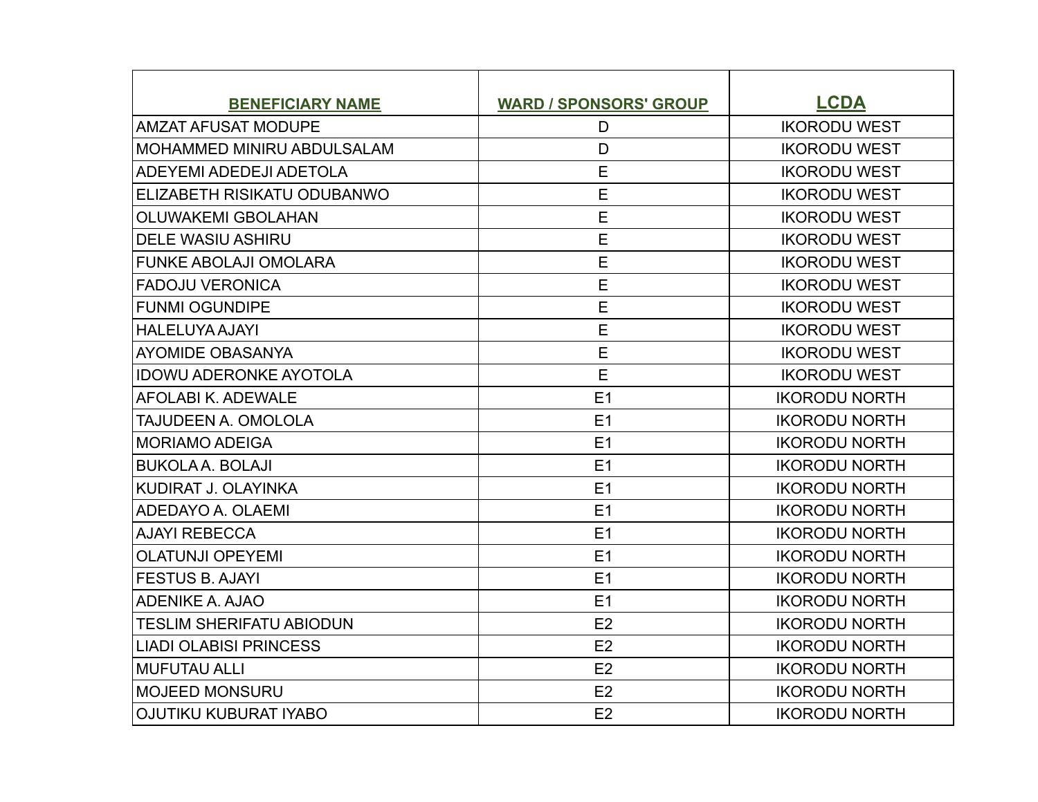| BENEFICIARY NAME | WARD / SPONSORS' GROUP | LCDA |
|---|---|---|
| AMZAT AFUSAT MODUPE | D | IKORODU WEST |
| MOHAMMED MINIRU ABDULSALAM | D | IKORODU WEST |
| ADEYEMI ADEDEJI ADETOLA | E | IKORODU WEST |
| ELIZABETH RISIKATU ODUBANWO | E | IKORODU WEST |
| OLUWAKEMI GBOLAHAN | E | IKORODU WEST |
| DELE WASIU ASHIRU | E | IKORODU WEST |
| FUNKE ABOLAJI OMOLARA | E | IKORODU WEST |
| FADOJU VERONICA | E | IKORODU WEST |
| FUNMI OGUNDIPE | E | IKORODU WEST |
| HALELUYA AJAYI | E | IKORODU WEST |
| AYOMIDE OBASANYA | E | IKORODU WEST |
| IDOWU ADERONKE AYOTOLA | E | IKORODU WEST |
| AFOLABI K. ADEWALE | E1 | IKORODU NORTH |
| TAJUDEEN A. OMOLOLA | E1 | IKORODU NORTH |
| MORIAMO ADEIGA | E1 | IKORODU NORTH |
| BUKOLA A. BOLAJI | E1 | IKORODU NORTH |
| KUDIRAT J. OLAYINKA | E1 | IKORODU NORTH |
| ADEDAYO A. OLAEMI | E1 | IKORODU NORTH |
| AJAYI REBECCA | E1 | IKORODU NORTH |
| OLATUNJI OPEYEMI | E1 | IKORODU NORTH |
| FESTUS B. AJAYI | E1 | IKORODU NORTH |
| ADENIKE A. AJAO | E1 | IKORODU NORTH |
| TESLIM SHERIFATU ABIODUN | E2 | IKORODU NORTH |
| LIADI OLABISI PRINCESS | E2 | IKORODU NORTH |
| MUFUTAU ALLI | E2 | IKORODU NORTH |
| MOJEED MONSURU | E2 | IKORODU NORTH |
| OJUTIKU KUBURAT IYABO | E2 | IKORODU NORTH |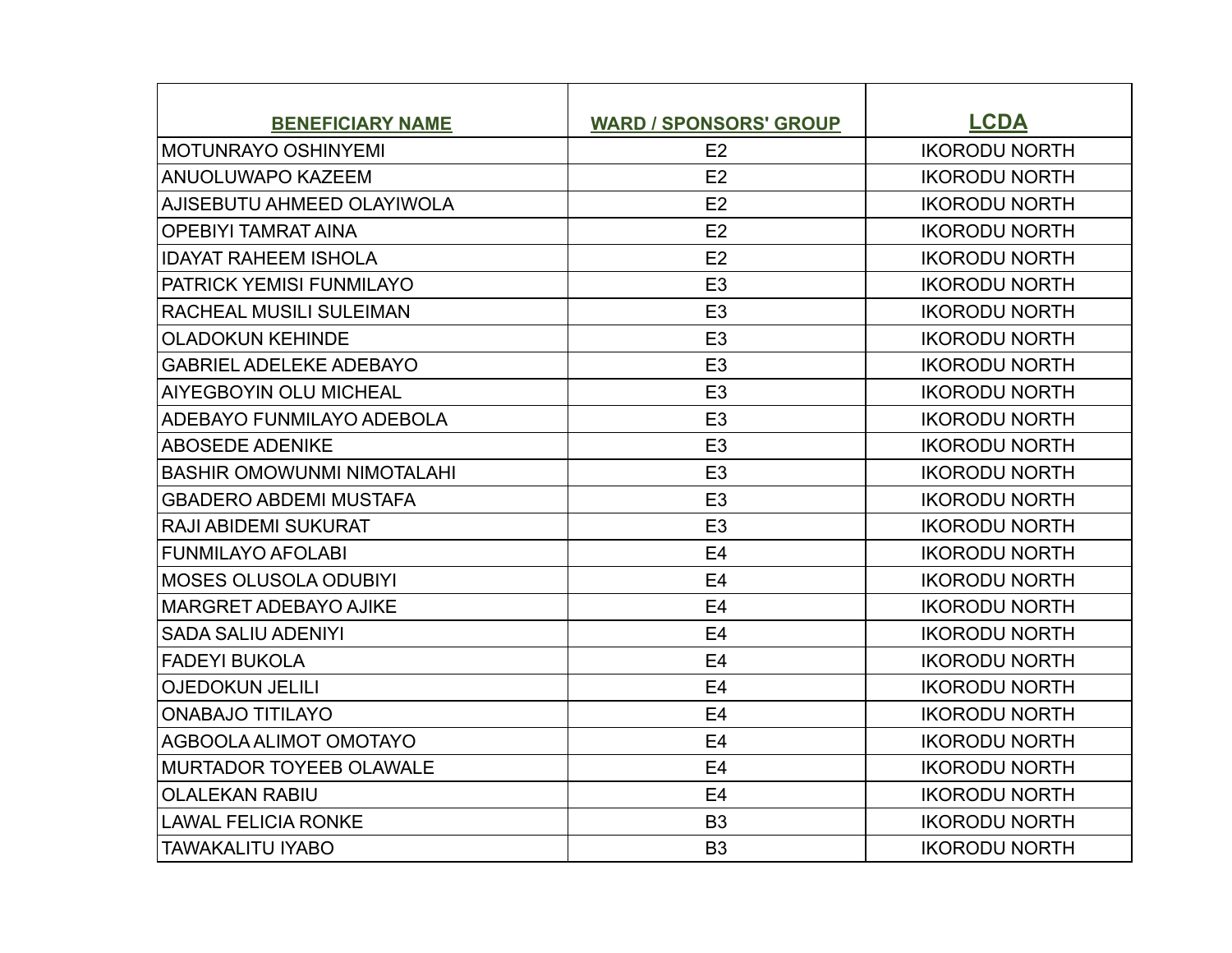| BENEFICIARY NAME | WARD / SPONSORS' GROUP | LCDA |
|---|---|---|
| MOTUNRAYO OSHINYEMI | E2 | IKORODU NORTH |
| ANUOLUWAPO KAZEEM | E2 | IKORODU NORTH |
| AJISEBUTU AHMEED OLAYIWOLA | E2 | IKORODU NORTH |
| OPEBIYI TAMRAT AINA | E2 | IKORODU NORTH |
| IDAYAT RAHEEM ISHOLA | E2 | IKORODU NORTH |
| PATRICK YEMISI FUNMILAYO | E3 | IKORODU NORTH |
| RACHEAL MUSILI SULEIMAN | E3 | IKORODU NORTH |
| OLADOKUN KEHINDE | E3 | IKORODU NORTH |
| GABRIEL ADELEKE ADEBAYO | E3 | IKORODU NORTH |
| AIYEGBOYIN OLU MICHEAL | E3 | IKORODU NORTH |
| ADEBAYO FUNMILAYO ADEBOLA | E3 | IKORODU NORTH |
| ABOSEDE ADENIKE | E3 | IKORODU NORTH |
| BASHIR OMOWUNMI NIMOTALAHI | E3 | IKORODU NORTH |
| GBADERO ABDEMI MUSTAFA | E3 | IKORODU NORTH |
| RAJI ABIDEMI SUKURAT | E3 | IKORODU NORTH |
| FUNMILAYO AFOLABI | E4 | IKORODU NORTH |
| MOSES OLUSOLA ODUBIYI | E4 | IKORODU NORTH |
| MARGRET ADEBAYO AJIKE | E4 | IKORODU NORTH |
| SADA SALIU ADENIYI | E4 | IKORODU NORTH |
| FADEYI BUKOLA | E4 | IKORODU NORTH |
| OJEDOKUN JELILI | E4 | IKORODU NORTH |
| ONABAJO TITILAYO | E4 | IKORODU NORTH |
| AGBOOLA ALIMOT OMOTAYO | E4 | IKORODU NORTH |
| MURTADOR TOYEEB OLAWALE | E4 | IKORODU NORTH |
| OLALEKAN RABIU | E4 | IKORODU NORTH |
| LAWAL FELICIA RONKE | B3 | IKORODU NORTH |
| TAWAKALITU IYABO | B3 | IKORODU NORTH |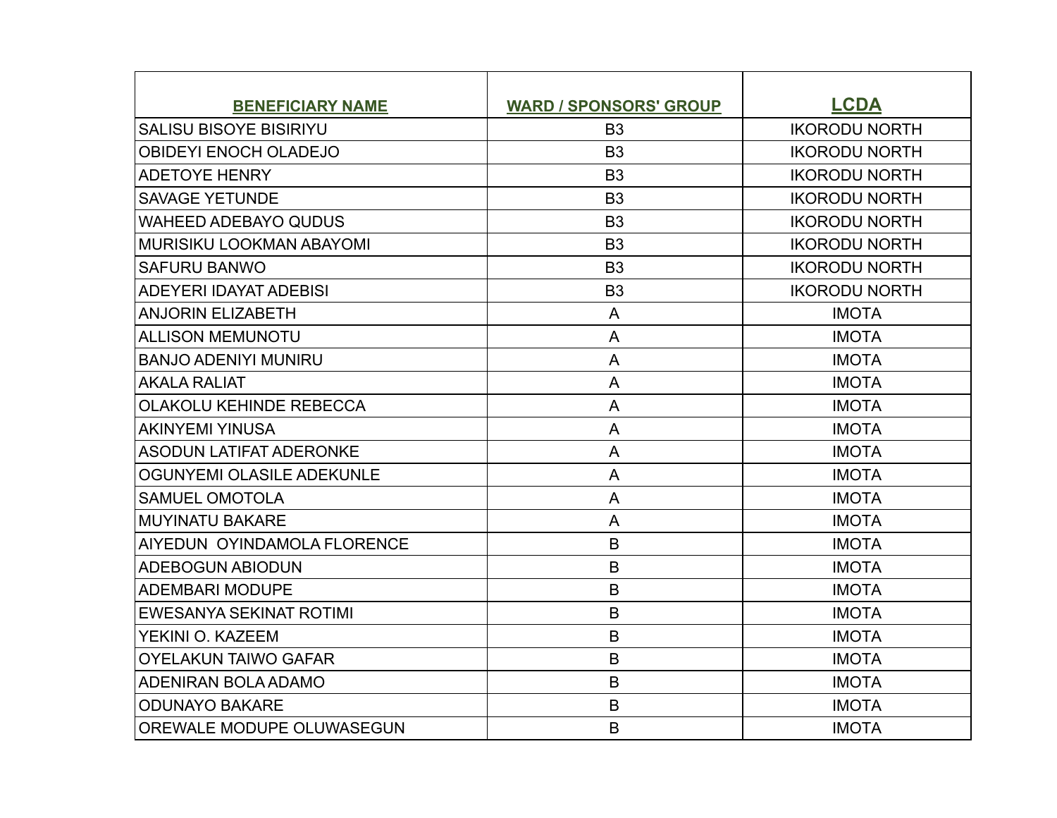| BENEFICIARY NAME | WARD / SPONSORS' GROUP | LCDA |
| --- | --- | --- |
| SALISU BISOYE BISIRIYU | B3 | IKORODU NORTH |
| OBIDEYI ENOCH OLADEJO | B3 | IKORODU NORTH |
| ADETOYE HENRY | B3 | IKORODU NORTH |
| SAVAGE YETUNDE | B3 | IKORODU NORTH |
| WAHEED ADEBAYO QUDUS | B3 | IKORODU NORTH |
| MURISIKU LOOKMAN ABAYOMI | B3 | IKORODU NORTH |
| SAFURU BANWO | B3 | IKORODU NORTH |
| ADEYERI IDAYAT ADEBISI | B3 | IKORODU NORTH |
| ANJORIN ELIZABETH | A | IMOTA |
| ALLISON MEMUNOTU | A | IMOTA |
| BANJO ADENIYI MUNIRU | A | IMOTA |
| AKALA RALIAT | A | IMOTA |
| OLAKOLU KEHINDE REBECCA | A | IMOTA |
| AKINYEMI YINUSA | A | IMOTA |
| ASODUN LATIFAT ADERONKE | A | IMOTA |
| OGUNYEMI OLASILE ADEKUNLE | A | IMOTA |
| SAMUEL OMOTOLA | A | IMOTA |
| MUYINATU BAKARE | A | IMOTA |
| AIYEDUN  OYINDAMOLA FLORENCE | B | IMOTA |
| ADEBOGUN ABIODUN | B | IMOTA |
| ADEMBARI MODUPE | B | IMOTA |
| EWESANYA SEKINAT ROTIMI | B | IMOTA |
| YEKINI O. KAZEEM | B | IMOTA |
| OYELAKUN TAIWO GAFAR | B | IMOTA |
| ADENIRAN BOLA ADAMO | B | IMOTA |
| ODUNAYO BAKARE | B | IMOTA |
| OREWALE MODUPE OLUWASEGUN | B | IMOTA |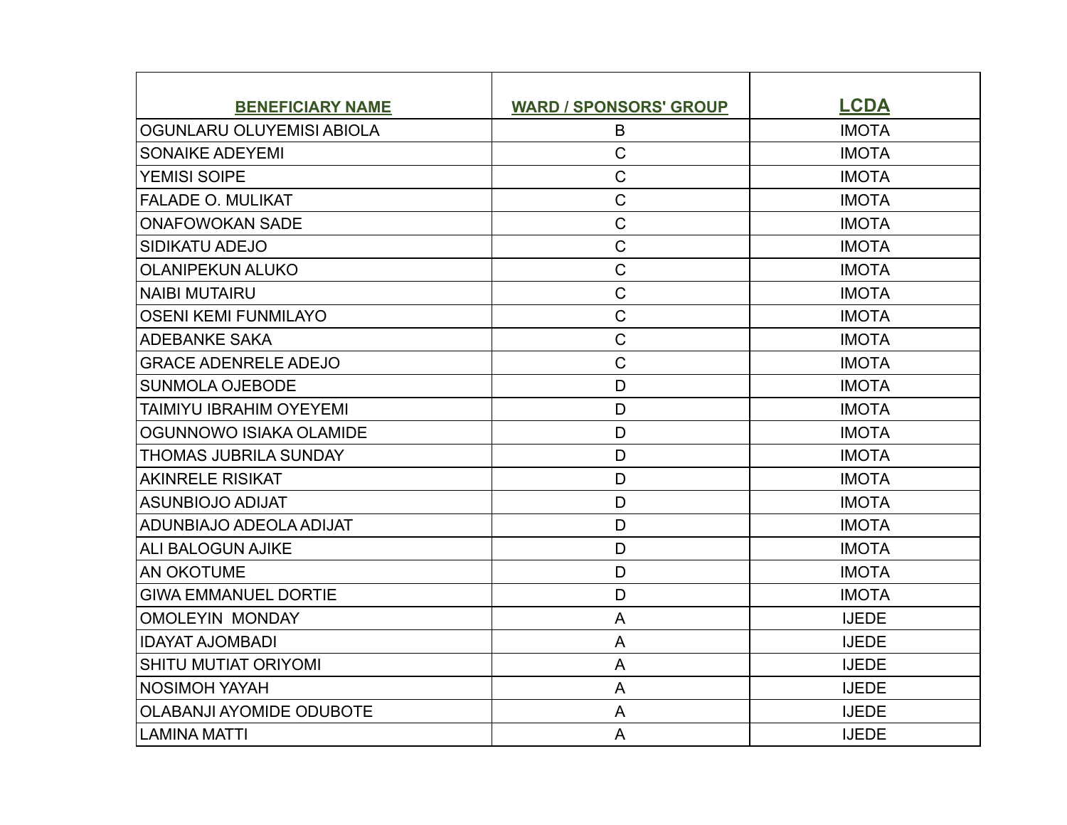| BENEFICIARY NAME | WARD / SPONSORS' GROUP | LCDA |
| --- | --- | --- |
| OGUNLARU OLUYEMISI ABIOLA | B | IMOTA |
| SONAIKE ADEYEMI | C | IMOTA |
| YEMISI SOIPE | C | IMOTA |
| FALADE O. MULIKAT | C | IMOTA |
| ONAFOWOKAN SADE | C | IMOTA |
| SIDIKATU ADEJO | C | IMOTA |
| OLANIPEKUN ALUKO | C | IMOTA |
| NAIBI MUTAIRU | C | IMOTA |
| OSENI KEMI FUNMILAYO | C | IMOTA |
| ADEBANKE SAKA | C | IMOTA |
| GRACE ADENRELE ADEJO | C | IMOTA |
| SUNMOLA OJEBODE | D | IMOTA |
| TAIMIYU IBRAHIM OYEYEMI | D | IMOTA |
| OGUNNOWO ISIAKA OLAMIDE | D | IMOTA |
| THOMAS JUBRILA SUNDAY | D | IMOTA |
| AKINRELE RISIKAT | D | IMOTA |
| ASUNBIOJO ADIJAT | D | IMOTA |
| ADUNBIAJO ADEOLA ADIJAT | D | IMOTA |
| ALI BALOGUN AJIKE | D | IMOTA |
| AN OKOTUME | D | IMOTA |
| GIWA EMMANUEL DORTIE | D | IMOTA |
| OMOLEYIN  MONDAY | A | IJEDE |
| IDAYAT AJOMBADI | A | IJEDE |
| SHITU MUTIAT ORIYOMI | A | IJEDE |
| NOSIMOH YAYAH | A | IJEDE |
| OLABANJI AYOMIDE ODUBOTE | A | IJEDE |
| LAMINA MATTI | A | IJEDE |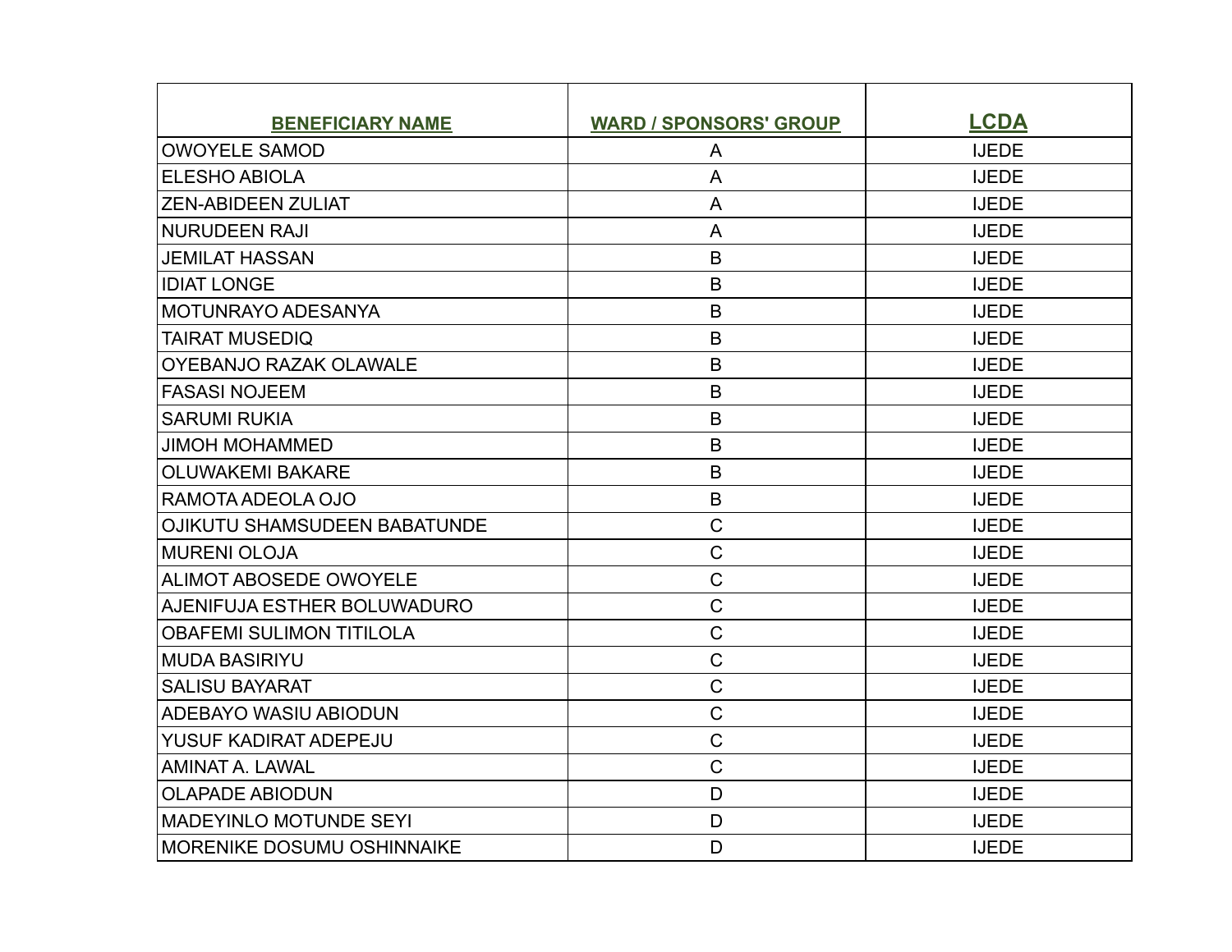| BENEFICIARY NAME | WARD / SPONSORS' GROUP | LCDA |
|---|---|---|
| OWOYELE SAMOD | A | IJEDE |
| ELESHO ABIOLA | A | IJEDE |
| ZEN-ABIDEEN ZULIAT | A | IJEDE |
| NURUDEEN RAJI | A | IJEDE |
| JEMILAT HASSAN | B | IJEDE |
| IDIAT LONGE | B | IJEDE |
| MOTUNRAYO ADESANYA | B | IJEDE |
| TAIRAT MUSEDIQ | B | IJEDE |
| OYEBANJO RAZAK OLAWALE | B | IJEDE |
| FASASI NOJEEM | B | IJEDE |
| SARUMI RUKIA | B | IJEDE |
| JIMOH MOHAMMED | B | IJEDE |
| OLUWAKEMI BAKARE | B | IJEDE |
| RAMOTA ADEOLA OJO | B | IJEDE |
| OJIKUTU SHAMSUDEEN BABATUNDE | C | IJEDE |
| MURENI OLOJA | C | IJEDE |
| ALIMOT ABOSEDE OWOYELE | C | IJEDE |
| AJENIFUJA ESTHER BOLUWADURO | C | IJEDE |
| OBAFEMI SULIMON TITILOLA | C | IJEDE |
| MUDA BASIRIYU | C | IJEDE |
| SALISU BAYARAT | C | IJEDE |
| ADEBAYO WASIU ABIODUN | C | IJEDE |
| YUSUF KADIRAT ADEPEJU | C | IJEDE |
| AMINAT A. LAWAL | C | IJEDE |
| OLAPADE ABIODUN | D | IJEDE |
| MADEYINLO MOTUNDE SEYI | D | IJEDE |
| MORENIKE DOSUMU OSHINNAIKE | D | IJEDE |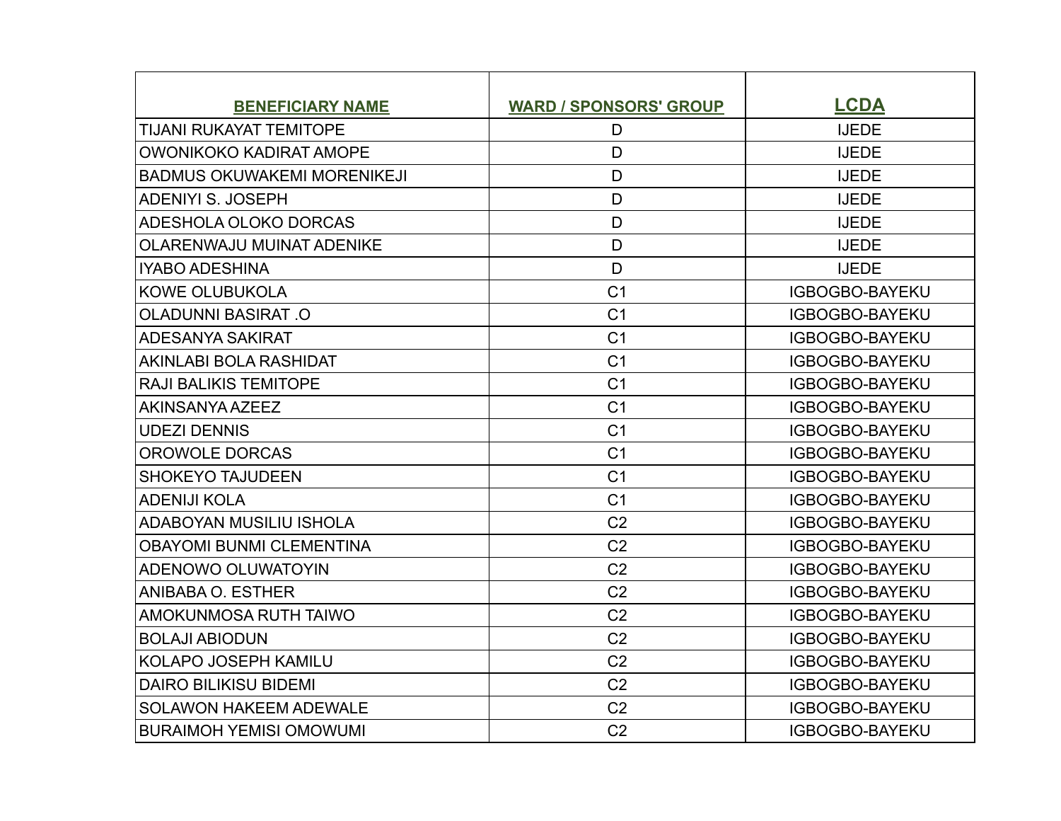| BENEFICIARY NAME | WARD / SPONSORS' GROUP | LCDA |
|---|---|---|
| TIJANI RUKAYAT TEMITOPE | D | IJEDE |
| OWONIKOKO KADIRAT AMOPE | D | IJEDE |
| BADMUS OKUWAKEMI MORENIKEJI | D | IJEDE |
| ADENIYI S. JOSEPH | D | IJEDE |
| ADESHOLA OLOKO DORCAS | D | IJEDE |
| OLARENWAJU MUINAT ADENIKE | D | IJEDE |
| IYABO ADESHINA | D | IJEDE |
| KOWE OLUBUKOLA | C1 | IGBOGBO-BAYEKU |
| OLADUNNI BASIRAT .O | C1 | IGBOGBO-BAYEKU |
| ADESANYA SAKIRAT | C1 | IGBOGBO-BAYEKU |
| AKINLABI BOLA RASHIDAT | C1 | IGBOGBO-BAYEKU |
| RAJI BALIKIS TEMITOPE | C1 | IGBOGBO-BAYEKU |
| AKINSANYA AZEEZ | C1 | IGBOGBO-BAYEKU |
| UDEZI DENNIS | C1 | IGBOGBO-BAYEKU |
| OROWOLE DORCAS | C1 | IGBOGBO-BAYEKU |
| SHOKEYO TAJUDEEN | C1 | IGBOGBO-BAYEKU |
| ADENIJI KOLA | C1 | IGBOGBO-BAYEKU |
| ADABOYAN MUSILIU ISHOLA | C2 | IGBOGBO-BAYEKU |
| OBAYOMI BUNMI CLEMENTINA | C2 | IGBOGBO-BAYEKU |
| ADENOWO OLUWATOYIN | C2 | IGBOGBO-BAYEKU |
| ANIBABA O. ESTHER | C2 | IGBOGBO-BAYEKU |
| AMOKUNMOSA RUTH TAIWO | C2 | IGBOGBO-BAYEKU |
| BOLAJI ABIODUN | C2 | IGBOGBO-BAYEKU |
| KOLAPO JOSEPH KAMILU | C2 | IGBOGBO-BAYEKU |
| DAIRO BILIKISU BIDEMI | C2 | IGBOGBO-BAYEKU |
| SOLAWON HAKEEM ADEWALE | C2 | IGBOGBO-BAYEKU |
| BURAIMOH YEMISI OMOWUMI | C2 | IGBOGBO-BAYEKU |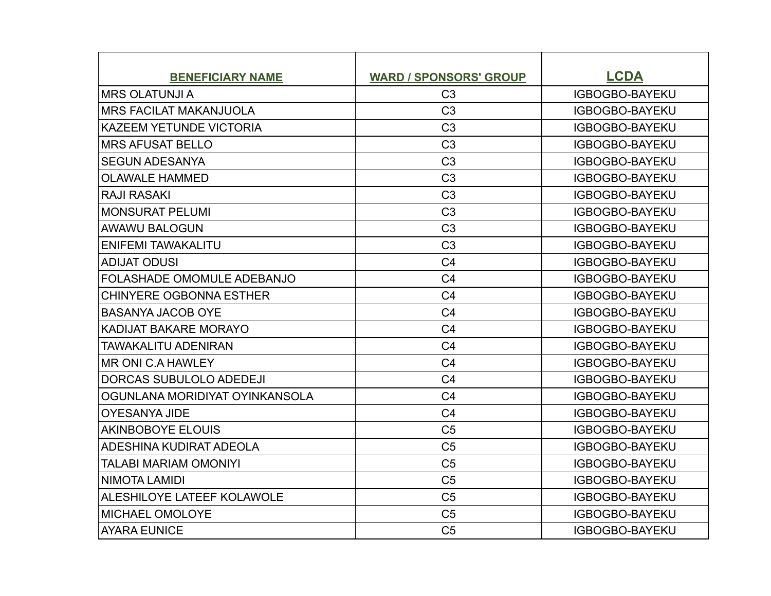| BENEFICIARY NAME | WARD / SPONSORS' GROUP | LCDA |
|---|---|---|
| MRS OLATUNJI A | C3 | IGBOGBO-BAYEKU |
| MRS FACILAT MAKANJUOLA | C3 | IGBOGBO-BAYEKU |
| KAZEEM YETUNDE VICTORIA | C3 | IGBOGBO-BAYEKU |
| MRS AFUSAT BELLO | C3 | IGBOGBO-BAYEKU |
| SEGUN ADESANYA | C3 | IGBOGBO-BAYEKU |
| OLAWALE HAMMED | C3 | IGBOGBO-BAYEKU |
| RAJI RASAKI | C3 | IGBOGBO-BAYEKU |
| MONSURAT PELUMI | C3 | IGBOGBO-BAYEKU |
| AWAWU BALOGUN | C3 | IGBOGBO-BAYEKU |
| ENIFEMI TAWAKALITU | C3 | IGBOGBO-BAYEKU |
| ADIJAT ODUSI | C4 | IGBOGBO-BAYEKU |
| FOLASHADE OMOMULE ADEBANJO | C4 | IGBOGBO-BAYEKU |
| CHINYERE OGBONNA ESTHER | C4 | IGBOGBO-BAYEKU |
| BASANYA JACOB OYE | C4 | IGBOGBO-BAYEKU |
| KADIJAT BAKARE MORAYO | C4 | IGBOGBO-BAYEKU |
| TAWAKALITU ADENIRAN | C4 | IGBOGBO-BAYEKU |
| MR ONI C.A HAWLEY | C4 | IGBOGBO-BAYEKU |
| DORCAS SUBULOLO ADEDEJI | C4 | IGBOGBO-BAYEKU |
| OGUNLANA MORIDIYAT OYINKANSOLA | C4 | IGBOGBO-BAYEKU |
| OYESANYA JIDE | C4 | IGBOGBO-BAYEKU |
| AKINBOBOYE ELOUIS | C5 | IGBOGBO-BAYEKU |
| ADESHINA KUDIRAT ADEOLA | C5 | IGBOGBO-BAYEKU |
| TALABI MARIAM OMONIYI | C5 | IGBOGBO-BAYEKU |
| NIMOTA LAMIDI | C5 | IGBOGBO-BAYEKU |
| ALESHILOYE LATEEF KOLAWOLE | C5 | IGBOGBO-BAYEKU |
| MICHAEL OMOLOYE | C5 | IGBOGBO-BAYEKU |
| AYARA EUNICE | C5 | IGBOGBO-BAYEKU |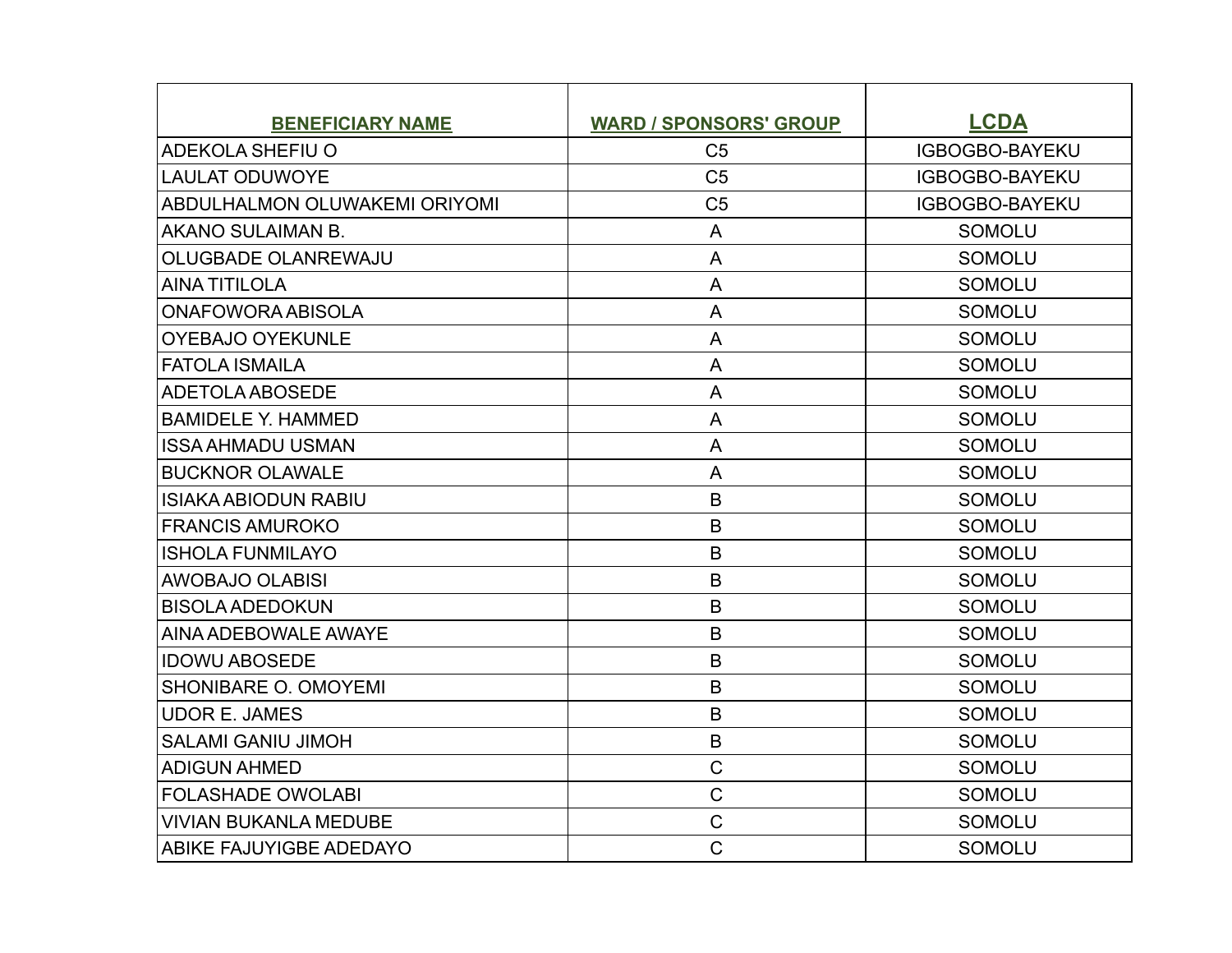| BENEFICIARY NAME | WARD / SPONSORS' GROUP | LCDA |
|---|---|---|
| ADEKOLA SHEFIU O | C5 | IGBOGBO-BAYEKU |
| LAULAT ODUWOYE | C5 | IGBOGBO-BAYEKU |
| ABDULHALMON OLUWAKEMI ORIYOMI | C5 | IGBOGBO-BAYEKU |
| AKANO SULAIMAN B. | A | SOMOLU |
| OLUGBADE OLANREWAJU | A | SOMOLU |
| AINA TITILOLA | A | SOMOLU |
| ONAFOWORA ABISOLA | A | SOMOLU |
| OYEBAJO OYEKUNLE | A | SOMOLU |
| FATOLA ISMAILA | A | SOMOLU |
| ADETOLA ABOSEDE | A | SOMOLU |
| BAMIDELE Y. HAMMED | A | SOMOLU |
| ISSA AHMADU USMAN | A | SOMOLU |
| BUCKNOR OLAWALE | A | SOMOLU |
| ISIAKA ABIODUN RABIU | B | SOMOLU |
| FRANCIS AMUROKO | B | SOMOLU |
| ISHOLA FUNMILAYO | B | SOMOLU |
| AWOBAJO OLABISI | B | SOMOLU |
| BISOLA ADEDOKUN | B | SOMOLU |
| AINA ADEBOWALE AWAYE | B | SOMOLU |
| IDOWU ABOSEDE | B | SOMOLU |
| SHONIBARE O. OMOYEMI | B | SOMOLU |
| UDOR E. JAMES | B | SOMOLU |
| SALAMI GANIU JIMOH | B | SOMOLU |
| ADIGUN AHMED | C | SOMOLU |
| FOLASHADE OWOLABI | C | SOMOLU |
| VIVIAN BUKANLA MEDUBE | C | SOMOLU |
| ABIKE FAJUYIGBE ADEDAYO | C | SOMOLU |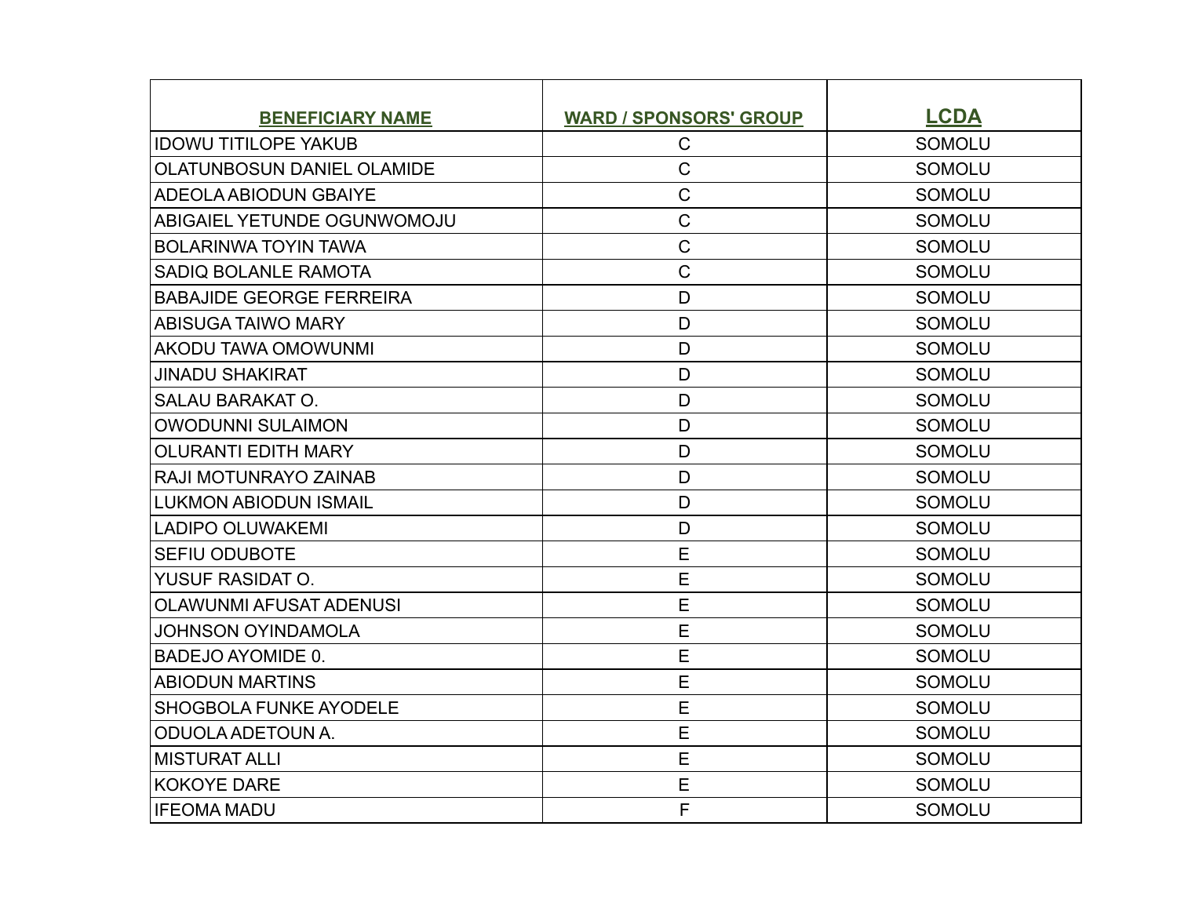| BENEFICIARY NAME | WARD / SPONSORS' GROUP | LCDA |
|---|---|---|
| IDOWU TITILOPE YAKUB | C | SOMOLU |
| OLATUNBOSUN DANIEL OLAMIDE | C | SOMOLU |
| ADEOLA ABIODUN GBAIYE | C | SOMOLU |
| ABIGAIEL YETUNDE OGUNWOMOJU | C | SOMOLU |
| BOLARINWA TOYIN TAWA | C | SOMOLU |
| SADIQ BOLANLE RAMOTA | C | SOMOLU |
| BABAJIDE GEORGE FERREIRA | D | SOMOLU |
| ABISUGA TAIWO MARY | D | SOMOLU |
| AKODU TAWA OMOWUNMI | D | SOMOLU |
| JINADU SHAKIRAT | D | SOMOLU |
| SALAU BARAKAT O. | D | SOMOLU |
| OWODUNNI SULAIMON | D | SOMOLU |
| OLURANTI EDITH MARY | D | SOMOLU |
| RAJI MOTUNRAYO ZAINAB | D | SOMOLU |
| LUKMON ABIODUN ISMAIL | D | SOMOLU |
| LADIPO OLUWAKEMI | D | SOMOLU |
| SEFIU ODUBOTE | E | SOMOLU |
| YUSUF RASIDAT O. | E | SOMOLU |
| OLAWUNMI AFUSAT ADENUSI | E | SOMOLU |
| JOHNSON OYINDAMOLA | E | SOMOLU |
| BADEJO AYOMIDE 0. | E | SOMOLU |
| ABIODUN MARTINS | E | SOMOLU |
| SHOGBOLA FUNKE AYODELE | E | SOMOLU |
| ODUOLA ADETOUN A. | E | SOMOLU |
| MISTURAT ALLI | E | SOMOLU |
| KOKOYE DARE | E | SOMOLU |
| IFEOMA MADU | F | SOMOLU |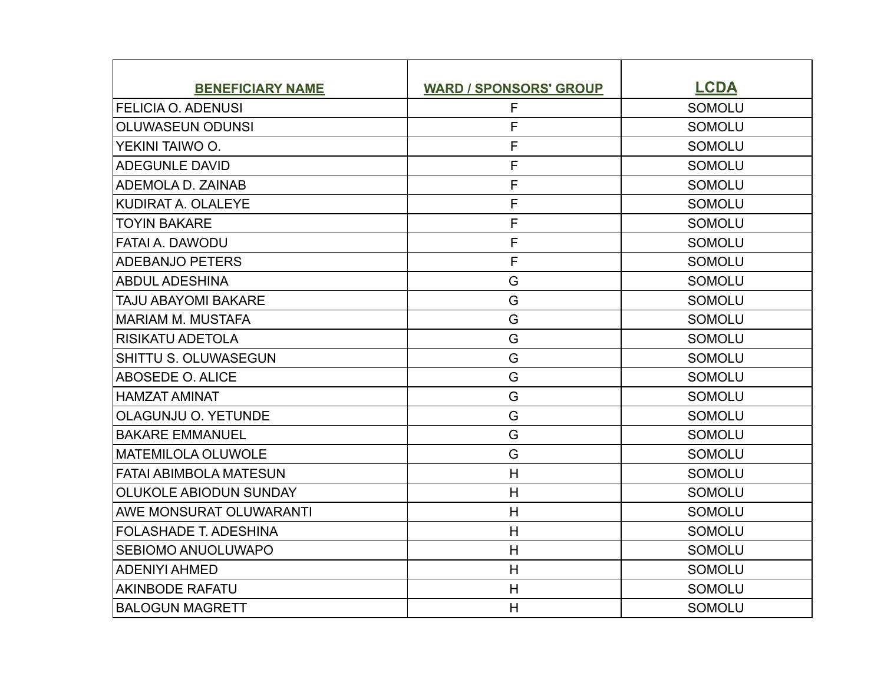| BENEFICIARY NAME | WARD / SPONSORS' GROUP | LCDA |
|---|---|---|
| FELICIA O. ADENUSI | F | SOMOLU |
| OLUWASEUN ODUNSI | F | SOMOLU |
| YEKINI TAIWO O. | F | SOMOLU |
| ADEGUNLE DAVID | F | SOMOLU |
| ADEMOLA D. ZAINAB | F | SOMOLU |
| KUDIRAT A. OLALEYE | F | SOMOLU |
| TOYIN BAKARE | F | SOMOLU |
| FATAI A. DAWODU | F | SOMOLU |
| ADEBANJO PETERS | F | SOMOLU |
| ABDUL ADESHINA | G | SOMOLU |
| TAJU ABAYOMI BAKARE | G | SOMOLU |
| MARIAM M. MUSTAFA | G | SOMOLU |
| RISIKATU ADETOLA | G | SOMOLU |
| SHITTU S. OLUWASEGUN | G | SOMOLU |
| ABOSEDE O. ALICE | G | SOMOLU |
| HAMZAT AMINAT | G | SOMOLU |
| OLAGUNJU O. YETUNDE | G | SOMOLU |
| BAKARE EMMANUEL | G | SOMOLU |
| MATEMILOLA OLUWOLE | G | SOMOLU |
| FATAI ABIMBOLA MATESUN | H | SOMOLU |
| OLUKOLE ABIODUN SUNDAY | H | SOMOLU |
| AWE MONSURAT OLUWARANTI | H | SOMOLU |
| FOLASHADE T. ADESHINA | H | SOMOLU |
| SEBIOMO ANUOLUWAPO | H | SOMOLU |
| ADENIYI AHMED | H | SOMOLU |
| AKINBODE RAFATU | H | SOMOLU |
| BALOGUN MAGRETT | H | SOMOLU |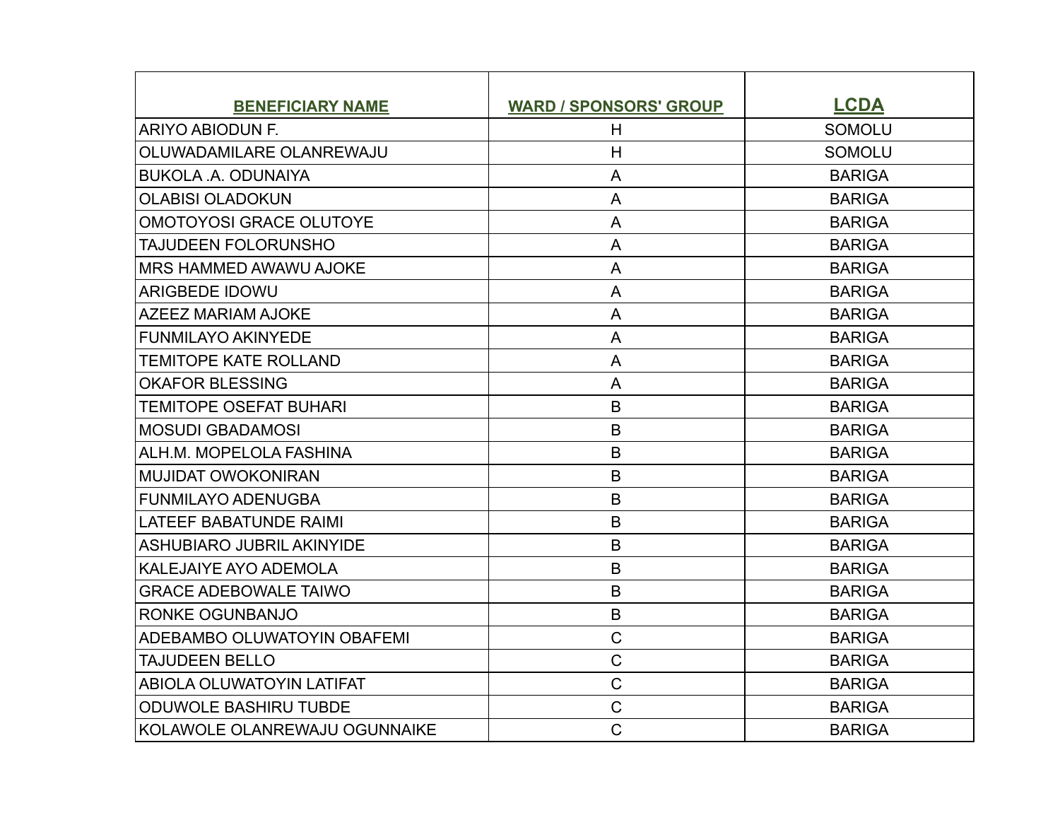| BENEFICIARY NAME | WARD / SPONSORS' GROUP | LCDA |
|---|---|---|
| ARIYO ABIODUN F. | H | SOMOLU |
| OLUWADAMILARE OLANREWAJU | H | SOMOLU |
| BUKOLA .A. ODUNAIYA | A | BARIGA |
| OLABISI OLADOKUN | A | BARIGA |
| OMOTOYOSI GRACE OLUTOYE | A | BARIGA |
| TAJUDEEN FOLORUNSHO | A | BARIGA |
| MRS HAMMED AWAWU AJOKE | A | BARIGA |
| ARIGBEDE IDOWU | A | BARIGA |
| AZEEZ MARIAM AJOKE | A | BARIGA |
| FUNMILAYO AKINYEDE | A | BARIGA |
| TEMITOPE KATE ROLLAND | A | BARIGA |
| OKAFOR BLESSING | A | BARIGA |
| TEMITOPE OSEFAT BUHARI | B | BARIGA |
| MOSUDI GBADAMOSI | B | BARIGA |
| ALH.M. MOPELOLA FASHINA | B | BARIGA |
| MUJIDAT OWOKONIRAN | B | BARIGA |
| FUNMILAYO ADENUGBA | B | BARIGA |
| LATEEF BABATUNDE RAIMI | B | BARIGA |
| ASHUBIARO JUBRIL AKINYIDE | B | BARIGA |
| KALEJAIYE AYO ADEMOLA | B | BARIGA |
| GRACE ADEBOWALE TAIWO | B | BARIGA |
| RONKE OGUNBANJO | B | BARIGA |
| ADEBAMBO OLUWATOYIN OBAFEMI | C | BARIGA |
| TAJUDEEN BELLO | C | BARIGA |
| ABIOLA OLUWATOYIN LATIFAT | C | BARIGA |
| ODUWOLE BASHIRU TUBDE | C | BARIGA |
| KOLAWOLE OLANREWAJU OGUNNAIKE | C | BARIGA |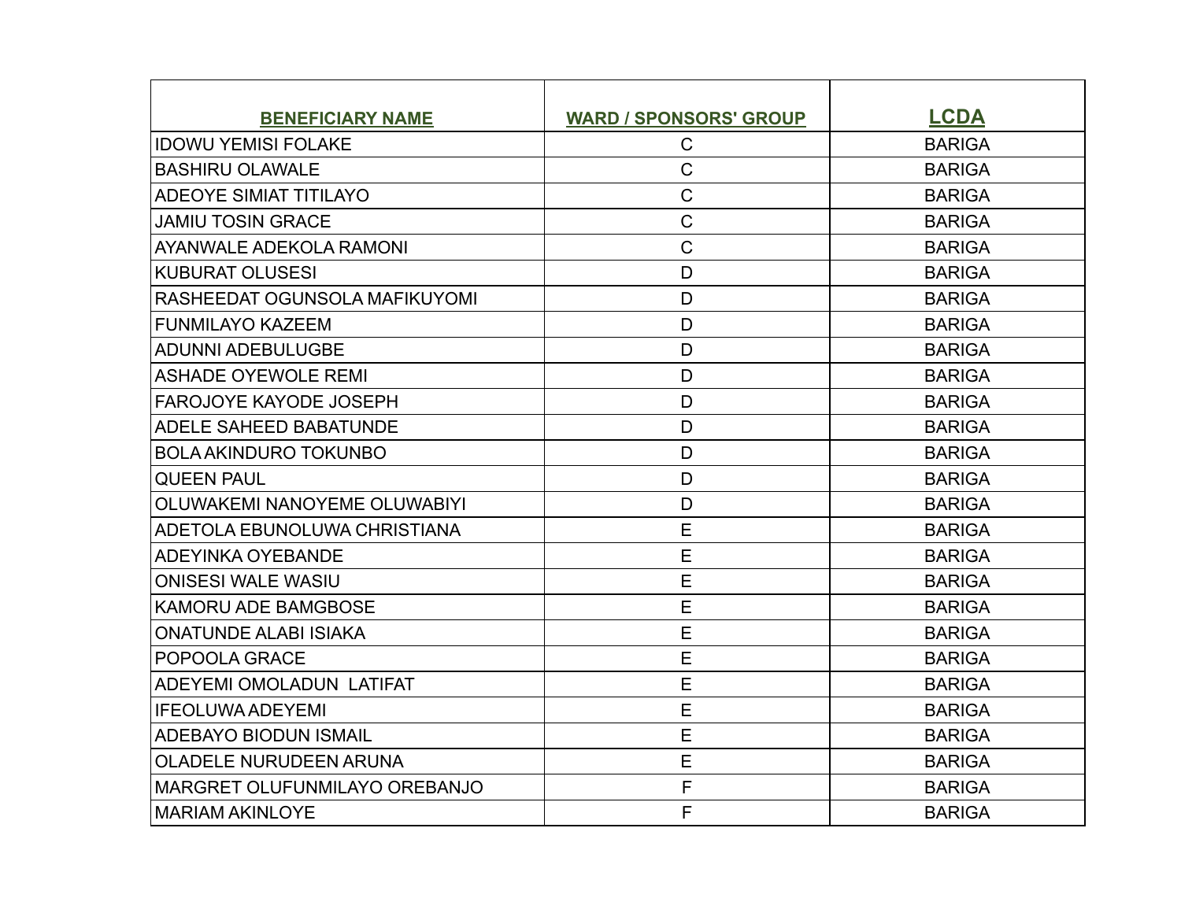| BENEFICIARY NAME | WARD / SPONSORS' GROUP | LCDA |
|---|---|---|
| IDOWU YEMISI FOLAKE | C | BARIGA |
| BASHIRU OLAWALE | C | BARIGA |
| ADEOYE SIMIAT TITILAYO | C | BARIGA |
| JAMIU TOSIN GRACE | C | BARIGA |
| AYANWALE ADEKOLA RAMONI | C | BARIGA |
| KUBURAT OLUSESI | D | BARIGA |
| RASHEEDAT OGUNSOLA MAFIKUYOMI | D | BARIGA |
| FUNMILAYO KAZEEM | D | BARIGA |
| ADUNNI ADEBULUGBE | D | BARIGA |
| ASHADE OYEWOLE REMI | D | BARIGA |
| FAROJOYE KAYODE JOSEPH | D | BARIGA |
| ADELE SAHEED BABATUNDE | D | BARIGA |
| BOLA AKINDURO TOKUNBO | D | BARIGA |
| QUEEN PAUL | D | BARIGA |
| OLUWAKEMI NANOYEME OLUWABIYI | D | BARIGA |
| ADETOLA EBUNOLUWA CHRISTIANA | E | BARIGA |
| ADEYINKA OYEBANDE | E | BARIGA |
| ONISESI WALE WASIU | E | BARIGA |
| KAMORU ADE BAMGBOSE | E | BARIGA |
| ONATUNDE ALABI ISIAKA | E | BARIGA |
| POPOOLA GRACE | E | BARIGA |
| ADEYEMI OMOLADUN LATIFAT | E | BARIGA |
| IFEOLUWA ADEYEMI | E | BARIGA |
| ADEBAYO BIODUN ISMAIL | E | BARIGA |
| OLADELE NURUDEEN ARUNA | E | BARIGA |
| MARGRET OLUFUNMILAYO OREBANJO | F | BARIGA |
| MARIAM AKINLOYE | F | BARIGA |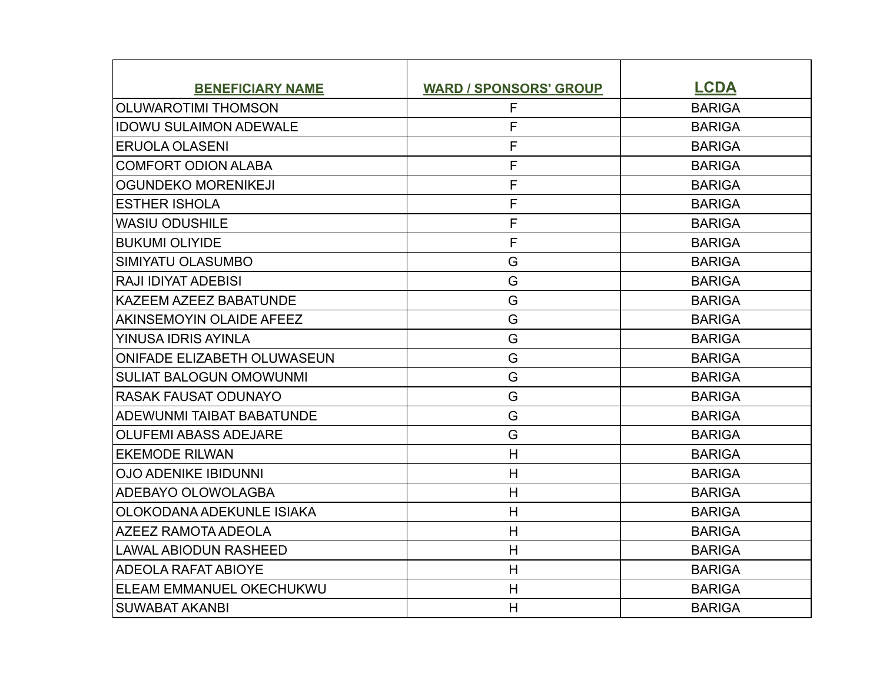| BENEFICIARY NAME | WARD / SPONSORS' GROUP | LCDA |
| --- | --- | --- |
| OLUWAROTIMI THOMSON | F | BARIGA |
| IDOWU SULAIMON ADEWALE | F | BARIGA |
| ERUOLA OLASENI | F | BARIGA |
| COMFORT ODION ALABA | F | BARIGA |
| OGUNDEKO MORENIKEJI | F | BARIGA |
| ESTHER ISHOLA | F | BARIGA |
| WASIU ODUSHILE | F | BARIGA |
| BUKUMI OLIYIDE | F | BARIGA |
| SIMIYATU OLASUMBO | G | BARIGA |
| RAJI IDIYAT ADEBISI | G | BARIGA |
| KAZEEM AZEEZ BABATUNDE | G | BARIGA |
| AKINSEMOYIN OLAIDE AFEEZ | G | BARIGA |
| YINUSA IDRIS AYINLA | G | BARIGA |
| ONIFADE ELIZABETH OLUWASEUN | G | BARIGA |
| SULIAT BALOGUN OMOWUNMI | G | BARIGA |
| RASAK FAUSAT ODUNAYO | G | BARIGA |
| ADEWUNMI TAIBAT BABATUNDE | G | BARIGA |
| OLUFEMI ABASS ADEJARE | G | BARIGA |
| EKEMODE RILWAN | H | BARIGA |
| OJO ADENIKE IBIDUNNI | H | BARIGA |
| ADEBAYO OLOWOLAGBA | H | BARIGA |
| OLOKODANA ADEKUNLE ISIAKA | H | BARIGA |
| AZEEZ RAMOTA ADEOLA | H | BARIGA |
| LAWAL ABIODUN RASHEED | H | BARIGA |
| ADEOLA RAFAT ABIOYE | H | BARIGA |
| ELEAM EMMANUEL OKECHUKWU | H | BARIGA |
| SUWABAT AKANBI | H | BARIGA |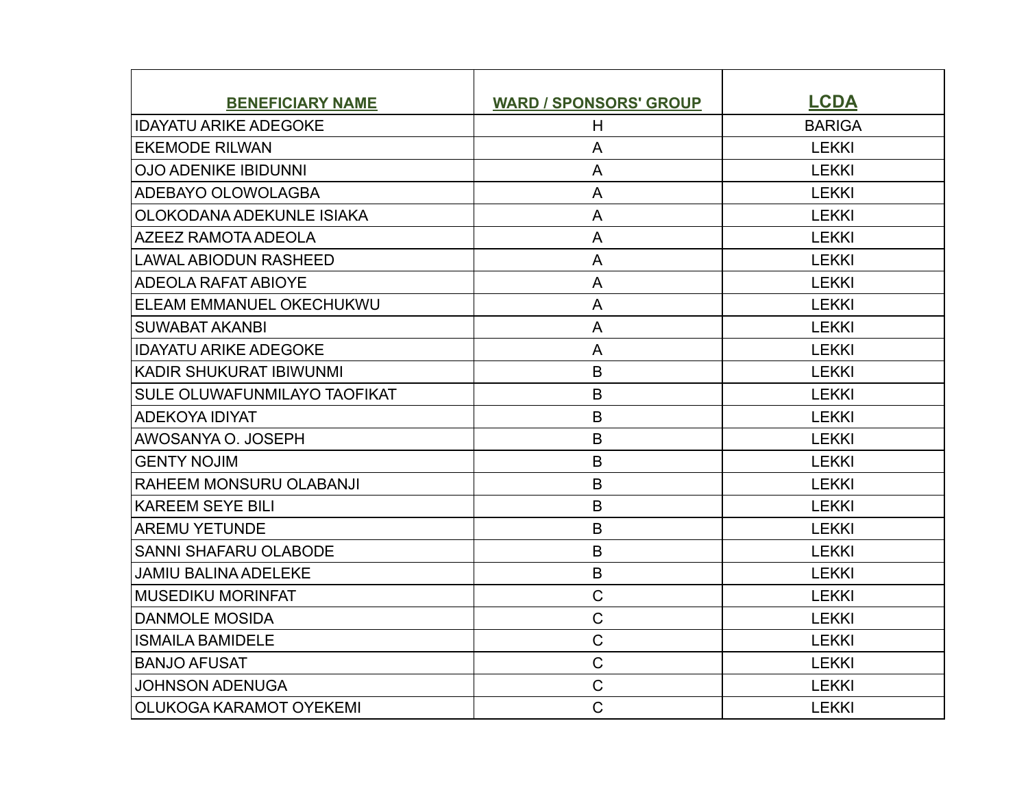| BENEFICIARY NAME | WARD / SPONSORS' GROUP | LCDA |
|---|---|---|
| IDAYATU ARIKE ADEGOKE | H | BARIGA |
| EKEMODE RILWAN | A | LEKKI |
| OJO ADENIKE IBIDUNNI | A | LEKKI |
| ADEBAYO OLOWOLAGBA | A | LEKKI |
| OLOKODANA ADEKUNLE ISIAKA | A | LEKKI |
| AZEEZ RAMOTA ADEOLA | A | LEKKI |
| LAWAL ABIODUN RASHEED | A | LEKKI |
| ADEOLA RAFAT ABIOYE | A | LEKKI |
| ELEAM EMMANUEL OKECHUKWU | A | LEKKI |
| SUWABAT AKANBI | A | LEKKI |
| IDAYATU ARIKE ADEGOKE | A | LEKKI |
| KADIR SHUKURAT IBIWUNMI | B | LEKKI |
| SULE OLUWAFUNMILAYO TAOFIKAT | B | LEKKI |
| ADEKOYA IDIYAT | B | LEKKI |
| AWOSANYA O. JOSEPH | B | LEKKI |
| GENTY NOJIM | B | LEKKI |
| RAHEEM MONSURU OLABANJI | B | LEKKI |
| KAREEM SEYE BILI | B | LEKKI |
| AREMU YETUNDE | B | LEKKI |
| SANNI SHAFARU OLABODE | B | LEKKI |
| JAMIU BALINA ADELEKE | B | LEKKI |
| MUSEDIKU MORINFAT | C | LEKKI |
| DANMOLE MOSIDA | C | LEKKI |
| ISMAILA BAMIDELE | C | LEKKI |
| BANJO AFUSAT | C | LEKKI |
| JOHNSON ADENUGA | C | LEKKI |
| OLUKOGA KARAMOT OYEKEMI | C | LEKKI |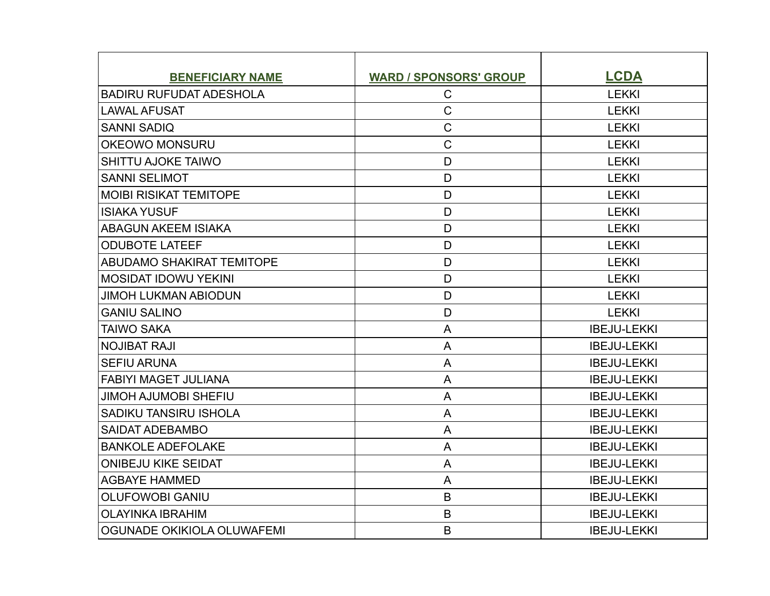| BENEFICIARY NAME | WARD / SPONSORS' GROUP | LCDA |
|---|---|---|
| BADIRU RUFUDAT ADESHOLA | C | LEKKI |
| LAWAL AFUSAT | C | LEKKI |
| SANNI SADIQ | C | LEKKI |
| OKEOWO MONSURU | C | LEKKI |
| SHITTU AJOKE TAIWO | D | LEKKI |
| SANNI SELIMOT | D | LEKKI |
| MOIBI RISIKAT TEMITOPE | D | LEKKI |
| ISIAKA YUSUF | D | LEKKI |
| ABAGUN AKEEM ISIAKA | D | LEKKI |
| ODUBOTE LATEEF | D | LEKKI |
| ABUDAMO SHAKIRAT TEMITOPE | D | LEKKI |
| MOSIDAT IDOWU YEKINI | D | LEKKI |
| JIMOH LUKMAN ABIODUN | D | LEKKI |
| GANIU SALINO | D | LEKKI |
| TAIWO SAKA | A | IBEJU-LEKKI |
| NOJIBAT RAJI | A | IBEJU-LEKKI |
| SEFIU ARUNA | A | IBEJU-LEKKI |
| FABIYI MAGET JULIANA | A | IBEJU-LEKKI |
| JIMOH AJUMOBI SHEFIU | A | IBEJU-LEKKI |
| SADIKU TANSIRU ISHOLA | A | IBEJU-LEKKI |
| SAIDAT ADEBAMBO | A | IBEJU-LEKKI |
| BANKOLE ADEFOLAKE | A | IBEJU-LEKKI |
| ONIBEJU KIKE SEIDAT | A | IBEJU-LEKKI |
| AGBAYE HAMMED | A | IBEJU-LEKKI |
| OLUFOWOBI GANIU | B | IBEJU-LEKKI |
| OLAYINKA IBRAHIM | B | IBEJU-LEKKI |
| OGUNADE OKIKIOLA OLUWAFEMI | B | IBEJU-LEKKI |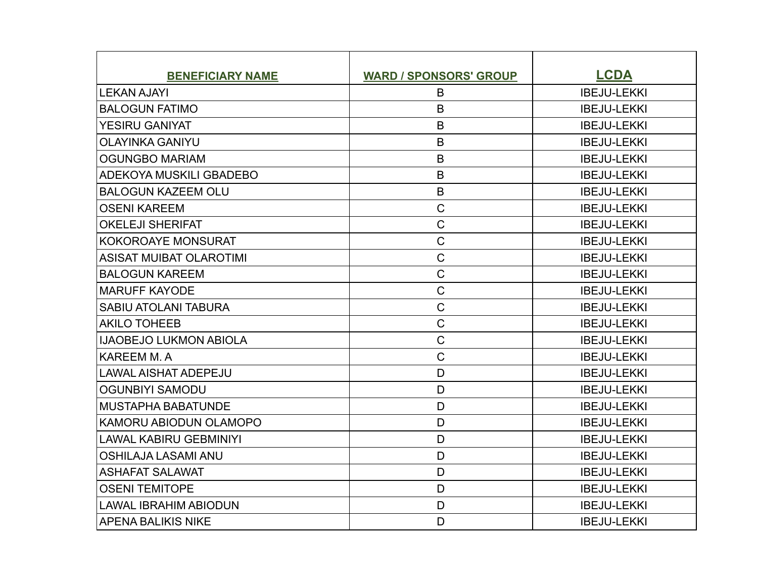| BENEFICIARY NAME | WARD / SPONSORS' GROUP | LCDA |
|---|---|---|
| LEKAN AJAYI | B | IBEJU-LEKKI |
| BALOGUN FATIMO | B | IBEJU-LEKKI |
| YESIRU GANIYAT | B | IBEJU-LEKKI |
| OLAYINKA GANIYU | B | IBEJU-LEKKI |
| OGUNGBO MARIAM | B | IBEJU-LEKKI |
| ADEKOYA MUSKILI GBADEBO | B | IBEJU-LEKKI |
| BALOGUN KAZEEM OLU | B | IBEJU-LEKKI |
| OSENI KAREEM | C | IBEJU-LEKKI |
| OKELEJI SHERIFAT | C | IBEJU-LEKKI |
| KOKOROAYE MONSURAT | C | IBEJU-LEKKI |
| ASISAT MUIBAT OLAROTIMI | C | IBEJU-LEKKI |
| BALOGUN KAREEM | C | IBEJU-LEKKI |
| MARUFF KAYODE | C | IBEJU-LEKKI |
| SABIU ATOLANI TABURA | C | IBEJU-LEKKI |
| AKILO TOHEEB | C | IBEJU-LEKKI |
| IJAOBEJO LUKMON ABIOLA | C | IBEJU-LEKKI |
| KAREEM M. A | C | IBEJU-LEKKI |
| LAWAL AISHAT ADEPEJU | D | IBEJU-LEKKI |
| OGUNBIYI SAMODU | D | IBEJU-LEKKI |
| MUSTAPHA BABATUNDE | D | IBEJU-LEKKI |
| KAMORU ABIODUN OLAMOPO | D | IBEJU-LEKKI |
| LAWAL KABIRU GEBMINIYI | D | IBEJU-LEKKI |
| OSHILAJA LASAMI ANU | D | IBEJU-LEKKI |
| ASHAFAT SALAWAT | D | IBEJU-LEKKI |
| OSENI TEMITOPE | D | IBEJU-LEKKI |
| LAWAL IBRAHIM ABIODUN | D | IBEJU-LEKKI |
| APENA BALIKIS NIKE | D | IBEJU-LEKKI |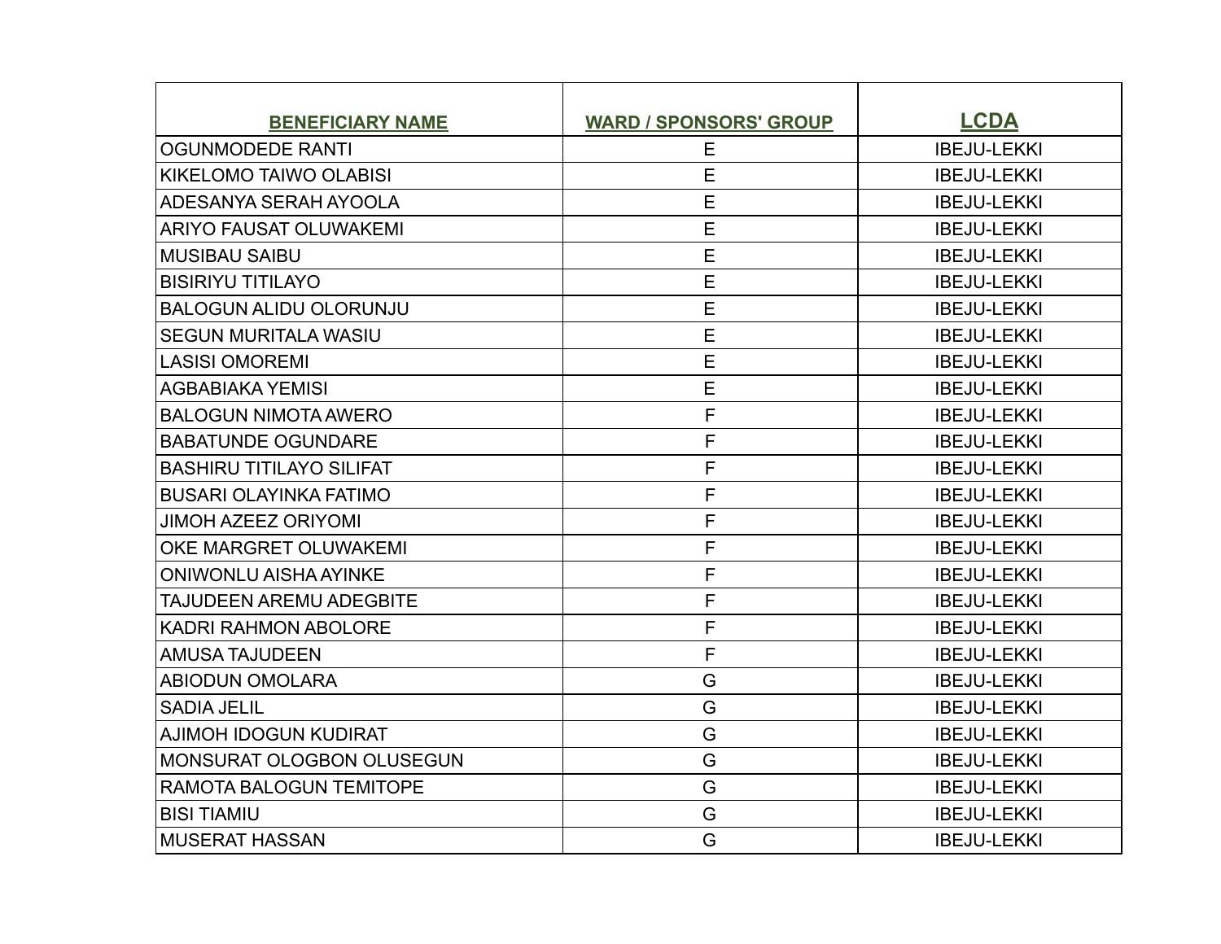| BENEFICIARY NAME | WARD / SPONSORS' GROUP | LCDA |
|---|---|---|
| OGUNMODEDE RANTI | E | IBEJU-LEKKI |
| KIKELOMO TAIWO OLABISI | E | IBEJU-LEKKI |
| ADESANYA SERAH AYOOLA | E | IBEJU-LEKKI |
| ARIYO FAUSAT OLUWAKEMI | E | IBEJU-LEKKI |
| MUSIBAU SAIBU | E | IBEJU-LEKKI |
| BISIRIYU TITILAYO | E | IBEJU-LEKKI |
| BALOGUN ALIDU OLORUNJU | E | IBEJU-LEKKI |
| SEGUN MURITALA WASIU | E | IBEJU-LEKKI |
| LASISI OMOREMI | E | IBEJU-LEKKI |
| AGBABIAKA YEMISI | E | IBEJU-LEKKI |
| BALOGUN NIMOTA AWERO | F | IBEJU-LEKKI |
| BABATUNDE OGUNDARE | F | IBEJU-LEKKI |
| BASHIRU TITILAYO SILIFAT | F | IBEJU-LEKKI |
| BUSARI OLAYINKA FATIMO | F | IBEJU-LEKKI |
| JIMOH AZEEZ ORIYOMI | F | IBEJU-LEKKI |
| OKE MARGRET OLUWAKEMI | F | IBEJU-LEKKI |
| ONIWONLU AISHA AYINKE | F | IBEJU-LEKKI |
| TAJUDEEN AREMU ADEGBITE | F | IBEJU-LEKKI |
| KADRI RAHMON ABOLORE | F | IBEJU-LEKKI |
| AMUSA TAJUDEEN | F | IBEJU-LEKKI |
| ABIODUN OMOLARA | G | IBEJU-LEKKI |
| SADIA JELIL | G | IBEJU-LEKKI |
| AJIMOH IDOGUN KUDIRAT | G | IBEJU-LEKKI |
| MONSURAT OLOGBON OLUSEGUN | G | IBEJU-LEKKI |
| RAMOTA BALOGUN TEMITOPE | G | IBEJU-LEKKI |
| BISI TIAMIU | G | IBEJU-LEKKI |
| MUSERAT HASSAN | G | IBEJU-LEKKI |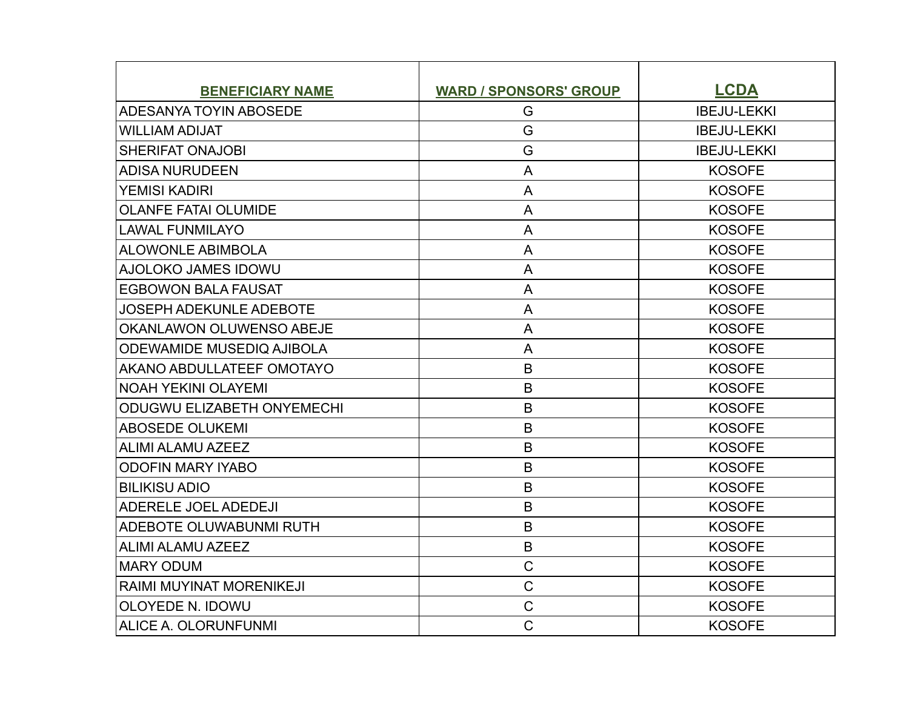| BENEFICIARY NAME | WARD / SPONSORS' GROUP | LCDA |
| --- | --- | --- |
| ADESANYA TOYIN ABOSEDE | G | IBEJU-LEKKI |
| WILLIAM ADIJAT | G | IBEJU-LEKKI |
| SHERIFAT ONAJOBI | G | IBEJU-LEKKI |
| ADISA NURUDEEN | A | KOSOFE |
| YEMISI KADIRI | A | KOSOFE |
| OLANFE FATAI OLUMIDE | A | KOSOFE |
| LAWAL FUNMILAYO | A | KOSOFE |
| ALOWONLE ABIMBOLA | A | KOSOFE |
| AJOLOKO JAMES IDOWU | A | KOSOFE |
| EGBOWON BALA FAUSAT | A | KOSOFE |
| JOSEPH ADEKUNLE ADEBOTE | A | KOSOFE |
| OKANLAWON OLUWENSO ABEJE | A | KOSOFE |
| ODEWAMIDE MUSEDIQ AJIBOLA | A | KOSOFE |
| AKANO ABDULLATEEF OMOTAYO | B | KOSOFE |
| NOAH YEKINI OLAYEMI | B | KOSOFE |
| ODUGWU ELIZABETH ONYEMECHI | B | KOSOFE |
| ABOSEDE OLUKEMI | B | KOSOFE |
| ALIMI ALAMU AZEEZ | B | KOSOFE |
| ODOFIN MARY IYABO | B | KOSOFE |
| BILIKISU ADIO | B | KOSOFE |
| ADERELE JOEL ADEDEJI | B | KOSOFE |
| ADEBOTE OLUWABUNMI RUTH | B | KOSOFE |
| ALIMI ALAMU AZEEZ | B | KOSOFE |
| MARY ODUM | C | KOSOFE |
| RAIMI MUYINAT MORENIKEJI | C | KOSOFE |
| OLOYEDE N. IDOWU | C | KOSOFE |
| ALICE A. OLORUNFUNMI | C | KOSOFE |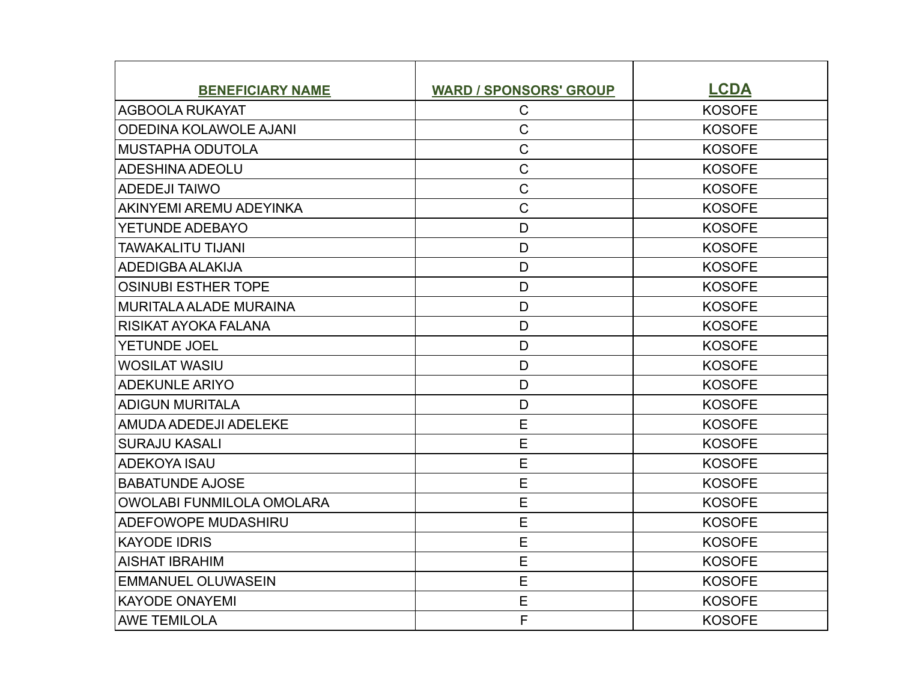| BENEFICIARY NAME | WARD / SPONSORS' GROUP | LCDA |
| --- | --- | --- |
| AGBOOLA RUKAYAT | C | KOSOFE |
| ODEDINA KOLAWOLE AJANI | C | KOSOFE |
| MUSTAPHA ODUTOLA | C | KOSOFE |
| ADESHINA ADEOLU | C | KOSOFE |
| ADEDEJI TAIWO | C | KOSOFE |
| AKINYEMI AREMU ADEYINKA | C | KOSOFE |
| YETUNDE ADEBAYO | D | KOSOFE |
| TAWAKALITU TIJANI | D | KOSOFE |
| ADEDIGBA ALAKIJA | D | KOSOFE |
| OSINUBI ESTHER TOPE | D | KOSOFE |
| MURITALA ALADE MURAINA | D | KOSOFE |
| RISIKAT AYOKA FALANA | D | KOSOFE |
| YETUNDE JOEL | D | KOSOFE |
| WOSILAT WASIU | D | KOSOFE |
| ADEKUNLE ARIYO | D | KOSOFE |
| ADIGUN MURITALA | D | KOSOFE |
| AMUDA ADEDEJI ADELEKE | E | KOSOFE |
| SURAJU KASALI | E | KOSOFE |
| ADEKOYA ISAU | E | KOSOFE |
| BABATUNDE AJOSE | E | KOSOFE |
| OWOLABI FUNMILOLA OMOLARA | E | KOSOFE |
| ADEFOWOPE MUDASHIRU | E | KOSOFE |
| KAYODE IDRIS | E | KOSOFE |
| AISHAT IBRAHIM | E | KOSOFE |
| EMMANUEL OLUWASEIN | E | KOSOFE |
| KAYODE ONAYEMI | E | KOSOFE |
| AWE TEMILOLA | F | KOSOFE |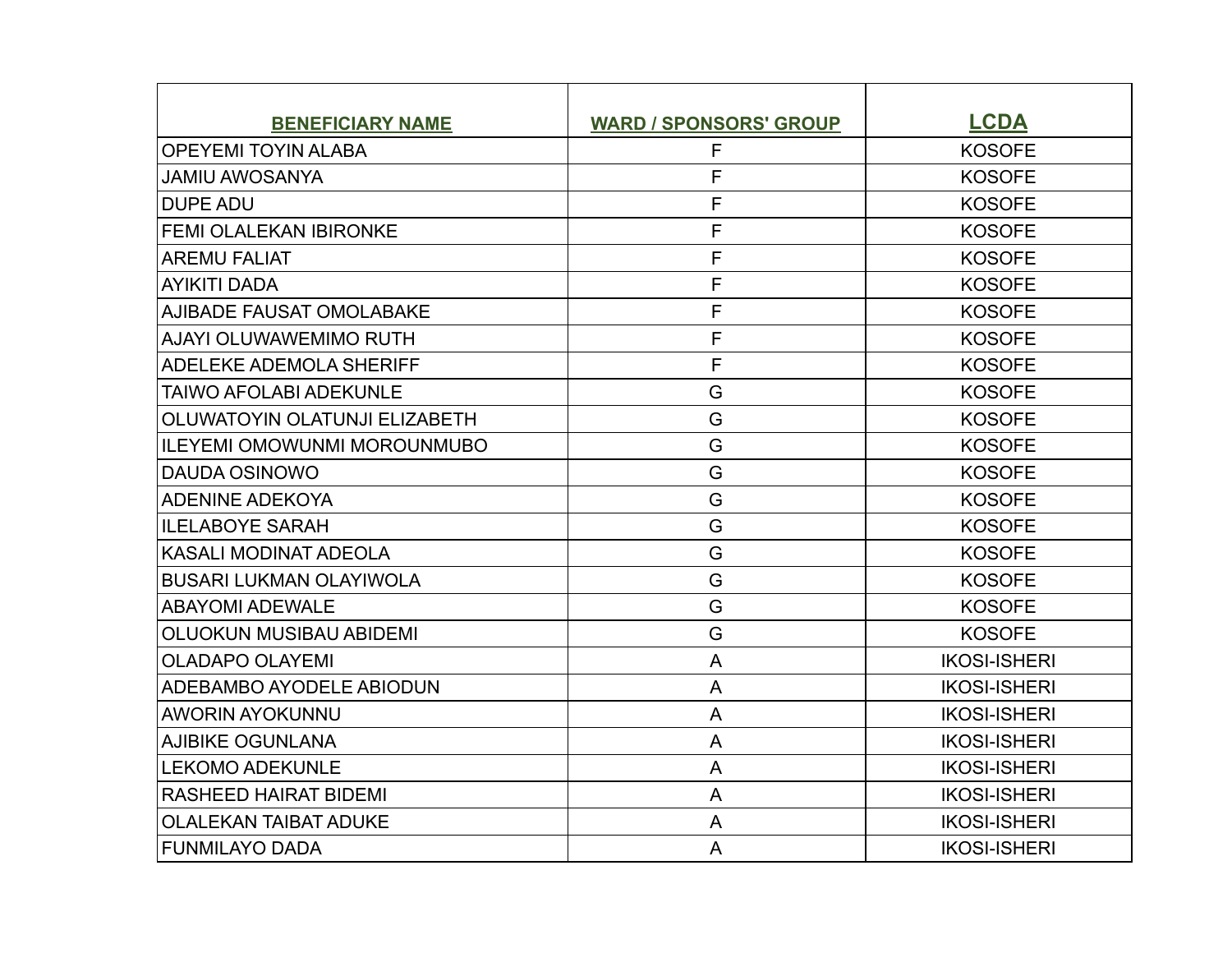| BENEFICIARY NAME | WARD / SPONSORS' GROUP | LCDA |
|---|---|---|
| OPEYEMI TOYIN ALABA | F | KOSOFE |
| JAMIU AWOSANYA | F | KOSOFE |
| DUPE ADU | F | KOSOFE |
| FEMI OLALEKAN IBIRONKE | F | KOSOFE |
| AREMU FALIAT | F | KOSOFE |
| AYIKITI DADA | F | KOSOFE |
| AJIBADE FAUSAT OMOLABAKE | F | KOSOFE |
| AJAYI OLUWAWEMIMO RUTH | F | KOSOFE |
| ADELEKE ADEMOLA SHERIFF | F | KOSOFE |
| TAIWO AFOLABI ADEKUNLE | G | KOSOFE |
| OLUWATOYIN OLATUNJI ELIZABETH | G | KOSOFE |
| ILEYEMI OMOWUNMI MOROUNMUBO | G | KOSOFE |
| DAUDA OSINOWO | G | KOSOFE |
| ADENINE ADEKOYA | G | KOSOFE |
| ILELABOYE SARAH | G | KOSOFE |
| KASALI MODINAT ADEOLA | G | KOSOFE |
| BUSARI LUKMAN OLAYIWOLA | G | KOSOFE |
| ABAYOMI ADEWALE | G | KOSOFE |
| OLUOKUN MUSIBAU ABIDEMI | G | KOSOFE |
| OLADAPO OLAYEMI | A | IKOSI-ISHERI |
| ADEBAMBO AYODELE ABIODUN | A | IKOSI-ISHERI |
| AWORIN AYOKUNNU | A | IKOSI-ISHERI |
| AJIBIKE OGUNLANA | A | IKOSI-ISHERI |
| LEKOMO ADEKUNLE | A | IKOSI-ISHERI |
| RASHEED HAIRAT BIDEMI | A | IKOSI-ISHERI |
| OLALEKAN TAIBAT ADUKE | A | IKOSI-ISHERI |
| FUNMILAYO DADA | A | IKOSI-ISHERI |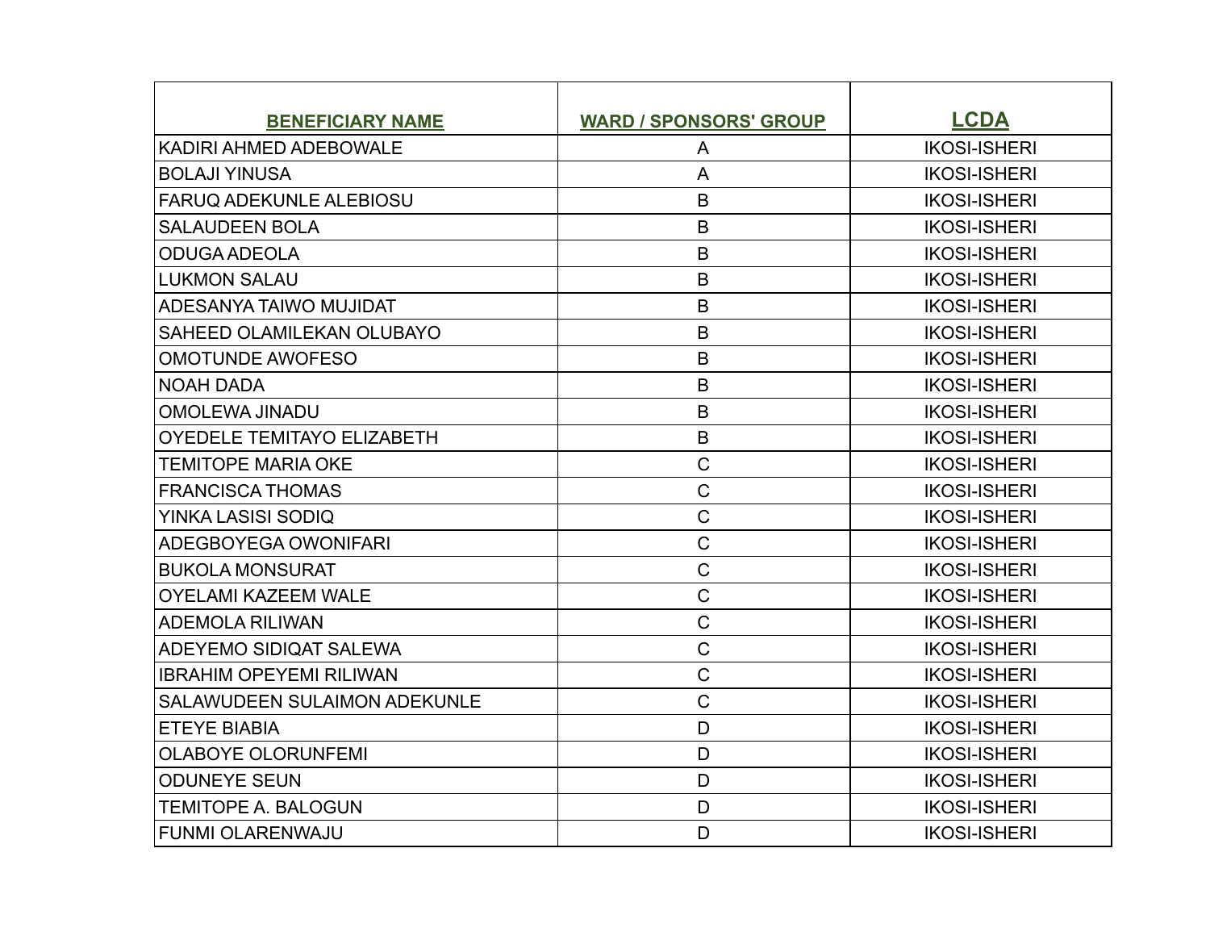| BENEFICIARY NAME | WARD / SPONSORS' GROUP | LCDA |
|---|---|---|
| KADIRI AHMED ADEBOWALE | A | IKOSI-ISHERI |
| BOLAJI YINUSA | A | IKOSI-ISHERI |
| FARUQ ADEKUNLE ALEBIOSU | B | IKOSI-ISHERI |
| SALAUDEEN BOLA | B | IKOSI-ISHERI |
| ODUGA ADEOLA | B | IKOSI-ISHERI |
| LUKMON SALAU | B | IKOSI-ISHERI |
| ADESANYA TAIWO MUJIDAT | B | IKOSI-ISHERI |
| SAHEED OLAMILEKAN OLUBAYO | B | IKOSI-ISHERI |
| OMOTUNDE AWOFESO | B | IKOSI-ISHERI |
| NOAH DADA | B | IKOSI-ISHERI |
| OMOLEWA JINADU | B | IKOSI-ISHERI |
| OYEDELE TEMITAYO ELIZABETH | B | IKOSI-ISHERI |
| TEMITOPE MARIA OKE | C | IKOSI-ISHERI |
| FRANCISCA THOMAS | C | IKOSI-ISHERI |
| YINKA LASISI SODIQ | C | IKOSI-ISHERI |
| ADEGBOYEGA OWONIFARI | C | IKOSI-ISHERI |
| BUKOLA MONSURAT | C | IKOSI-ISHERI |
| OYELAMI KAZEEM WALE | C | IKOSI-ISHERI |
| ADEMOLA RILIWAN | C | IKOSI-ISHERI |
| ADEYEMO SIDIQAT SALEWA | C | IKOSI-ISHERI |
| IBRAHIM OPEYEMI RILIWAN | C | IKOSI-ISHERI |
| SALAWUDEEN SULAIMON ADEKUNLE | C | IKOSI-ISHERI |
| ETEYE BIABIA | D | IKOSI-ISHERI |
| OLABOYE OLORUNFEMI | D | IKOSI-ISHERI |
| ODUNEYE SEUN | D | IKOSI-ISHERI |
| TEMITOPE A. BALOGUN | D | IKOSI-ISHERI |
| FUNMI OLARENWAJU | D | IKOSI-ISHERI |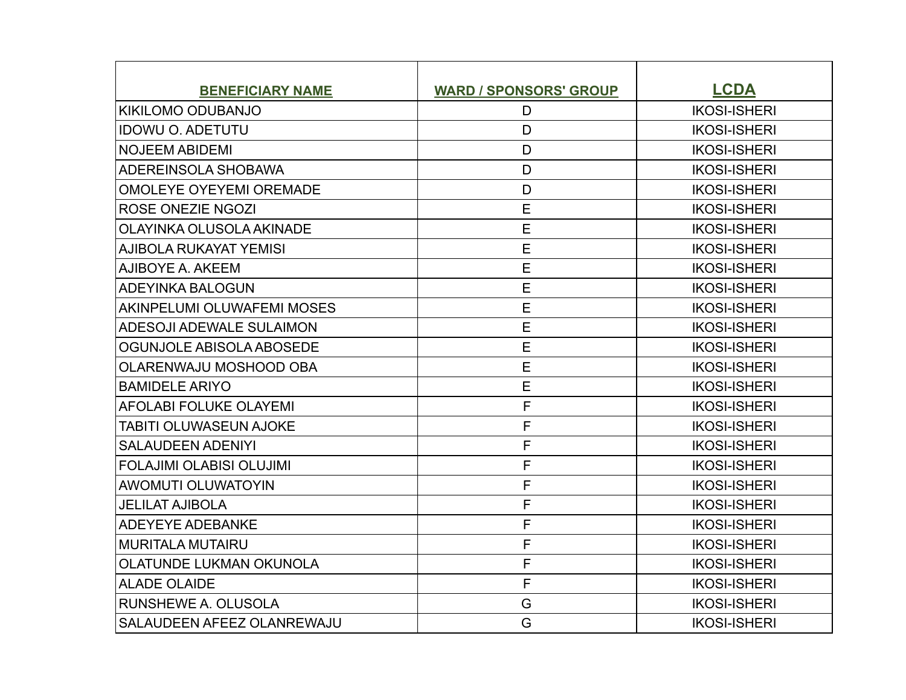| BENEFICIARY NAME | WARD / SPONSORS' GROUP | LCDA |
|---|---|---|
| KIKILOMO ODUBANJO | D | IKOSI-ISHERI |
| IDOWU O. ADETUTU | D | IKOSI-ISHERI |
| NOJEEM ABIDEMI | D | IKOSI-ISHERI |
| ADEREINSOLA SHOBAWA | D | IKOSI-ISHERI |
| OMOLEYE OYEYEMI OREMADE | D | IKOSI-ISHERI |
| ROSE ONEZIE NGOZI | E | IKOSI-ISHERI |
| OLAYINKA OLUSOLA AKINADE | E | IKOSI-ISHERI |
| AJIBOLA RUKAYAT YEMISI | E | IKOSI-ISHERI |
| AJIBOYE A. AKEEM | E | IKOSI-ISHERI |
| ADEYINKA BALOGUN | E | IKOSI-ISHERI |
| AKINPELUMI OLUWAFEMI MOSES | E | IKOSI-ISHERI |
| ADESOJI ADEWALE SULAIMON | E | IKOSI-ISHERI |
| OGUNJOLE ABISOLA ABOSEDE | E | IKOSI-ISHERI |
| OLARENWAJU MOSHOOD OBA | E | IKOSI-ISHERI |
| BAMIDELE ARIYO | E | IKOSI-ISHERI |
| AFOLABI FOLUKE OLAYEMI | F | IKOSI-ISHERI |
| TABITI OLUWASEUN AJOKE | F | IKOSI-ISHERI |
| SALAUDEEN ADENIYI | F | IKOSI-ISHERI |
| FOLAJIMI OLABISI OLUJIMI | F | IKOSI-ISHERI |
| AWOMUTI OLUWATOYIN | F | IKOSI-ISHERI |
| JELILAT AJIBOLA | F | IKOSI-ISHERI |
| ADEYEYE ADEBANKE | F | IKOSI-ISHERI |
| MURITALA MUTAIRU | F | IKOSI-ISHERI |
| OLATUNDE LUKMAN OKUNOLA | F | IKOSI-ISHERI |
| ALADE OLAIDE | F | IKOSI-ISHERI |
| RUNSHEWE A. OLUSOLA | G | IKOSI-ISHERI |
| SALAUDEEN AFEEZ OLANREWAJU | G | IKOSI-ISHERI |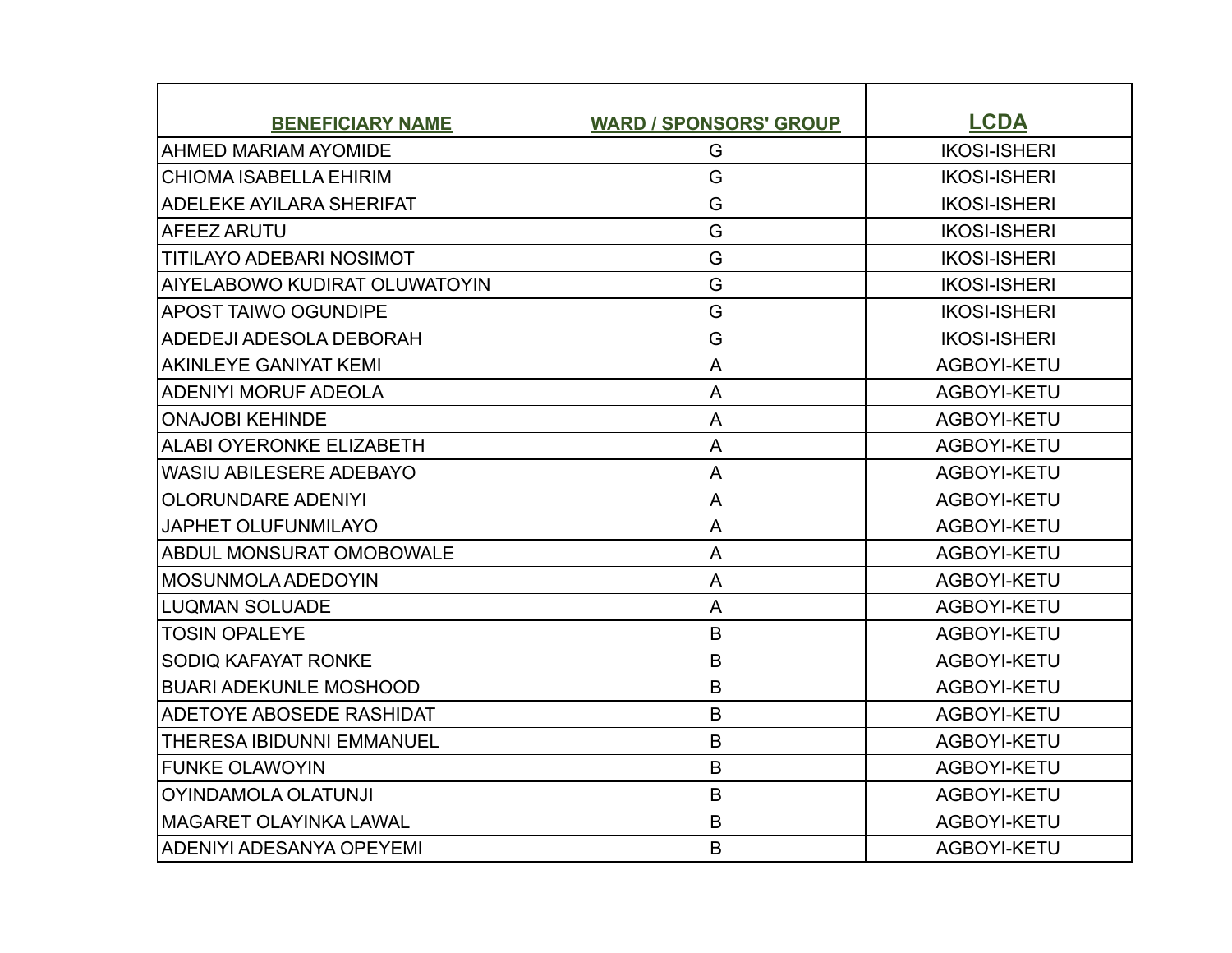| BENEFICIARY NAME | WARD / SPONSORS' GROUP | LCDA |
|---|---|---|
| AHMED MARIAM AYOMIDE | G | IKOSI-ISHERI |
| CHIOMA ISABELLA EHIRIM | G | IKOSI-ISHERI |
| ADELEKE AYILARA SHERIFAT | G | IKOSI-ISHERI |
| AFEEZ ARUTU | G | IKOSI-ISHERI |
| TITILAYO ADEBARI NOSIMOT | G | IKOSI-ISHERI |
| AIYELABOWO KUDIRAT OLUWATOYIN | G | IKOSI-ISHERI |
| APOST TAIWO OGUNDIPE | G | IKOSI-ISHERI |
| ADEDEJI ADESOLA DEBORAH | G | IKOSI-ISHERI |
| AKINLEYE GANIYAT KEMI | A | AGBOYI-KETU |
| ADENIYI MORUF ADEOLA | A | AGBOYI-KETU |
| ONAJOBI KEHINDE | A | AGBOYI-KETU |
| ALABI OYERONKE ELIZABETH | A | AGBOYI-KETU |
| WASIU ABILESERE ADEBAYO | A | AGBOYI-KETU |
| OLORUNDARE ADENIYI | A | AGBOYI-KETU |
| JAPHET OLUFUNMILAYO | A | AGBOYI-KETU |
| ABDUL MONSURAT OMOBOWALE | A | AGBOYI-KETU |
| MOSUNMOLA ADEDOYIN | A | AGBOYI-KETU |
| LUQMAN SOLUADE | A | AGBOYI-KETU |
| TOSIN OPALEYE | B | AGBOYI-KETU |
| SODIQ KAFAYAT RONKE | B | AGBOYI-KETU |
| BUARI ADEKUNLE MOSHOOD | B | AGBOYI-KETU |
| ADETOYE ABOSEDE RASHIDAT | B | AGBOYI-KETU |
| THERESA IBIDUNNI EMMANUEL | B | AGBOYI-KETU |
| FUNKE OLAWOYIN | B | AGBOYI-KETU |
| OYINDAMOLA OLATUNJI | B | AGBOYI-KETU |
| MAGARET OLAYINKA LAWAL | B | AGBOYI-KETU |
| ADENIYI ADESANYA OPEYEMI | B | AGBOYI-KETU |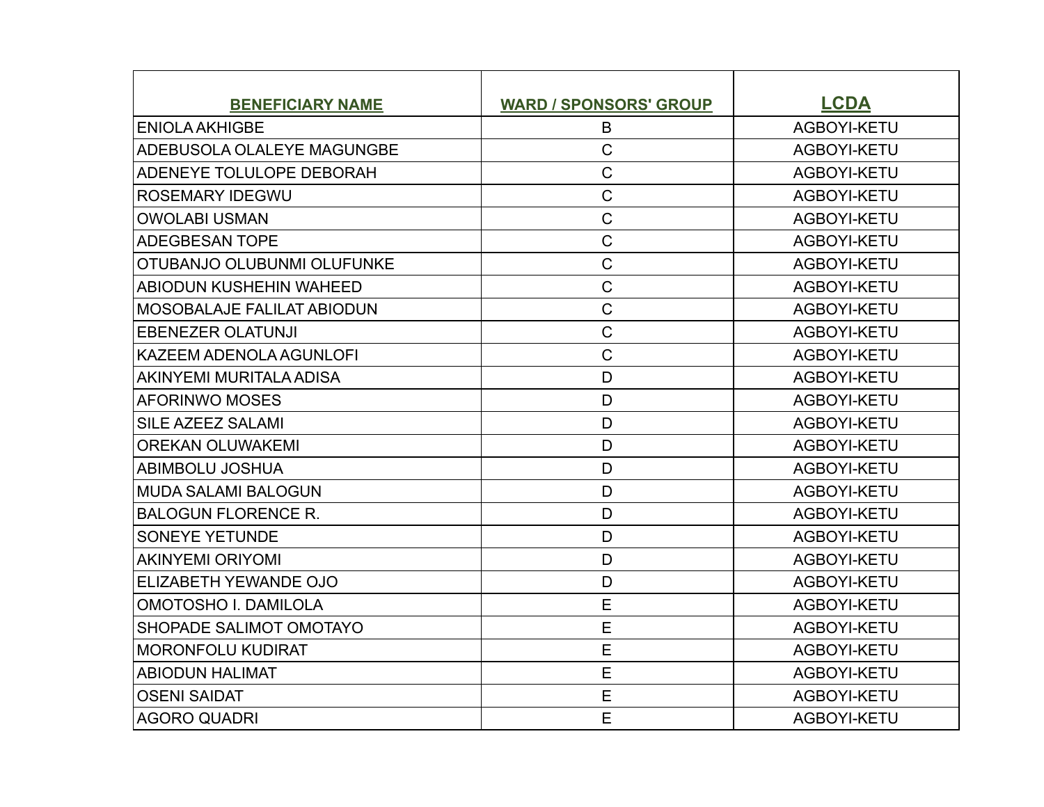| BENEFICIARY NAME | WARD / SPONSORS' GROUP | LCDA |
|---|---|---|
| ENIOLA AKHIGBE | B | AGBOYI-KETU |
| ADEBUSOLA OLALEYE MAGUNGBE | C | AGBOYI-KETU |
| ADENEYE TOLULOPE DEBORAH | C | AGBOYI-KETU |
| ROSEMARY IDEGWU | C | AGBOYI-KETU |
| OWOLABI USMAN | C | AGBOYI-KETU |
| ADEGBESAN TOPE | C | AGBOYI-KETU |
| OTUBANJO OLUBUNMI OLUFUNKE | C | AGBOYI-KETU |
| ABIODUN KUSHEHIN WAHEED | C | AGBOYI-KETU |
| MOSOBALAJE FALILAT ABIODUN | C | AGBOYI-KETU |
| EBENEZER OLATUNJI | C | AGBOYI-KETU |
| KAZEEM ADENOLA AGUNLOFI | C | AGBOYI-KETU |
| AKINYEMI MURITALA ADISA | D | AGBOYI-KETU |
| AFORINWO MOSES | D | AGBOYI-KETU |
| SILE AZEEZ SALAMI | D | AGBOYI-KETU |
| OREKAN OLUWAKEMI | D | AGBOYI-KETU |
| ABIMBOLU JOSHUA | D | AGBOYI-KETU |
| MUDA SALAMI BALOGUN | D | AGBOYI-KETU |
| BALOGUN FLORENCE R. | D | AGBOYI-KETU |
| SONEYE YETUNDE | D | AGBOYI-KETU |
| AKINYEMI ORIYOMI | D | AGBOYI-KETU |
| ELIZABETH YEWANDE OJO | D | AGBOYI-KETU |
| OMOTOSHO I. DAMILOLA | E | AGBOYI-KETU |
| SHOPADE SALIMOT OMOTAYO | E | AGBOYI-KETU |
| MORONFOLU KUDIRAT | E | AGBOYI-KETU |
| ABIODUN HALIMAT | E | AGBOYI-KETU |
| OSENI SAIDAT | E | AGBOYI-KETU |
| AGORO QUADRI | E | AGBOYI-KETU |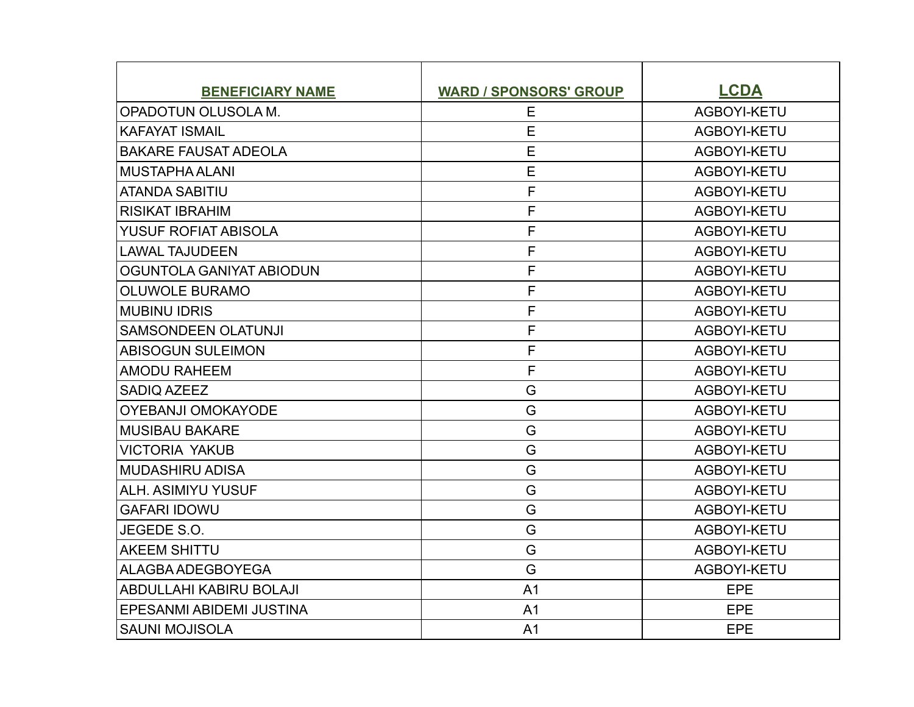| BENEFICIARY NAME | WARD / SPONSORS' GROUP | LCDA |
|---|---|---|
| OPADOTUN OLUSOLA M. | E | AGBOYI-KETU |
| KAFAYAT ISMAIL | E | AGBOYI-KETU |
| BAKARE FAUSAT ADEOLA | E | AGBOYI-KETU |
| MUSTAPHA ALANI | E | AGBOYI-KETU |
| ATANDA SABITIU | F | AGBOYI-KETU |
| RISIKAT IBRAHIM | F | AGBOYI-KETU |
| YUSUF ROFIAT ABISOLA | F | AGBOYI-KETU |
| LAWAL TAJUDEEN | F | AGBOYI-KETU |
| OGUNTOLA GANIYAT ABIODUN | F | AGBOYI-KETU |
| OLUWOLE BURAMO | F | AGBOYI-KETU |
| MUBINU IDRIS | F | AGBOYI-KETU |
| SAMSONDEEN OLATUNJI | F | AGBOYI-KETU |
| ABISOGUN SULEIMON | F | AGBOYI-KETU |
| AMODU RAHEEM | F | AGBOYI-KETU |
| SADIQ AZEEZ | G | AGBOYI-KETU |
| OYEBANJI OMOKAYODE | G | AGBOYI-KETU |
| MUSIBAU BAKARE | G | AGBOYI-KETU |
| VICTORIA  YAKUB | G | AGBOYI-KETU |
| MUDASHIRU ADISA | G | AGBOYI-KETU |
| ALH. ASIMIYU YUSUF | G | AGBOYI-KETU |
| GAFARI IDOWU | G | AGBOYI-KETU |
| JEGEDE S.O. | G | AGBOYI-KETU |
| AKEEM SHITTU | G | AGBOYI-KETU |
| ALAGBA ADEGBOYEGA | G | AGBOYI-KETU |
| ABDULLAHI KABIRU BOLAJI | A1 | EPE |
| EPESANMI ABIDEMI JUSTINA | A1 | EPE |
| SAUNI MOJISOLA | A1 | EPE |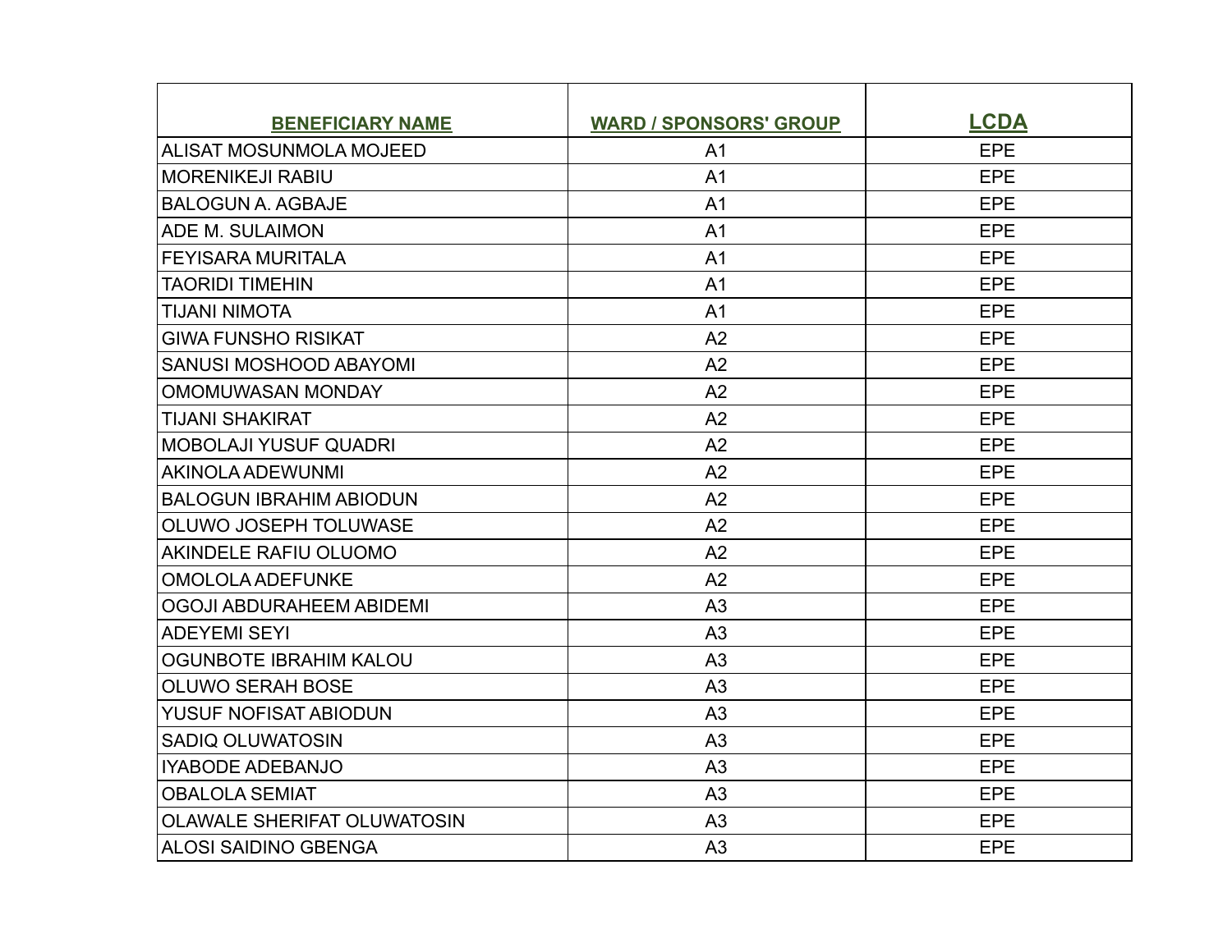| BENEFICIARY NAME | WARD / SPONSORS' GROUP | LCDA |
|---|---|---|
| ALISAT MOSUNMOLA MOJEED | A1 | EPE |
| MORENIKEJI RABIU | A1 | EPE |
| BALOGUN A. AGBAJE | A1 | EPE |
| ADE M. SULAIMON | A1 | EPE |
| FEYISARA MURITALA | A1 | EPE |
| TAORIDI TIMEHIN | A1 | EPE |
| TIJANI NIMOTA | A1 | EPE |
| GIWA FUNSHO RISIKAT | A2 | EPE |
| SANUSI MOSHOOD ABAYOMI | A2 | EPE |
| OMOMUWASAN MONDAY | A2 | EPE |
| TIJANI SHAKIRAT | A2 | EPE |
| MOBOLAJI YUSUF QUADRI | A2 | EPE |
| AKINOLA ADEWUNMI | A2 | EPE |
| BALOGUN IBRAHIM ABIODUN | A2 | EPE |
| OLUWO JOSEPH TOLUWASE | A2 | EPE |
| AKINDELE RAFIU OLUOMO | A2 | EPE |
| OMOLOLA ADEFUNKE | A2 | EPE |
| OGOJI ABDURAHEEM ABIDEMI | A3 | EPE |
| ADEYEMI SEYI | A3 | EPE |
| OGUNBOTE IBRAHIM KALOU | A3 | EPE |
| OLUWO SERAH BOSE | A3 | EPE |
| YUSUF NOFISAT ABIODUN | A3 | EPE |
| SADIQ OLUWATOSIN | A3 | EPE |
| IYABODE ADEBANJO | A3 | EPE |
| OBALOLA SEMIAT | A3 | EPE |
| OLAWALE SHERIFAT OLUWATOSIN | A3 | EPE |
| ALOSI SAIDINO GBENGA | A3 | EPE |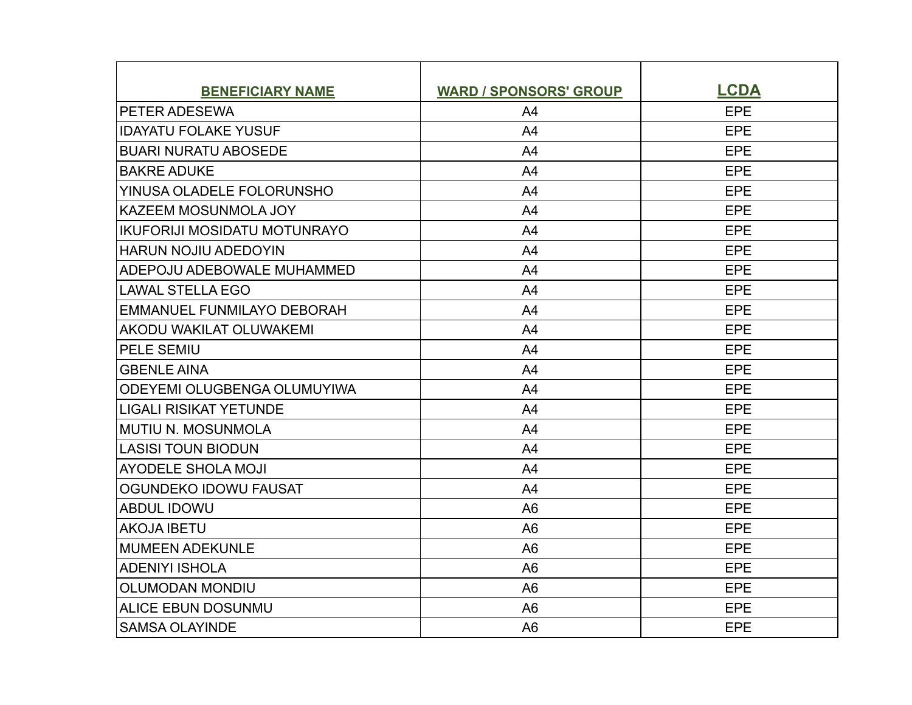| BENEFICIARY NAME | WARD / SPONSORS' GROUP | LCDA |
| --- | --- | --- |
| PETER ADESEWA | A4 | EPE |
| IDAYATU FOLAKE YUSUF | A4 | EPE |
| BUARI NURATU ABOSEDE | A4 | EPE |
| BAKRE ADUKE | A4 | EPE |
| YINUSA OLADELE FOLORUNSHO | A4 | EPE |
| KAZEEM MOSUNMOLA JOY | A4 | EPE |
| IKUFORIJI MOSIDATU MOTUNRAYO | A4 | EPE |
| HARUN NOJIU ADEDOYIN | A4 | EPE |
| ADEPOJU ADEBOWALE MUHAMMED | A4 | EPE |
| LAWAL STELLA EGO | A4 | EPE |
| EMMANUEL FUNMILAYO DEBORAH | A4 | EPE |
| AKODU WAKILAT OLUWAKEMI | A4 | EPE |
| PELE SEMIU | A4 | EPE |
| GBENLE AINA | A4 | EPE |
| ODEYEMI OLUGBENGA OLUMUYIWA | A4 | EPE |
| LIGALI RISIKAT YETUNDE | A4 | EPE |
| MUTIU N. MOSUNMOLA | A4 | EPE |
| LASISI TOUN BIODUN | A4 | EPE |
| AYODELE SHOLA MOJI | A4 | EPE |
| OGUNDEKO IDOWU FAUSAT | A4 | EPE |
| ABDUL IDOWU | A6 | EPE |
| AKOJA IBETU | A6 | EPE |
| MUMEEN ADEKUNLE | A6 | EPE |
| ADENIYI ISHOLA | A6 | EPE |
| OLUMODAN MONDIU | A6 | EPE |
| ALICE EBUN DOSUNMU | A6 | EPE |
| SAMSA OLAYINDE | A6 | EPE |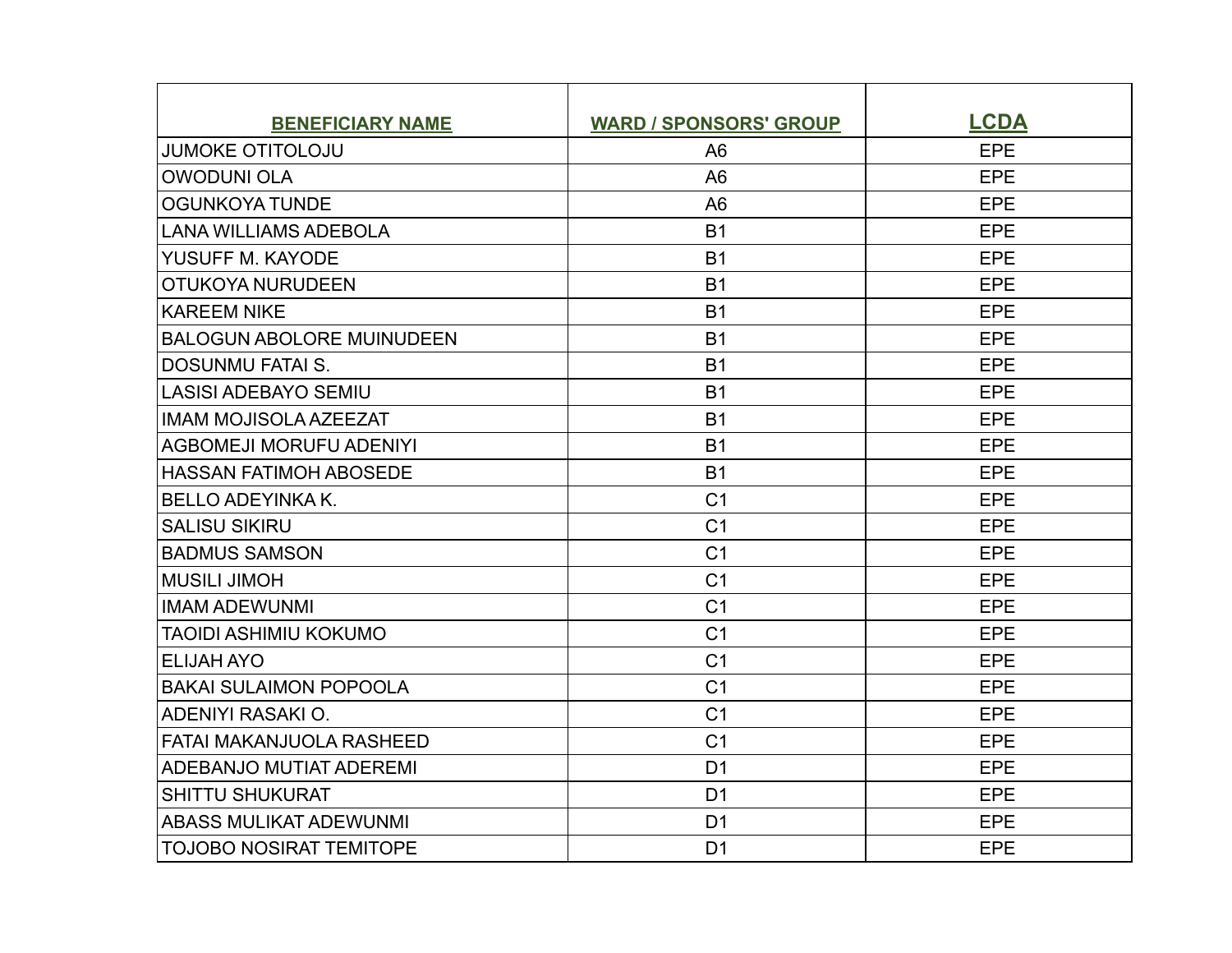| BENEFICIARY NAME | WARD / SPONSORS' GROUP | LCDA |
|---|---|---|
| JUMOKE OTITOLOJU | A6 | EPE |
| OWODUNI OLA | A6 | EPE |
| OGUNKOYA TUNDE | A6 | EPE |
| LANA WILLIAMS ADEBOLA | B1 | EPE |
| YUSUFF M. KAYODE | B1 | EPE |
| OTUKOYA NURUDEEN | B1 | EPE |
| KAREEM NIKE | B1 | EPE |
| BALOGUN ABOLORE MUINUDEEN | B1 | EPE |
| DOSUNMU FATAI S. | B1 | EPE |
| LASISI ADEBAYO SEMIU | B1 | EPE |
| IMAM MOJISOLA AZEEZAT | B1 | EPE |
| AGBOMEJI MORUFU ADENIYI | B1 | EPE |
| HASSAN FATIMOH ABOSEDE | B1 | EPE |
| BELLO ADEYINKA K. | C1 | EPE |
| SALISU SIKIRU | C1 | EPE |
| BADMUS SAMSON | C1 | EPE |
| MUSILI JIMOH | C1 | EPE |
| IMAM ADEWUNMI | C1 | EPE |
| TAOIDI ASHIMIU KOKUMO | C1 | EPE |
| ELIJAH AYO | C1 | EPE |
| BAKAI SULAIMON POPOOLA | C1 | EPE |
| ADENIYI RASAKI O. | C1 | EPE |
| FATAI MAKANJUOLA RASHEED | C1 | EPE |
| ADEBANJO MUTIAT ADEREMI | D1 | EPE |
| SHITTU SHUKURAT | D1 | EPE |
| ABASS MULIKAT ADEWUNMI | D1 | EPE |
| TOJOBO NOSIRAT TEMITOPE | D1 | EPE |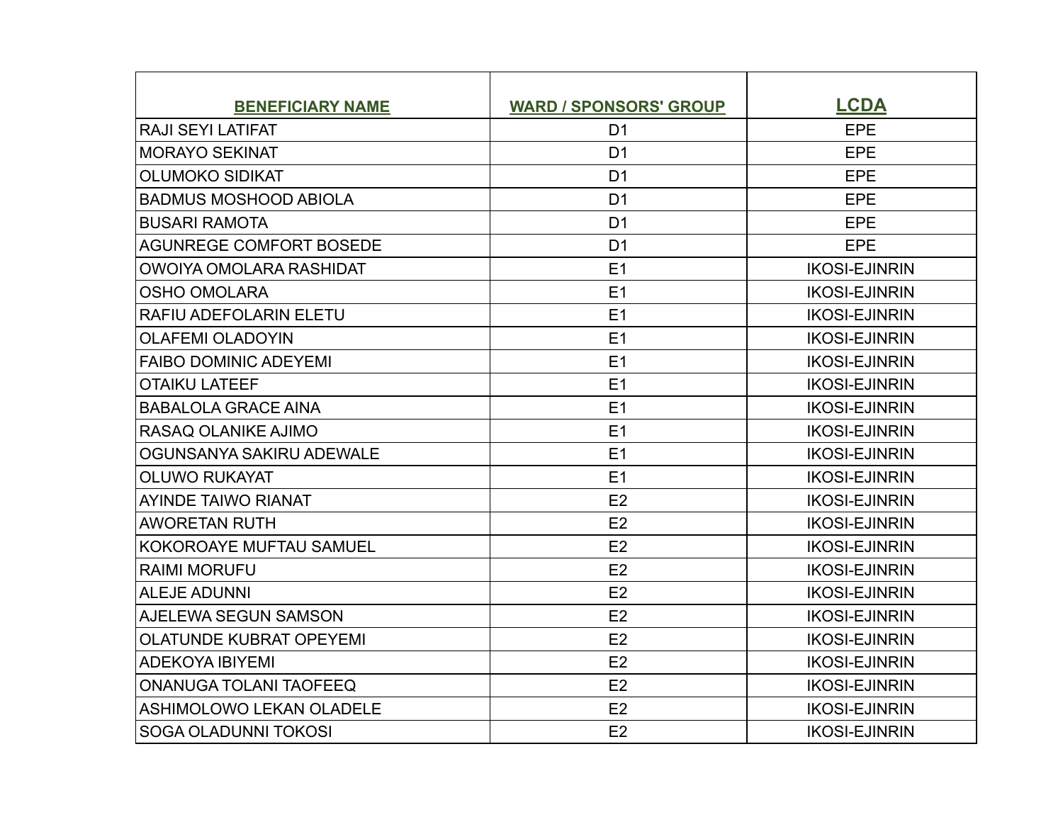| BENEFICIARY NAME | WARD / SPONSORS' GROUP | LCDA |
|---|---|---|
| RAJI SEYI LATIFAT | D1 | EPE |
| MORAYO SEKINAT | D1 | EPE |
| OLUMOKO SIDIKAT | D1 | EPE |
| BADMUS MOSHOOD ABIOLA | D1 | EPE |
| BUSARI RAMOTA | D1 | EPE |
| AGUNREGE COMFORT BOSEDE | D1 | EPE |
| OWOIYA OMOLARA RASHIDAT | E1 | IKOSI-EJINRIN |
| OSHO OMOLARA | E1 | IKOSI-EJINRIN |
| RAFIU ADEFOLARIN ELETU | E1 | IKOSI-EJINRIN |
| OLAFEMI OLADOYIN | E1 | IKOSI-EJINRIN |
| FAIBO DOMINIC ADEYEMI | E1 | IKOSI-EJINRIN |
| OTAIKU LATEEF | E1 | IKOSI-EJINRIN |
| BABALOLA GRACE AINA | E1 | IKOSI-EJINRIN |
| RASAQ OLANIKE AJIMO | E1 | IKOSI-EJINRIN |
| OGUNSANYA SAKIRU ADEWALE | E1 | IKOSI-EJINRIN |
| OLUWO RUKAYAT | E1 | IKOSI-EJINRIN |
| AYINDE TAIWO RIANAT | E2 | IKOSI-EJINRIN |
| AWORETAN RUTH | E2 | IKOSI-EJINRIN |
| KOKOROAYE MUFTAU SAMUEL | E2 | IKOSI-EJINRIN |
| RAIMI MORUFU | E2 | IKOSI-EJINRIN |
| ALEJE ADUNNI | E2 | IKOSI-EJINRIN |
| AJELEWA SEGUN SAMSON | E2 | IKOSI-EJINRIN |
| OLATUNDE KUBRAT OPEYEMI | E2 | IKOSI-EJINRIN |
| ADEKOYA IBIYEMI | E2 | IKOSI-EJINRIN |
| ONANUGA TOLANI TAOFEEQ | E2 | IKOSI-EJINRIN |
| ASHIMOLOWO LEKAN OLADELE | E2 | IKOSI-EJINRIN |
| SOGA OLADUNNI TOKOSI | E2 | IKOSI-EJINRIN |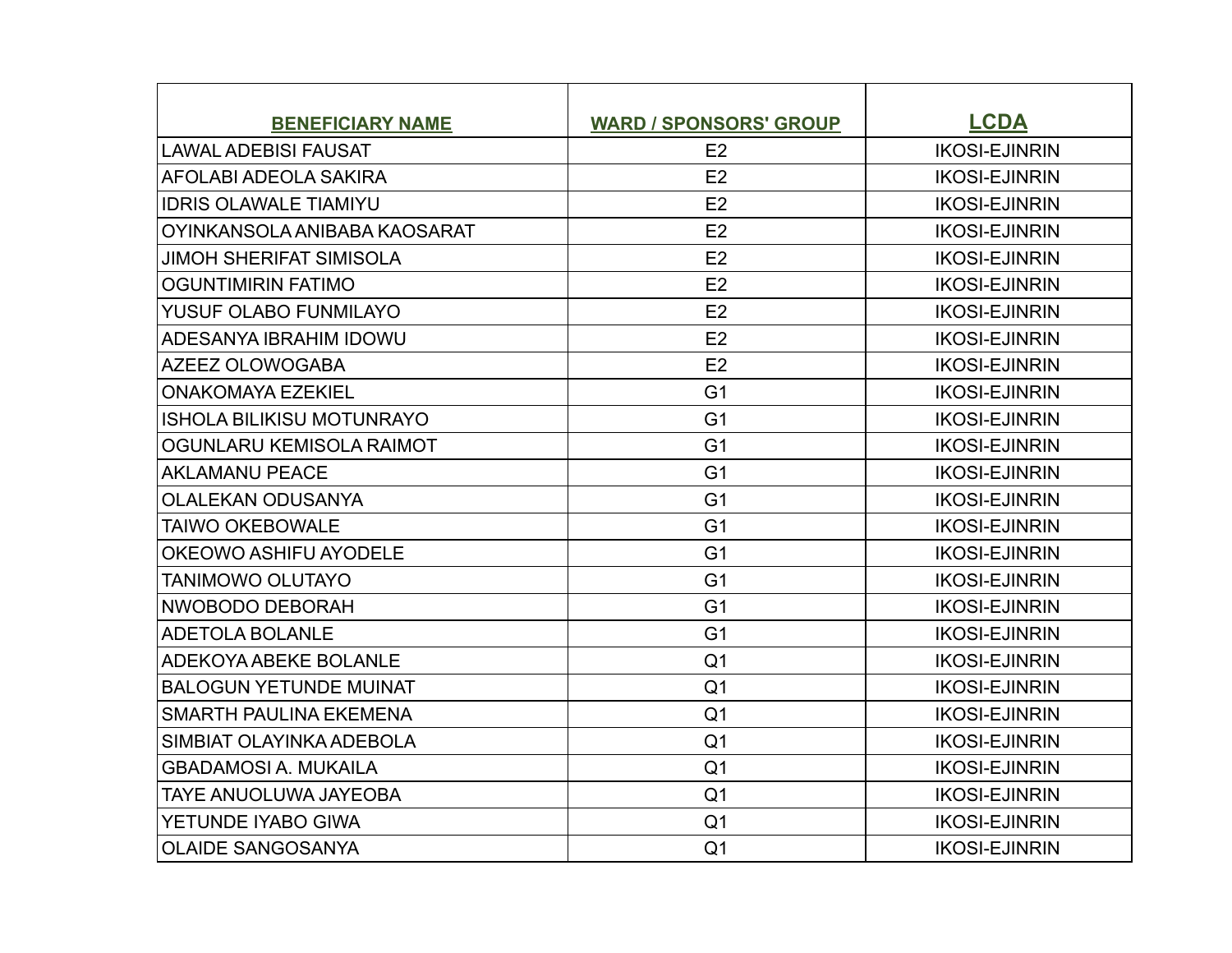| BENEFICIARY NAME | WARD / SPONSORS' GROUP | LCDA |
| --- | --- | --- |
| LAWAL ADEBISI FAUSAT | E2 | IKOSI-EJINRIN |
| AFOLABI ADEOLA SAKIRA | E2 | IKOSI-EJINRIN |
| IDRIS OLAWALE TIAMIYU | E2 | IKOSI-EJINRIN |
| OYINKANSOLA ANIBABA KAOSARAT | E2 | IKOSI-EJINRIN |
| JIMOH SHERIFAT SIMISOLA | E2 | IKOSI-EJINRIN |
| OGUNTIMIRIN FATIMO | E2 | IKOSI-EJINRIN |
| YUSUF OLABO FUNMILAYO | E2 | IKOSI-EJINRIN |
| ADESANYA IBRAHIM IDOWU | E2 | IKOSI-EJINRIN |
| AZEEZ OLOWOGABA | E2 | IKOSI-EJINRIN |
| ONAKOMAYA EZEKIEL | G1 | IKOSI-EJINRIN |
| ISHOLA BILIKISU MOTUNRAYO | G1 | IKOSI-EJINRIN |
| OGUNLARU KEMISOLA RAIMOT | G1 | IKOSI-EJINRIN |
| AKLAMANU PEACE | G1 | IKOSI-EJINRIN |
| OLALEKAN ODUSANYA | G1 | IKOSI-EJINRIN |
| TAIWO OKEBOWALE | G1 | IKOSI-EJINRIN |
| OKEOWO ASHIFU AYODELE | G1 | IKOSI-EJINRIN |
| TANIMOWO OLUTAYO | G1 | IKOSI-EJINRIN |
| NWOBODO DEBORAH | G1 | IKOSI-EJINRIN |
| ADETOLA BOLANLE | G1 | IKOSI-EJINRIN |
| ADEKOYA ABEKE BOLANLE | Q1 | IKOSI-EJINRIN |
| BALOGUN YETUNDE MUINAT | Q1 | IKOSI-EJINRIN |
| SMARTH PAULINA EKEMENA | Q1 | IKOSI-EJINRIN |
| SIMBIAT OLAYINKA ADEBOLA | Q1 | IKOSI-EJINRIN |
| GBADAMOSI A. MUKAILA | Q1 | IKOSI-EJINRIN |
| TAYE ANUOLUWA JAYEOBA | Q1 | IKOSI-EJINRIN |
| YETUNDE IYABO GIWA | Q1 | IKOSI-EJINRIN |
| OLAIDE SANGOSANYA | Q1 | IKOSI-EJINRIN |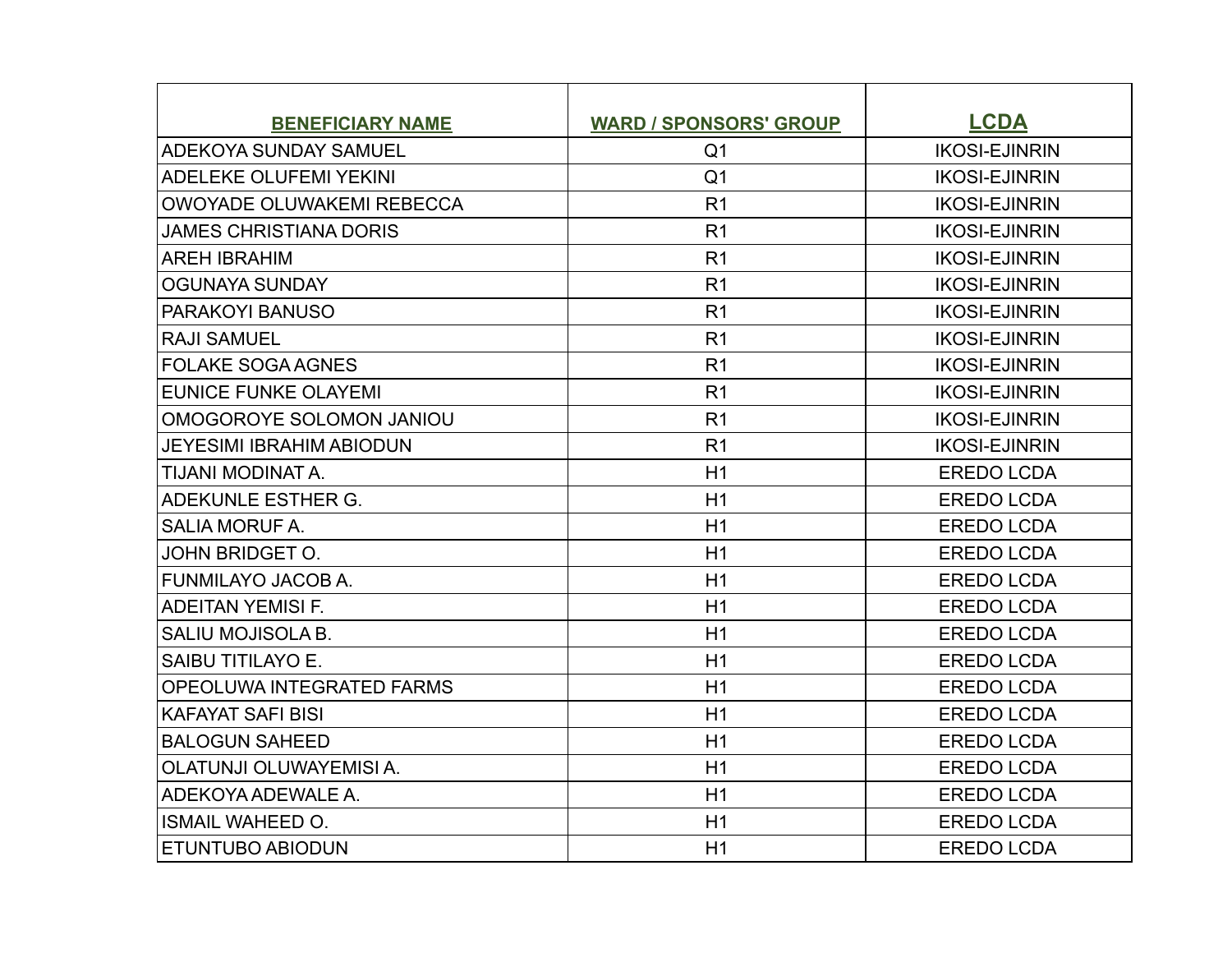| BENEFICIARY NAME | WARD / SPONSORS' GROUP | LCDA |
|---|---|---|
| ADEKOYA SUNDAY SAMUEL | Q1 | IKOSI-EJINRIN |
| ADELEKE OLUFEMI YEKINI | Q1 | IKOSI-EJINRIN |
| OWOYADE OLUWAKEMI REBECCA | R1 | IKOSI-EJINRIN |
| JAMES CHRISTIANA DORIS | R1 | IKOSI-EJINRIN |
| AREH IBRAHIM | R1 | IKOSI-EJINRIN |
| OGUNAYA SUNDAY | R1 | IKOSI-EJINRIN |
| PARAKOYI BANUSO | R1 | IKOSI-EJINRIN |
| RAJI SAMUEL | R1 | IKOSI-EJINRIN |
| FOLAKE SOGA AGNES | R1 | IKOSI-EJINRIN |
| EUNICE FUNKE OLAYEMI | R1 | IKOSI-EJINRIN |
| OMOGOROYE SOLOMON JANIOU | R1 | IKOSI-EJINRIN |
| JEYESIMI IBRAHIM ABIODUN | R1 | IKOSI-EJINRIN |
| TIJANI MODINAT A. | H1 | EREDO LCDA |
| ADEKUNLE ESTHER G. | H1 | EREDO LCDA |
| SALIA MORUF A. | H1 | EREDO LCDA |
| JOHN BRIDGET O. | H1 | EREDO LCDA |
| FUNMILAYO JACOB A. | H1 | EREDO LCDA |
| ADEITAN YEMISI F. | H1 | EREDO LCDA |
| SALIU MOJISOLA B. | H1 | EREDO LCDA |
| SAIBU TITILAYO E. | H1 | EREDO LCDA |
| OPEOLUWA INTEGRATED FARMS | H1 | EREDO LCDA |
| KAFAYAT SAFI BISI | H1 | EREDO LCDA |
| BALOGUN SAHEED | H1 | EREDO LCDA |
| OLATUNJI OLUWAYEMISI A. | H1 | EREDO LCDA |
| ADEKOYA ADEWALE A. | H1 | EREDO LCDA |
| ISMAIL WAHEED O. | H1 | EREDO LCDA |
| ETUNTUBO ABIODUN | H1 | EREDO LCDA |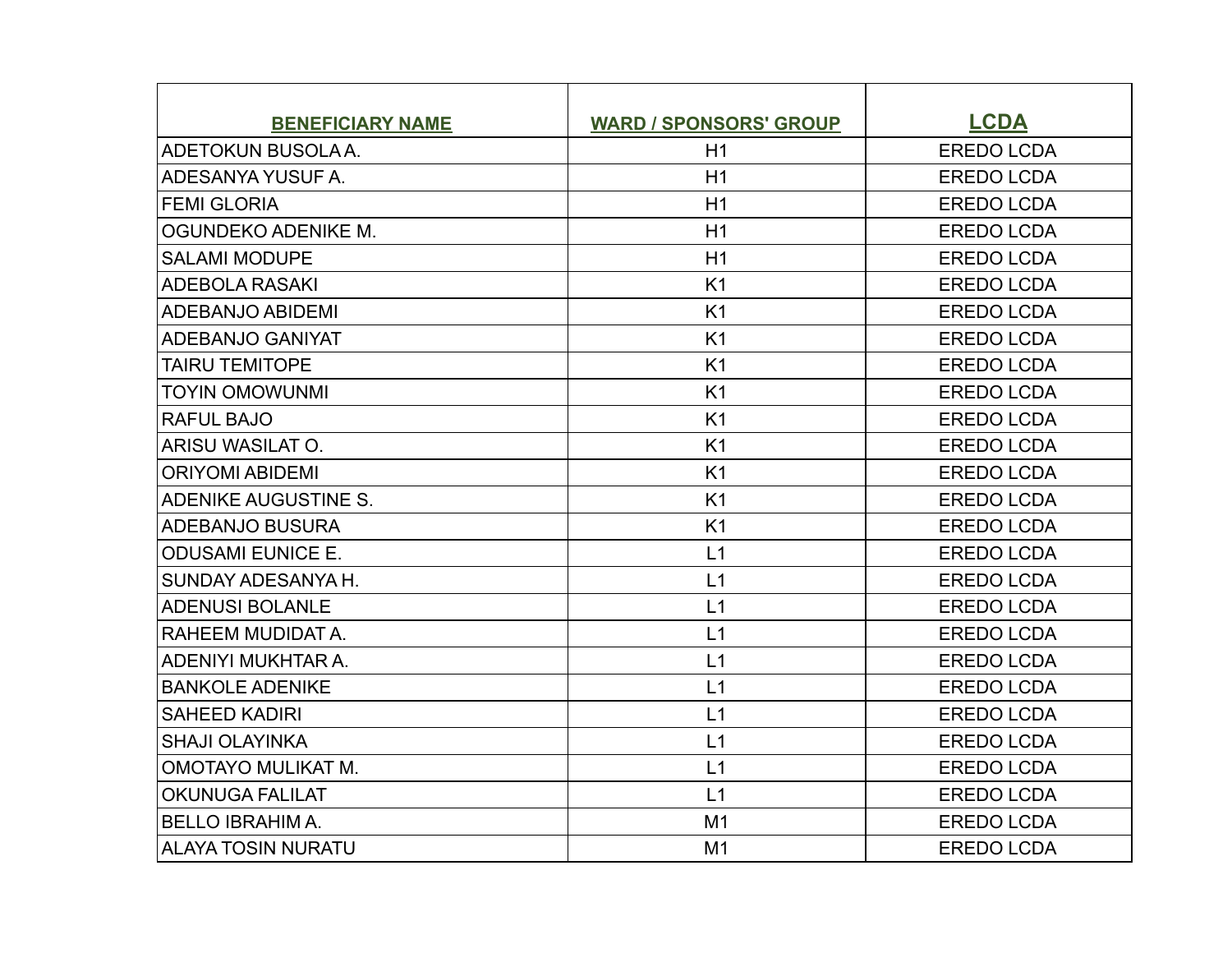| BENEFICIARY NAME | WARD / SPONSORS' GROUP | LCDA |
|---|---|---|
| ADETOKUN BUSOLA A. | H1 | EREDO LCDA |
| ADESANYA YUSUF A. | H1 | EREDO LCDA |
| FEMI GLORIA | H1 | EREDO LCDA |
| OGUNDEKO ADENIKE M. | H1 | EREDO LCDA |
| SALAMI MODUPE | H1 | EREDO LCDA |
| ADEBOLA RASAKI | K1 | EREDO LCDA |
| ADEBANJO ABIDEMI | K1 | EREDO LCDA |
| ADEBANJO GANIYAT | K1 | EREDO LCDA |
| TAIRU TEMITOPE | K1 | EREDO LCDA |
| TOYIN OMOWUNMI | K1 | EREDO LCDA |
| RAFUL BAJO | K1 | EREDO LCDA |
| ARISU WASILAT O. | K1 | EREDO LCDA |
| ORIYOMI ABIDEMI | K1 | EREDO LCDA |
| ADENIKE AUGUSTINE S. | K1 | EREDO LCDA |
| ADEBANJO BUSURA | K1 | EREDO LCDA |
| ODUSAMI EUNICE E. | L1 | EREDO LCDA |
| SUNDAY ADESANYA H. | L1 | EREDO LCDA |
| ADENUSI BOLANLE | L1 | EREDO LCDA |
| RAHEEM MUDIDAT A. | L1 | EREDO LCDA |
| ADENIYI MUKHTAR A. | L1 | EREDO LCDA |
| BANKOLE ADENIKE | L1 | EREDO LCDA |
| SAHEED KADIRI | L1 | EREDO LCDA |
| SHAJI OLAYINKA | L1 | EREDO LCDA |
| OMOTAYO MULIKAT M. | L1 | EREDO LCDA |
| OKUNUGA FALILAT | L1 | EREDO LCDA |
| BELLO IBRAHIM A. | M1 | EREDO LCDA |
| ALAYA TOSIN NURATU | M1 | EREDO LCDA |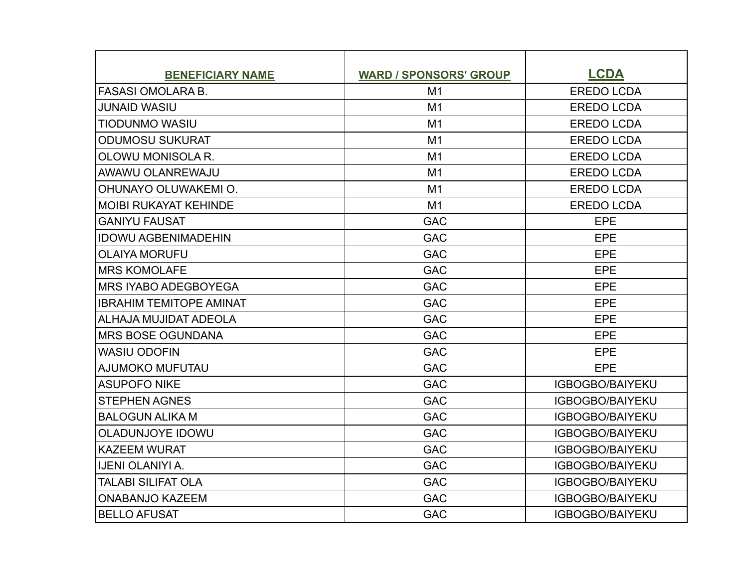| BENEFICIARY NAME | WARD / SPONSORS' GROUP | LCDA |
| --- | --- | --- |
| FASASI OMOLARA B. | M1 | EREDO LCDA |
| JUNAID WASIU | M1 | EREDO LCDA |
| TIODUNMO WASIU | M1 | EREDO LCDA |
| ODUMOSU SUKURAT | M1 | EREDO LCDA |
| OLOWU MONISOLA R. | M1 | EREDO LCDA |
| AWAWU OLANREWAJU | M1 | EREDO LCDA |
| OHUNAYO OLUWAKEMI O. | M1 | EREDO LCDA |
| MOIBI RUKAYAT KEHINDE | M1 | EREDO LCDA |
| GANIYU FAUSAT | GAC | EPE |
| IDOWU AGBENIMADEHIN | GAC | EPE |
| OLAIYA MORUFU | GAC | EPE |
| MRS KOMOLAFE | GAC | EPE |
| MRS IYABO ADEGBOYEGA | GAC | EPE |
| IBRAHIM TEMITOPE AMINAT | GAC | EPE |
| ALHAJA MUJIDAT ADEOLA | GAC | EPE |
| MRS BOSE OGUNDANA | GAC | EPE |
| WASIU ODOFIN | GAC | EPE |
| AJUMOKO MUFUTAU | GAC | EPE |
| ASUPOFO NIKE | GAC | IGBOGBO/BAIYEKU |
| STEPHEN AGNES | GAC | IGBOGBO/BAIYEKU |
| BALOGUN ALIKA M | GAC | IGBOGBO/BAIYEKU |
| OLADUNJOYE IDOWU | GAC | IGBOGBO/BAIYEKU |
| KAZEEM WURAT | GAC | IGBOGBO/BAIYEKU |
| IJENI OLANIYI A. | GAC | IGBOGBO/BAIYEKU |
| TALABI SILIFAT OLA | GAC | IGBOGBO/BAIYEKU |
| ONABANJO KAZEEM | GAC | IGBOGBO/BAIYEKU |
| BELLO AFUSAT | GAC | IGBOGBO/BAIYEKU |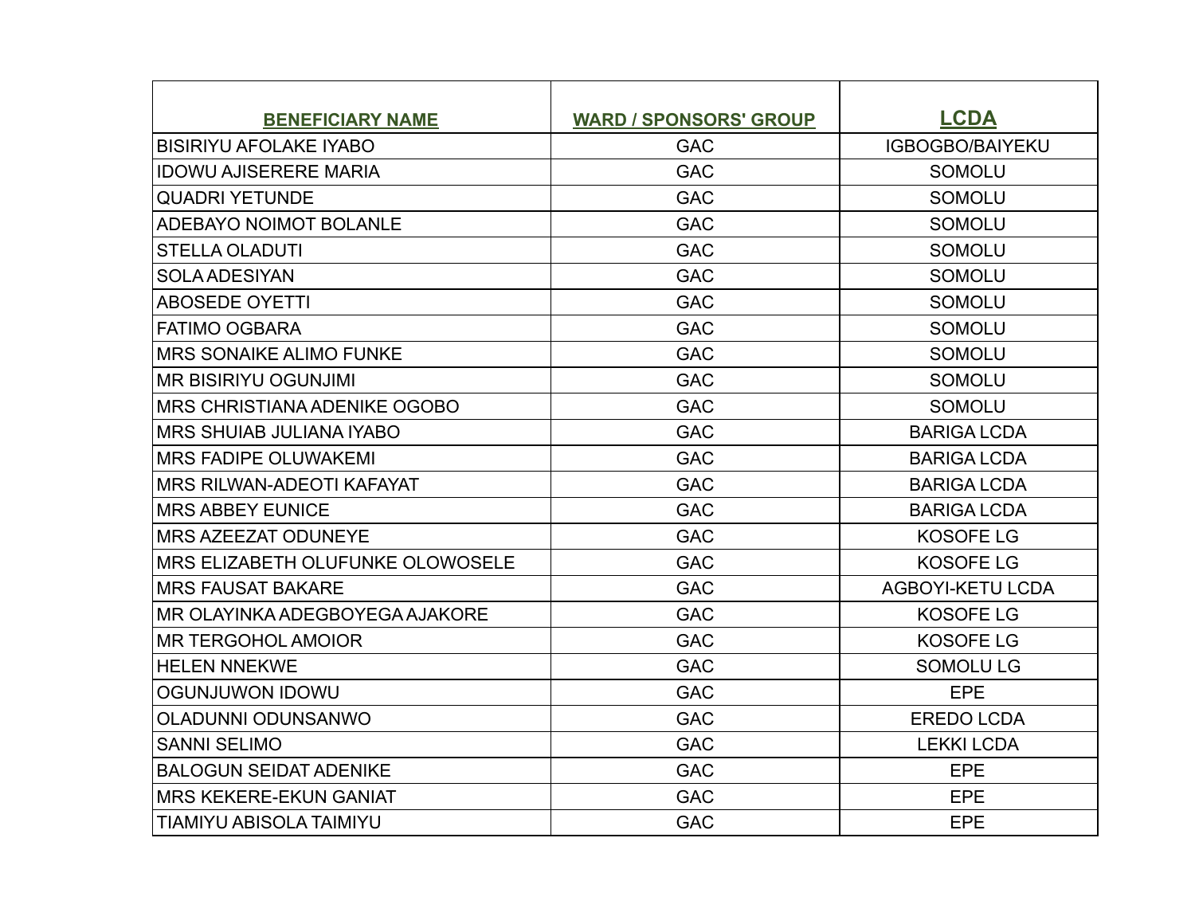| BENEFICIARY NAME | WARD / SPONSORS' GROUP | LCDA |
|---|---|---|
| BISIRIYU AFOLAKE IYABO | GAC | IGBOGBO/BAIYEKU |
| IDOWU AJISERERE MARIA | GAC | SOMOLU |
| QUADRI YETUNDE | GAC | SOMOLU |
| ADEBAYO NOIMOT BOLANLE | GAC | SOMOLU |
| STELLA OLADUTI | GAC | SOMOLU |
| SOLA ADESIYAN | GAC | SOMOLU |
| ABOSEDE OYETTI | GAC | SOMOLU |
| FATIMO OGBARA | GAC | SOMOLU |
| MRS SONAIKE ALIMO FUNKE | GAC | SOMOLU |
| MR BISIRIYU OGUNJIMI | GAC | SOMOLU |
| MRS CHRISTIANA ADENIKE OGOBO | GAC | SOMOLU |
| MRS SHUIAB JULIANA IYABO | GAC | BARIGA LCDA |
| MRS FADIPE OLUWAKEMI | GAC | BARIGA LCDA |
| MRS RILWAN-ADEOTI KAFAYAT | GAC | BARIGA LCDA |
| MRS ABBEY EUNICE | GAC | BARIGA LCDA |
| MRS AZEEZAT ODUNEYE | GAC | KOSOFE LG |
| MRS ELIZABETH OLUFUNKE OLOWOSELE | GAC | KOSOFE LG |
| MRS FAUSAT BAKARE | GAC | AGBOYI-KETU LCDA |
| MR OLAYINKA ADEGBOYEGA AJAKORE | GAC | KOSOFE LG |
| MR TERGOHOL AMOIOR | GAC | KOSOFE LG |
| HELEN NNEKWE | GAC | SOMOLU LG |
| OGUNJUWON IDOWU | GAC | EPE |
| OLADUNNI ODUNSANWO | GAC | EREDO LCDA |
| SANNI SELIMO | GAC | LEKKI LCDA |
| BALOGUN SEIDAT ADENIKE | GAC | EPE |
| MRS KEKERE-EKUN GANIAT | GAC | EPE |
| TIAMIYU ABISOLA TAIMIYU | GAC | EPE |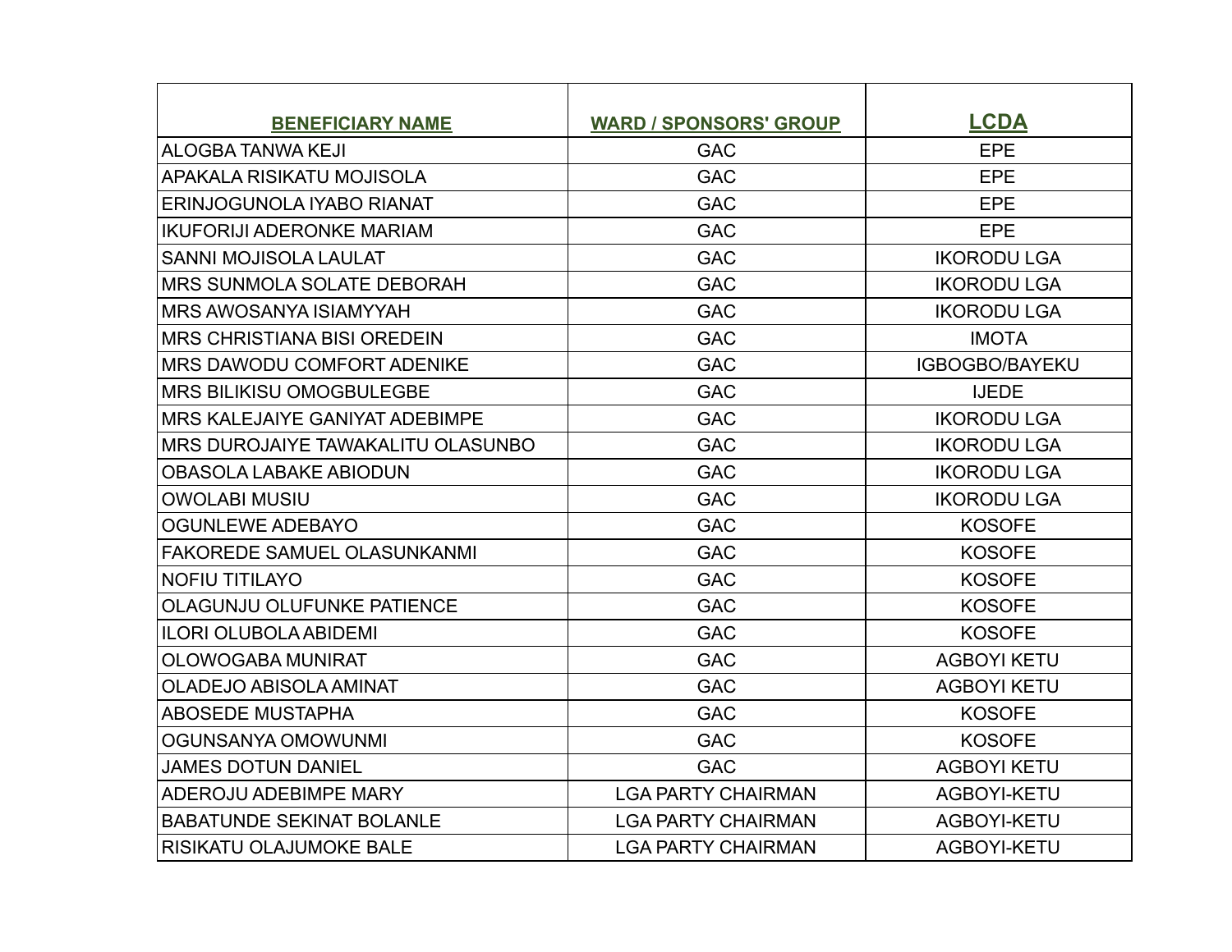| BENEFICIARY NAME | WARD / SPONSORS' GROUP | LCDA |
|---|---|---|
| ALOGBA TANWA KEJI | GAC | EPE |
| APAKALA RISIKATU MOJISOLA | GAC | EPE |
| ERINJOGUNOLA IYABO RIANAT | GAC | EPE |
| IKUFORIJI ADERONKE MARIAM | GAC | EPE |
| SANNI MOJISOLA LAULAT | GAC | IKORODU LGA |
| MRS SUNMOLA SOLATE DEBORAH | GAC | IKORODU LGA |
| MRS AWOSANYA ISIAMYYAH | GAC | IKORODU LGA |
| MRS CHRISTIANA BISI OREDEIN | GAC | IMOTA |
| MRS DAWODU COMFORT ADENIKE | GAC | IGBOGBO/BAYEKU |
| MRS BILIKISU OMOGBULEGBE | GAC | IJEDE |
| MRS KALEJAIYE GANIYAT ADEBIMPE | GAC | IKORODU LGA |
| MRS DUROJAIYE TAWAKALITU OLASUNBO | GAC | IKORODU LGA |
| OBASOLA LABAKE ABIODUN | GAC | IKORODU LGA |
| OWOLABI MUSIU | GAC | IKORODU LGA |
| OGUNLEWE ADEBAYO | GAC | KOSOFE |
| FAKOREDE SAMUEL OLASUNKANMI | GAC | KOSOFE |
| NOFIU TITILAYO | GAC | KOSOFE |
| OLAGUNJU OLUFUNKE PATIENCE | GAC | KOSOFE |
| ILORI OLUBOLA ABIDEMI | GAC | KOSOFE |
| OLOWOGABA MUNIRAT | GAC | AGBOYI KETU |
| OLADEJO ABISOLA AMINAT | GAC | AGBOYI KETU |
| ABOSEDE MUSTAPHA | GAC | KOSOFE |
| OGUNSANYA OMOWUNMI | GAC | KOSOFE |
| JAMES DOTUN DANIEL | GAC | AGBOYI KETU |
| ADEROJU ADEBIMPE MARY | LGA PARTY CHAIRMAN | AGBOYI-KETU |
| BABATUNDE SEKINAT BOLANLE | LGA PARTY CHAIRMAN | AGBOYI-KETU |
| RISIKATU OLAJUMOKE BALE | LGA PARTY CHAIRMAN | AGBOYI-KETU |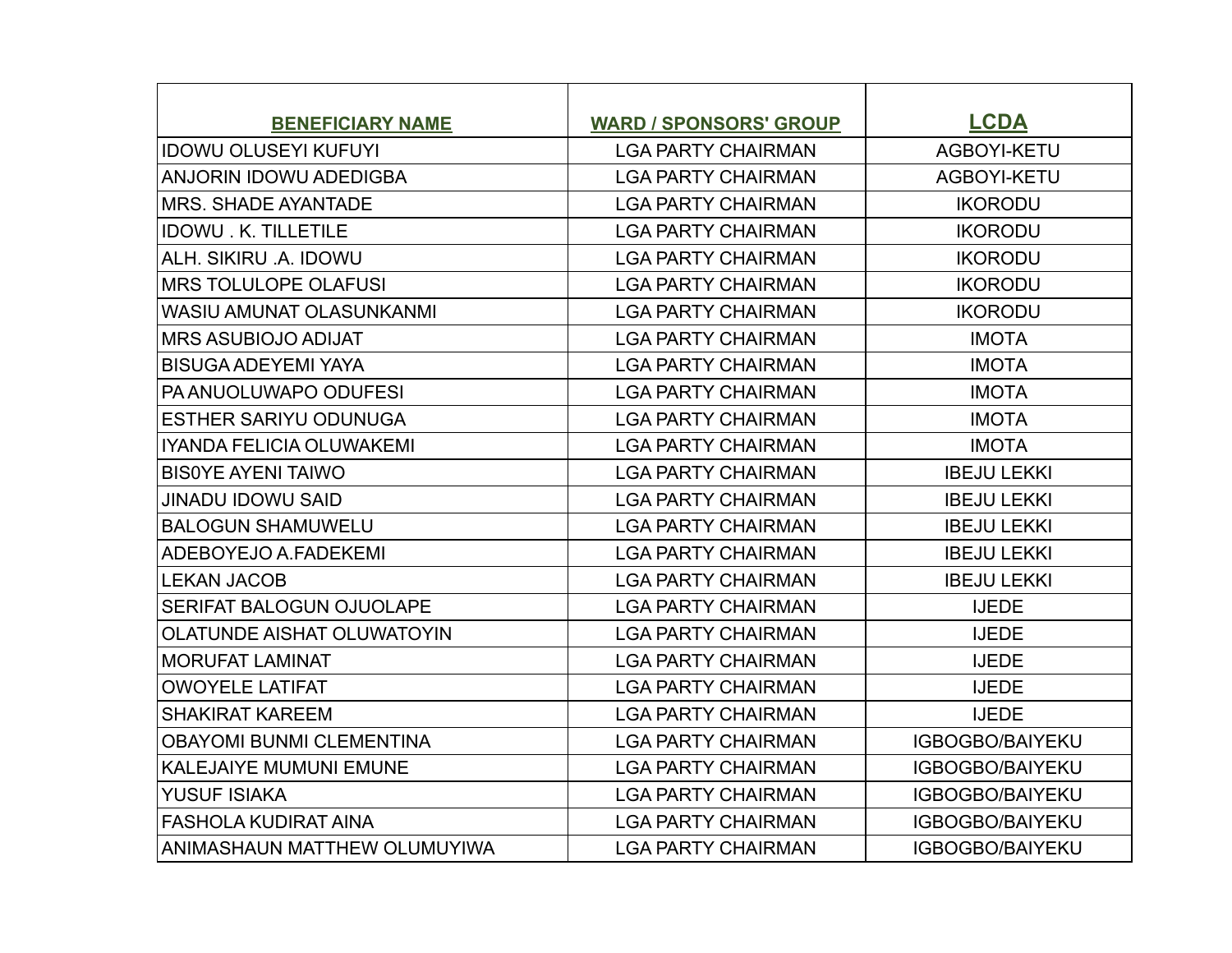| BENEFICIARY NAME | WARD / SPONSORS' GROUP | LCDA |
|---|---|---|
| IDOWU OLUSEYI KUFUYI | LGA PARTY CHAIRMAN | AGBOYI-KETU |
| ANJORIN IDOWU ADEDIGBA | LGA PARTY CHAIRMAN | AGBOYI-KETU |
| MRS. SHADE AYANTADE | LGA PARTY CHAIRMAN | IKORODU |
| IDOWU . K. TILLETILE | LGA PARTY CHAIRMAN | IKORODU |
| ALH. SIKIRU .A. IDOWU | LGA PARTY CHAIRMAN | IKORODU |
| MRS TOLULOPE OLAFUSI | LGA PARTY CHAIRMAN | IKORODU |
| WASIU AMUNAT OLASUNKANMI | LGA PARTY CHAIRMAN | IKORODU |
| MRS ASUBIOJO ADIJAT | LGA PARTY CHAIRMAN | IMOTA |
| BISUGA ADEYEMI YAYA | LGA PARTY CHAIRMAN | IMOTA |
| PA ANUOLUWAPO ODUFESI | LGA PARTY CHAIRMAN | IMOTA |
| ESTHER SARIYU ODUNUGA | LGA PARTY CHAIRMAN | IMOTA |
| IYANDA FELICIA OLUWAKEMI | LGA PARTY CHAIRMAN | IMOTA |
| BIS0YE AYENI TAIWO | LGA PARTY CHAIRMAN | IBEJU LEKKI |
| JINADU IDOWU SAID | LGA PARTY CHAIRMAN | IBEJU LEKKI |
| BALOGUN SHAMUWELU | LGA PARTY CHAIRMAN | IBEJU LEKKI |
| ADEBOYEJO A.FADEKEMI | LGA PARTY CHAIRMAN | IBEJU LEKKI |
| LEKAN JACOB | LGA PARTY CHAIRMAN | IBEJU LEKKI |
| SERIFAT BALOGUN OJUOLAPE | LGA PARTY CHAIRMAN | IJEDE |
| OLATUNDE AISHAT OLUWATOYIN | LGA PARTY CHAIRMAN | IJEDE |
| MORUFAT LAMINAT | LGA PARTY CHAIRMAN | IJEDE |
| OWOYELE LATIFAT | LGA PARTY CHAIRMAN | IJEDE |
| SHAKIRAT KAREEM | LGA PARTY CHAIRMAN | IJEDE |
| OBAYOMI BUNMI CLEMENTINA | LGA PARTY CHAIRMAN | IGBOGBO/BAIYEKU |
| KALEJAIYE MUMUNI EMUNE | LGA PARTY CHAIRMAN | IGBOGBO/BAIYEKU |
| YUSUF ISIAKA | LGA PARTY CHAIRMAN | IGBOGBO/BAIYEKU |
| FASHOLA KUDIRAT AINA | LGA PARTY CHAIRMAN | IGBOGBO/BAIYEKU |
| ANIMASHAUN MATTHEW OLUMUYIWA | LGA PARTY CHAIRMAN | IGBOGBO/BAIYEKU |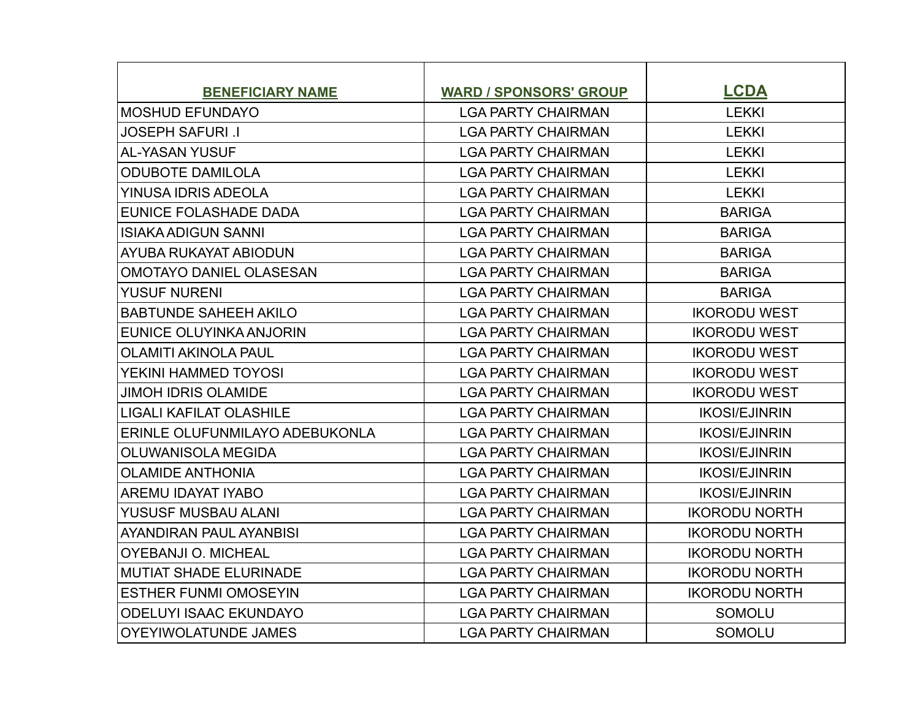| BENEFICIARY NAME | WARD / SPONSORS' GROUP | LCDA |
|---|---|---|
| MOSHUD EFUNDAYO | LGA PARTY CHAIRMAN | LEKKI |
| JOSEPH SAFURI .I | LGA PARTY CHAIRMAN | LEKKI |
| AL-YASAN YUSUF | LGA PARTY CHAIRMAN | LEKKI |
| ODUBOTE DAMILOLA | LGA PARTY CHAIRMAN | LEKKI |
| YINUSA IDRIS ADEOLA | LGA PARTY CHAIRMAN | LEKKI |
| EUNICE FOLASHADE DADA | LGA PARTY CHAIRMAN | BARIGA |
| ISIAKA ADIGUN SANNI | LGA PARTY CHAIRMAN | BARIGA |
| AYUBA RUKAYAT ABIODUN | LGA PARTY CHAIRMAN | BARIGA |
| OMOTAYO DANIEL OLASESAN | LGA PARTY CHAIRMAN | BARIGA |
| YUSUF NURENI | LGA PARTY CHAIRMAN | BARIGA |
| BABTUNDE SAHEEH AKILO | LGA PARTY CHAIRMAN | IKORODU WEST |
| EUNICE OLUYINKA ANJORIN | LGA PARTY CHAIRMAN | IKORODU WEST |
| OLAMITI AKINOLA PAUL | LGA PARTY CHAIRMAN | IKORODU WEST |
| YEKINI HAMMED TOYOSI | LGA PARTY CHAIRMAN | IKORODU WEST |
| JIMOH IDRIS OLAMIDE | LGA PARTY CHAIRMAN | IKORODU WEST |
| LIGALI KAFILAT OLASHILE | LGA PARTY CHAIRMAN | IKOSI/EJINRIN |
| ERINLE OLUFUNMILAYO ADEBUKONLA | LGA PARTY CHAIRMAN | IKOSI/EJINRIN |
| OLUWANISOLA MEGIDA | LGA PARTY CHAIRMAN | IKOSI/EJINRIN |
| OLAMIDE ANTHONIA | LGA PARTY CHAIRMAN | IKOSI/EJINRIN |
| AREMU IDAYAT IYABO | LGA PARTY CHAIRMAN | IKOSI/EJINRIN |
| YUSUSF MUSBAU ALANI | LGA PARTY CHAIRMAN | IKORODU NORTH |
| AYANDIRAN PAUL AYANBISI | LGA PARTY CHAIRMAN | IKORODU NORTH |
| OYEBANJI O. MICHEAL | LGA PARTY CHAIRMAN | IKORODU NORTH |
| MUTIAT SHADE ELURINADE | LGA PARTY CHAIRMAN | IKORODU NORTH |
| ESTHER FUNMI OMOSEYIN | LGA PARTY CHAIRMAN | IKORODU NORTH |
| ODELUYI ISAAC EKUNDAYO | LGA PARTY CHAIRMAN | SOMOLU |
| OYEYIWOLATUNDE JAMES | LGA PARTY CHAIRMAN | SOMOLU |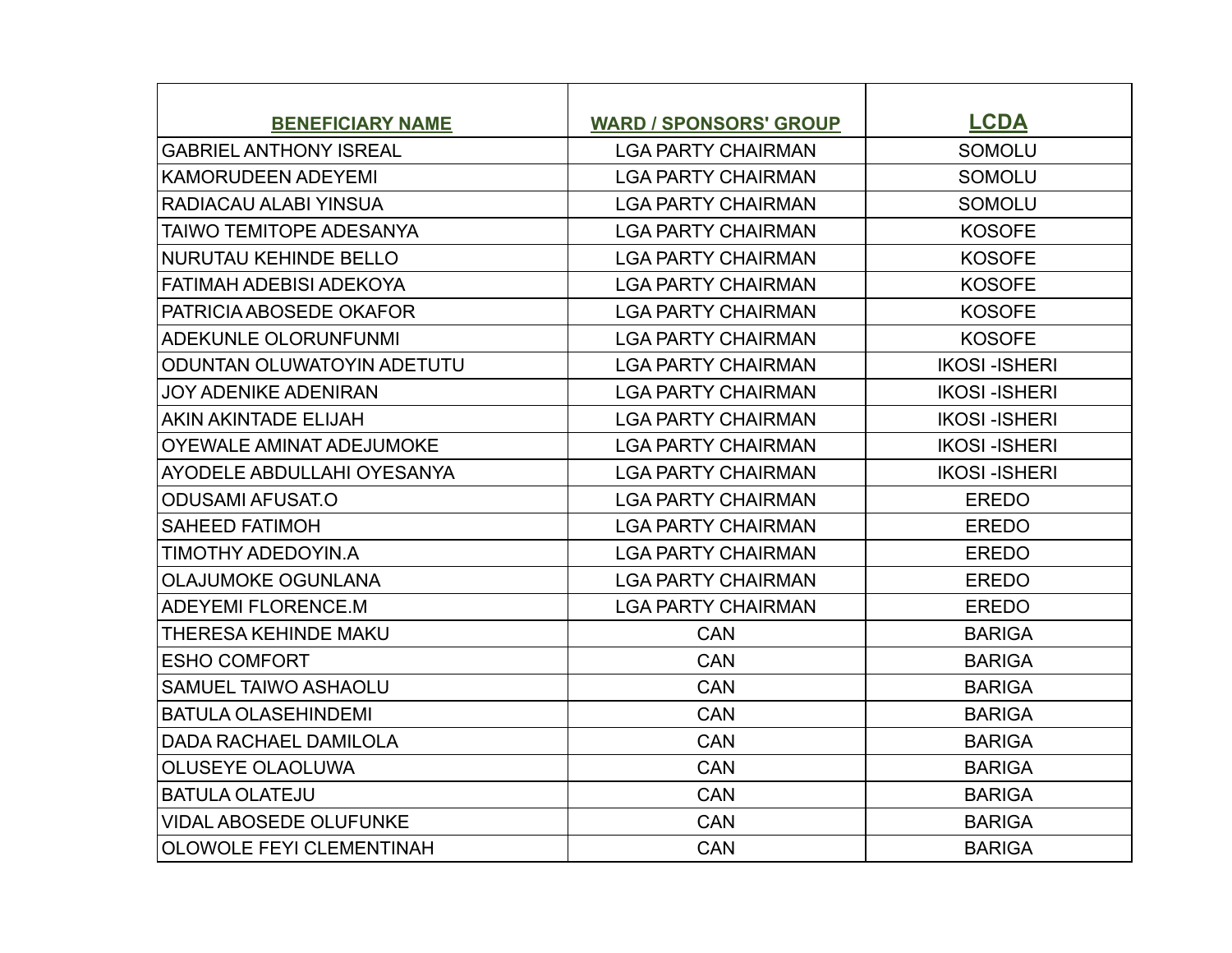| BENEFICIARY NAME | WARD / SPONSORS' GROUP | LCDA |
| --- | --- | --- |
| GABRIEL ANTHONY ISREAL | LGA PARTY CHAIRMAN | SOMOLU |
| KAMORUDEEN ADEYEMI | LGA PARTY CHAIRMAN | SOMOLU |
| RADIACAU ALABI YINSUA | LGA PARTY CHAIRMAN | SOMOLU |
| TAIWO TEMITOPE ADESANYA | LGA PARTY CHAIRMAN | KOSOFE |
| NURUTAU KEHINDE BELLO | LGA PARTY CHAIRMAN | KOSOFE |
| FATIMAH ADEBISI ADEKOYA | LGA PARTY CHAIRMAN | KOSOFE |
| PATRICIA ABOSEDE OKAFOR | LGA PARTY CHAIRMAN | KOSOFE |
| ADEKUNLE OLORUNFUNMI | LGA PARTY CHAIRMAN | KOSOFE |
| ODUNTAN OLUWATOYIN ADETUTU | LGA PARTY CHAIRMAN | IKOSI -ISHERI |
| JOY ADENIKE ADENIRAN | LGA PARTY CHAIRMAN | IKOSI -ISHERI |
| AKIN AKINTADE ELIJAH | LGA PARTY CHAIRMAN | IKOSI -ISHERI |
| OYEWALE AMINAT ADEJUMOKE | LGA PARTY CHAIRMAN | IKOSI -ISHERI |
| AYODELE ABDULLAHI OYESANYA | LGA PARTY CHAIRMAN | IKOSI -ISHERI |
| ODUSAMI AFUSAT.O | LGA PARTY CHAIRMAN | EREDO |
| SAHEED FATIMOH | LGA PARTY CHAIRMAN | EREDO |
| TIMOTHY ADEDOYIN.A | LGA PARTY CHAIRMAN | EREDO |
| OLAJUMOKE OGUNLANA | LGA PARTY CHAIRMAN | EREDO |
| ADEYEMI FLORENCE.M | LGA PARTY CHAIRMAN | EREDO |
| THERESA KEHINDE MAKU | CAN | BARIGA |
| ESHO COMFORT | CAN | BARIGA |
| SAMUEL TAIWO ASHAOLU | CAN | BARIGA |
| BATULA OLASEHINDEMI | CAN | BARIGA |
| DADA RACHAEL DAMILOLA | CAN | BARIGA |
| OLUSEYE OLAOLUWA | CAN | BARIGA |
| BATULA OLATEJU | CAN | BARIGA |
| VIDAL ABOSEDE OLUFUNKE | CAN | BARIGA |
| OLOWOLE FEYI CLEMENTINAH | CAN | BARIGA |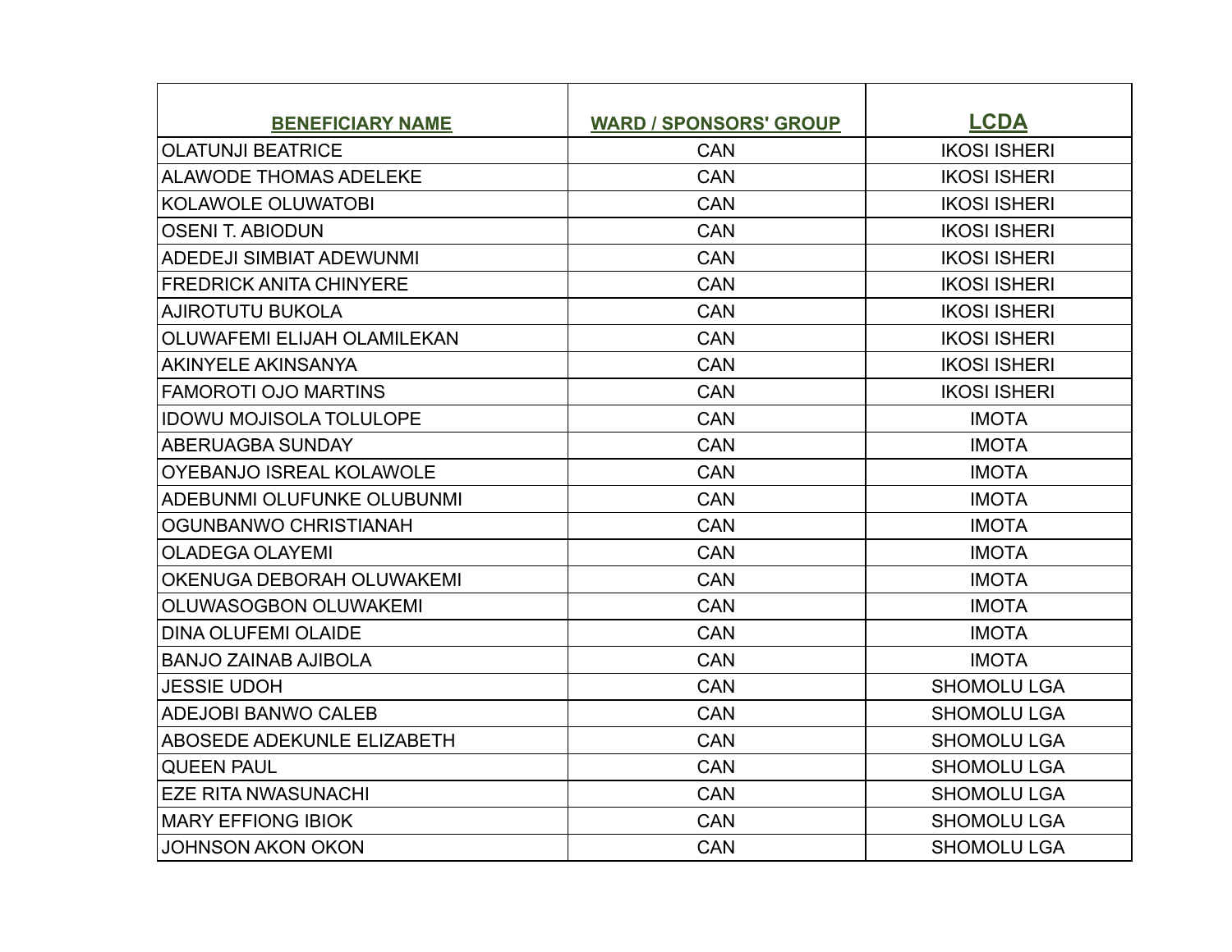| BENEFICIARY NAME | WARD / SPONSORS' GROUP | LCDA |
| --- | --- | --- |
| OLATUNJI BEATRICE | CAN | IKOSI ISHERI |
| ALAWODE THOMAS ADELEKE | CAN | IKOSI ISHERI |
| KOLAWOLE OLUWATOBI | CAN | IKOSI ISHERI |
| OSENI T. ABIODUN | CAN | IKOSI ISHERI |
| ADEDEJI SIMBIAT ADEWUNMI | CAN | IKOSI ISHERI |
| FREDRICK ANITA CHINYERE | CAN | IKOSI ISHERI |
| AJIROTUTU BUKOLA | CAN | IKOSI ISHERI |
| OLUWAFEMI ELIJAH OLAMILEKAN | CAN | IKOSI ISHERI |
| AKINYELE AKINSANYA | CAN | IKOSI ISHERI |
| FAMOROTI OJO MARTINS | CAN | IKOSI ISHERI |
| IDOWU MOJISOLA TOLULOPE | CAN | IMOTA |
| ABERUAGBA SUNDAY | CAN | IMOTA |
| OYEBANJO ISREAL KOLAWOLE | CAN | IMOTA |
| ADEBUNMI OLUFUNKE OLUBUNMI | CAN | IMOTA |
| OGUNBANWO CHRISTIANAH | CAN | IMOTA |
| OLADEGA OLAYEMI | CAN | IMOTA |
| OKENUGA DEBORAH OLUWAKEMI | CAN | IMOTA |
| OLUWASOGBON OLUWAKEMI | CAN | IMOTA |
| DINA OLUFEMI OLAIDE | CAN | IMOTA |
| BANJO ZAINAB AJIBOLA | CAN | IMOTA |
| JESSIE UDOH | CAN | SHOMOLU LGA |
| ADEJOBI BANWO CALEB | CAN | SHOMOLU LGA |
| ABOSEDE ADEKUNLE ELIZABETH | CAN | SHOMOLU LGA |
| QUEEN PAUL | CAN | SHOMOLU LGA |
| EZE RITA NWASUNACHI | CAN | SHOMOLU LGA |
| MARY EFFIONG IBIOK | CAN | SHOMOLU LGA |
| JOHNSON AKON OKON | CAN | SHOMOLU LGA |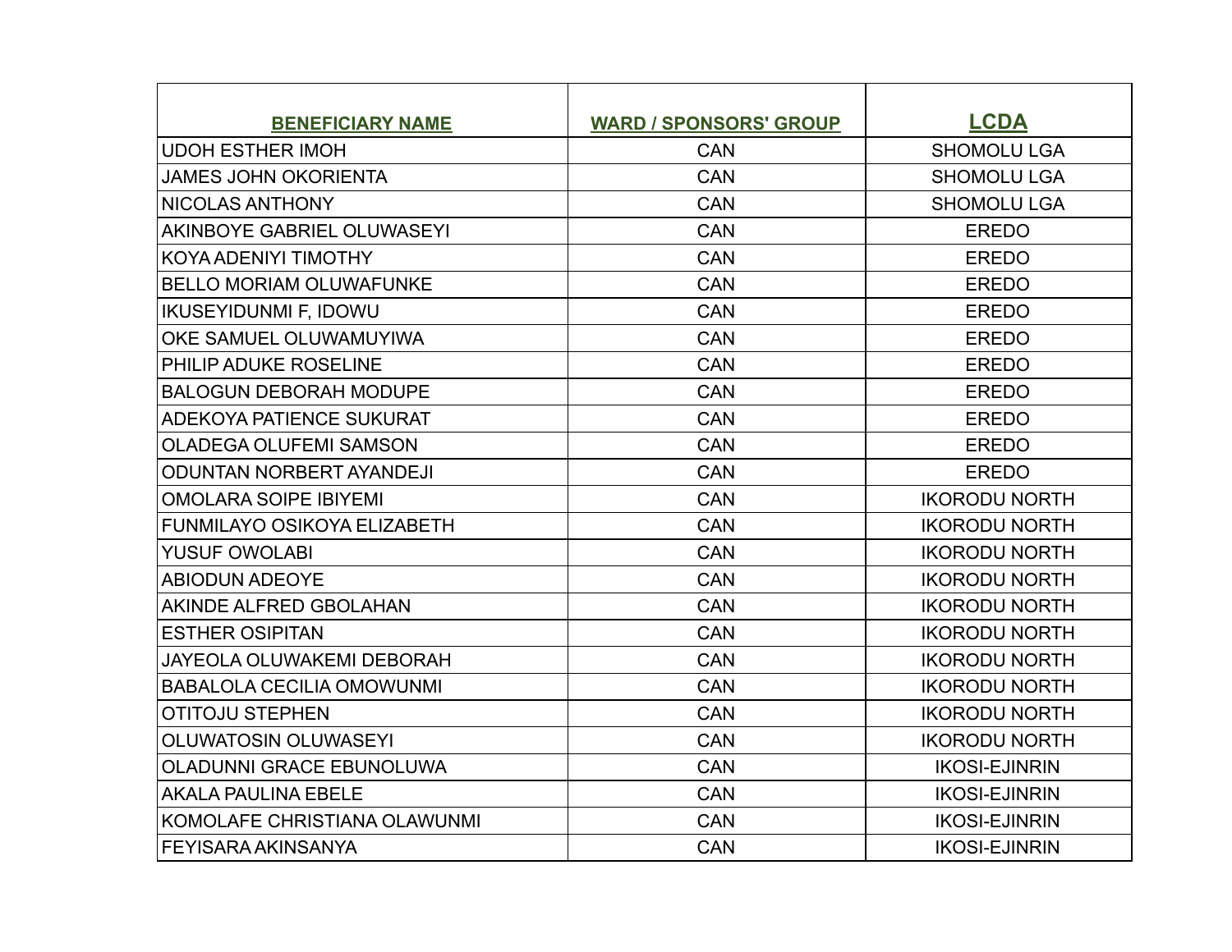| BENEFICIARY NAME | WARD / SPONSORS' GROUP | LCDA |
| --- | --- | --- |
| UDOH ESTHER IMOH | CAN | SHOMOLU LGA |
| JAMES JOHN OKORIENTA | CAN | SHOMOLU LGA |
| NICOLAS ANTHONY | CAN | SHOMOLU LGA |
| AKINBOYE GABRIEL OLUWASEYI | CAN | EREDO |
| KOYA ADENIYI TIMOTHY | CAN | EREDO |
| BELLO MORIAM OLUWAFUNKE | CAN | EREDO |
| IKUSEYIDUNMI F, IDOWU | CAN | EREDO |
| OKE SAMUEL OLUWAMUYIWA | CAN | EREDO |
| PHILIP ADUKE ROSELINE | CAN | EREDO |
| BALOGUN DEBORAH MODUPE | CAN | EREDO |
| ADEKOYA PATIENCE SUKURAT | CAN | EREDO |
| OLADEGA OLUFEMI SAMSON | CAN | EREDO |
| ODUNTAN NORBERT AYANDEJI | CAN | EREDO |
| OMOLARA SOIPE IBIYEMI | CAN | IKORODU NORTH |
| FUNMILAYO OSIKOYA ELIZABETH | CAN | IKORODU NORTH |
| YUSUF OWOLABI | CAN | IKORODU NORTH |
| ABIODUN ADEOYE | CAN | IKORODU NORTH |
| AKINDE ALFRED GBOLAHAN | CAN | IKORODU NORTH |
| ESTHER OSIPITAN | CAN | IKORODU NORTH |
| JAYEOLA OLUWAKEMI DEBORAH | CAN | IKORODU NORTH |
| BABALOLA CECILIA OMOWUNMI | CAN | IKORODU NORTH |
| OTITOJU STEPHEN | CAN | IKORODU NORTH |
| OLUWATOSIN OLUWASEYI | CAN | IKORODU NORTH |
| OLADUNNI GRACE EBUNOLUWA | CAN | IKOSI-EJINRIN |
| AKALA PAULINA EBELE | CAN | IKOSI-EJINRIN |
| KOMOLAFE CHRISTIANA OLAWUNMI | CAN | IKOSI-EJINRIN |
| FEYISARA AKINSANYA | CAN | IKOSI-EJINRIN |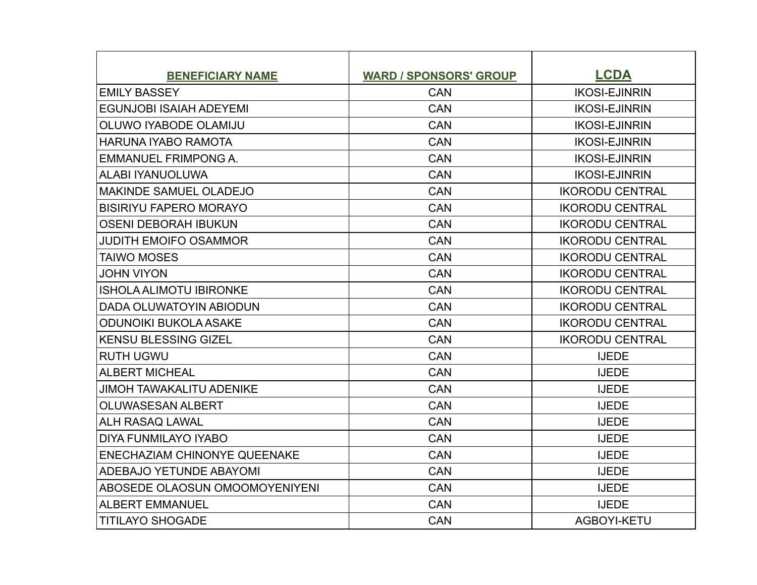| BENEFICIARY NAME | WARD / SPONSORS' GROUP | LCDA |
|---|---|---|
| EMILY BASSEY | CAN | IKOSI-EJINRIN |
| EGUNJOBI ISAIAH ADEYEMI | CAN | IKOSI-EJINRIN |
| OLUWO IYABODE OLAMIJU | CAN | IKOSI-EJINRIN |
| HARUNA IYABO RAMOTA | CAN | IKOSI-EJINRIN |
| EMMANUEL FRIMPONG A. | CAN | IKOSI-EJINRIN |
| ALABI IYANUOLUWA | CAN | IKOSI-EJINRIN |
| MAKINDE SAMUEL OLADEJO | CAN | IKORODU CENTRAL |
| BISIRIYU FAPERO MORAYO | CAN | IKORODU CENTRAL |
| OSENI DEBORAH IBUKUN | CAN | IKORODU CENTRAL |
| JUDITH EMOIFO OSAMMOR | CAN | IKORODU CENTRAL |
| TAIWO MOSES | CAN | IKORODU CENTRAL |
| JOHN VIYON | CAN | IKORODU CENTRAL |
| ISHOLA ALIMOTU IBIRONKE | CAN | IKORODU CENTRAL |
| DADA OLUWATOYIN ABIODUN | CAN | IKORODU CENTRAL |
| ODUNOIKI BUKOLA ASAKE | CAN | IKORODU CENTRAL |
| KENSU BLESSING GIZEL | CAN | IKORODU CENTRAL |
| RUTH UGWU | CAN | IJEDE |
| ALBERT MICHEAL | CAN | IJEDE |
| JIMOH TAWAKALITU ADENIKE | CAN | IJEDE |
| OLUWASESAN ALBERT | CAN | IJEDE |
| ALH RASAQ LAWAL | CAN | IJEDE |
| DIYA FUNMILAYO IYABO | CAN | IJEDE |
| ENECHAZIAM CHINONYE QUEENAKE | CAN | IJEDE |
| ADEBAJO YETUNDE ABAYOMI | CAN | IJEDE |
| ABOSEDE OLAOSUN OMOOMOYENIYENI | CAN | IJEDE |
| ALBERT EMMANUEL | CAN | IJEDE |
| TITILAYO SHOGADE | CAN | AGBOYI-KETU |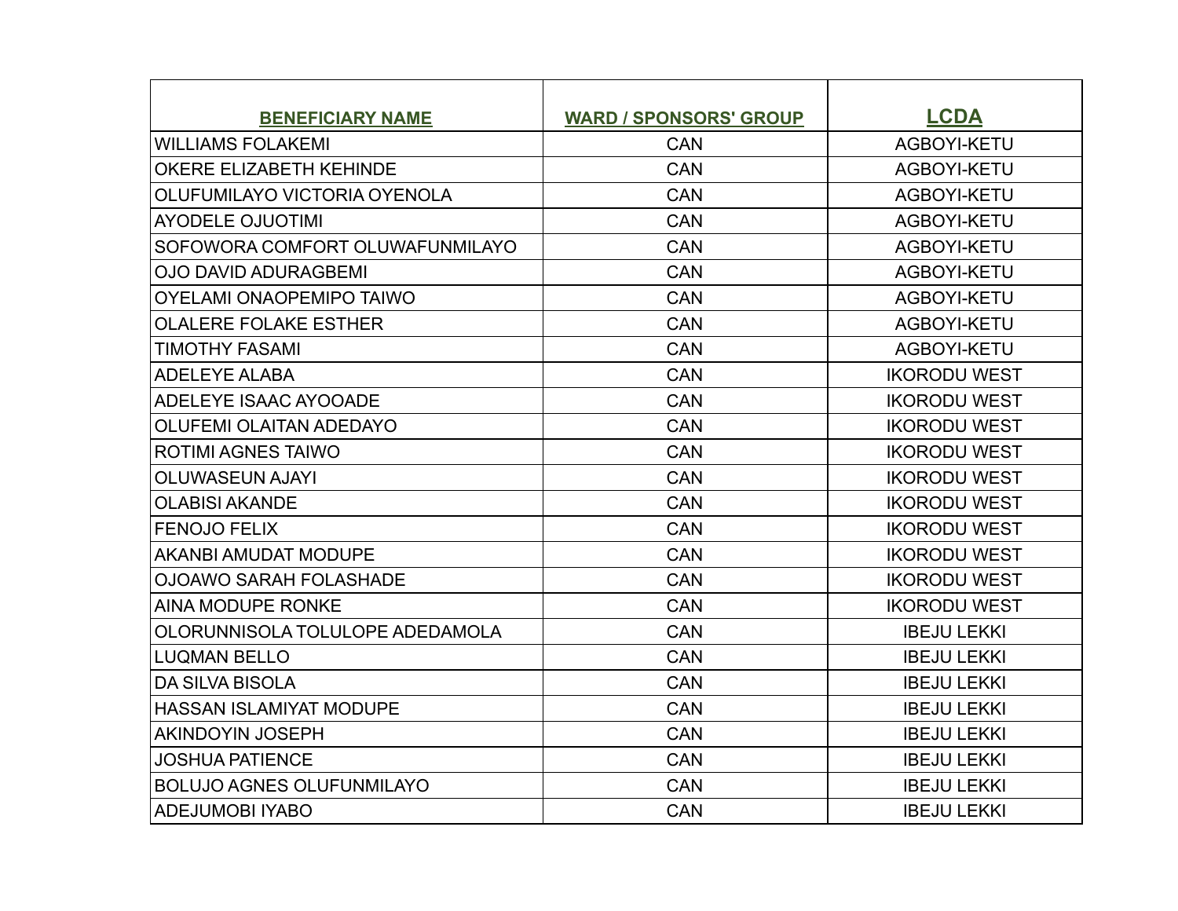| BENEFICIARY NAME | WARD / SPONSORS' GROUP | LCDA |
|---|---|---|
| WILLIAMS FOLAKEMI | CAN | AGBOYI-KETU |
| OKERE ELIZABETH KEHINDE | CAN | AGBOYI-KETU |
| OLUFUMILAYO VICTORIA OYENOLA | CAN | AGBOYI-KETU |
| AYODELE OJUOTIMI | CAN | AGBOYI-KETU |
| SOFOWORA COMFORT OLUWAFUNMILAYO | CAN | AGBOYI-KETU |
| OJO DAVID ADURAGBEMI | CAN | AGBOYI-KETU |
| OYELAMI ONAOPEMIPO TAIWO | CAN | AGBOYI-KETU |
| OLALERE FOLAKE ESTHER | CAN | AGBOYI-KETU |
| TIMOTHY FASAMI | CAN | AGBOYI-KETU |
| ADELEYE ALABA | CAN | IKORODU WEST |
| ADELEYE ISAAC AYOOADE | CAN | IKORODU WEST |
| OLUFEMI OLAITAN ADEDAYO | CAN | IKORODU WEST |
| ROTIMI AGNES TAIWO | CAN | IKORODU WEST |
| OLUWASEUN AJAYI | CAN | IKORODU WEST |
| OLABISI AKANDE | CAN | IKORODU WEST |
| FENOJO FELIX | CAN | IKORODU WEST |
| AKANBI AMUDAT MODUPE | CAN | IKORODU WEST |
| OJOAWO SARAH FOLASHADE | CAN | IKORODU WEST |
| AINA MODUPE RONKE | CAN | IKORODU WEST |
| OLORUNNISOLA TOLULOPE ADEDAMOLA | CAN | IBEJU LEKKI |
| LUQMAN BELLO | CAN | IBEJU LEKKI |
| DA SILVA BISOLA | CAN | IBEJU LEKKI |
| HASSAN ISLAMIYAT MODUPE | CAN | IBEJU LEKKI |
| AKINDOYIN JOSEPH | CAN | IBEJU LEKKI |
| JOSHUA PATIENCE | CAN | IBEJU LEKKI |
| BOLUJO AGNES OLUFUNMILAYO | CAN | IBEJU LEKKI |
| ADEJUMOBI IYABO | CAN | IBEJU LEKKI |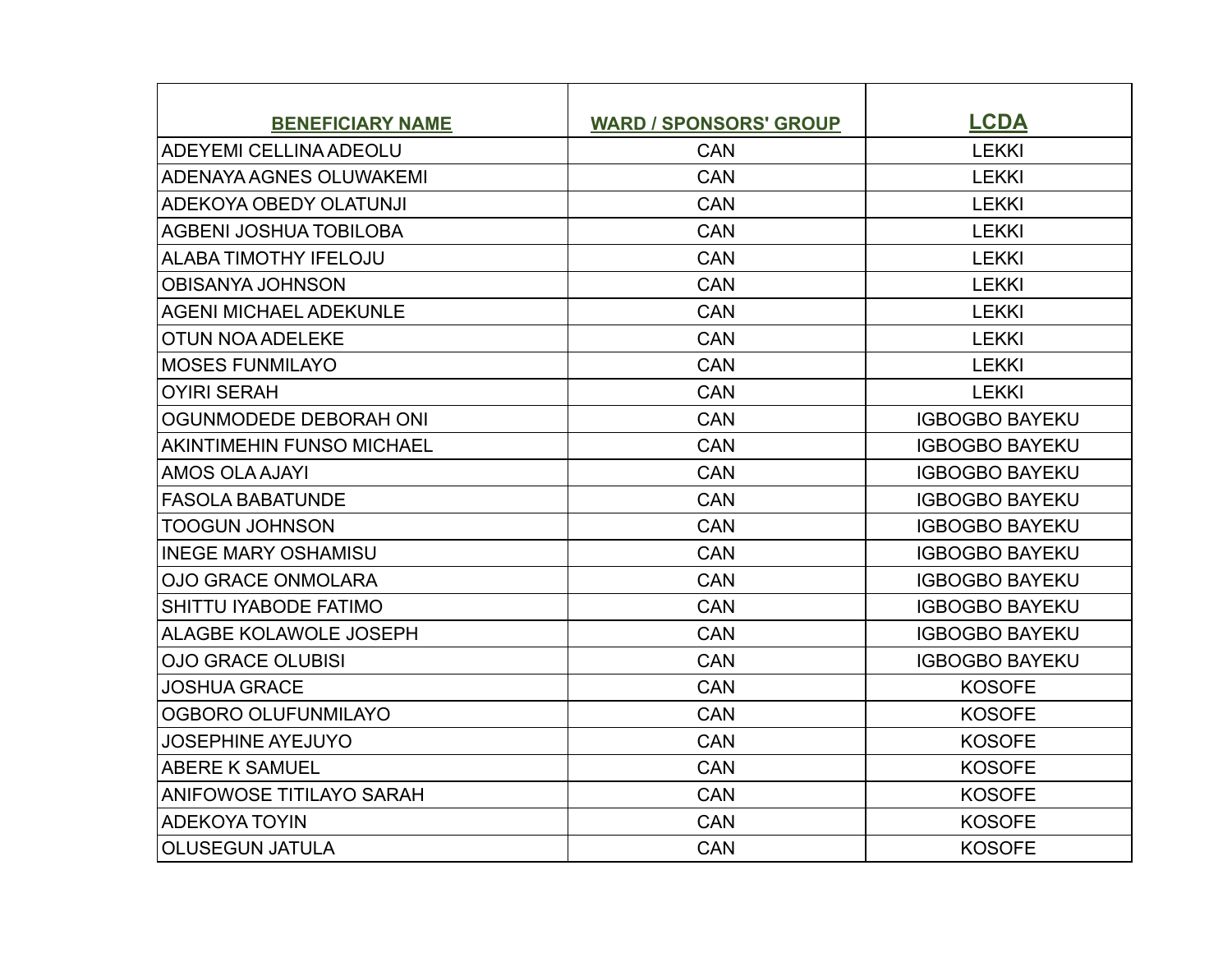| BENEFICIARY NAME | WARD / SPONSORS' GROUP | LCDA |
| --- | --- | --- |
| ADEYEMI CELLINA ADEOLU | CAN | LEKKI |
| ADENAYA AGNES OLUWAKEMI | CAN | LEKKI |
| ADEKOYA OBEDY OLATUNJI | CAN | LEKKI |
| AGBENI JOSHUA TOBILOBA | CAN | LEKKI |
| ALABA TIMOTHY IFELOJU | CAN | LEKKI |
| OBISANYA JOHNSON | CAN | LEKKI |
| AGENI MICHAEL ADEKUNLE | CAN | LEKKI |
| OTUN NOA ADELEKE | CAN | LEKKI |
| MOSES FUNMILAYO | CAN | LEKKI |
| OYIRI SERAH | CAN | LEKKI |
| OGUNMODEDE DEBORAH ONI | CAN | IGBOGBO BAYEKU |
| AKINTIMEHIN FUNSO MICHAEL | CAN | IGBOGBO BAYEKU |
| AMOS OLA AJAYI | CAN | IGBOGBO BAYEKU |
| FASOLA BABATUNDE | CAN | IGBOGBO BAYEKU |
| TOOGUN JOHNSON | CAN | IGBOGBO BAYEKU |
| INEGE MARY OSHAMISU | CAN | IGBOGBO BAYEKU |
| OJO GRACE ONMOLARA | CAN | IGBOGBO BAYEKU |
| SHITTU IYABODE FATIMO | CAN | IGBOGBO BAYEKU |
| ALAGBE KOLAWOLE JOSEPH | CAN | IGBOGBO BAYEKU |
| OJO GRACE OLUBISI | CAN | IGBOGBO BAYEKU |
| JOSHUA GRACE | CAN | KOSOFE |
| OGBORO OLUFUNMILAYO | CAN | KOSOFE |
| JOSEPHINE AYEJUYO | CAN | KOSOFE |
| ABERE K SAMUEL | CAN | KOSOFE |
| ANIFOWOSE TITILAYO SARAH | CAN | KOSOFE |
| ADEKOYA TOYIN | CAN | KOSOFE |
| OLUSEGUN JATULA | CAN | KOSOFE |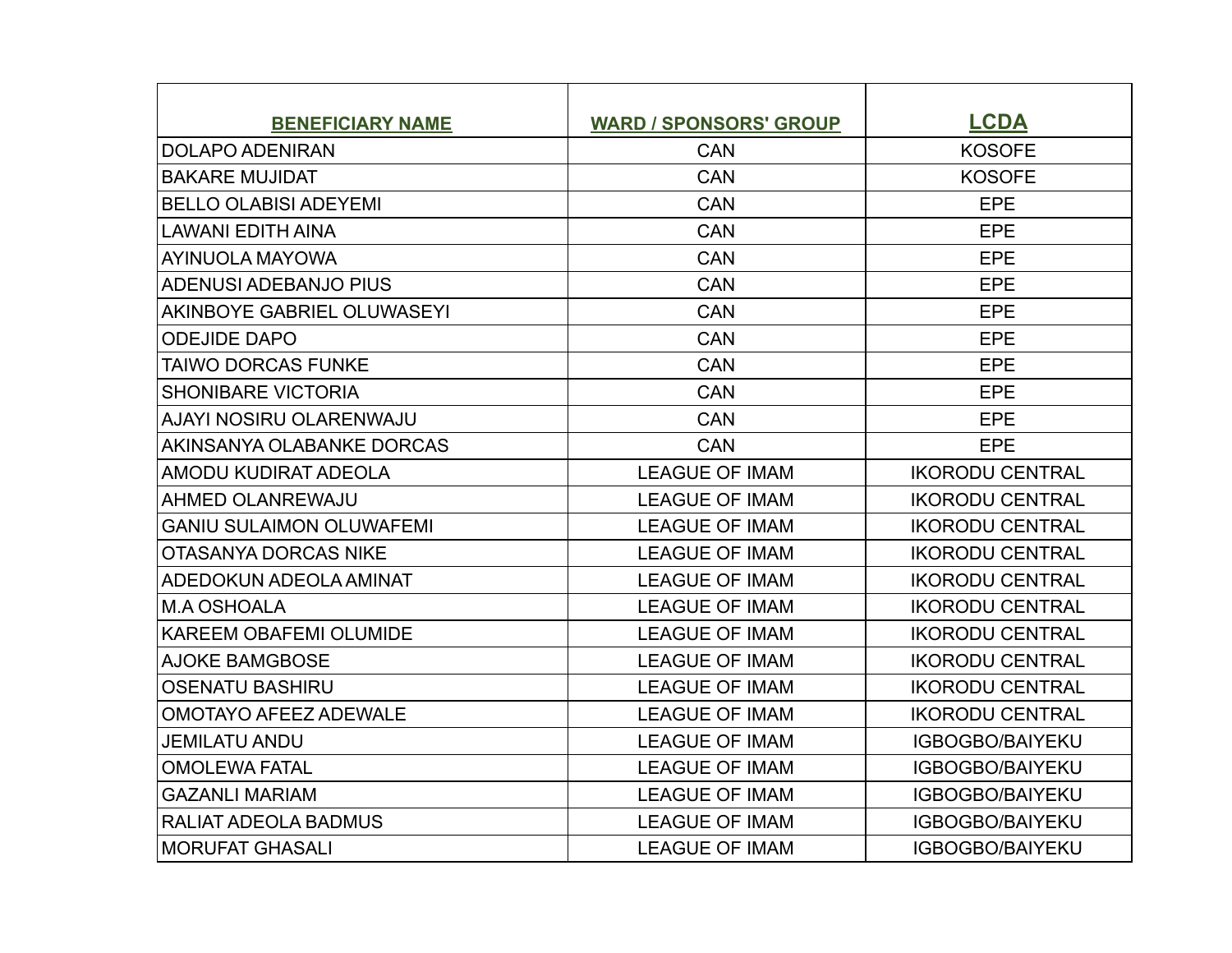| BENEFICIARY NAME | WARD / SPONSORS' GROUP | LCDA |
| --- | --- | --- |
| DOLAPO ADENIRAN | CAN | KOSOFE |
| BAKARE MUJIDAT | CAN | KOSOFE |
| BELLO OLABISI ADEYEMI | CAN | EPE |
| LAWANI EDITH AINA | CAN | EPE |
| AYINUOLA MAYOWA | CAN | EPE |
| ADENUSI ADEBANJO PIUS | CAN | EPE |
| AKINBOYE GABRIEL OLUWASEYI | CAN | EPE |
| ODEJIDE DAPO | CAN | EPE |
| TAIWO DORCAS FUNKE | CAN | EPE |
| SHONIBARE VICTORIA | CAN | EPE |
| AJAYI NOSIRU OLARENWAJU | CAN | EPE |
| AKINSANYA OLABANKE DORCAS | CAN | EPE |
| AMODU KUDIRAT ADEOLA | LEAGUE OF IMAM | IKORODU CENTRAL |
| AHMED OLANREWAJU | LEAGUE OF IMAM | IKORODU CENTRAL |
| GANIU SULAIMON OLUWAFEMI | LEAGUE OF IMAM | IKORODU CENTRAL |
| OTASANYA DORCAS NIKE | LEAGUE OF IMAM | IKORODU CENTRAL |
| ADEDOKUN ADEOLA AMINAT | LEAGUE OF IMAM | IKORODU CENTRAL |
| M.A OSHOALA | LEAGUE OF IMAM | IKORODU CENTRAL |
| KAREEM OBAFEMI OLUMIDE | LEAGUE OF IMAM | IKORODU CENTRAL |
| AJOKE BAMGBOSE | LEAGUE OF IMAM | IKORODU CENTRAL |
| OSENATU BASHIRU | LEAGUE OF IMAM | IKORODU CENTRAL |
| OMOTAYO AFEEZ ADEWALE | LEAGUE OF IMAM | IKORODU CENTRAL |
| JEMILATU ANDU | LEAGUE OF IMAM | IGBOGBO/BAIYEKU |
| OMOLEWA FATAL | LEAGUE OF IMAM | IGBOGBO/BAIYEKU |
| GAZANLI MARIAM | LEAGUE OF IMAM | IGBOGBO/BAIYEKU |
| RALIAT ADEOLA BADMUS | LEAGUE OF IMAM | IGBOGBO/BAIYEKU |
| MORUFAT GHASALI | LEAGUE OF IMAM | IGBOGBO/BAIYEKU |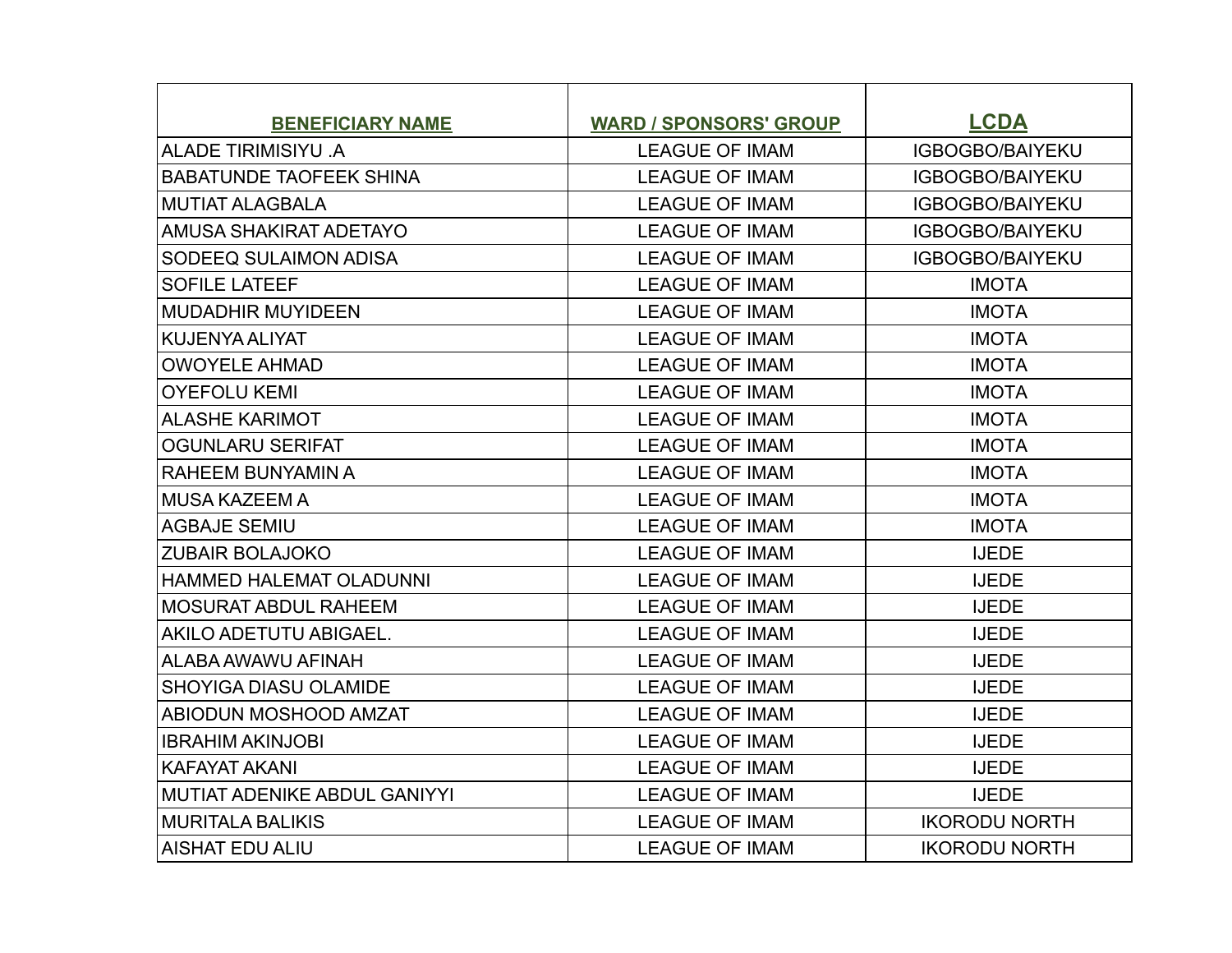| BENEFICIARY NAME | WARD / SPONSORS' GROUP | LCDA |
|---|---|---|
| ALADE TIRIMISIYU .A | LEAGUE OF IMAM | IGBOGBO/BAIYEKU |
| BABATUNDE TAOFEEK SHINA | LEAGUE OF IMAM | IGBOGBO/BAIYEKU |
| MUTIAT ALAGBALA | LEAGUE OF IMAM | IGBOGBO/BAIYEKU |
| AMUSA SHAKIRAT ADETAYO | LEAGUE OF IMAM | IGBOGBO/BAIYEKU |
| SODEEQ SULAIMON ADISA | LEAGUE OF IMAM | IGBOGBO/BAIYEKU |
| SOFILE LATEEF | LEAGUE OF IMAM | IMOTA |
| MUDADHIR MUYIDEEN | LEAGUE OF IMAM | IMOTA |
| KUJENYA ALIYAT | LEAGUE OF IMAM | IMOTA |
| OWOYELE AHMAD | LEAGUE OF IMAM | IMOTA |
| OYEFOLU KEMI | LEAGUE OF IMAM | IMOTA |
| ALASHE KARIMOT | LEAGUE OF IMAM | IMOTA |
| OGUNLARU SERIFAT | LEAGUE OF IMAM | IMOTA |
| RAHEEM BUNYAMIN A | LEAGUE OF IMAM | IMOTA |
| MUSA KAZEEM A | LEAGUE OF IMAM | IMOTA |
| AGBAJE SEMIU | LEAGUE OF IMAM | IMOTA |
| ZUBAIR BOLAJOKO | LEAGUE OF IMAM | IJEDE |
| HAMMED HALEMAT OLADUNNI | LEAGUE OF IMAM | IJEDE |
| MOSURAT ABDUL RAHEEM | LEAGUE OF IMAM | IJEDE |
| AKILO ADETUTU ABIGAEL. | LEAGUE OF IMAM | IJEDE |
| ALABA AWAWU AFINAH | LEAGUE OF IMAM | IJEDE |
| SHOYIGA DIASU OLAMIDE | LEAGUE OF IMAM | IJEDE |
| ABIODUN MOSHOOD AMZAT | LEAGUE OF IMAM | IJEDE |
| IBRAHIM AKINJOBI | LEAGUE OF IMAM | IJEDE |
| KAFAYAT AKANI | LEAGUE OF IMAM | IJEDE |
| MUTIAT ADENIKE ABDUL GANIYYI | LEAGUE OF IMAM | IJEDE |
| MURITALA BALIKIS | LEAGUE OF IMAM | IKORODU NORTH |
| AISHAT EDU ALIU | LEAGUE OF IMAM | IKORODU NORTH |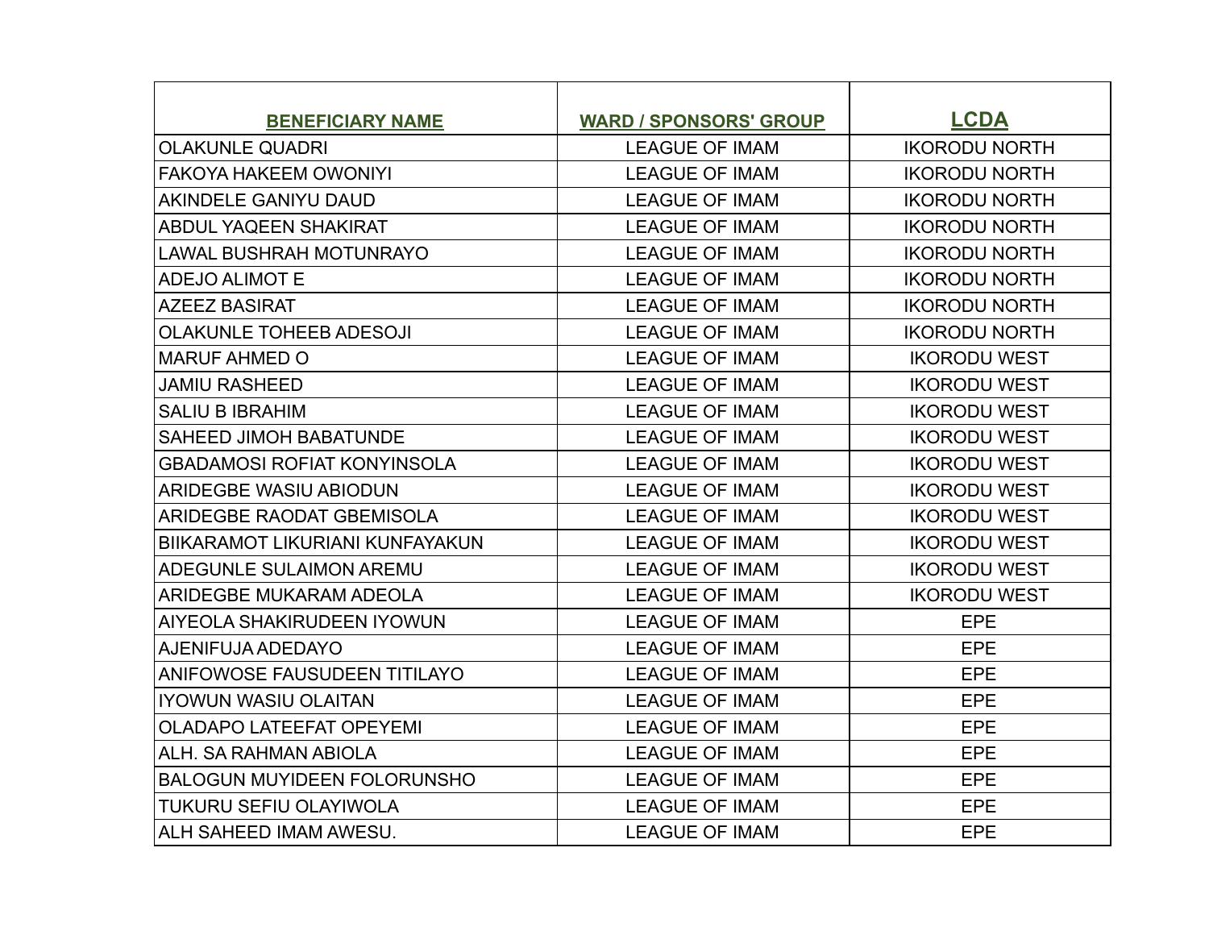| BENEFICIARY NAME | WARD / SPONSORS' GROUP | LCDA |
|---|---|---|
| OLAKUNLE QUADRI | LEAGUE OF IMAM | IKORODU NORTH |
| FAKOYA HAKEEM OWONIYI | LEAGUE OF IMAM | IKORODU NORTH |
| AKINDELE GANIYU DAUD | LEAGUE OF IMAM | IKORODU NORTH |
| ABDUL YAQEEN SHAKIRAT | LEAGUE OF IMAM | IKORODU NORTH |
| LAWAL BUSHRAH MOTUNRAYO | LEAGUE OF IMAM | IKORODU NORTH |
| ADEJO ALIMOT E | LEAGUE OF IMAM | IKORODU NORTH |
| AZEEZ BASIRAT | LEAGUE OF IMAM | IKORODU NORTH |
| OLAKUNLE TOHEEB ADESOJI | LEAGUE OF IMAM | IKORODU NORTH |
| MARUF AHMED O | LEAGUE OF IMAM | IKORODU WEST |
| JAMIU RASHEED | LEAGUE OF IMAM | IKORODU WEST |
| SALIU B IBRAHIM | LEAGUE OF IMAM | IKORODU WEST |
| SAHEED JIMOH BABATUNDE | LEAGUE OF IMAM | IKORODU WEST |
| GBADAMOSI ROFIAT KONYINSOLA | LEAGUE OF IMAM | IKORODU WEST |
| ARIDEGBE WASIU ABIODUN | LEAGUE OF IMAM | IKORODU WEST |
| ARIDEGBE RAODAT GBEMISOLA | LEAGUE OF IMAM | IKORODU WEST |
| BIIKARAMOT LIKURIANI KUNFAYAKUN | LEAGUE OF IMAM | IKORODU WEST |
| ADEGUNLE SULAIMON AREMU | LEAGUE OF IMAM | IKORODU WEST |
| ARIDEGBE MUKARAM ADEOLA | LEAGUE OF IMAM | IKORODU WEST |
| AIYEOLA SHAKIRUDEEN IYOWUN | LEAGUE OF IMAM | EPE |
| AJENIFUJA ADEDAYO | LEAGUE OF IMAM | EPE |
| ANIFOWOSE FAUSUDEEN TITILAYO | LEAGUE OF IMAM | EPE |
| IYOWUN WASIU OLAITAN | LEAGUE OF IMAM | EPE |
| OLADAPO LATEEFAT OPEYEMI | LEAGUE OF IMAM | EPE |
| ALH. SA RAHMAN ABIOLA | LEAGUE OF IMAM | EPE |
| BALOGUN MUYIDEEN FOLORUNSHO | LEAGUE OF IMAM | EPE |
| TUKURU SEFIU OLAYIWOLA | LEAGUE OF IMAM | EPE |
| ALH SAHEED IMAM AWESU. | LEAGUE OF IMAM | EPE |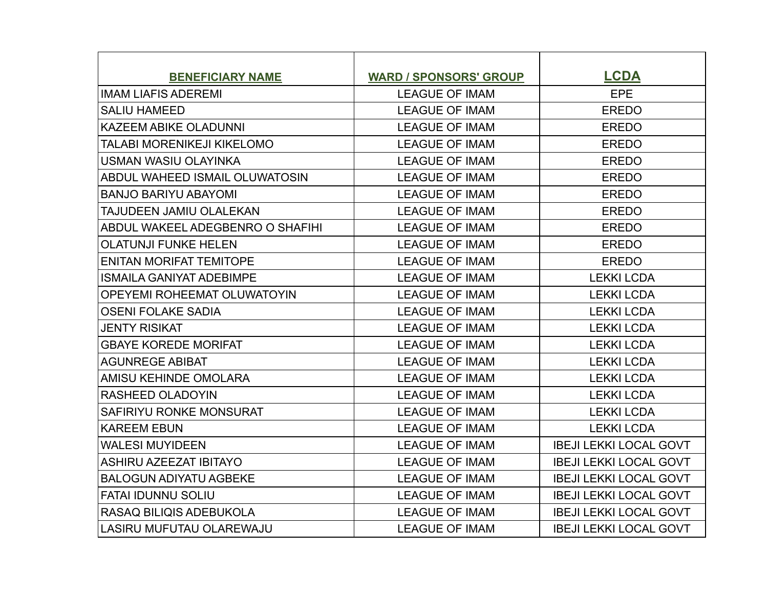| BENEFICIARY NAME | WARD / SPONSORS' GROUP | LCDA |
|---|---|---|
| IMAM LIAFIS ADEREMI | LEAGUE OF IMAM | EPE |
| SALIU HAMEED | LEAGUE OF IMAM | EREDO |
| KAZEEM ABIKE OLADUNNI | LEAGUE OF IMAM | EREDO |
| TALABI MORENIKEJI KIKELOMO | LEAGUE OF IMAM | EREDO |
| USMAN WASIU OLAYINKA | LEAGUE OF IMAM | EREDO |
| ABDUL WAHEED ISMAIL OLUWATOSIN | LEAGUE OF IMAM | EREDO |
| BANJO BARIYU ABAYOMI | LEAGUE OF IMAM | EREDO |
| TAJUDEEN JAMIU OLALEKAN | LEAGUE OF IMAM | EREDO |
| ABDUL WAKEEL ADEGBENRO O SHAFIHI | LEAGUE OF IMAM | EREDO |
| OLATUNJI FUNKE HELEN | LEAGUE OF IMAM | EREDO |
| ENITAN MORIFAT TEMITOPE | LEAGUE OF IMAM | EREDO |
| ISMAILA GANIYAT ADEBIMPE | LEAGUE OF IMAM | LEKKI LCDA |
| OPEYEMI ROHEEMAT OLUWATOYIN | LEAGUE OF IMAM | LEKKI LCDA |
| OSENI FOLAKE SADIA | LEAGUE OF IMAM | LEKKI LCDA |
| JENTY RISIKAT | LEAGUE OF IMAM | LEKKI LCDA |
| GBAYE KOREDE MORIFAT | LEAGUE OF IMAM | LEKKI LCDA |
| AGUNREGE ABIBAT | LEAGUE OF IMAM | LEKKI LCDA |
| AMISU KEHINDE OMOLARA | LEAGUE OF IMAM | LEKKI LCDA |
| RASHEED OLADOYIN | LEAGUE OF IMAM | LEKKI LCDA |
| SAFIRIYU RONKE MONSURAT | LEAGUE OF IMAM | LEKKI LCDA |
| KAREEM EBUN | LEAGUE OF IMAM | LEKKI LCDA |
| WALESI MUYIDEEN | LEAGUE OF IMAM | IBEJI LEKKI LOCAL GOVT |
| ASHIRU AZEEZAT IBITAYO | LEAGUE OF IMAM | IBEJI LEKKI LOCAL GOVT |
| BALOGUN ADIYATU AGBEKE | LEAGUE OF IMAM | IBEJI LEKKI LOCAL GOVT |
| FATAI IDUNNU SOLIU | LEAGUE OF IMAM | IBEJI LEKKI LOCAL GOVT |
| RASAQ BILIQIS ADEBUKOLA | LEAGUE OF IMAM | IBEJI LEKKI LOCAL GOVT |
| LASIRU MUFUTAU OLAREWAJU | LEAGUE OF IMAM | IBEJI LEKKI LOCAL GOVT |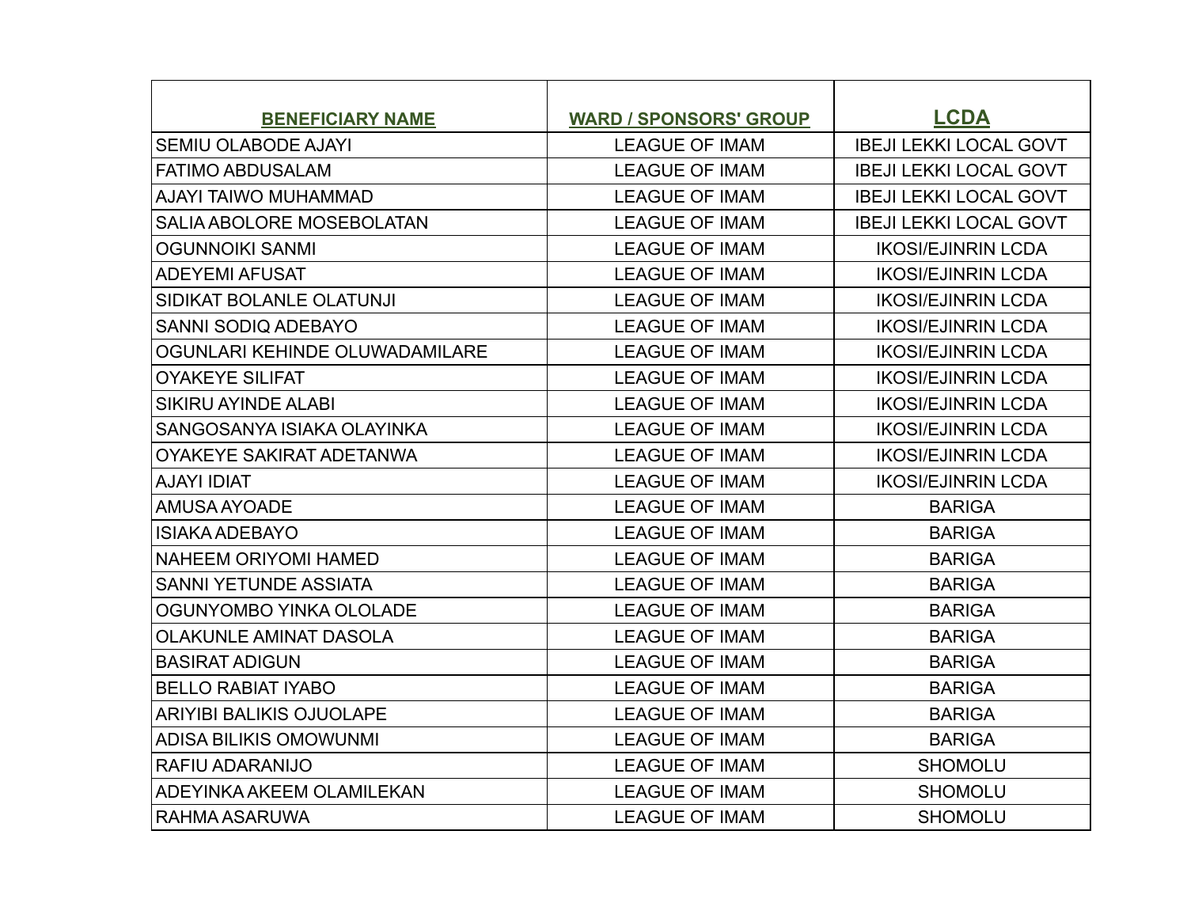| BENEFICIARY NAME | WARD / SPONSORS' GROUP | LCDA |
|---|---|---|
| SEMIU OLABODE AJAYI | LEAGUE OF IMAM | IBEJI LEKKI LOCAL GOVT |
| FATIMO ABDUSALAM | LEAGUE OF IMAM | IBEJI LEKKI LOCAL GOVT |
| AJAYI TAIWO MUHAMMAD | LEAGUE OF IMAM | IBEJI LEKKI LOCAL GOVT |
| SALIA ABOLORE MOSEBOLATAN | LEAGUE OF IMAM | IBEJI LEKKI LOCAL GOVT |
| OGUNNOIKI SANMI | LEAGUE OF IMAM | IKOSI/EJINRIN LCDA |
| ADEYEMI AFUSAT | LEAGUE OF IMAM | IKOSI/EJINRIN LCDA |
| SIDIKAT BOLANLE OLATUNJI | LEAGUE OF IMAM | IKOSI/EJINRIN LCDA |
| SANNI SODIQ ADEBAYO | LEAGUE OF IMAM | IKOSI/EJINRIN LCDA |
| OGUNLARI KEHINDE OLUWADAMILARE | LEAGUE OF IMAM | IKOSI/EJINRIN LCDA |
| OYAKEYE SILIFAT | LEAGUE OF IMAM | IKOSI/EJINRIN LCDA |
| SIKIRU AYINDE ALABI | LEAGUE OF IMAM | IKOSI/EJINRIN LCDA |
| SANGOSANYA ISIAKA OLAYINKA | LEAGUE OF IMAM | IKOSI/EJINRIN LCDA |
| OYAKEYE SAKIRAT ADETANWA | LEAGUE OF IMAM | IKOSI/EJINRIN LCDA |
| AJAYI IDIAT | LEAGUE OF IMAM | IKOSI/EJINRIN LCDA |
| AMUSA AYOADE | LEAGUE OF IMAM | BARIGA |
| ISIAKA ADEBAYO | LEAGUE OF IMAM | BARIGA |
| NAHEEM ORIYOMI HAMED | LEAGUE OF IMAM | BARIGA |
| SANNI YETUNDE ASSIATA | LEAGUE OF IMAM | BARIGA |
| OGUNYOMBO YINKA OLOLADE | LEAGUE OF IMAM | BARIGA |
| OLAKUNLE AMINAT DASOLA | LEAGUE OF IMAM | BARIGA |
| BASIRAT ADIGUN | LEAGUE OF IMAM | BARIGA |
| BELLO RABIAT IYABO | LEAGUE OF IMAM | BARIGA |
| ARIYIBI BALIKIS OJUOLAPE | LEAGUE OF IMAM | BARIGA |
| ADISA BILIKIS OMOWUNMI | LEAGUE OF IMAM | BARIGA |
| RAFIU ADARANIJO | LEAGUE OF IMAM | SHOMOLU |
| ADEYINKA AKEEM OLAMILEKAN | LEAGUE OF IMAM | SHOMOLU |
| RAHMA ASARUWA | LEAGUE OF IMAM | SHOMOLU |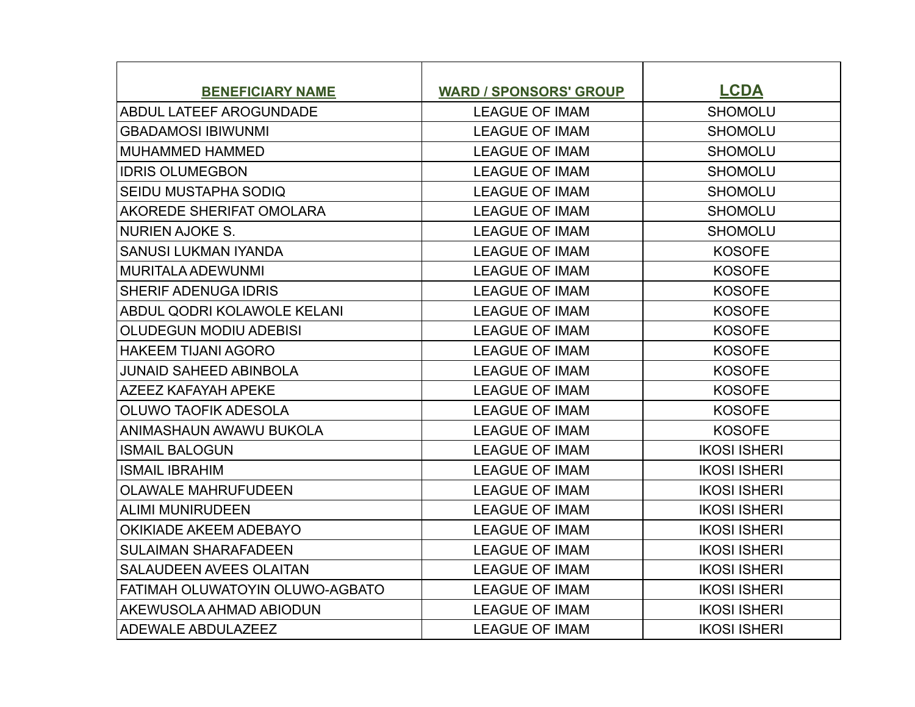| BENEFICIARY NAME | WARD / SPONSORS' GROUP | LCDA |
|---|---|---|
| ABDUL LATEEF AROGUNDADE | LEAGUE OF IMAM | SHOMOLU |
| GBADAMOSI IBIWUNMI | LEAGUE OF IMAM | SHOMOLU |
| MUHAMMED HAMMED | LEAGUE OF IMAM | SHOMOLU |
| IDRIS OLUMEGBON | LEAGUE OF IMAM | SHOMOLU |
| SEIDU MUSTAPHA SODIQ | LEAGUE OF IMAM | SHOMOLU |
| AKOREDE SHERIFAT OMOLARA | LEAGUE OF IMAM | SHOMOLU |
| NURIEN AJOKE S. | LEAGUE OF IMAM | SHOMOLU |
| SANUSI LUKMAN IYANDA | LEAGUE OF IMAM | KOSOFE |
| MURITALA ADEWUNMI | LEAGUE OF IMAM | KOSOFE |
| SHERIF ADENUGA IDRIS | LEAGUE OF IMAM | KOSOFE |
| ABDUL QODRI KOLAWOLE KELANI | LEAGUE OF IMAM | KOSOFE |
| OLUDEGUN MODIU ADEBISI | LEAGUE OF IMAM | KOSOFE |
| HAKEEM TIJANI AGORO | LEAGUE OF IMAM | KOSOFE |
| JUNAID SAHEED ABINBOLA | LEAGUE OF IMAM | KOSOFE |
| AZEEZ KAFAYAH APEKE | LEAGUE OF IMAM | KOSOFE |
| OLUWO TAOFIK ADESOLA | LEAGUE OF IMAM | KOSOFE |
| ANIMASHAUN AWAWU BUKOLA | LEAGUE OF IMAM | KOSOFE |
| ISMAIL BALOGUN | LEAGUE OF IMAM | IKOSI ISHERI |
| ISMAIL IBRAHIM | LEAGUE OF IMAM | IKOSI ISHERI |
| OLAWALE MAHRUFUDEEN | LEAGUE OF IMAM | IKOSI ISHERI |
| ALIMI MUNIRUDEEN | LEAGUE OF IMAM | IKOSI ISHERI |
| OKIKIADE AKEEM ADEBAYO | LEAGUE OF IMAM | IKOSI ISHERI |
| SULAIMAN SHARAFADEEN | LEAGUE OF IMAM | IKOSI ISHERI |
| SALAUDEEN AVEES OLAITAN | LEAGUE OF IMAM | IKOSI ISHERI |
| FATIMAH OLUWATOYIN OLUWO-AGBATO | LEAGUE OF IMAM | IKOSI ISHERI |
| AKEWUSOLA AHMAD ABIODUN | LEAGUE OF IMAM | IKOSI ISHERI |
| ADEWALE ABDULAZEEZ | LEAGUE OF IMAM | IKOSI ISHERI |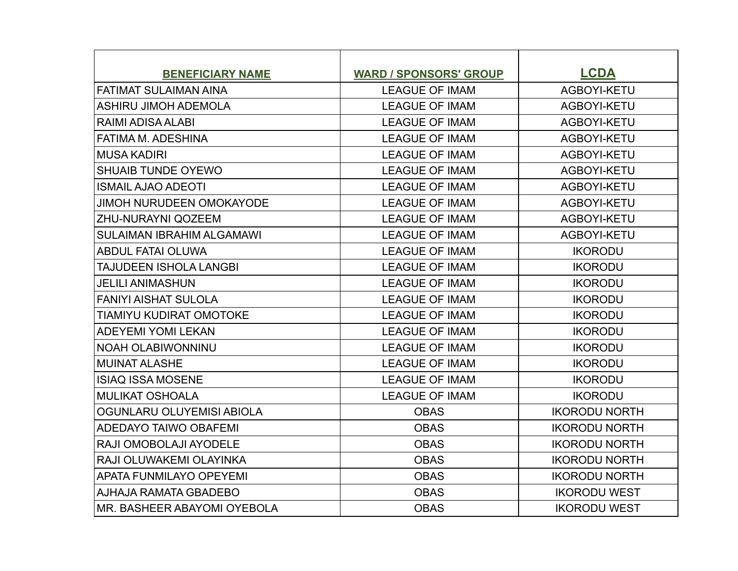| BENEFICIARY NAME | WARD / SPONSORS' GROUP | LCDA |
|---|---|---|
| FATIMAT SULAIMAN AINA | LEAGUE OF IMAM | AGBOYI-KETU |
| ASHIRU JIMOH ADEMOLA | LEAGUE OF IMAM | AGBOYI-KETU |
| RAIMI ADISA ALABI | LEAGUE OF IMAM | AGBOYI-KETU |
| FATIMA M. ADESHINA | LEAGUE OF IMAM | AGBOYI-KETU |
| MUSA KADIRI | LEAGUE OF IMAM | AGBOYI-KETU |
| SHUAIB TUNDE OYEWO | LEAGUE OF IMAM | AGBOYI-KETU |
| ISMAIL AJAO ADEOTI | LEAGUE OF IMAM | AGBOYI-KETU |
| JIMOH NURUDEEN OMOKAYODE | LEAGUE OF IMAM | AGBOYI-KETU |
| ZHU-NURAYNI QOZEEM | LEAGUE OF IMAM | AGBOYI-KETU |
| SULAIMAN IBRAHIM ALGAMAWI | LEAGUE OF IMAM | AGBOYI-KETU |
| ABDUL FATAI OLUWA | LEAGUE OF IMAM | IKORODU |
| TAJUDEEN ISHOLA LANGBI | LEAGUE OF IMAM | IKORODU |
| JELILI ANIMASHUN | LEAGUE OF IMAM | IKORODU |
| FANIYI AISHAT SULOLA | LEAGUE OF IMAM | IKORODU |
| TIAMIYU KUDIRAT OMOTOKE | LEAGUE OF IMAM | IKORODU |
| ADEYEMI YOMI LEKAN | LEAGUE OF IMAM | IKORODU |
| NOAH OLABIWONNINU | LEAGUE OF IMAM | IKORODU |
| MUINAT ALASHE | LEAGUE OF IMAM | IKORODU |
| ISIAQ ISSA MOSENE | LEAGUE OF IMAM | IKORODU |
| MULIKAT OSHOALA | LEAGUE OF IMAM | IKORODU |
| OGUNLARU OLUYEMISI ABIOLA | OBAS | IKORODU NORTH |
| ADEDAYO TAIWO OBAFEMI | OBAS | IKORODU NORTH |
| RAJI OMOBOLAJI AYODELE | OBAS | IKORODU NORTH |
| RAJI OLUWAKEMI OLAYINKA | OBAS | IKORODU NORTH |
| APATA FUNMILAYO OPEYEMI | OBAS | IKORODU NORTH |
| AJHAJA RAMATA GBADEBO | OBAS | IKORODU WEST |
| MR. BASHEER ABAYOMI OYEBOLA | OBAS | IKORODU WEST |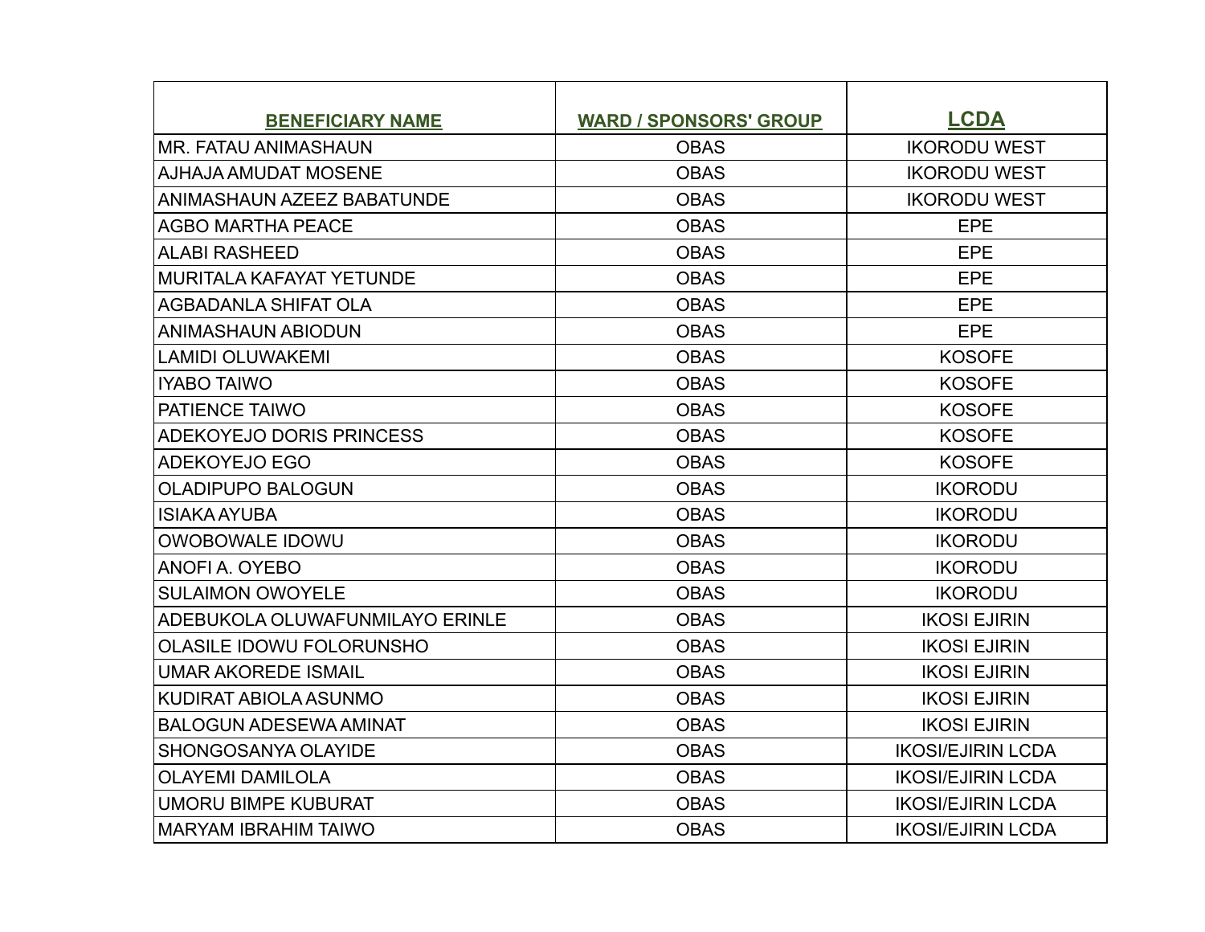| BENEFICIARY NAME | WARD / SPONSORS' GROUP | LCDA |
| --- | --- | --- |
| MR. FATAU ANIMASHAUN | OBAS | IKORODU WEST |
| AJHAJA AMUDAT MOSENE | OBAS | IKORODU WEST |
| ANIMASHAUN AZEEZ BABATUNDE | OBAS | IKORODU WEST |
| AGBO MARTHA PEACE | OBAS | EPE |
| ALABI RASHEED | OBAS | EPE |
| MURITALA KAFAYAT YETUNDE | OBAS | EPE |
| AGBADANLA SHIFAT OLA | OBAS | EPE |
| ANIMASHAUN ABIODUN | OBAS | EPE |
| LAMIDI OLUWAKEMI | OBAS | KOSOFE |
| IYABO TAIWO | OBAS | KOSOFE |
| PATIENCE TAIWO | OBAS | KOSOFE |
| ADEKOYEJO DORIS PRINCESS | OBAS | KOSOFE |
| ADEKOYEJO EGO | OBAS | KOSOFE |
| OLADIPUPO BALOGUN | OBAS | IKORODU |
| ISIAKA AYUBA | OBAS | IKORODU |
| OWOBOWALE IDOWU | OBAS | IKORODU |
| ANOFI A. OYEBO | OBAS | IKORODU |
| SULAIMON OWOYELE | OBAS | IKORODU |
| ADEBUKOLA OLUWAFUNMILAYO ERINLE | OBAS | IKOSI EJIRIN |
| OLASILE IDOWU FOLORUNSHO | OBAS | IKOSI EJIRIN |
| UMAR AKOREDE ISMAIL | OBAS | IKOSI EJIRIN |
| KUDIRAT ABIOLA ASUNMO | OBAS | IKOSI EJIRIN |
| BALOGUN ADESEWA AMINAT | OBAS | IKOSI EJIRIN |
| SHONGOSANYA OLAYIDE | OBAS | IKOSI/EJIRIN LCDA |
| OLAYEMI DAMILOLA | OBAS | IKOSI/EJIRIN LCDA |
| UMORU BIMPE KUBURAT | OBAS | IKOSI/EJIRIN LCDA |
| MARYAM IBRAHIM TAIWO | OBAS | IKOSI/EJIRIN LCDA |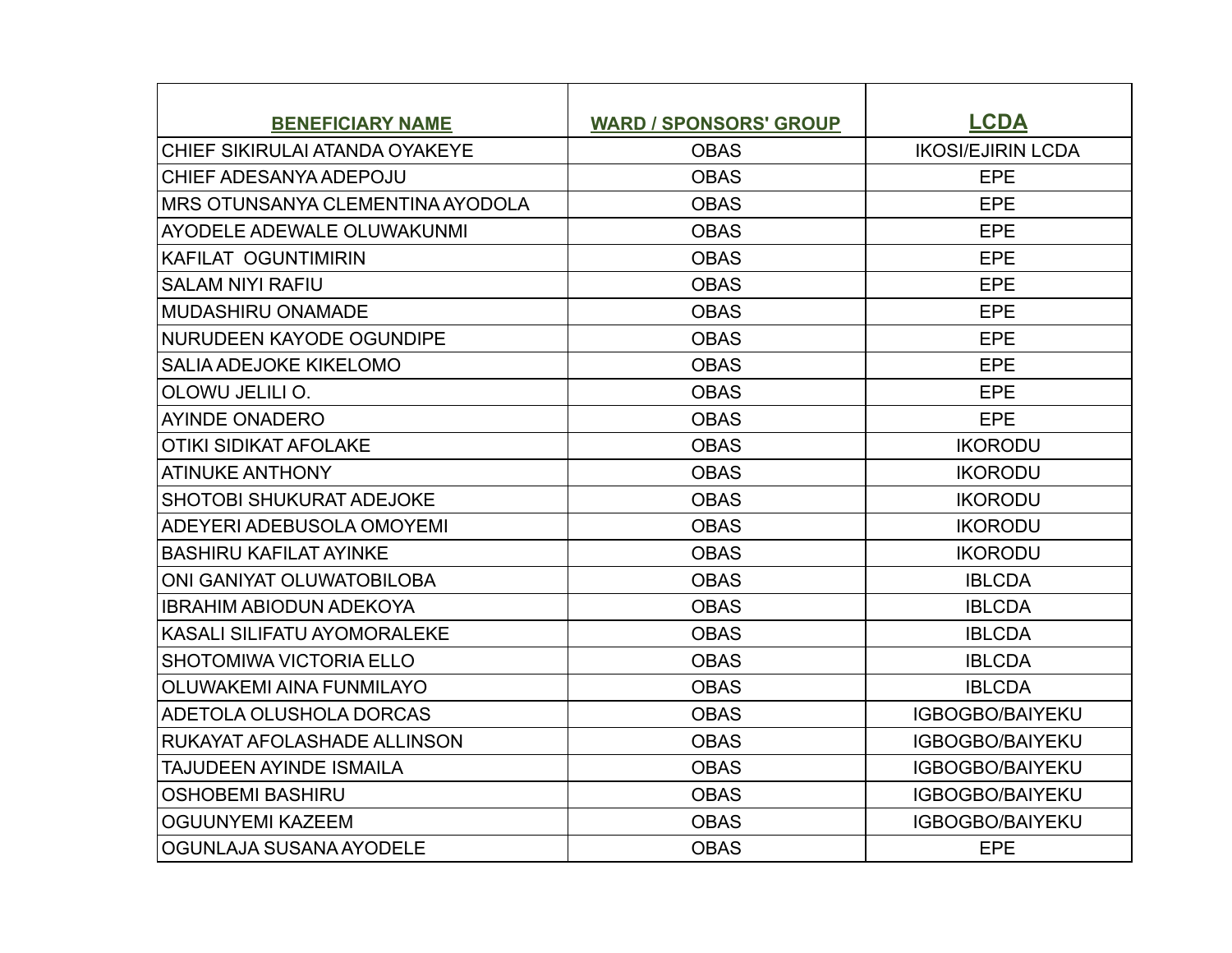| BENEFICIARY NAME | WARD / SPONSORS' GROUP | LCDA |
|---|---|---|
| CHIEF SIKIRULAI ATANDA OYAKEYE | OBAS | IKOSI/EJIRIN LCDA |
| CHIEF ADESANYA ADEPOJU | OBAS | EPE |
| MRS OTUNSANYA CLEMENTINA AYODOLA | OBAS | EPE |
| AYODELE ADEWALE OLUWAKUNMI | OBAS | EPE |
| KAFILAT  OGUNTIMIRIN | OBAS | EPE |
| SALAM NIYI RAFIU | OBAS | EPE |
| MUDASHIRU ONAMADE | OBAS | EPE |
| NURUDEEN KAYODE OGUNDIPE | OBAS | EPE |
| SALIA ADEJOKE KIKELOMO | OBAS | EPE |
| OLOWU JELILI O. | OBAS | EPE |
| AYINDE ONADERO | OBAS | EPE |
| OTIKI SIDIKAT AFOLAKE | OBAS | IKORODU |
| ATINUKE ANTHONY | OBAS | IKORODU |
| SHOTOBI SHUKURAT ADEJOKE | OBAS | IKORODU |
| ADEYERI ADEBUSOLA OMOYEMI | OBAS | IKORODU |
| BASHIRU KAFILAT AYINKE | OBAS | IKORODU |
| ONI GANIYAT OLUWATOBILOBA | OBAS | IBLCDA |
| IBRAHIM ABIODUN ADEKOYA | OBAS | IBLCDA |
| KASALI SILIFATU AYOMORALEKE | OBAS | IBLCDA |
| SHOTOMIWA VICTORIA ELLO | OBAS | IBLCDA |
| OLUWAKEMI AINA FUNMILAYO | OBAS | IBLCDA |
| ADETOLA OLUSHOLA DORCAS | OBAS | IGBOGBO/BAIYEKU |
| RUKAYAT AFOLASHADE ALLINSON | OBAS | IGBOGBO/BAIYEKU |
| TAJUDEEN AYINDE ISMAILA | OBAS | IGBOGBO/BAIYEKU |
| OSHOBEMI BASHIRU | OBAS | IGBOGBO/BAIYEKU |
| OGUUNYEMI KAZEEM | OBAS | IGBOGBO/BAIYEKU |
| OGUNLAJA SUSANA AYODELE | OBAS | EPE |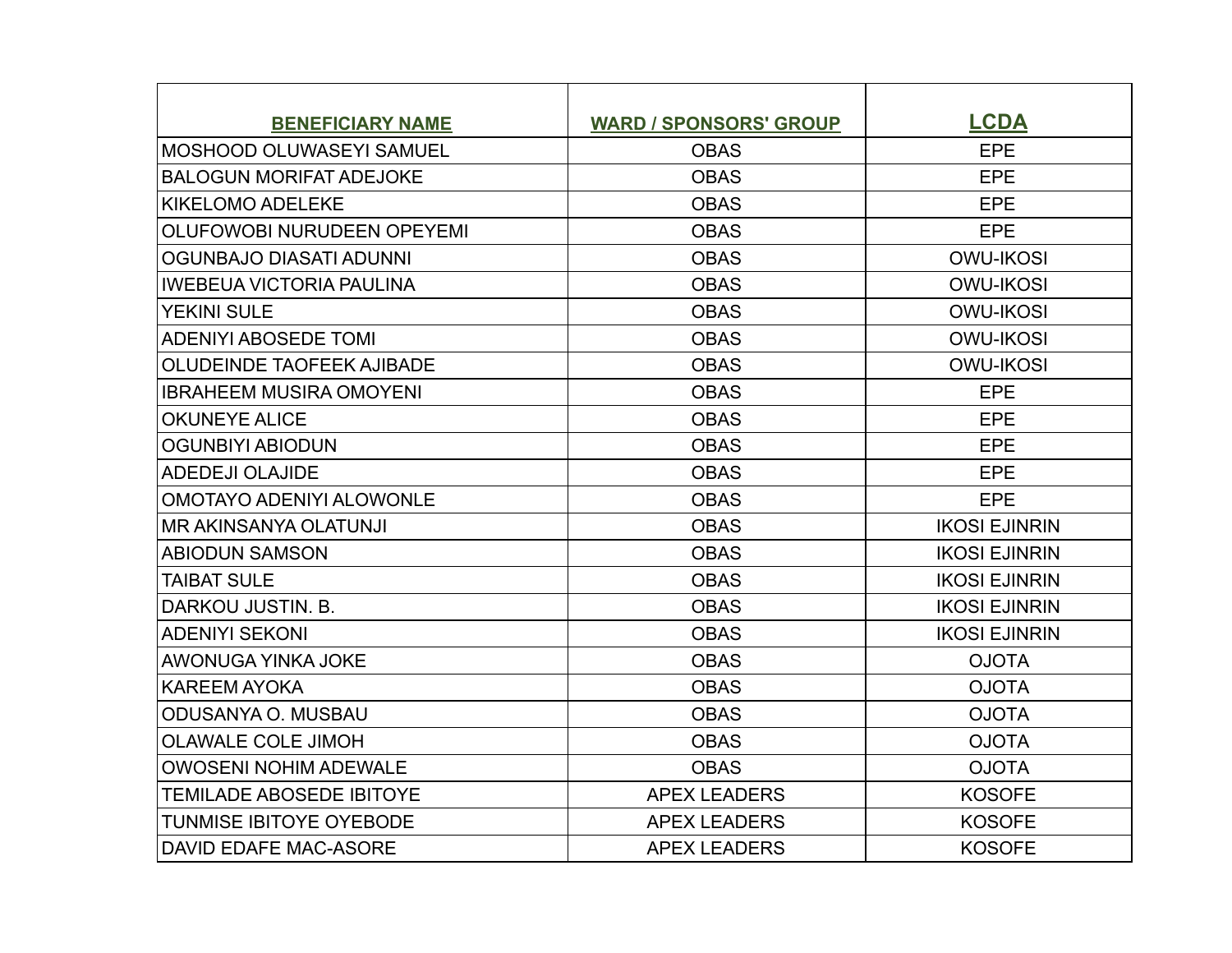| BENEFICIARY NAME | WARD / SPONSORS' GROUP | LCDA |
|---|---|---|
| MOSHOOD OLUWASEYI SAMUEL | OBAS | EPE |
| BALOGUN MORIFAT ADEJOKE | OBAS | EPE |
| KIKELOMO ADELEKE | OBAS | EPE |
| OLUFOWOBI NURUDEEN OPEYEMI | OBAS | EPE |
| OGUNBAJO DIASATI ADUNNI | OBAS | OWU-IKOSI |
| IWEBEUA VICTORIA PAULINA | OBAS | OWU-IKOSI |
| YEKINI SULE | OBAS | OWU-IKOSI |
| ADENIYI ABOSEDE TOMI | OBAS | OWU-IKOSI |
| OLUDEINDE TAOFEEK AJIBADE | OBAS | OWU-IKOSI |
| IBRAHEEM MUSIRA OMOYENI | OBAS | EPE |
| OKUNEYE ALICE | OBAS | EPE |
| OGUNBIYI ABIODUN | OBAS | EPE |
| ADEDEJI OLAJIDE | OBAS | EPE |
| OMOTAYO ADENIYI ALOWONLE | OBAS | EPE |
| MR AKINSANYA OLATUNJI | OBAS | IKOSI EJINRIN |
| ABIODUN SAMSON | OBAS | IKOSI EJINRIN |
| TAIBAT SULE | OBAS | IKOSI EJINRIN |
| DARKOU JUSTIN. B. | OBAS | IKOSI EJINRIN |
| ADENIYI SEKONI | OBAS | IKOSI EJINRIN |
| AWONUGA YINKA JOKE | OBAS | OJOTA |
| KAREEM AYOKA | OBAS | OJOTA |
| ODUSANYA O. MUSBAU | OBAS | OJOTA |
| OLAWALE COLE JIMOH | OBAS | OJOTA |
| OWOSENI NOHIM ADEWALE | OBAS | OJOTA |
| TEMILADE ABOSEDE IBITOYE | APEX LEADERS | KOSOFE |
| TUNMISE IBITOYE OYEBODE | APEX LEADERS | KOSOFE |
| DAVID EDAFE MAC-ASORE | APEX LEADERS | KOSOFE |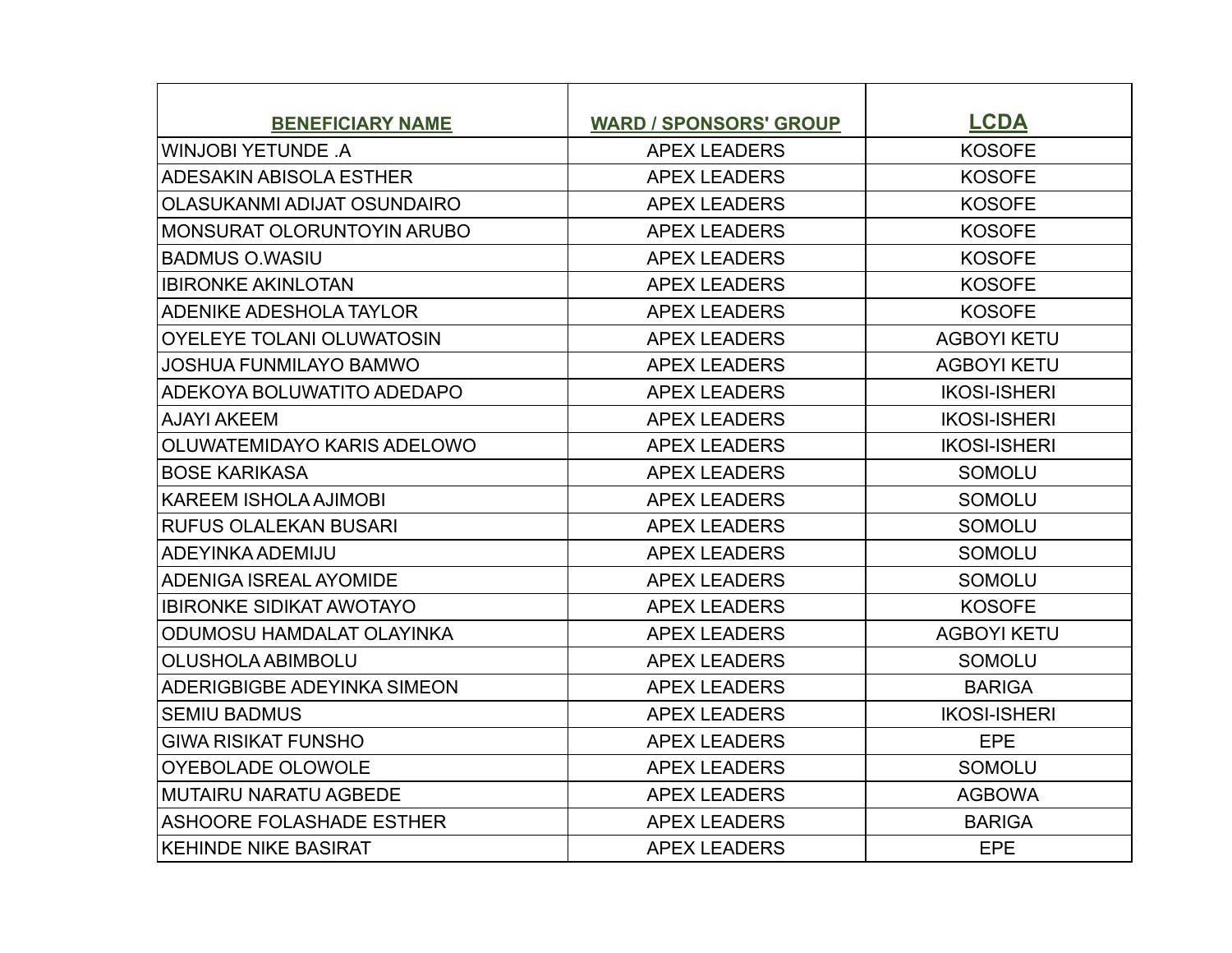| BENEFICIARY NAME | WARD / SPONSORS' GROUP | LCDA |
| --- | --- | --- |
| WINJOBI YETUNDE .A | APEX LEADERS | KOSOFE |
| ADESAKIN ABISOLA ESTHER | APEX LEADERS | KOSOFE |
| OLASUKANMI ADIJAT OSUNDAIRO | APEX LEADERS | KOSOFE |
| MONSURAT OLORUNTOYIN ARUBO | APEX LEADERS | KOSOFE |
| BADMUS O.WASIU | APEX LEADERS | KOSOFE |
| IBIRONKE AKINLOTAN | APEX LEADERS | KOSOFE |
| ADENIKE ADESHOLA TAYLOR | APEX LEADERS | KOSOFE |
| OYELEYE TOLANI OLUWATOSIN | APEX LEADERS | AGBOYI KETU |
| JOSHUA FUNMILAYO BAMWO | APEX LEADERS | AGBOYI KETU |
| ADEKOYA BOLUWATITO ADEDAPO | APEX LEADERS | IKOSI-ISHERI |
| AJAYI AKEEM | APEX LEADERS | IKOSI-ISHERI |
| OLUWATEMIDAYO KARIS ADELOWO | APEX LEADERS | IKOSI-ISHERI |
| BOSE KARIKASA | APEX LEADERS | SOMOLU |
| KAREEM ISHOLA AJIMOBI | APEX LEADERS | SOMOLU |
| RUFUS OLALEKAN BUSARI | APEX LEADERS | SOMOLU |
| ADEYINKA ADEMIJU | APEX LEADERS | SOMOLU |
| ADENIGA ISREAL AYOMIDE | APEX LEADERS | SOMOLU |
| IBIRONKE SIDIKAT AWOTAYO | APEX LEADERS | KOSOFE |
| ODUMOSU HAMDALAT OLAYINKA | APEX LEADERS | AGBOYI KETU |
| OLUSHOLA ABIMBOLU | APEX LEADERS | SOMOLU |
| ADERIGBIGBE ADEYINKA SIMEON | APEX LEADERS | BARIGA |
| SEMIU BADMUS | APEX LEADERS | IKOSI-ISHERI |
| GIWA RISIKAT FUNSHO | APEX LEADERS | EPE |
| OYEBOLADE OLOWOLE | APEX LEADERS | SOMOLU |
| MUTAIRU NARATU AGBEDE | APEX LEADERS | AGBOWA |
| ASHOORE FOLASHADE ESTHER | APEX LEADERS | BARIGA |
| KEHINDE NIKE BASIRAT | APEX LEADERS | EPE |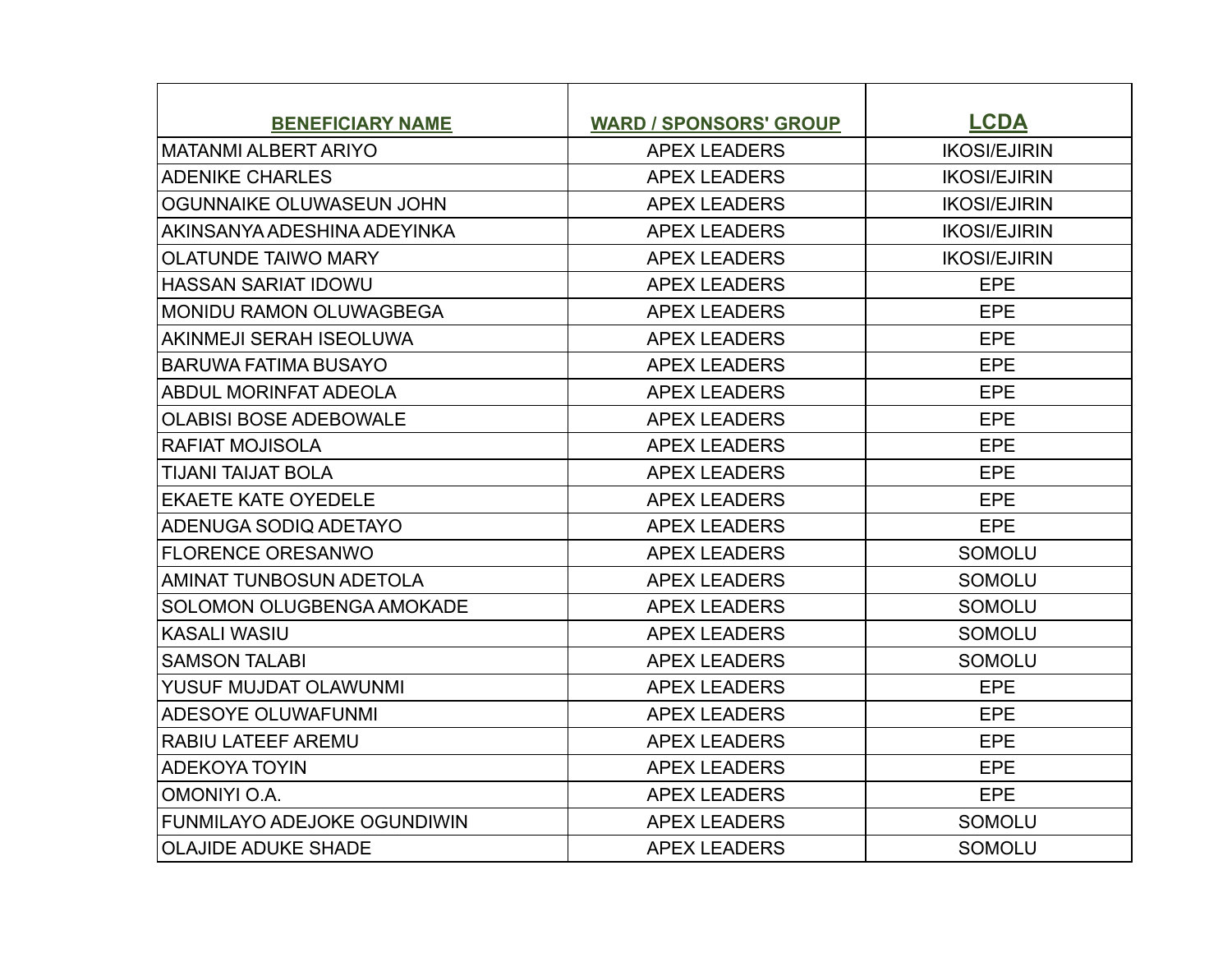| BENEFICIARY NAME | WARD / SPONSORS' GROUP | LCDA |
| --- | --- | --- |
| MATANMI ALBERT ARIYO | APEX LEADERS | IKOSI/EJIRIN |
| ADENIKE CHARLES | APEX LEADERS | IKOSI/EJIRIN |
| OGUNNAIKE OLUWASEUN JOHN | APEX LEADERS | IKOSI/EJIRIN |
| AKINSANYA ADESHINA ADEYINKA | APEX LEADERS | IKOSI/EJIRIN |
| OLATUNDE TAIWO MARY | APEX LEADERS | IKOSI/EJIRIN |
| HASSAN SARIAT IDOWU | APEX LEADERS | EPE |
| MONIDU RAMON OLUWAGBEGA | APEX LEADERS | EPE |
| AKINMEJI SERAH ISEOLUWA | APEX LEADERS | EPE |
| BARUWA FATIMA BUSAYO | APEX LEADERS | EPE |
| ABDUL MORINFAT ADEOLA | APEX LEADERS | EPE |
| OLABISI BOSE ADEBOWALE | APEX LEADERS | EPE |
| RAFIAT MOJISOLA | APEX LEADERS | EPE |
| TIJANI TAIJAT BOLA | APEX LEADERS | EPE |
| EKAETE KATE OYEDELE | APEX LEADERS | EPE |
| ADENUGA SODIQ ADETAYO | APEX LEADERS | EPE |
| FLORENCE ORESANWO | APEX LEADERS | SOMOLU |
| AMINAT TUNBOSUN ADETOLA | APEX LEADERS | SOMOLU |
| SOLOMON OLUGBENGA AMOKADE | APEX LEADERS | SOMOLU |
| KASALI WASIU | APEX LEADERS | SOMOLU |
| SAMSON TALABI | APEX LEADERS | SOMOLU |
| YUSUF MUJDAT OLAWUNMI | APEX LEADERS | EPE |
| ADESOYE OLUWAFUNMI | APEX LEADERS | EPE |
| RABIU LATEEF AREMU | APEX LEADERS | EPE |
| ADEKOYA TOYIN | APEX LEADERS | EPE |
| OMONIYI O.A. | APEX LEADERS | EPE |
| FUNMILAYO ADEJOKE OGUNDIWIN | APEX LEADERS | SOMOLU |
| OLAJIDE ADUKE SHADE | APEX LEADERS | SOMOLU |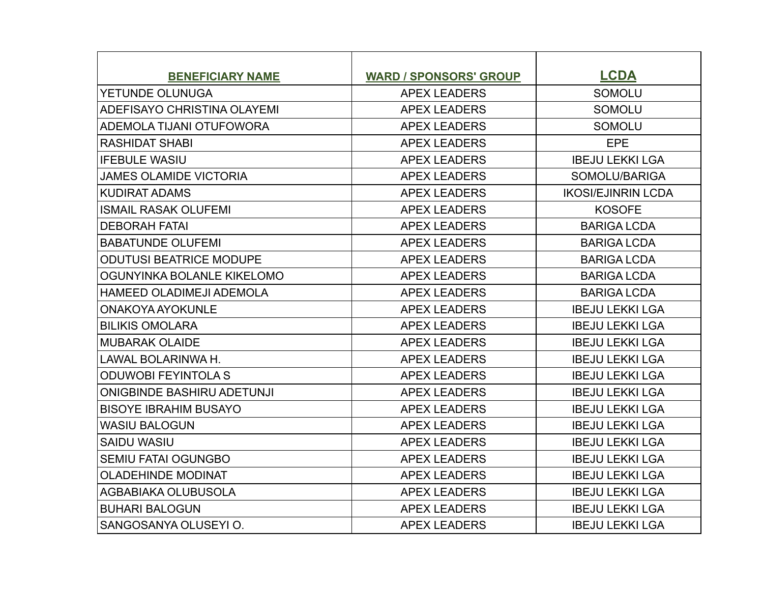| BENEFICIARY NAME | WARD / SPONSORS' GROUP | LCDA |
|---|---|---|
| YETUNDE OLUNUGA | APEX LEADERS | SOMOLU |
| ADEFISAYO CHRISTINA OLAYEMI | APEX LEADERS | SOMOLU |
| ADEMOLA TIJANI OTUFOWORA | APEX LEADERS | SOMOLU |
| RASHIDAT SHABI | APEX LEADERS | EPE |
| IFEBULE WASIU | APEX LEADERS | IBEJU LEKKI LGA |
| JAMES OLAMIDE VICTORIA | APEX LEADERS | SOMOLU/BARIGA |
| KUDIRAT ADAMS | APEX LEADERS | IKOSI/EJINRIN LCDA |
| ISMAIL RASAK OLUFEMI | APEX LEADERS | KOSOFE |
| DEBORAH FATAI | APEX LEADERS | BARIGA LCDA |
| BABATUNDE OLUFEMI | APEX LEADERS | BARIGA LCDA |
| ODUTUSI BEATRICE MODUPE | APEX LEADERS | BARIGA LCDA |
| OGUNYINKA BOLANLE KIKELOMO | APEX LEADERS | BARIGA LCDA |
| HAMEED OLADIMEJI ADEMOLA | APEX LEADERS | BARIGA LCDA |
| ONAKOYA AYOKUNLE | APEX LEADERS | IBEJU LEKKI LGA |
| BILIKIS OMOLARA | APEX LEADERS | IBEJU LEKKI LGA |
| MUBARAK OLAIDE | APEX LEADERS | IBEJU LEKKI LGA |
| LAWAL BOLARINWA H. | APEX LEADERS | IBEJU LEKKI LGA |
| ODUWOBI FEYINTOLA S | APEX LEADERS | IBEJU LEKKI LGA |
| ONIGBINDE BASHIRU ADETUNJI | APEX LEADERS | IBEJU LEKKI LGA |
| BISOYE IBRAHIM BUSAYO | APEX LEADERS | IBEJU LEKKI LGA |
| WASIU BALOGUN | APEX LEADERS | IBEJU LEKKI LGA |
| SAIDU WASIU | APEX LEADERS | IBEJU LEKKI LGA |
| SEMIU FATAI OGUNGBO | APEX LEADERS | IBEJU LEKKI LGA |
| OLADEHINDE MODINAT | APEX LEADERS | IBEJU LEKKI LGA |
| AGBABIAKA OLUBUSOLA | APEX LEADERS | IBEJU LEKKI LGA |
| BUHARI BALOGUN | APEX LEADERS | IBEJU LEKKI LGA |
| SANGOSANYA OLUSEYI O. | APEX LEADERS | IBEJU LEKKI LGA |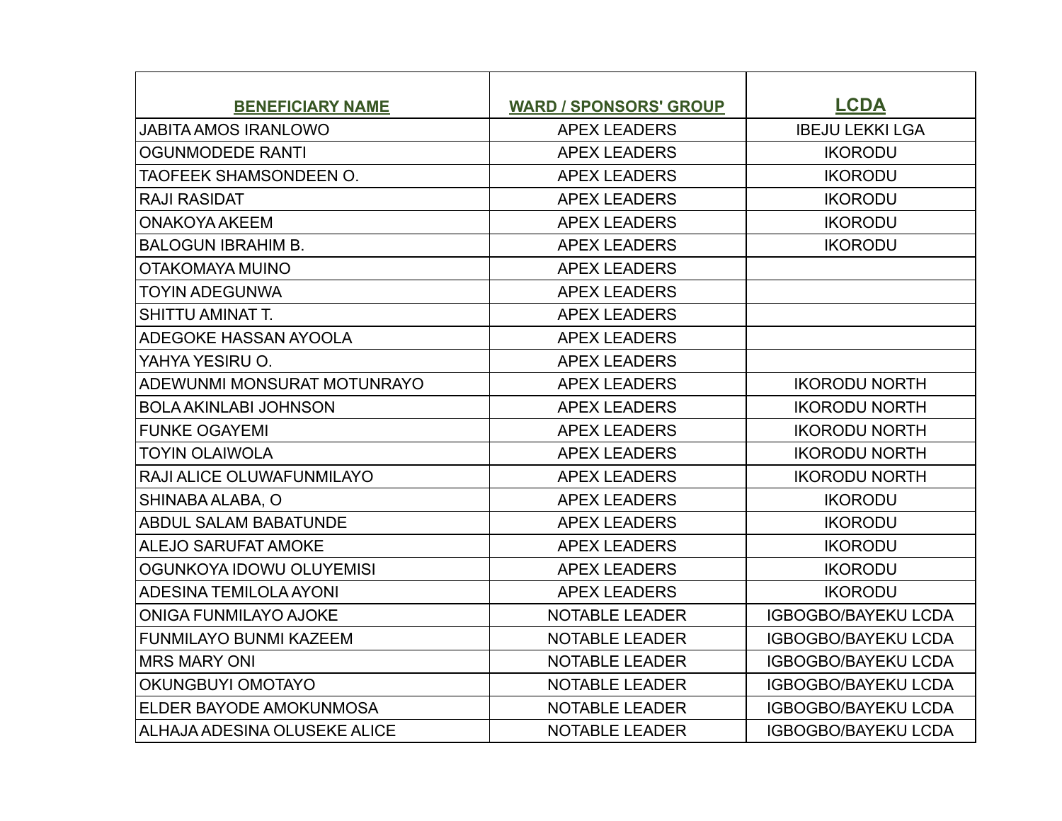| BENEFICIARY NAME | WARD / SPONSORS' GROUP | LCDA |
|---|---|---|
| JABITA AMOS IRANLOWO | APEX LEADERS | IBEJU LEKKI LGA |
| OGUNMODEDE RANTI | APEX LEADERS | IKORODU |
| TAOFEEK SHAMSONDEEN O. | APEX LEADERS | IKORODU |
| RAJI RASIDAT | APEX LEADERS | IKORODU |
| ONAKOYA AKEEM | APEX LEADERS | IKORODU |
| BALOGUN IBRAHIM B. | APEX LEADERS | IKORODU |
| OTAKOMAYA MUINO | APEX LEADERS | |
| TOYIN ADEGUNWA | APEX LEADERS | |
| SHITTU AMINAT T. | APEX LEADERS | |
| ADEGOKE HASSAN AYOOLA | APEX LEADERS | |
| YAHYA YESIRU O. | APEX LEADERS | |
| ADEWUNMI MONSURAT MOTUNRAYO | APEX LEADERS | IKORODU NORTH |
| BOLA AKINLABI JOHNSON | APEX LEADERS | IKORODU NORTH |
| FUNKE OGAYEMI | APEX LEADERS | IKORODU NORTH |
| TOYIN OLAIWOLA | APEX LEADERS | IKORODU NORTH |
| RAJI ALICE OLUWAFUNMILAYO | APEX LEADERS | IKORODU NORTH |
| SHINABA ALABA, O | APEX LEADERS | IKORODU |
| ABDUL SALAM BABATUNDE | APEX LEADERS | IKORODU |
| ALEJO SARUFAT AMOKE | APEX LEADERS | IKORODU |
| OGUNKOYA IDOWU OLUYEMISI | APEX LEADERS | IKORODU |
| ADESINA TEMILOLA AYONI | APEX LEADERS | IKORODU |
| ONIGA FUNMILAYO AJOKE | NOTABLE LEADER | IGBOGBO/BAYEKU LCDA |
| FUNMILAYO BUNMI KAZEEM | NOTABLE LEADER | IGBOGBO/BAYEKU LCDA |
| MRS MARY ONI | NOTABLE LEADER | IGBOGBO/BAYEKU LCDA |
| OKUNGBUYI OMOTAYO | NOTABLE LEADER | IGBOGBO/BAYEKU LCDA |
| ELDER BAYODE AMOKUNMOSA | NOTABLE LEADER | IGBOGBO/BAYEKU LCDA |
| ALHAJA ADESINA OLUSEKE ALICE | NOTABLE LEADER | IGBOGBO/BAYEKU LCDA |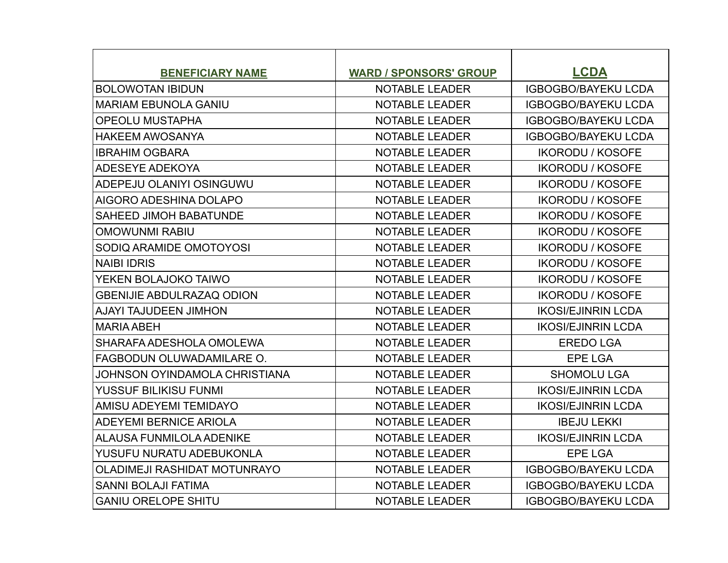| BENEFICIARY NAME | WARD / SPONSORS' GROUP | LCDA |
|---|---|---|
| BOLOWOTAN IBIDUN | NOTABLE LEADER | IGBOGBO/BAYEKU LCDA |
| MARIAM EBUNOLA GANIU | NOTABLE LEADER | IGBOGBO/BAYEKU LCDA |
| OPEOLU MUSTAPHA | NOTABLE LEADER | IGBOGBO/BAYEKU LCDA |
| HAKEEM AWOSANYA | NOTABLE LEADER | IGBOGBO/BAYEKU LCDA |
| IBRAHIM OGBARA | NOTABLE LEADER | IKORODU / KOSOFE |
| ADESEYE ADEKOYA | NOTABLE LEADER | IKORODU / KOSOFE |
| ADEPEJU OLANIYI OSINGUWU | NOTABLE LEADER | IKORODU / KOSOFE |
| AIGORO ADESHINA DOLAPO | NOTABLE LEADER | IKORODU / KOSOFE |
| SAHEED JIMOH BABATUNDE | NOTABLE LEADER | IKORODU / KOSOFE |
| OMOWUNMI RABIU | NOTABLE LEADER | IKORODU / KOSOFE |
| SODIQ ARAMIDE OMOTOYOSI | NOTABLE LEADER | IKORODU / KOSOFE |
| NAIBI IDRIS | NOTABLE LEADER | IKORODU / KOSOFE |
| YEKEN BOLAJOKO TAIWO | NOTABLE LEADER | IKORODU / KOSOFE |
| GBENIJIE ABDULRAZAQ ODION | NOTABLE LEADER | IKORODU / KOSOFE |
| AJAYI TAJUDEEN JIMHON | NOTABLE LEADER | IKOSI/EJINRIN LCDA |
| MARIA ABEH | NOTABLE LEADER | IKOSI/EJINRIN LCDA |
| SHARAFA ADESHOLA OMOLEWA | NOTABLE LEADER | EREDO LGA |
| FAGBODUN OLUWADAMILARE O. | NOTABLE LEADER | EPE LGA |
| JOHNSON OYINDAMOLA CHRISTIANA | NOTABLE LEADER | SHOMOLU LGA |
| YUSSUF BILIKISU FUNMI | NOTABLE LEADER | IKOSI/EJINRIN LCDA |
| AMISU ADEYEMI TEMIDAYO | NOTABLE LEADER | IKOSI/EJINRIN LCDA |
| ADEYEMI BERNICE ARIOLA | NOTABLE LEADER | IBEJU LEKKI |
| ALAUSA FUNMILOLA ADENIKE | NOTABLE LEADER | IKOSI/EJINRIN LCDA |
| YUSUFU NURATU ADEBUKONLA | NOTABLE LEADER | EPE LGA |
| OLADIMEJI RASHIDAT MOTUNRAYO | NOTABLE LEADER | IGBOGBO/BAYEKU LCDA |
| SANNI BOLAJI FATIMA | NOTABLE LEADER | IGBOGBO/BAYEKU LCDA |
| GANIU ORELOPE SHITU | NOTABLE LEADER | IGBOGBO/BAYEKU LCDA |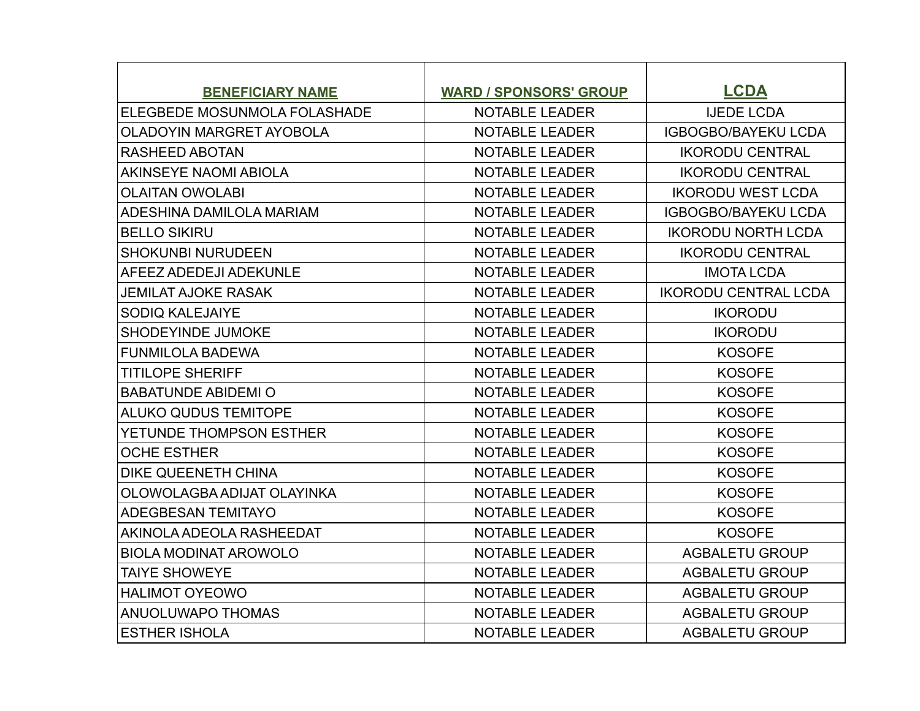| BENEFICIARY NAME | WARD / SPONSORS' GROUP | LCDA |
|---|---|---|
| ELEGBEDE MOSUNMOLA FOLASHADE | NOTABLE LEADER | IJEDE LCDA |
| OLADOYIN MARGRET AYOBOLA | NOTABLE LEADER | IGBOGBO/BAYEKU LCDA |
| RASHEED ABOTAN | NOTABLE LEADER | IKORODU CENTRAL |
| AKINSEYE NAOMI ABIOLA | NOTABLE LEADER | IKORODU CENTRAL |
| OLAITAN OWOLABI | NOTABLE LEADER | IKORODU WEST LCDA |
| ADESHINA DAMILOLA MARIAM | NOTABLE LEADER | IGBOGBO/BAYEKU LCDA |
| BELLO SIKIRU | NOTABLE LEADER | IKORODU NORTH LCDA |
| SHOKUNBI NURUDEEN | NOTABLE LEADER | IKORODU CENTRAL |
| AFEEZ ADEDEJI ADEKUNLE | NOTABLE LEADER | IMOTA LCDA |
| JEMILAT AJOKE RASAK | NOTABLE LEADER | IKORODU CENTRAL LCDA |
| SODIQ KALEJAIYE | NOTABLE LEADER | IKORODU |
| SHODEYINDE JUMOKE | NOTABLE LEADER | IKORODU |
| FUNMILOLA BADEWA | NOTABLE LEADER | KOSOFE |
| TITILOPE SHERIFF | NOTABLE LEADER | KOSOFE |
| BABATUNDE ABIDEMI O | NOTABLE LEADER | KOSOFE |
| ALUKO QUDUS TEMITOPE | NOTABLE LEADER | KOSOFE |
| YETUNDE THOMPSON ESTHER | NOTABLE LEADER | KOSOFE |
| OCHE ESTHER | NOTABLE LEADER | KOSOFE |
| DIKE QUEENETH CHINA | NOTABLE LEADER | KOSOFE |
| OLOWOLAGBA ADIJAT OLAYINKA | NOTABLE LEADER | KOSOFE |
| ADEGBESAN TEMITAYO | NOTABLE LEADER | KOSOFE |
| AKINOLA ADEOLA RASHEEDAT | NOTABLE LEADER | KOSOFE |
| BIOLA MODINAT AROWOLO | NOTABLE LEADER | AGBALETU GROUP |
| TAIYE SHOWEYE | NOTABLE LEADER | AGBALETU GROUP |
| HALIMOT OYEOWO | NOTABLE LEADER | AGBALETU GROUP |
| ANUOLUWAPO THOMAS | NOTABLE LEADER | AGBALETU GROUP |
| ESTHER ISHOLA | NOTABLE LEADER | AGBALETU GROUP |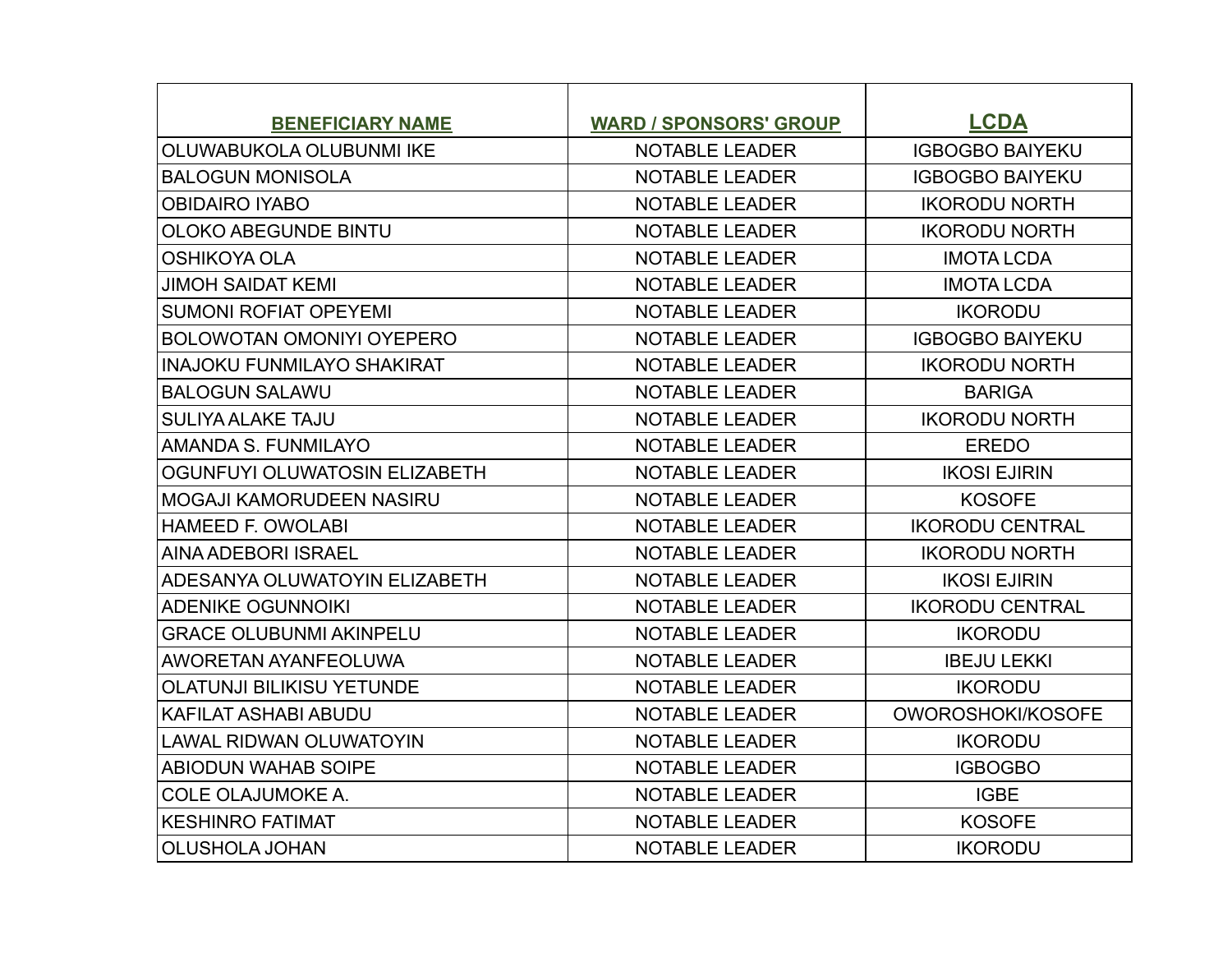| BENEFICIARY NAME | WARD / SPONSORS' GROUP | LCDA |
|---|---|---|
| OLUWABUKOLA OLUBUNMI IKE | NOTABLE LEADER | IGBOGBO BAIYEKU |
| BALOGUN MONISOLA | NOTABLE LEADER | IGBOGBO BAIYEKU |
| OBIDAIRO IYABO | NOTABLE LEADER | IKORODU NORTH |
| OLOKO ABEGUNDE BINTU | NOTABLE LEADER | IKORODU NORTH |
| OSHIKOYA OLA | NOTABLE LEADER | IMOTA LCDA |
| JIMOH SAIDAT KEMI | NOTABLE LEADER | IMOTA LCDA |
| SUMONI ROFIAT OPEYEMI | NOTABLE LEADER | IKORODU |
| BOLOWOTAN OMONIYI OYEPERO | NOTABLE LEADER | IGBOGBO BAIYEKU |
| INAJOKU FUNMILAYO SHAKIRAT | NOTABLE LEADER | IKORODU NORTH |
| BALOGUN SALAWU | NOTABLE LEADER | BARIGA |
| SULIYA ALAKE TAJU | NOTABLE LEADER | IKORODU NORTH |
| AMANDA S. FUNMILAYO | NOTABLE LEADER | EREDO |
| OGUNFUYI OLUWATOSIN ELIZABETH | NOTABLE LEADER | IKOSI EJIRIN |
| MOGAJI KAMORUDEEN NASIRU | NOTABLE LEADER | KOSOFE |
| HAMEED F. OWOLABI | NOTABLE LEADER | IKORODU CENTRAL |
| AINA ADEBORI ISRAEL | NOTABLE LEADER | IKORODU NORTH |
| ADESANYA OLUWATOYIN ELIZABETH | NOTABLE LEADER | IKOSI EJIRIN |
| ADENIKE OGUNNOIKI | NOTABLE LEADER | IKORODU CENTRAL |
| GRACE OLUBUNMI AKINPELU | NOTABLE LEADER | IKORODU |
| AWORETAN AYANFEOLUWA | NOTABLE LEADER | IBEJU LEKKI |
| OLATUNJI BILIKISU YETUNDE | NOTABLE LEADER | IKORODU |
| KAFILAT ASHABI ABUDU | NOTABLE LEADER | OWOROSHOKI/KOSOFE |
| LAWAL RIDWAN OLUWATOYIN | NOTABLE LEADER | IKORODU |
| ABIODUN WAHAB SOIPE | NOTABLE LEADER | IGBOGBO |
| COLE OLAJUMOKE A. | NOTABLE LEADER | IGBE |
| KESHINRO FATIMAT | NOTABLE LEADER | KOSOFE |
| OLUSHOLA JOHAN | NOTABLE LEADER | IKORODU |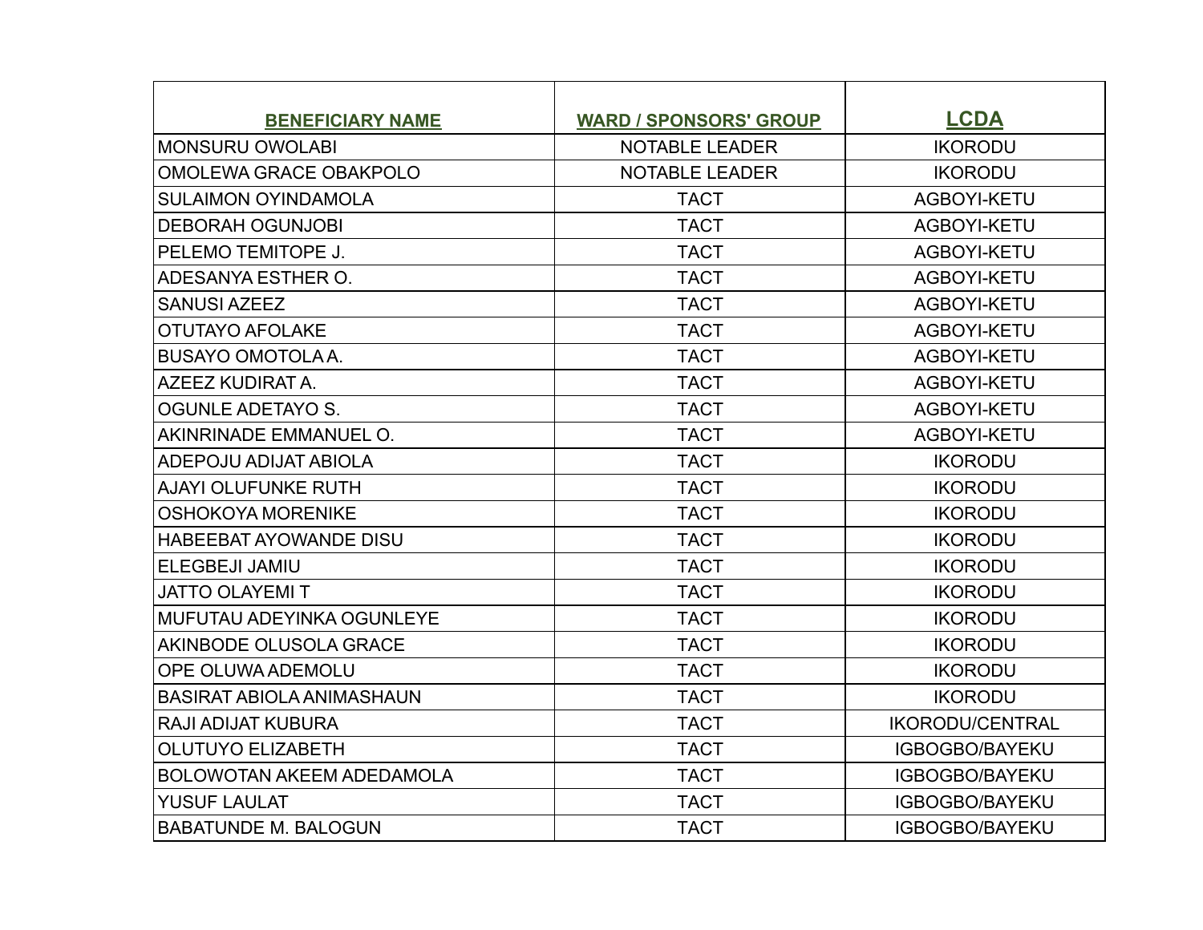| BENEFICIARY NAME | WARD / SPONSORS' GROUP | LCDA |
|---|---|---|
| MONSURU OWOLABI | NOTABLE LEADER | IKORODU |
| OMOLEWA GRACE OBAKPOLO | NOTABLE LEADER | IKORODU |
| SULAIMON OYINDAMOLA | TACT | AGBOYI-KETU |
| DEBORAH OGUNJOBI | TACT | AGBOYI-KETU |
| PELEMO TEMITOPE J. | TACT | AGBOYI-KETU |
| ADESANYA ESTHER O. | TACT | AGBOYI-KETU |
| SANUSI AZEEZ | TACT | AGBOYI-KETU |
| OTUTAYO AFOLAKE | TACT | AGBOYI-KETU |
| BUSAYO OMOTOLA A. | TACT | AGBOYI-KETU |
| AZEEZ KUDIRAT A. | TACT | AGBOYI-KETU |
| OGUNLE ADETAYO S. | TACT | AGBOYI-KETU |
| AKINRINADE EMMANUEL O. | TACT | AGBOYI-KETU |
| ADEPOJU ADIJAT ABIOLA | TACT | IKORODU |
| AJAYI OLUFUNKE RUTH | TACT | IKORODU |
| OSHOKOYA MORENIKE | TACT | IKORODU |
| HABEEBAT AYOWANDE DISU | TACT | IKORODU |
| ELEGBEJI JAMIU | TACT | IKORODU |
| JATTO OLAYEMI T | TACT | IKORODU |
| MUFUTAU ADEYINKA OGUNLEYE | TACT | IKORODU |
| AKINBODE OLUSOLA GRACE | TACT | IKORODU |
| OPE OLUWA ADEMOLU | TACT | IKORODU |
| BASIRAT ABIOLA ANIMASHAUN | TACT | IKORODU |
| RAJI ADIJAT KUBURA | TACT | IKORODU/CENTRAL |
| OLUTUYO ELIZABETH | TACT | IGBOGBO/BAYEKU |
| BOLOWOTAN AKEEM ADEDAMOLA | TACT | IGBOGBO/BAYEKU |
| YUSUF LAULAT | TACT | IGBOGBO/BAYEKU |
| BABATUNDE M. BALOGUN | TACT | IGBOGBO/BAYEKU |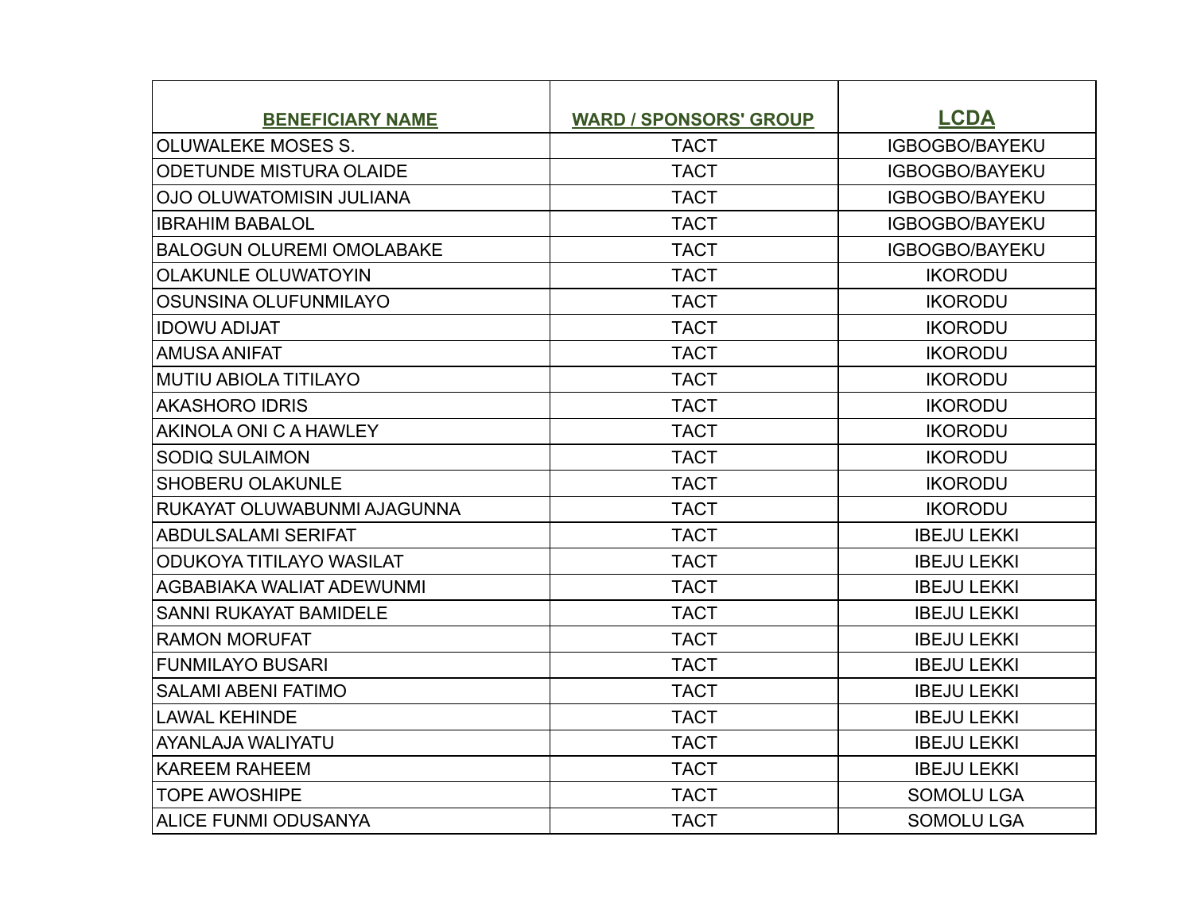| BENEFICIARY NAME | WARD / SPONSORS' GROUP | LCDA |
|---|---|---|
| OLUWALEKE MOSES S. | TACT | IGBOGBO/BAYEKU |
| ODETUNDE MISTURA OLAIDE | TACT | IGBOGBO/BAYEKU |
| OJO OLUWATOMISIN JULIANA | TACT | IGBOGBO/BAYEKU |
| IBRAHIM BABALOL | TACT | IGBOGBO/BAYEKU |
| BALOGUN OLUREMI OMOLABAKE | TACT | IGBOGBO/BAYEKU |
| OLAKUNLE OLUWATOYIN | TACT | IKORODU |
| OSUNSINA OLUFUNMILAYO | TACT | IKORODU |
| IDOWU ADIJAT | TACT | IKORODU |
| AMUSA ANIFAT | TACT | IKORODU |
| MUTIU ABIOLA TITILAYO | TACT | IKORODU |
| AKASHORO IDRIS | TACT | IKORODU |
| AKINOLA ONI C A HAWLEY | TACT | IKORODU |
| SODIQ SULAIMON | TACT | IKORODU |
| SHOBERU OLAKUNLE | TACT | IKORODU |
| RUKAYAT OLUWABUNMI AJAGUNNA | TACT | IKORODU |
| ABDULSALAMI SERIFAT | TACT | IBEJU LEKKI |
| ODUKOYA TITILAYO WASILAT | TACT | IBEJU LEKKI |
| AGBABIAKA WALIAT ADEWUNMI | TACT | IBEJU LEKKI |
| SANNI RUKAYAT BAMIDELE | TACT | IBEJU LEKKI |
| RAMON MORUFAT | TACT | IBEJU LEKKI |
| FUNMILAYO BUSARI | TACT | IBEJU LEKKI |
| SALAMI ABENI FATIMO | TACT | IBEJU LEKKI |
| LAWAL KEHINDE | TACT | IBEJU LEKKI |
| AYANLAJA WALIYATU | TACT | IBEJU LEKKI |
| KAREEM RAHEEM | TACT | IBEJU LEKKI |
| TOPE AWOSHIPE | TACT | SOMOLU LGA |
| ALICE FUNMI ODUSANYA | TACT | SOMOLU LGA |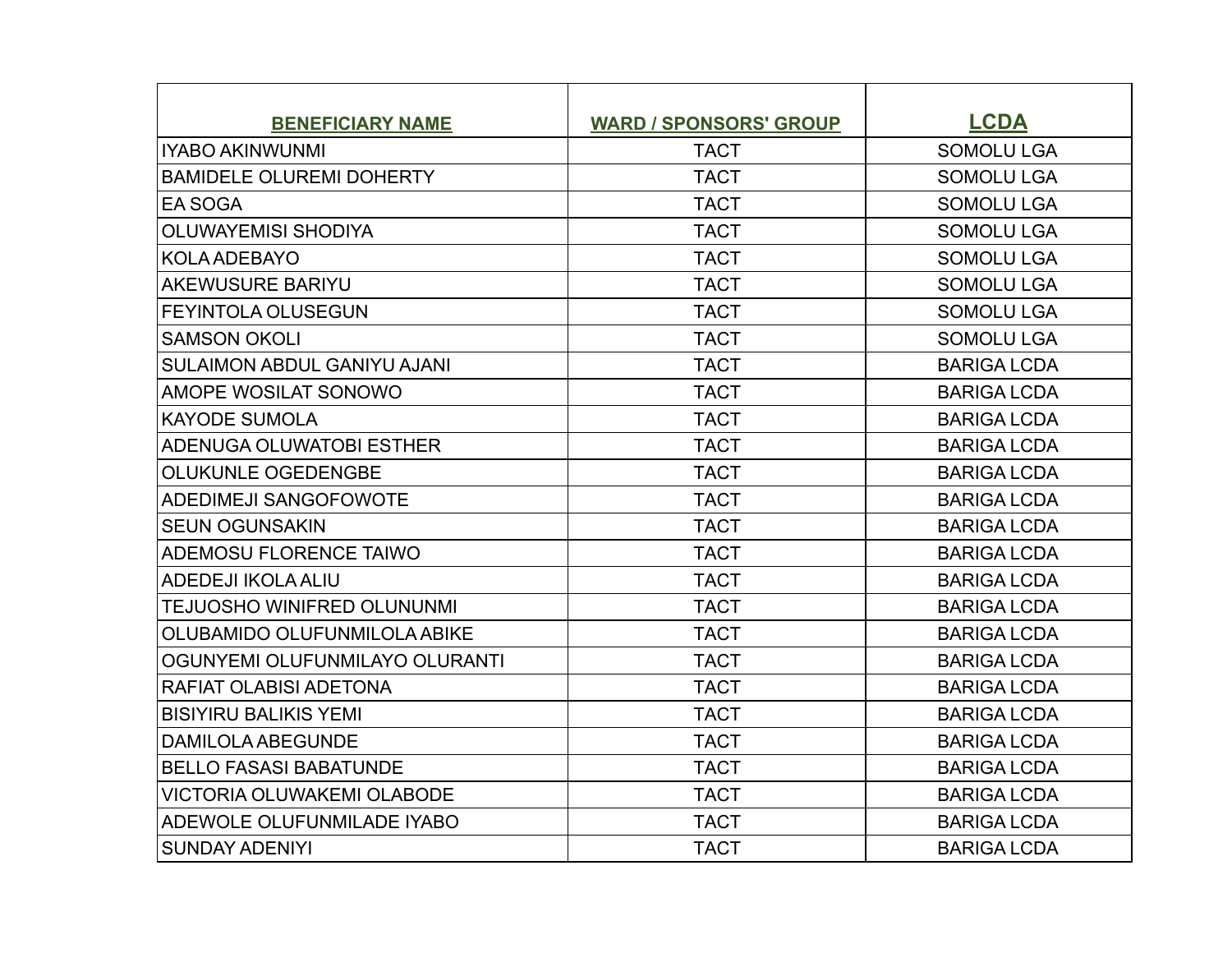| BENEFICIARY NAME | WARD / SPONSORS' GROUP | LCDA |
|---|---|---|
| IYABO AKINWUNMI | TACT | SOMOLU LGA |
| BAMIDELE OLUREMI DOHERTY | TACT | SOMOLU LGA |
| EA SOGA | TACT | SOMOLU LGA |
| OLUWAYEMISI SHODIYA | TACT | SOMOLU LGA |
| KOLA ADEBAYO | TACT | SOMOLU LGA |
| AKEWUSURE BARIYU | TACT | SOMOLU LGA |
| FEYINTOLA OLUSEGUN | TACT | SOMOLU LGA |
| SAMSON OKOLI | TACT | SOMOLU LGA |
| SULAIMON ABDUL GANIYU AJANI | TACT | BARIGA LCDA |
| AMOPE WOSILAT SONOWO | TACT | BARIGA LCDA |
| KAYODE SUMOLA | TACT | BARIGA LCDA |
| ADENUGA OLUWATOBI ESTHER | TACT | BARIGA LCDA |
| OLUKUNLE OGEDENGBE | TACT | BARIGA LCDA |
| ADEDIMEJI SANGOFOWOTE | TACT | BARIGA LCDA |
| SEUN OGUNSAKIN | TACT | BARIGA LCDA |
| ADEMOSU FLORENCE TAIWO | TACT | BARIGA LCDA |
| ADEDEJI IKOLA ALIU | TACT | BARIGA LCDA |
| TEJUOSHO WINIFRED OLUNUNMI | TACT | BARIGA LCDA |
| OLUBAMIDO OLUFUNMILOLA ABIKE | TACT | BARIGA LCDA |
| OGUNYEMI OLUFUNMILAYO OLURANTI | TACT | BARIGA LCDA |
| RAFIAT OLABISI ADETONA | TACT | BARIGA LCDA |
| BISIYIRU BALIKIS YEMI | TACT | BARIGA LCDA |
| DAMILOLA ABEGUNDE | TACT | BARIGA LCDA |
| BELLO FASASI BABATUNDE | TACT | BARIGA LCDA |
| VICTORIA OLUWAKEMI OLABODE | TACT | BARIGA LCDA |
| ADEWOLE OLUFUNMILADE IYABO | TACT | BARIGA LCDA |
| SUNDAY ADENIYI | TACT | BARIGA LCDA |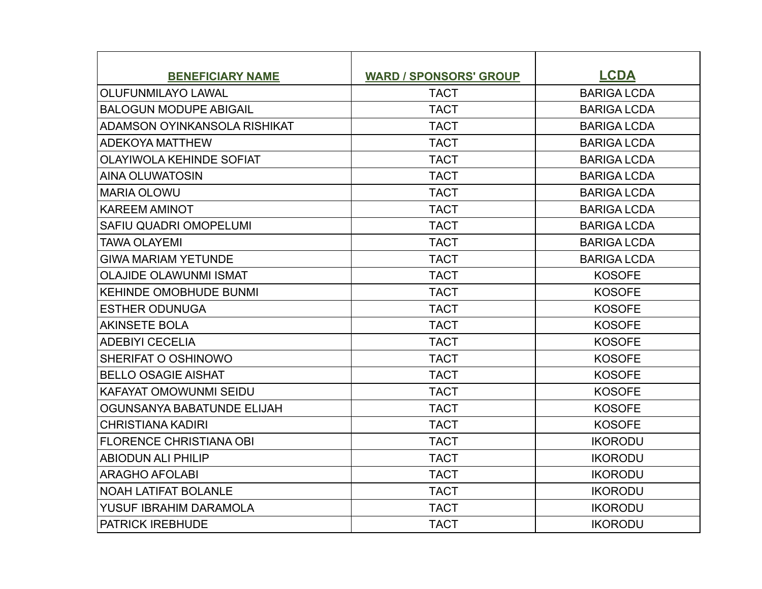| BENEFICIARY NAME | WARD / SPONSORS' GROUP | LCDA |
| --- | --- | --- |
| OLUFUNMILAYO LAWAL | TACT | BARIGA LCDA |
| BALOGUN MODUPE ABIGAIL | TACT | BARIGA LCDA |
| ADAMSON OYINKANSOLA RISHIKAT | TACT | BARIGA LCDA |
| ADEKOYA MATTHEW | TACT | BARIGA LCDA |
| OLAYIWOLA KEHINDE SOFIAT | TACT | BARIGA LCDA |
| AINA OLUWATOSIN | TACT | BARIGA LCDA |
| MARIA OLOWU | TACT | BARIGA LCDA |
| KAREEM AMINOT | TACT | BARIGA LCDA |
| SAFIU QUADRI OMOPELUMI | TACT | BARIGA LCDA |
| TAWA OLAYEMI | TACT | BARIGA LCDA |
| GIWA MARIAM YETUNDE | TACT | BARIGA LCDA |
| OLAJIDE OLAWUNMI ISMAT | TACT | KOSOFE |
| KEHINDE OMOBHUDE BUNMI | TACT | KOSOFE |
| ESTHER ODUNUGA | TACT | KOSOFE |
| AKINSETE BOLA | TACT | KOSOFE |
| ADEBIYI CECELIA | TACT | KOSOFE |
| SHERIFAT O OSHINOWO | TACT | KOSOFE |
| BELLO OSAGIE AISHAT | TACT | KOSOFE |
| KAFAYAT OMOWUNMI SEIDU | TACT | KOSOFE |
| OGUNSANYA BABATUNDE ELIJAH | TACT | KOSOFE |
| CHRISTIANA KADIRI | TACT | KOSOFE |
| FLORENCE CHRISTIANA OBI | TACT | IKORODU |
| ABIODUN ALI PHILIP | TACT | IKORODU |
| ARAGHO AFOLABI | TACT | IKORODU |
| NOAH LATIFAT BOLANLE | TACT | IKORODU |
| YUSUF IBRAHIM DARAMOLA | TACT | IKORODU |
| PATRICK IREBHUDE | TACT | IKORODU |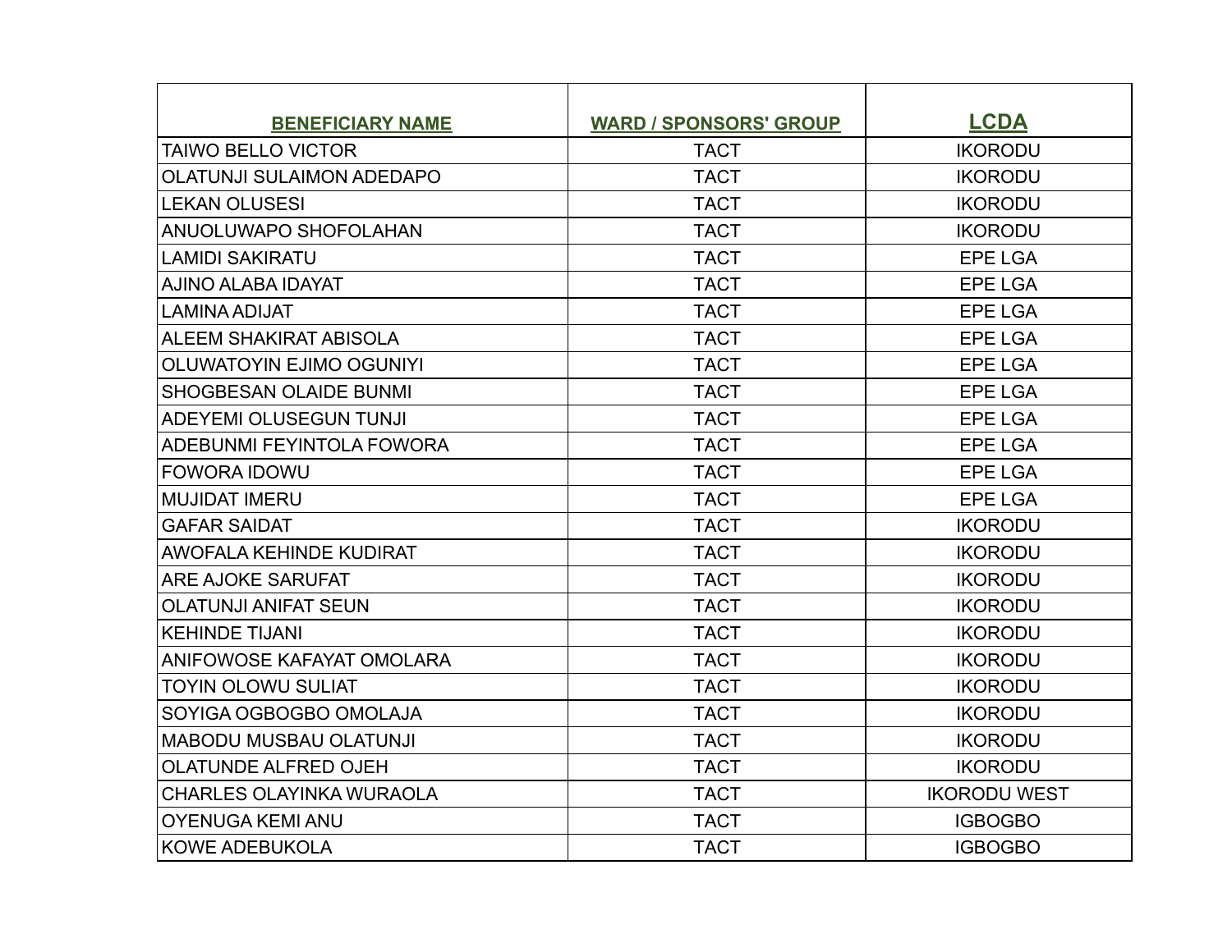| BENEFICIARY NAME | WARD / SPONSORS' GROUP | LCDA |
|---|---|---|
| TAIWO BELLO VICTOR | TACT | IKORODU |
| OLATUNJI SULAIMON ADEDAPO | TACT | IKORODU |
| LEKAN OLUSESI | TACT | IKORODU |
| ANUOLUWAPO SHOFOLAHAN | TACT | IKORODU |
| LAMIDI SAKIRATU | TACT | EPE LGA |
| AJINO ALABA IDAYAT | TACT | EPE LGA |
| LAMINA ADIJAT | TACT | EPE LGA |
| ALEEM SHAKIRAT ABISOLA | TACT | EPE LGA |
| OLUWATOYIN EJIMO OGUNIYI | TACT | EPE LGA |
| SHOGBESAN OLAIDE BUNMI | TACT | EPE LGA |
| ADEYEMI OLUSEGUN TUNJI | TACT | EPE LGA |
| ADEBUNMI FEYINTOLA FOWORA | TACT | EPE LGA |
| FOWORA IDOWU | TACT | EPE LGA |
| MUJIDAT IMERU | TACT | EPE LGA |
| GAFAR SAIDAT | TACT | IKORODU |
| AWOFALA KEHINDE KUDIRAT | TACT | IKORODU |
| ARE AJOKE SARUFAT | TACT | IKORODU |
| OLATUNJI ANIFAT SEUN | TACT | IKORODU |
| KEHINDE TIJANI | TACT | IKORODU |
| ANIFOWOSE KAFAYAT OMOLARA | TACT | IKORODU |
| TOYIN OLOWU SULIAT | TACT | IKORODU |
| SOYIGA OGBOGBO OMOLAJA | TACT | IKORODU |
| MABODU MUSBAU OLATUNJI | TACT | IKORODU |
| OLATUNDE ALFRED OJEH | TACT | IKORODU |
| CHARLES OLAYINKA WURAOLA | TACT | IKORODU WEST |
| OYENUGA KEMI ANU | TACT | IGBOGBO |
| KOWE ADEBUKOLA | TACT | IGBOGBO |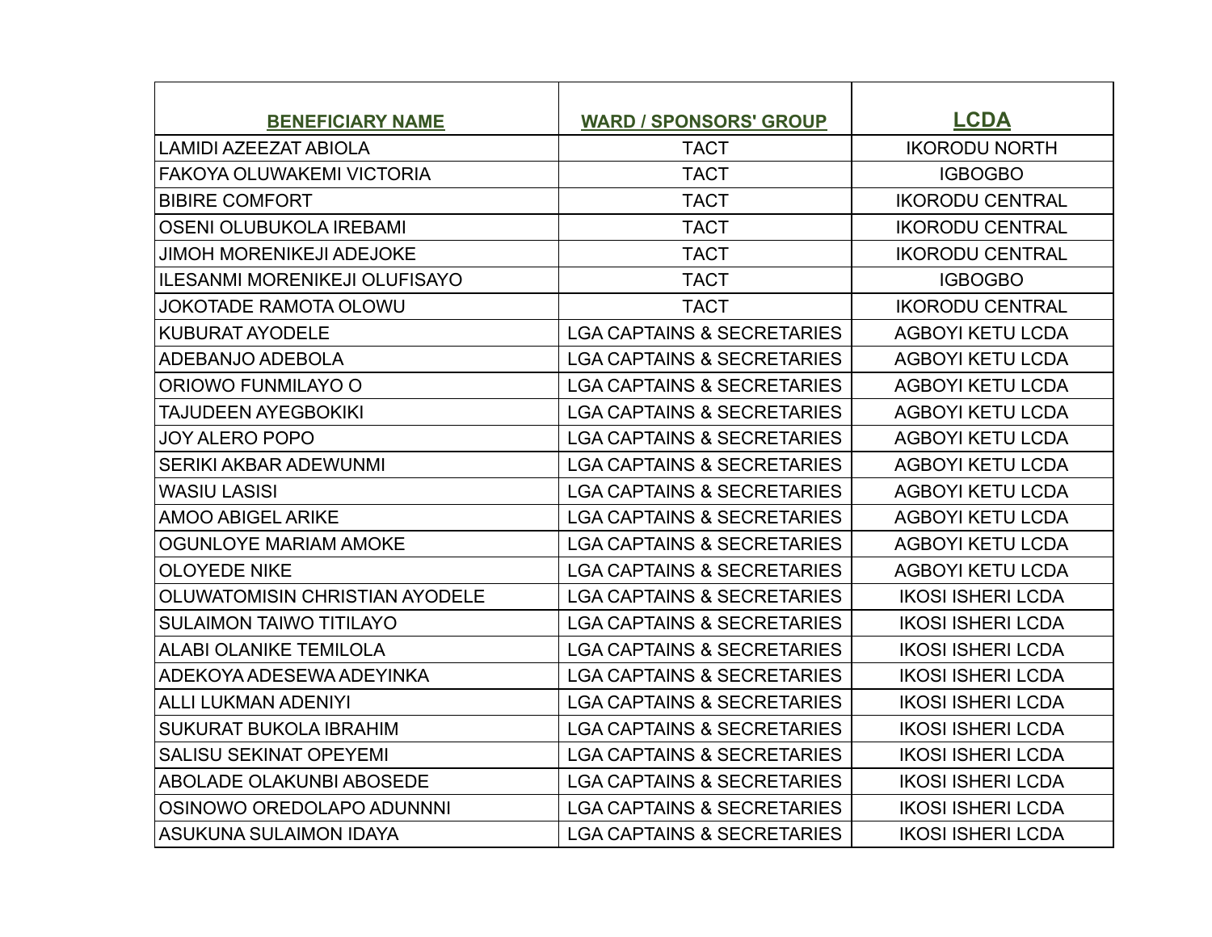| BENEFICIARY NAME | WARD / SPONSORS' GROUP | LCDA |
|---|---|---|
| LAMIDI AZEEZAT ABIOLA | TACT | IKORODU NORTH |
| FAKOYA OLUWAKEMI VICTORIA | TACT | IGBOGBO |
| BIBIRE COMFORT | TACT | IKORODU CENTRAL |
| OSENI OLUBUKOLA IREBAMI | TACT | IKORODU CENTRAL |
| JIMOH MORENIKEJI ADEJOKE | TACT | IKORODU CENTRAL |
| ILESANMI MORENIKEJI OLUFISAYO | TACT | IGBOGBO |
| JOKOTADE RAMOTA OLOWU | TACT | IKORODU CENTRAL |
| KUBURAT AYODELE | LGA CAPTAINS & SECRETARIES | AGBOYI KETU LCDA |
| ADEBANJO ADEBOLA | LGA CAPTAINS & SECRETARIES | AGBOYI KETU LCDA |
| ORIOWO FUNMILAYO O | LGA CAPTAINS & SECRETARIES | AGBOYI KETU LCDA |
| TAJUDEEN AYEGBOKIKI | LGA CAPTAINS & SECRETARIES | AGBOYI KETU LCDA |
| JOY ALERO POPO | LGA CAPTAINS & SECRETARIES | AGBOYI KETU LCDA |
| SERIKI AKBAR ADEWUNMI | LGA CAPTAINS & SECRETARIES | AGBOYI KETU LCDA |
| WASIU LASISI | LGA CAPTAINS & SECRETARIES | AGBOYI KETU LCDA |
| AMOO ABIGEL ARIKE | LGA CAPTAINS & SECRETARIES | AGBOYI KETU LCDA |
| OGUNLOYE MARIAM AMOKE | LGA CAPTAINS & SECRETARIES | AGBOYI KETU LCDA |
| OLOYEDE NIKE | LGA CAPTAINS & SECRETARIES | AGBOYI KETU LCDA |
| OLUWATOMISIN CHRISTIAN AYODELE | LGA CAPTAINS & SECRETARIES | IKOSI ISHERI LCDA |
| SULAIMON TAIWO TITILAYO | LGA CAPTAINS & SECRETARIES | IKOSI ISHERI LCDA |
| ALABI OLANIKE TEMILOLA | LGA CAPTAINS & SECRETARIES | IKOSI ISHERI LCDA |
| ADEKOYA ADESEWA ADEYINKA | LGA CAPTAINS & SECRETARIES | IKOSI ISHERI LCDA |
| ALLI LUKMAN ADENIYI | LGA CAPTAINS & SECRETARIES | IKOSI ISHERI LCDA |
| SUKURAT BUKOLA IBRAHIM | LGA CAPTAINS & SECRETARIES | IKOSI ISHERI LCDA |
| SALISU SEKINAT OPEYEMI | LGA CAPTAINS & SECRETARIES | IKOSI ISHERI LCDA |
| ABOLADE OLAKUNBI ABOSEDE | LGA CAPTAINS & SECRETARIES | IKOSI ISHERI LCDA |
| OSINOWO OREDOLAPO ADUNNNI | LGA CAPTAINS & SECRETARIES | IKOSI ISHERI LCDA |
| ASUKUNA SULAIMON IDAYA | LGA CAPTAINS & SECRETARIES | IKOSI ISHERI LCDA |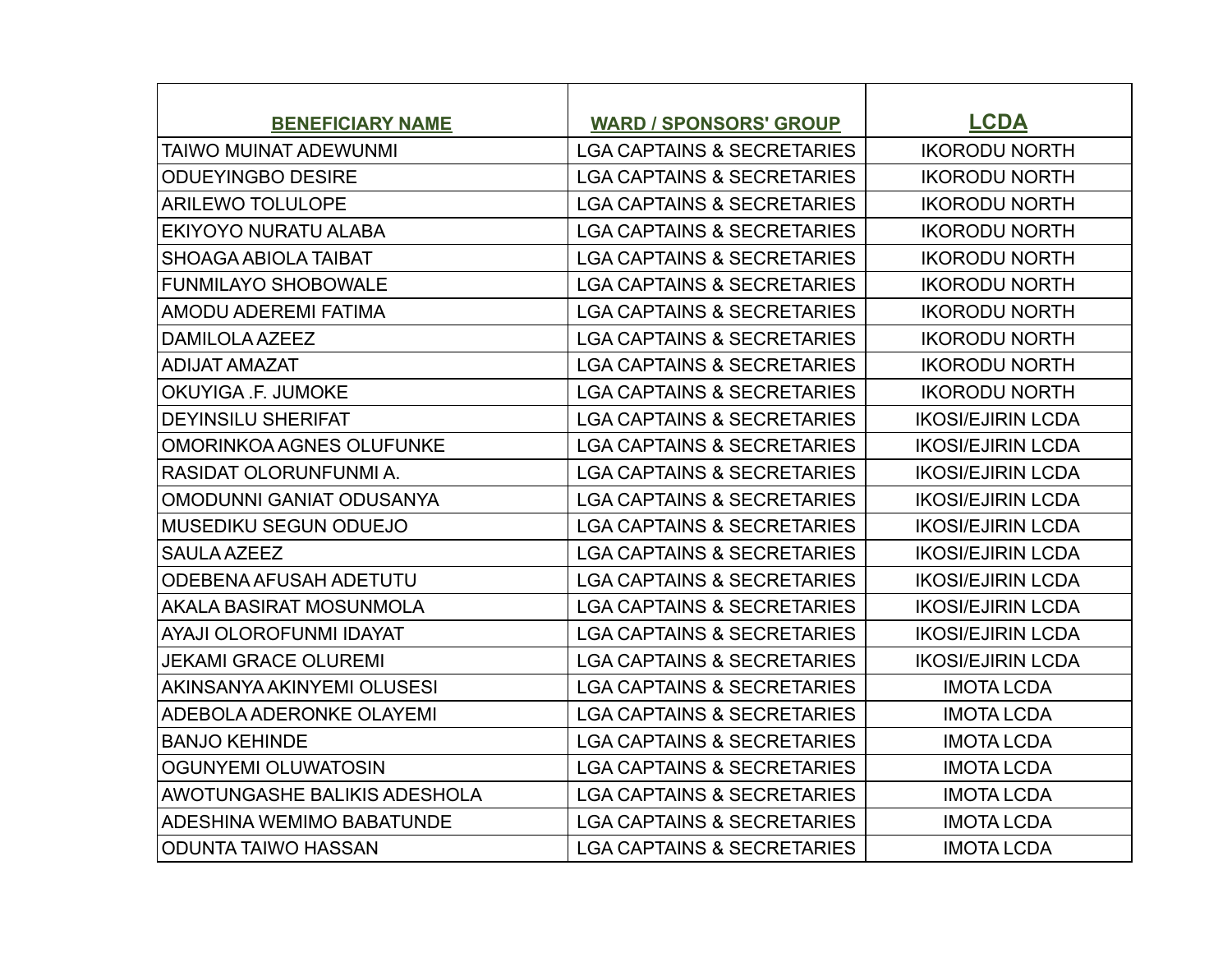| BENEFICIARY NAME | WARD / SPONSORS' GROUP | LCDA |
|---|---|---|
| TAIWO MUINAT ADEWUNMI | LGA CAPTAINS & SECRETARIES | IKORODU NORTH |
| ODUEYINGBO DESIRE | LGA CAPTAINS & SECRETARIES | IKORODU NORTH |
| ARILEWO TOLULOPE | LGA CAPTAINS & SECRETARIES | IKORODU NORTH |
| EKIYOYO NURATU ALABA | LGA CAPTAINS & SECRETARIES | IKORODU NORTH |
| SHOAGA ABIOLA TAIBAT | LGA CAPTAINS & SECRETARIES | IKORODU NORTH |
| FUNMILAYO SHOBOWALE | LGA CAPTAINS & SECRETARIES | IKORODU NORTH |
| AMODU ADEREMI FATIMA | LGA CAPTAINS & SECRETARIES | IKORODU NORTH |
| DAMILOLA AZEEZ | LGA CAPTAINS & SECRETARIES | IKORODU NORTH |
| ADIJAT AMAZAT | LGA CAPTAINS & SECRETARIES | IKORODU NORTH |
| OKUYIGA .F. JUMOKE | LGA CAPTAINS & SECRETARIES | IKORODU NORTH |
| DEYINSILU SHERIFAT | LGA CAPTAINS & SECRETARIES | IKOSI/EJIRIN LCDA |
| OMORINKOA AGNES OLUFUNKE | LGA CAPTAINS & SECRETARIES | IKOSI/EJIRIN LCDA |
| RASIDAT OLORUNFUNMI A. | LGA CAPTAINS & SECRETARIES | IKOSI/EJIRIN LCDA |
| OMODUNNI GANIAT ODUSANYA | LGA CAPTAINS & SECRETARIES | IKOSI/EJIRIN LCDA |
| MUSEDIKU SEGUN ODUEJO | LGA CAPTAINS & SECRETARIES | IKOSI/EJIRIN LCDA |
| SAULA AZEEZ | LGA CAPTAINS & SECRETARIES | IKOSI/EJIRIN LCDA |
| ODEBENA AFUSAH ADETUTU | LGA CAPTAINS & SECRETARIES | IKOSI/EJIRIN LCDA |
| AKALA BASIRAT MOSUNMOLA | LGA CAPTAINS & SECRETARIES | IKOSI/EJIRIN LCDA |
| AYAJI OLOROFUNMI IDAYAT | LGA CAPTAINS & SECRETARIES | IKOSI/EJIRIN LCDA |
| JEKAMI GRACE OLUREMI | LGA CAPTAINS & SECRETARIES | IKOSI/EJIRIN LCDA |
| AKINSANYA AKINYEMI OLUSESI | LGA CAPTAINS & SECRETARIES | IMOTA LCDA |
| ADEBOLA ADERONKE OLAYEMI | LGA CAPTAINS & SECRETARIES | IMOTA LCDA |
| BANJO KEHINDE | LGA CAPTAINS & SECRETARIES | IMOTA LCDA |
| OGUNYEMI OLUWATOSIN | LGA CAPTAINS & SECRETARIES | IMOTA LCDA |
| AWOTUNGASHE BALIKIS ADESHOLA | LGA CAPTAINS & SECRETARIES | IMOTA LCDA |
| ADESHINA WEMIMO BABATUNDE | LGA CAPTAINS & SECRETARIES | IMOTA LCDA |
| ODUNTA TAIWO HASSAN | LGA CAPTAINS & SECRETARIES | IMOTA LCDA |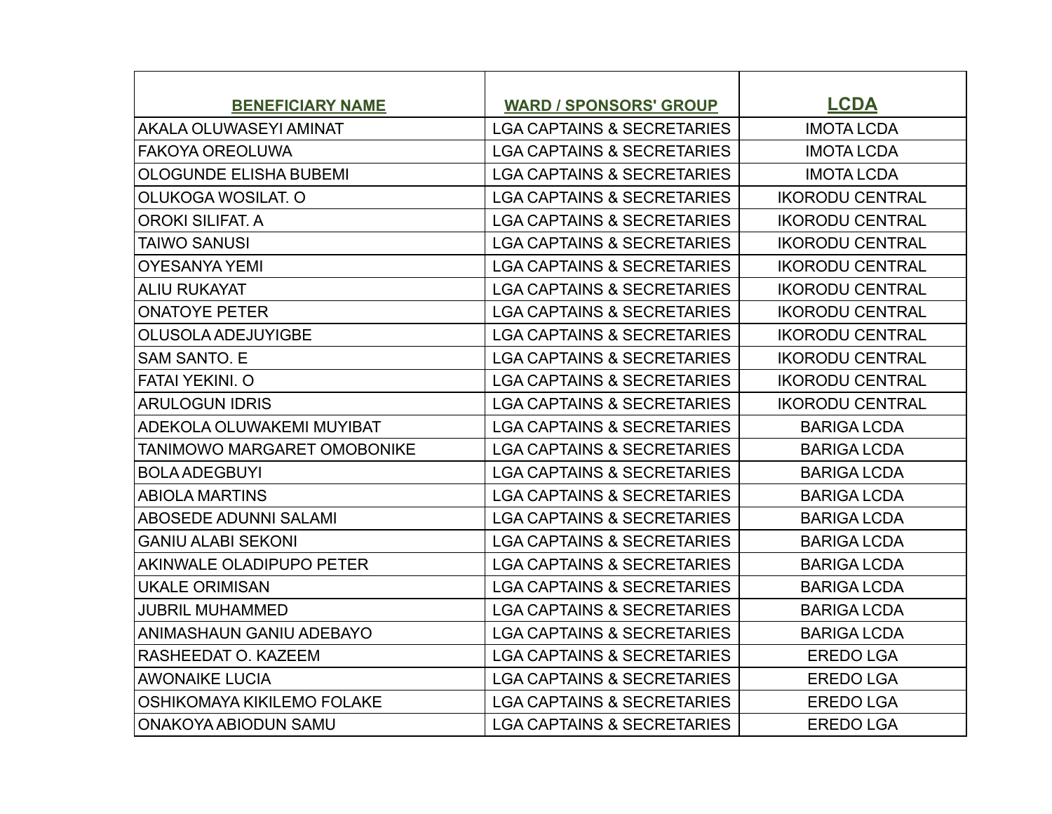| BENEFICIARY NAME | WARD / SPONSORS' GROUP | LCDA |
|---|---|---|
| AKALA OLUWASEYI AMINAT | LGA CAPTAINS & SECRETARIES | IMOTA LCDA |
| FAKOYA OREOLUWA | LGA CAPTAINS & SECRETARIES | IMOTA LCDA |
| OLOGUNDE ELISHA BUBEMI | LGA CAPTAINS & SECRETARIES | IMOTA LCDA |
| OLUKOGA WOSILAT. O | LGA CAPTAINS & SECRETARIES | IKORODU CENTRAL |
| OROKI SILIFAT. A | LGA CAPTAINS & SECRETARIES | IKORODU CENTRAL |
| TAIWO SANUSI | LGA CAPTAINS & SECRETARIES | IKORODU CENTRAL |
| OYESANYA YEMI | LGA CAPTAINS & SECRETARIES | IKORODU CENTRAL |
| ALIU RUKAYAT | LGA CAPTAINS & SECRETARIES | IKORODU CENTRAL |
| ONATOYE PETER | LGA CAPTAINS & SECRETARIES | IKORODU CENTRAL |
| OLUSOLA ADEJUYIGBE | LGA CAPTAINS & SECRETARIES | IKORODU CENTRAL |
| SAM SANTO. E | LGA CAPTAINS & SECRETARIES | IKORODU CENTRAL |
| FATAI YEKINI. O | LGA CAPTAINS & SECRETARIES | IKORODU CENTRAL |
| ARULOGUN IDRIS | LGA CAPTAINS & SECRETARIES | IKORODU CENTRAL |
| ADEKOLA OLUWAKEMI MUYIBAT | LGA CAPTAINS & SECRETARIES | BARIGA LCDA |
| TANIMOWO MARGARET OMOBONIKE | LGA CAPTAINS & SECRETARIES | BARIGA LCDA |
| BOLA ADEGBUYI | LGA CAPTAINS & SECRETARIES | BARIGA LCDA |
| ABIOLA MARTINS | LGA CAPTAINS & SECRETARIES | BARIGA LCDA |
| ABOSEDE ADUNNI SALAMI | LGA CAPTAINS & SECRETARIES | BARIGA LCDA |
| GANIU ALABI SEKONI | LGA CAPTAINS & SECRETARIES | BARIGA LCDA |
| AKINWALE OLADIPUPO PETER | LGA CAPTAINS & SECRETARIES | BARIGA LCDA |
| UKALE ORIMISAN | LGA CAPTAINS & SECRETARIES | BARIGA LCDA |
| JUBRIL MUHAMMED | LGA CAPTAINS & SECRETARIES | BARIGA LCDA |
| ANIMASHAUN GANIU ADEBAYO | LGA CAPTAINS & SECRETARIES | BARIGA LCDA |
| RASHEEDAT O. KAZEEM | LGA CAPTAINS & SECRETARIES | EREDO LGA |
| AWONAIKE LUCIA | LGA CAPTAINS & SECRETARIES | EREDO LGA |
| OSHIKOMAYA KIKILEMO FOLAKE | LGA CAPTAINS & SECRETARIES | EREDO LGA |
| ONAKOYA ABIODUN SAMU | LGA CAPTAINS & SECRETARIES | EREDO LGA |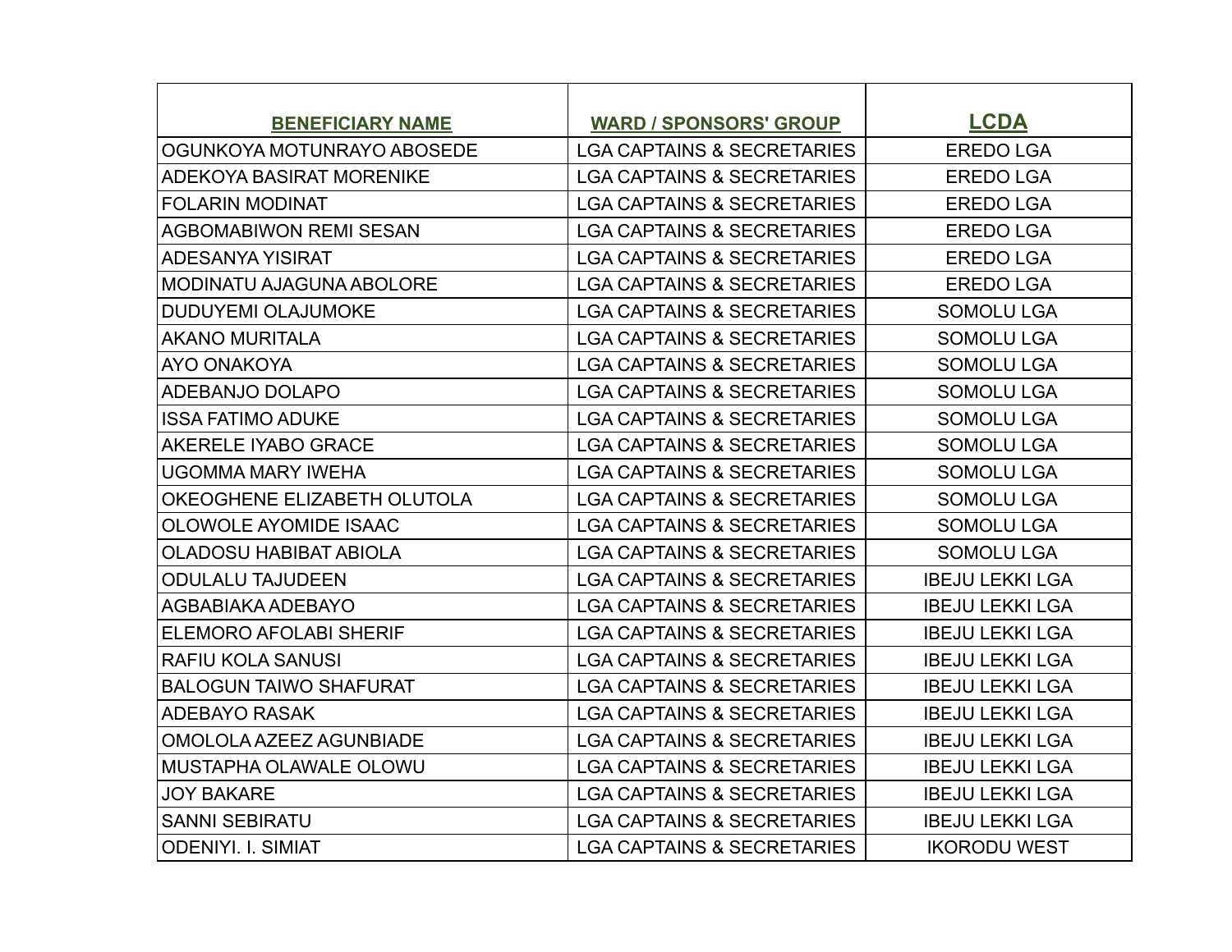| BENEFICIARY NAME | WARD / SPONSORS' GROUP | LCDA |
|---|---|---|
| OGUNKOYA MOTUNRAYO ABOSEDE | LGA CAPTAINS & SECRETARIES | EREDO LGA |
| ADEKOYA BASIRAT MORENIKE | LGA CAPTAINS & SECRETARIES | EREDO LGA |
| FOLARIN MODINAT | LGA CAPTAINS & SECRETARIES | EREDO LGA |
| AGBOMABIWON REMI SESAN | LGA CAPTAINS & SECRETARIES | EREDO LGA |
| ADESANYA YISIRAT | LGA CAPTAINS & SECRETARIES | EREDO LGA |
| MODINATU AJAGUNA ABOLORE | LGA CAPTAINS & SECRETARIES | EREDO LGA |
| DUDUYEMI OLAJUMOKE | LGA CAPTAINS & SECRETARIES | SOMOLU LGA |
| AKANO MURITALA | LGA CAPTAINS & SECRETARIES | SOMOLU LGA |
| AYO ONAKOYA | LGA CAPTAINS & SECRETARIES | SOMOLU LGA |
| ADEBANJO DOLAPO | LGA CAPTAINS & SECRETARIES | SOMOLU LGA |
| ISSA FATIMO ADUKE | LGA CAPTAINS & SECRETARIES | SOMOLU LGA |
| AKERELE IYABO GRACE | LGA CAPTAINS & SECRETARIES | SOMOLU LGA |
| UGOMMA MARY IWEHA | LGA CAPTAINS & SECRETARIES | SOMOLU LGA |
| OKEOGHENE ELIZABETH OLUTOLA | LGA CAPTAINS & SECRETARIES | SOMOLU LGA |
| OLOWOLE AYOMIDE ISAAC | LGA CAPTAINS & SECRETARIES | SOMOLU LGA |
| OLADOSU HABIBAT ABIOLA | LGA CAPTAINS & SECRETARIES | SOMOLU LGA |
| ODULALU TAJUDEEN | LGA CAPTAINS & SECRETARIES | IBEJU LEKKI LGA |
| AGBABIAKA ADEBAYO | LGA CAPTAINS & SECRETARIES | IBEJU LEKKI LGA |
| ELEMORO AFOLABI SHERIF | LGA CAPTAINS & SECRETARIES | IBEJU LEKKI LGA |
| RAFIU KOLA SANUSI | LGA CAPTAINS & SECRETARIES | IBEJU LEKKI LGA |
| BALOGUN TAIWO SHAFURAT | LGA CAPTAINS & SECRETARIES | IBEJU LEKKI LGA |
| ADEBAYO RASAK | LGA CAPTAINS & SECRETARIES | IBEJU LEKKI LGA |
| OMOLOLA AZEEZ AGUNBIADE | LGA CAPTAINS & SECRETARIES | IBEJU LEKKI LGA |
| MUSTAPHA OLAWALE OLOWU | LGA CAPTAINS & SECRETARIES | IBEJU LEKKI LGA |
| JOY BAKARE | LGA CAPTAINS & SECRETARIES | IBEJU LEKKI LGA |
| SANNI SEBIRATU | LGA CAPTAINS & SECRETARIES | IBEJU LEKKI LGA |
| ODENIYI. I. SIMIAT | LGA CAPTAINS & SECRETARIES | IKORODU WEST |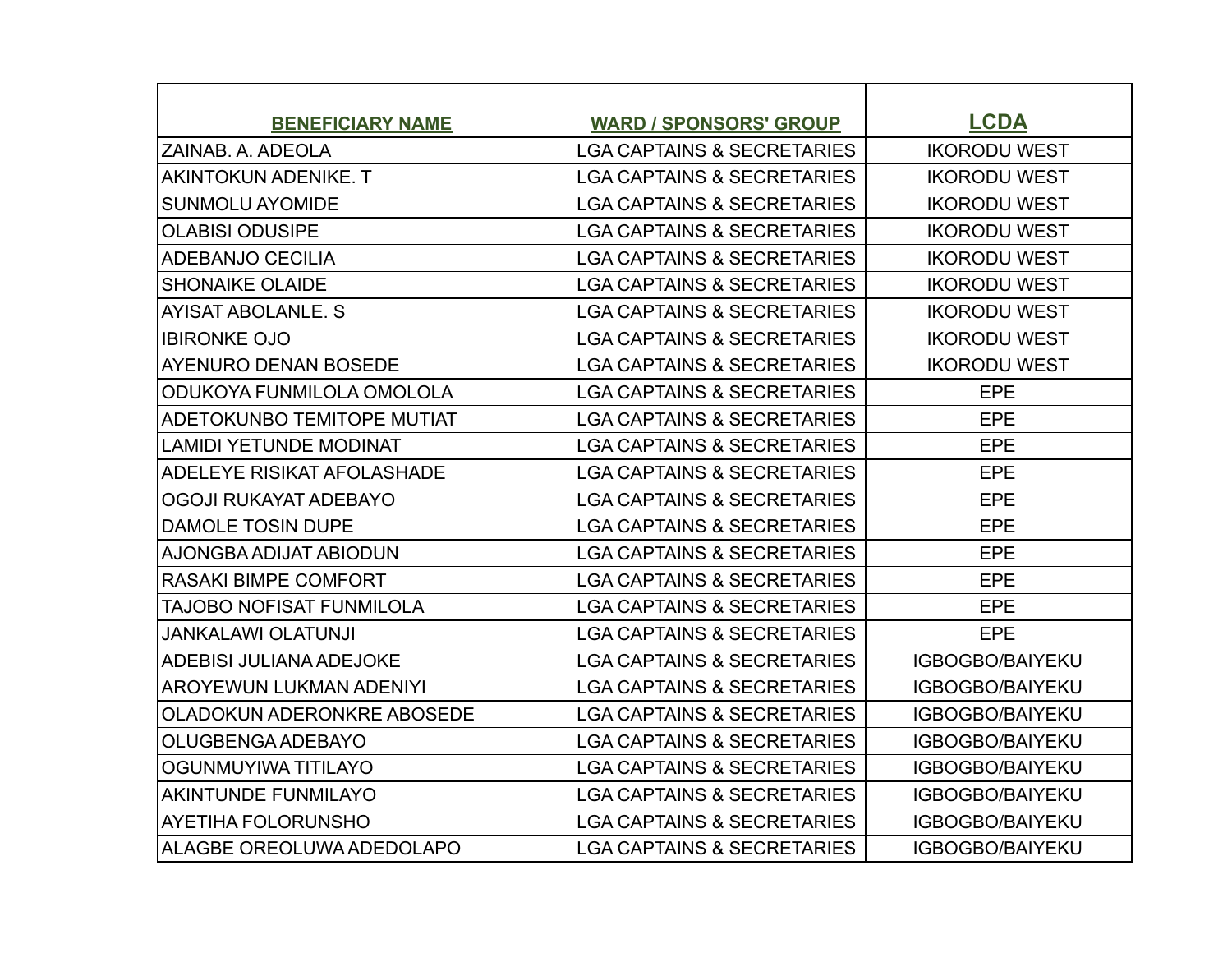| BENEFICIARY NAME | WARD / SPONSORS' GROUP | LCDA |
| --- | --- | --- |
| ZAINAB. A. ADEOLA | LGA CAPTAINS & SECRETARIES | IKORODU WEST |
| AKINTOKUN ADENIKE. T | LGA CAPTAINS & SECRETARIES | IKORODU WEST |
| SUNMOLU AYOMIDE | LGA CAPTAINS & SECRETARIES | IKORODU WEST |
| OLABISI ODUSIPE | LGA CAPTAINS & SECRETARIES | IKORODU WEST |
| ADEBANJO CECILIA | LGA CAPTAINS & SECRETARIES | IKORODU WEST |
| SHONAIKE OLAIDE | LGA CAPTAINS & SECRETARIES | IKORODU WEST |
| AYISAT ABOLANLE. S | LGA CAPTAINS & SECRETARIES | IKORODU WEST |
| IBIRONKE OJO | LGA CAPTAINS & SECRETARIES | IKORODU WEST |
| AYENURO DENAN BOSEDE | LGA CAPTAINS & SECRETARIES | IKORODU WEST |
| ODUKOYA FUNMILOLA OMOLOLA | LGA CAPTAINS & SECRETARIES | EPE |
| ADETOKUNBO TEMITOPE MUTIAT | LGA CAPTAINS & SECRETARIES | EPE |
| LAMIDI YETUNDE MODINAT | LGA CAPTAINS & SECRETARIES | EPE |
| ADELEYE RISIKAT AFOLASHADE | LGA CAPTAINS & SECRETARIES | EPE |
| OGOJI RUKAYAT ADEBAYO | LGA CAPTAINS & SECRETARIES | EPE |
| DAMOLE TOSIN DUPE | LGA CAPTAINS & SECRETARIES | EPE |
| AJONGBA ADIJAT ABIODUN | LGA CAPTAINS & SECRETARIES | EPE |
| RASAKI BIMPE COMFORT | LGA CAPTAINS & SECRETARIES | EPE |
| TAJOBO NOFISAT FUNMILOLA | LGA CAPTAINS & SECRETARIES | EPE |
| JANKALAWI OLATUNJI | LGA CAPTAINS & SECRETARIES | EPE |
| ADEBISI JULIANA ADEJOKE | LGA CAPTAINS & SECRETARIES | IGBOGBO/BAIYEKU |
| AROYEWUN LUKMAN ADENIYI | LGA CAPTAINS & SECRETARIES | IGBOGBO/BAIYEKU |
| OLADOKUN ADERONKRE ABOSEDE | LGA CAPTAINS & SECRETARIES | IGBOGBO/BAIYEKU |
| OLUGBENGA ADEBAYO | LGA CAPTAINS & SECRETARIES | IGBOGBO/BAIYEKU |
| OGUNMUYIWA TITILAYO | LGA CAPTAINS & SECRETARIES | IGBOGBO/BAIYEKU |
| AKINTUNDE FUNMILAYO | LGA CAPTAINS & SECRETARIES | IGBOGBO/BAIYEKU |
| AYETIHA FOLORUNSHO | LGA CAPTAINS & SECRETARIES | IGBOGBO/BAIYEKU |
| ALAGBE OREOLUWA ADEDOLAPO | LGA CAPTAINS & SECRETARIES | IGBOGBO/BAIYEKU |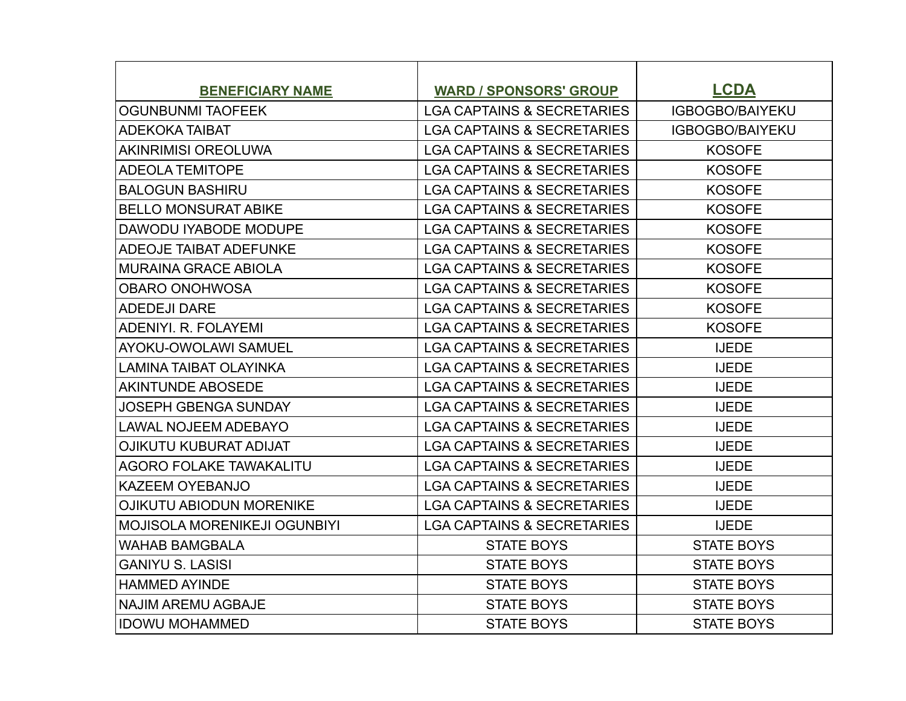| BENEFICIARY NAME | WARD / SPONSORS' GROUP | LCDA |
|---|---|---|
| OGUNBUNMI TAOFEEK | LGA CAPTAINS & SECRETARIES | IGBOGBO/BAIYEKU |
| ADEKOKA TAIBAT | LGA CAPTAINS & SECRETARIES | IGBOGBO/BAIYEKU |
| AKINRIMISI OREOLUWA | LGA CAPTAINS & SECRETARIES | KOSOFE |
| ADEOLA TEMITOPE | LGA CAPTAINS & SECRETARIES | KOSOFE |
| BALOGUN BASHIRU | LGA CAPTAINS & SECRETARIES | KOSOFE |
| BELLO MONSURAT ABIKE | LGA CAPTAINS & SECRETARIES | KOSOFE |
| DAWODU IYABODE MODUPE | LGA CAPTAINS & SECRETARIES | KOSOFE |
| ADEOJE TAIBAT ADEFUNKE | LGA CAPTAINS & SECRETARIES | KOSOFE |
| MURAINA GRACE ABIOLA | LGA CAPTAINS & SECRETARIES | KOSOFE |
| OBARO ONOHWOSA | LGA CAPTAINS & SECRETARIES | KOSOFE |
| ADEDEJI DARE | LGA CAPTAINS & SECRETARIES | KOSOFE |
| ADENIYI. R. FOLAYEMI | LGA CAPTAINS & SECRETARIES | KOSOFE |
| AYOKU-OWOLAWI SAMUEL | LGA CAPTAINS & SECRETARIES | IJEDE |
| LAMINA TAIBAT OLAYINKA | LGA CAPTAINS & SECRETARIES | IJEDE |
| AKINTUNDE ABOSEDE | LGA CAPTAINS & SECRETARIES | IJEDE |
| JOSEPH GBENGA SUNDAY | LGA CAPTAINS & SECRETARIES | IJEDE |
| LAWAL NOJEEM ADEBAYO | LGA CAPTAINS & SECRETARIES | IJEDE |
| OJIKUTU KUBURAT ADIJAT | LGA CAPTAINS & SECRETARIES | IJEDE |
| AGORO FOLAKE TAWAKALITU | LGA CAPTAINS & SECRETARIES | IJEDE |
| KAZEEM OYEBANJO | LGA CAPTAINS & SECRETARIES | IJEDE |
| OJIKUTU ABIODUN MORENIKE | LGA CAPTAINS & SECRETARIES | IJEDE |
| MOJISOLA MORENIKEJI OGUNBIYI | LGA CAPTAINS & SECRETARIES | IJEDE |
| WAHAB BAMGBALA | STATE BOYS | STATE BOYS |
| GANIYU S. LASISI | STATE BOYS | STATE BOYS |
| HAMMED AYINDE | STATE BOYS | STATE BOYS |
| NAJIM AREMU AGBAJE | STATE BOYS | STATE BOYS |
| IDOWU MOHAMMED | STATE BOYS | STATE BOYS |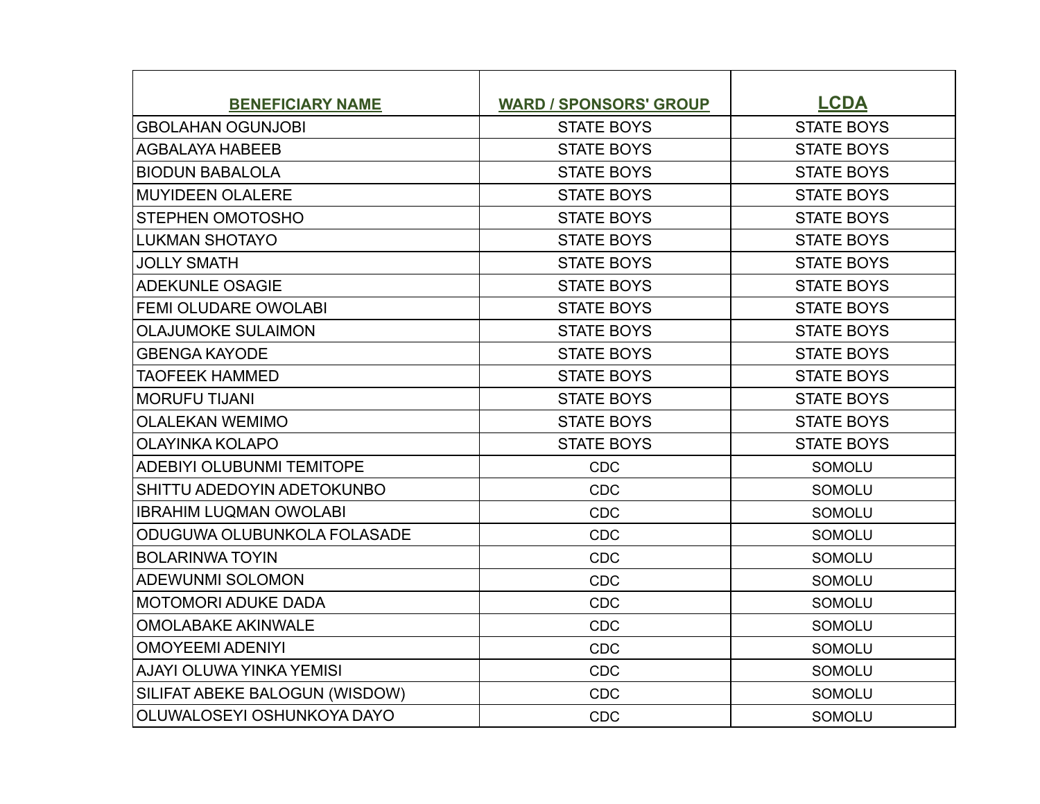| BENEFICIARY NAME | WARD / SPONSORS' GROUP | LCDA |
|---|---|---|
| GBOLAHAN OGUNJOBI | STATE BOYS | STATE BOYS |
| AGBALAYA HABEEB | STATE BOYS | STATE BOYS |
| BIODUN BABALOLA | STATE BOYS | STATE BOYS |
| MUYIDEEN OLALERE | STATE BOYS | STATE BOYS |
| STEPHEN OMOTOSHO | STATE BOYS | STATE BOYS |
| LUKMAN SHOTAYO | STATE BOYS | STATE BOYS |
| JOLLY SMATH | STATE BOYS | STATE BOYS |
| ADEKUNLE OSAGIE | STATE BOYS | STATE BOYS |
| FEMI OLUDARE OWOLABI | STATE BOYS | STATE BOYS |
| OLAJUMOKE SULAIMON | STATE BOYS | STATE BOYS |
| GBENGA KAYODE | STATE BOYS | STATE BOYS |
| TAOFEEK HAMMED | STATE BOYS | STATE BOYS |
| MORUFU TIJANI | STATE BOYS | STATE BOYS |
| OLALEKAN WEMIMO | STATE BOYS | STATE BOYS |
| OLAYINKA KOLAPO | STATE BOYS | STATE BOYS |
| ADEBIYI OLUBUNMI TEMITOPE | CDC | SOMOLU |
| SHITTU ADEDOYIN ADETOKUNBO | CDC | SOMOLU |
| IBRAHIM LUQMAN OWOLABI | CDC | SOMOLU |
| ODUGUWA OLUBUNKOLA FOLASADE | CDC | SOMOLU |
| BOLARINWA TOYIN | CDC | SOMOLU |
| ADEWUNMI SOLOMON | CDC | SOMOLU |
| MOTOMORI ADUKE DADA | CDC | SOMOLU |
| OMOLABAKE AKINWALE | CDC | SOMOLU |
| OMOYEEMI ADENIYI | CDC | SOMOLU |
| AJAYI OLUWA YINKA YEMISI | CDC | SOMOLU |
| SILIFAT ABEKE BALOGUN (WISDOW) | CDC | SOMOLU |
| OLUWALOSEYI OSHUNKOYA DAYO | CDC | SOMOLU |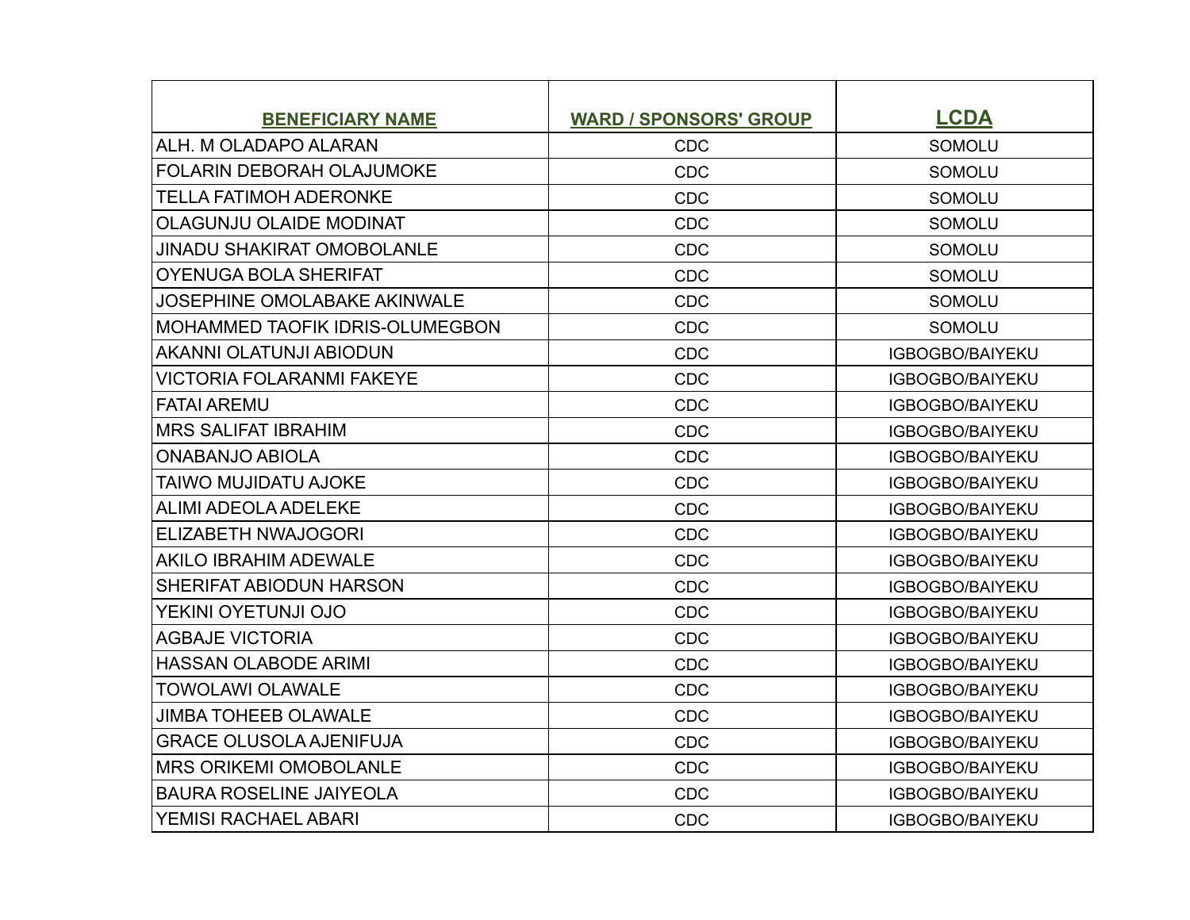| BENEFICIARY NAME | WARD / SPONSORS' GROUP | LCDA |
|---|---|---|
| ALH. M OLADAPO ALARAN | CDC | SOMOLU |
| FOLARIN DEBORAH OLAJUMOKE | CDC | SOMOLU |
| TELLA FATIMOH ADERONKE | CDC | SOMOLU |
| OLAGUNJU OLAIDE MODINAT | CDC | SOMOLU |
| JINADU SHAKIRAT OMOBOLANLE | CDC | SOMOLU |
| OYENUGA BOLA SHERIFAT | CDC | SOMOLU |
| JOSEPHINE OMOLABAKE AKINWALE | CDC | SOMOLU |
| MOHAMMED TAOFIK IDRIS-OLUMEGBON | CDC | SOMOLU |
| AKANNI OLATUNJI ABIODUN | CDC | IGBOGBO/BAIYEKU |
| VICTORIA FOLARANMI FAKEYE | CDC | IGBOGBO/BAIYEKU |
| FATAI AREMU | CDC | IGBOGBO/BAIYEKU |
| MRS SALIFAT IBRAHIM | CDC | IGBOGBO/BAIYEKU |
| ONABANJO ABIOLA | CDC | IGBOGBO/BAIYEKU |
| TAIWO MUJIDATU AJOKE | CDC | IGBOGBO/BAIYEKU |
| ALIMI ADEOLA ADELEKE | CDC | IGBOGBO/BAIYEKU |
| ELIZABETH NWAJOGORI | CDC | IGBOGBO/BAIYEKU |
| AKILO IBRAHIM ADEWALE | CDC | IGBOGBO/BAIYEKU |
| SHERIFAT ABIODUN HARSON | CDC | IGBOGBO/BAIYEKU |
| YEKINI OYETUNJI OJO | CDC | IGBOGBO/BAIYEKU |
| AGBAJE VICTORIA | CDC | IGBOGBO/BAIYEKU |
| HASSAN OLABODE ARIMI | CDC | IGBOGBO/BAIYEKU |
| TOWOLAWI OLAWALE | CDC | IGBOGBO/BAIYEKU |
| JIMBA TOHEEB OLAWALE | CDC | IGBOGBO/BAIYEKU |
| GRACE OLUSOLA AJENIFUJA | CDC | IGBOGBO/BAIYEKU |
| MRS ORIKEMI OMOBOLANLE | CDC | IGBOGBO/BAIYEKU |
| BAURA ROSELINE JAIYEOLA | CDC | IGBOGBO/BAIYEKU |
| YEMISI RACHAEL ABARI | CDC | IGBOGBO/BAIYEKU |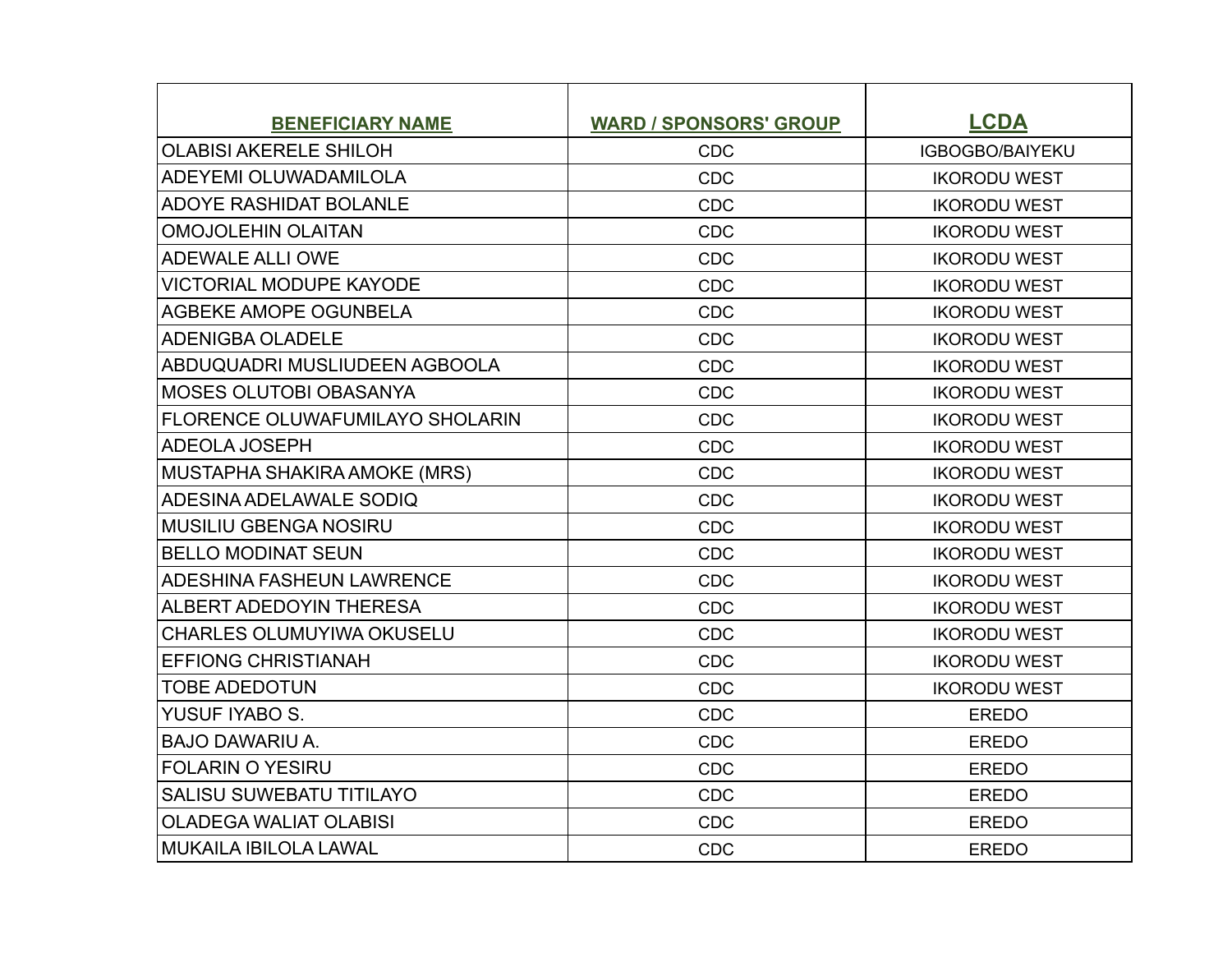| BENEFICIARY NAME | WARD / SPONSORS' GROUP | LCDA |
|---|---|---|
| OLABISI AKERELE SHILOH | CDC | IGBOGBO/BAIYEKU |
| ADEYEMI OLUWADAMILOLA | CDC | IKORODU WEST |
| ADOYE RASHIDAT BOLANLE | CDC | IKORODU WEST |
| OMOJOLEHIN OLAITAN | CDC | IKORODU WEST |
| ADEWALE ALLI OWE | CDC | IKORODU WEST |
| VICTORIAL MODUPE KAYODE | CDC | IKORODU WEST |
| AGBEKE AMOPE OGUNBELA | CDC | IKORODU WEST |
| ADENIGBA OLADELE | CDC | IKORODU WEST |
| ABDUQUADRI MUSLIUDEEN AGBOOLA | CDC | IKORODU WEST |
| MOSES OLUTOBI OBASANYA | CDC | IKORODU WEST |
| FLORENCE OLUWAFUMILAYO SHOLARIN | CDC | IKORODU WEST |
| ADEOLA JOSEPH | CDC | IKORODU WEST |
| MUSTAPHA SHAKIRA AMOKE (MRS) | CDC | IKORODU WEST |
| ADESINA ADELAWALE SODIQ | CDC | IKORODU WEST |
| MUSILIU GBENGA NOSIRU | CDC | IKORODU WEST |
| BELLO MODINAT SEUN | CDC | IKORODU WEST |
| ADESHINA FASHEUN LAWRENCE | CDC | IKORODU WEST |
| ALBERT ADEDOYIN THERESA | CDC | IKORODU WEST |
| CHARLES OLUMUYIWA OKUSELU | CDC | IKORODU WEST |
| EFFIONG CHRISTIANAH | CDC | IKORODU WEST |
| TOBE ADEDOTUN | CDC | IKORODU WEST |
| YUSUF IYABO S. | CDC | EREDO |
| BAJO DAWARIU A. | CDC | EREDO |
| FOLARIN O YESIRU | CDC | EREDO |
| SALISU SUWEBATU TITILAYO | CDC | EREDO |
| OLADEGA WALIAT OLABISI | CDC | EREDO |
| MUKAILA IBILOLA LAWAL | CDC | EREDO |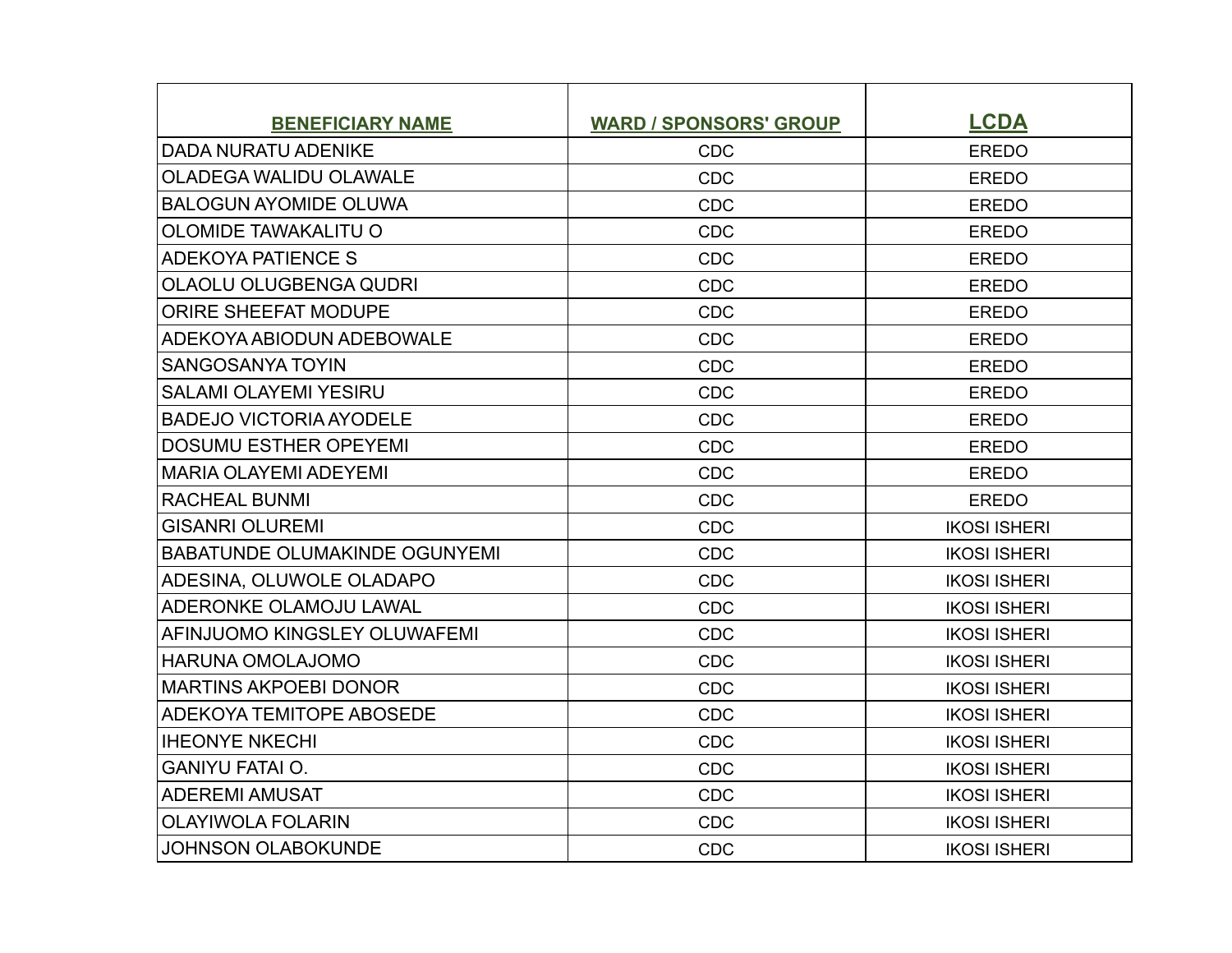| BENEFICIARY NAME | WARD / SPONSORS' GROUP | LCDA |
|---|---|---|
| DADA NURATU ADENIKE | CDC | EREDO |
| OLADEGA WALIDU OLAWALE | CDC | EREDO |
| BALOGUN AYOMIDE OLUWA | CDC | EREDO |
| OLOMIDE TAWAKALITU O | CDC | EREDO |
| ADEKOYA PATIENCE S | CDC | EREDO |
| OLAOLU OLUGBENGA QUDRI | CDC | EREDO |
| ORIRE SHEEFAT MODUPE | CDC | EREDO |
| ADEKOYA ABIODUN ADEBOWALE | CDC | EREDO |
| SANGOSANYA TOYIN | CDC | EREDO |
| SALAMI OLAYEMI YESIRU | CDC | EREDO |
| BADEJO VICTORIA AYODELE | CDC | EREDO |
| DOSUMU ESTHER OPEYEMI | CDC | EREDO |
| MARIA OLAYEMI ADEYEMI | CDC | EREDO |
| RACHEAL BUNMI | CDC | EREDO |
| GISANRI OLUREMI | CDC | IKOSI ISHERI |
| BABATUNDE OLUMAKINDE OGUNYEMI | CDC | IKOSI ISHERI |
| ADESINA, OLUWOLE OLADAPO | CDC | IKOSI ISHERI |
| ADERONKE OLAMOJU LAWAL | CDC | IKOSI ISHERI |
| AFINJUOMO KINGSLEY OLUWAFEMI | CDC | IKOSI ISHERI |
| HARUNA OMOLAJOMO | CDC | IKOSI ISHERI |
| MARTINS AKPOEBI DONOR | CDC | IKOSI ISHERI |
| ADEKOYA TEMITOPE ABOSEDE | CDC | IKOSI ISHERI |
| IHEONYE NKECHI | CDC | IKOSI ISHERI |
| GANIYU FATAI O. | CDC | IKOSI ISHERI |
| ADEREMI AMUSAT | CDC | IKOSI ISHERI |
| OLAYIWOLA FOLARIN | CDC | IKOSI ISHERI |
| JOHNSON OLABOKUNDE | CDC | IKOSI ISHERI |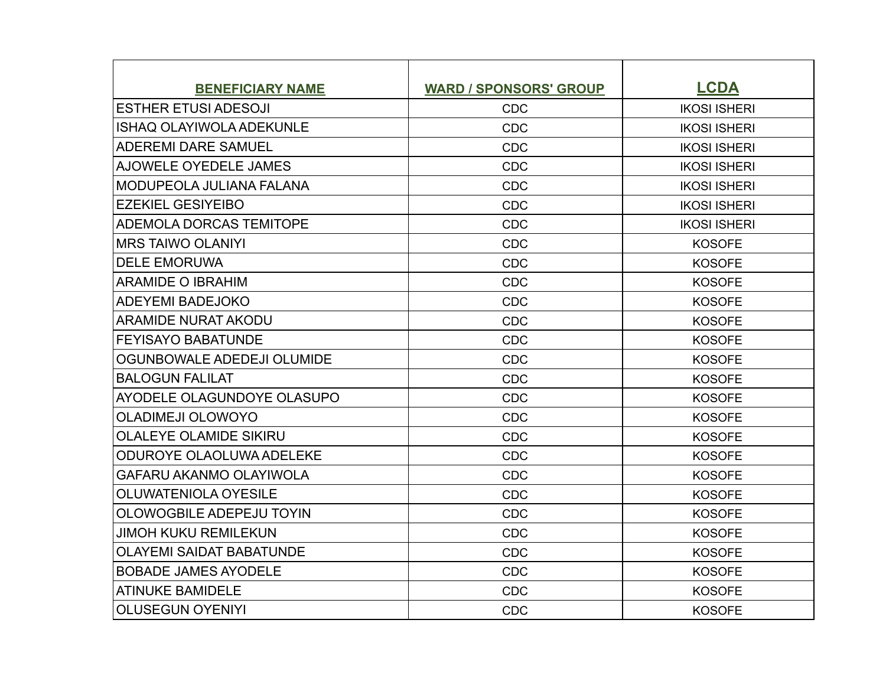| BENEFICIARY NAME | WARD / SPONSORS' GROUP | LCDA |
|---|---|---|
| ESTHER ETUSI ADESOJI | CDC | IKOSI ISHERI |
| ISHAQ OLAYIWOLA ADEKUNLE | CDC | IKOSI ISHERI |
| ADEREMI DARE SAMUEL | CDC | IKOSI ISHERI |
| AJOWELE OYEDELE JAMES | CDC | IKOSI ISHERI |
| MODUPEOLA JULIANA FALANA | CDC | IKOSI ISHERI |
| EZEKIEL GESIYEIBO | CDC | IKOSI ISHERI |
| ADEMOLA DORCAS TEMITOPE | CDC | IKOSI ISHERI |
| MRS TAIWO OLANIYI | CDC | KOSOFE |
| DELE EMORUWA | CDC | KOSOFE |
| ARAMIDE O IBRAHIM | CDC | KOSOFE |
| ADEYEMI BADEJOKO | CDC | KOSOFE |
| ARAMIDE NURAT AKODU | CDC | KOSOFE |
| FEYISAYO BABATUNDE | CDC | KOSOFE |
| OGUNBOWALE ADEDEJI OLUMIDE | CDC | KOSOFE |
| BALOGUN FALILAT | CDC | KOSOFE |
| AYODELE OLAGUNDOYE OLASUPO | CDC | KOSOFE |
| OLADIMEJI OLOWOYO | CDC | KOSOFE |
| OLALEYE OLAMIDE SIKIRU | CDC | KOSOFE |
| ODUROYE OLAOLUWA ADELEKE | CDC | KOSOFE |
| GAFARU AKANMO OLAYIWOLA | CDC | KOSOFE |
| OLUWATENIOLA OYESILE | CDC | KOSOFE |
| OLOWOGBILE ADEPEJU TOYIN | CDC | KOSOFE |
| JIMOH KUKU REMILEKUN | CDC | KOSOFE |
| OLAYEMI SAIDAT BABATUNDE | CDC | KOSOFE |
| BOBADE JAMES AYODELE | CDC | KOSOFE |
| ATINUKE BAMIDELE | CDC | KOSOFE |
| OLUSEGUN OYENIYI | CDC | KOSOFE |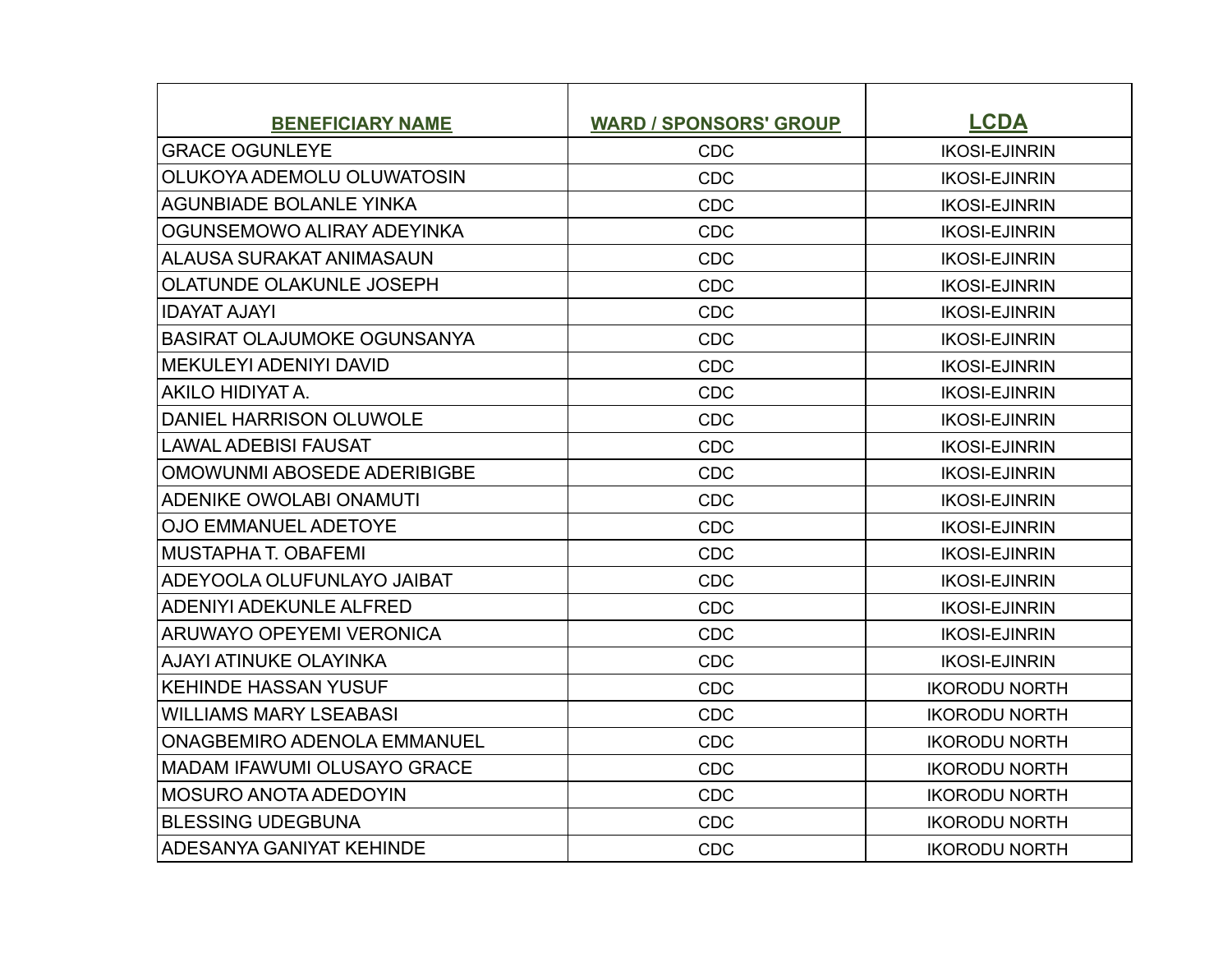| BENEFICIARY NAME | WARD / SPONSORS' GROUP | LCDA |
|---|---|---|
| GRACE OGUNLEYE | CDC | IKOSI-EJINRIN |
| OLUKOYA ADEMOLU OLUWATOSIN | CDC | IKOSI-EJINRIN |
| AGUNBIADE BOLANLE YINKA | CDC | IKOSI-EJINRIN |
| OGUNSEMOWO ALIRAY ADEYINKA | CDC | IKOSI-EJINRIN |
| ALAUSA SURAKAT ANIMASAUN | CDC | IKOSI-EJINRIN |
| OLATUNDE OLAKUNLE JOSEPH | CDC | IKOSI-EJINRIN |
| IDAYAT AJAYI | CDC | IKOSI-EJINRIN |
| BASIRAT OLAJUMOKE OGUNSANYA | CDC | IKOSI-EJINRIN |
| MEKULEYI ADENIYI DAVID | CDC | IKOSI-EJINRIN |
| AKILO HIDIYAT A. | CDC | IKOSI-EJINRIN |
| DANIEL HARRISON OLUWOLE | CDC | IKOSI-EJINRIN |
| LAWAL ADEBISI FAUSAT | CDC | IKOSI-EJINRIN |
| OMOWUNMI ABOSEDE ADERIBIGBE | CDC | IKOSI-EJINRIN |
| ADENIKE OWOLABI ONAMUTI | CDC | IKOSI-EJINRIN |
| OJO EMMANUEL ADETOYE | CDC | IKOSI-EJINRIN |
| MUSTAPHA T. OBAFEMI | CDC | IKOSI-EJINRIN |
| ADEYOOLA OLUFUNLAYO JAIBAT | CDC | IKOSI-EJINRIN |
| ADENIYI ADEKUNLE ALFRED | CDC | IKOSI-EJINRIN |
| ARUWAYO OPEYEMI VERONICA | CDC | IKOSI-EJINRIN |
| AJAYI ATINUKE OLAYINKA | CDC | IKOSI-EJINRIN |
| KEHINDE HASSAN YUSUF | CDC | IKORODU NORTH |
| WILLIAMS MARY LSEABASI | CDC | IKORODU NORTH |
| ONAGBEMIRO ADENOLA EMMANUEL | CDC | IKORODU NORTH |
| MADAM IFAWUMI OLUSAYO GRACE | CDC | IKORODU NORTH |
| MOSURO ANOTA ADEDOYIN | CDC | IKORODU NORTH |
| BLESSING UDEGBUNA | CDC | IKORODU NORTH |
| ADESANYA GANIYAT KEHINDE | CDC | IKORODU NORTH |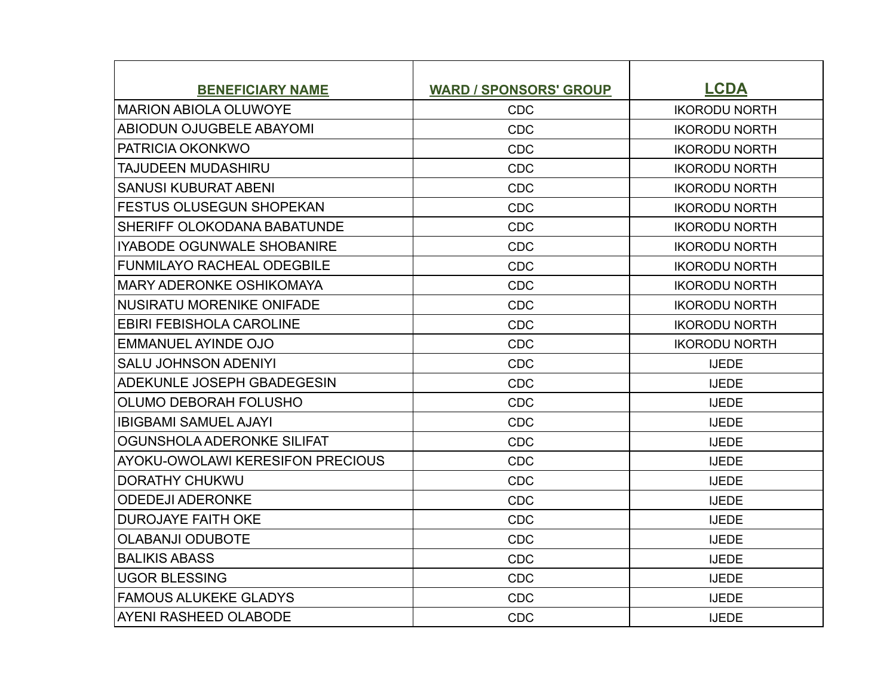| BENEFICIARY NAME | WARD / SPONSORS' GROUP | LCDA |
| --- | --- | --- |
| MARION ABIOLA OLUWOYE | CDC | IKORODU NORTH |
| ABIODUN OJUGBELE ABAYOMI | CDC | IKORODU NORTH |
| PATRICIA OKONKWO | CDC | IKORODU NORTH |
| TAJUDEEN MUDASHIRU | CDC | IKORODU NORTH |
| SANUSI KUBURAT ABENI | CDC | IKORODU NORTH |
| FESTUS OLUSEGUN SHOPEKAN | CDC | IKORODU NORTH |
| SHERIFF OLOKODANA BABATUNDE | CDC | IKORODU NORTH |
| IYABODE OGUNWALE SHOBANIRE | CDC | IKORODU NORTH |
| FUNMILAYO RACHEAL ODEGBILE | CDC | IKORODU NORTH |
| MARY ADERONKE OSHIKOMAYA | CDC | IKORODU NORTH |
| NUSIRATU MORENIKE ONIFADE | CDC | IKORODU NORTH |
| EBIRI FEBISHOLA CAROLINE | CDC | IKORODU NORTH |
| EMMANUEL AYINDE OJO | CDC | IKORODU NORTH |
| SALU JOHNSON ADENIYI | CDC | IJEDE |
| ADEKUNLE JOSEPH GBADEGESIN | CDC | IJEDE |
| OLUMO DEBORAH FOLUSHO | CDC | IJEDE |
| IBIGBAMI SAMUEL AJAYI | CDC | IJEDE |
| OGUNSHOLA ADERONKE SILIFAT | CDC | IJEDE |
| AYOKU-OWOLAWI KERESIFON PRECIOUS | CDC | IJEDE |
| DORATHY CHUKWU | CDC | IJEDE |
| ODEDEJI ADERONKE | CDC | IJEDE |
| DUROJAYE FAITH OKE | CDC | IJEDE |
| OLABANJI ODUBOTE | CDC | IJEDE |
| BALIKIS ABASS | CDC | IJEDE |
| UGOR BLESSING | CDC | IJEDE |
| FAMOUS ALUKEKE GLADYS | CDC | IJEDE |
| AYENI RASHEED OLABODE | CDC | IJEDE |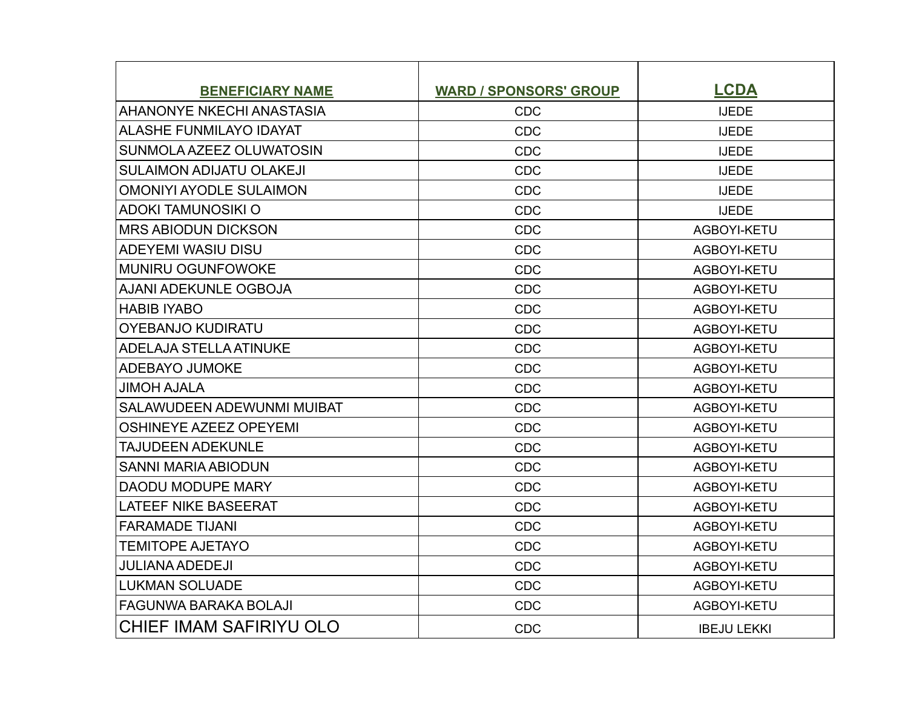| BENEFICIARY NAME | WARD / SPONSORS' GROUP | LCDA |
|---|---|---|
| AHANONYE NKECHI ANASTASIA | CDC | IJEDE |
| ALASHE FUNMILAYO IDAYAT | CDC | IJEDE |
| SUNMOLA AZEEZ OLUWATOSIN | CDC | IJEDE |
| SULAIMON ADIJATU OLAKEJI | CDC | IJEDE |
| OMONIYI AYODLE SULAIMON | CDC | IJEDE |
| ADOKI TAMUNOSIKI O | CDC | IJEDE |
| MRS ABIODUN DICKSON | CDC | AGBOYI-KETU |
| ADEYEMI WASIU DISU | CDC | AGBOYI-KETU |
| MUNIRU OGUNFOWOKE | CDC | AGBOYI-KETU |
| AJANI ADEKUNLE OGBOJA | CDC | AGBOYI-KETU |
| HABIB IYABO | CDC | AGBOYI-KETU |
| OYEBANJO KUDIRATU | CDC | AGBOYI-KETU |
| ADELAJA STELLA ATINUKE | CDC | AGBOYI-KETU |
| ADEBAYO JUMOKE | CDC | AGBOYI-KETU |
| JIMOH AJALA | CDC | AGBOYI-KETU |
| SALAWUDEEN ADEWUNMI MUIBAT | CDC | AGBOYI-KETU |
| OSHINEYE AZEEZ OPEYEMI | CDC | AGBOYI-KETU |
| TAJUDEEN ADEKUNLE | CDC | AGBOYI-KETU |
| SANNI MARIA ABIODUN | CDC | AGBOYI-KETU |
| DAODU MODUPE MARY | CDC | AGBOYI-KETU |
| LATEEF NIKE BASEERAT | CDC | AGBOYI-KETU |
| FARAMADE TIJANI | CDC | AGBOYI-KETU |
| TEMITOPE AJETAYO | CDC | AGBOYI-KETU |
| JULIANA ADEDEJI | CDC | AGBOYI-KETU |
| LUKMAN SOLUADE | CDC | AGBOYI-KETU |
| FAGUNWA BARAKA BOLAJI | CDC | AGBOYI-KETU |
| CHIEF IMAM SAFIRIYU OLO | CDC | IBEJU LEKKI |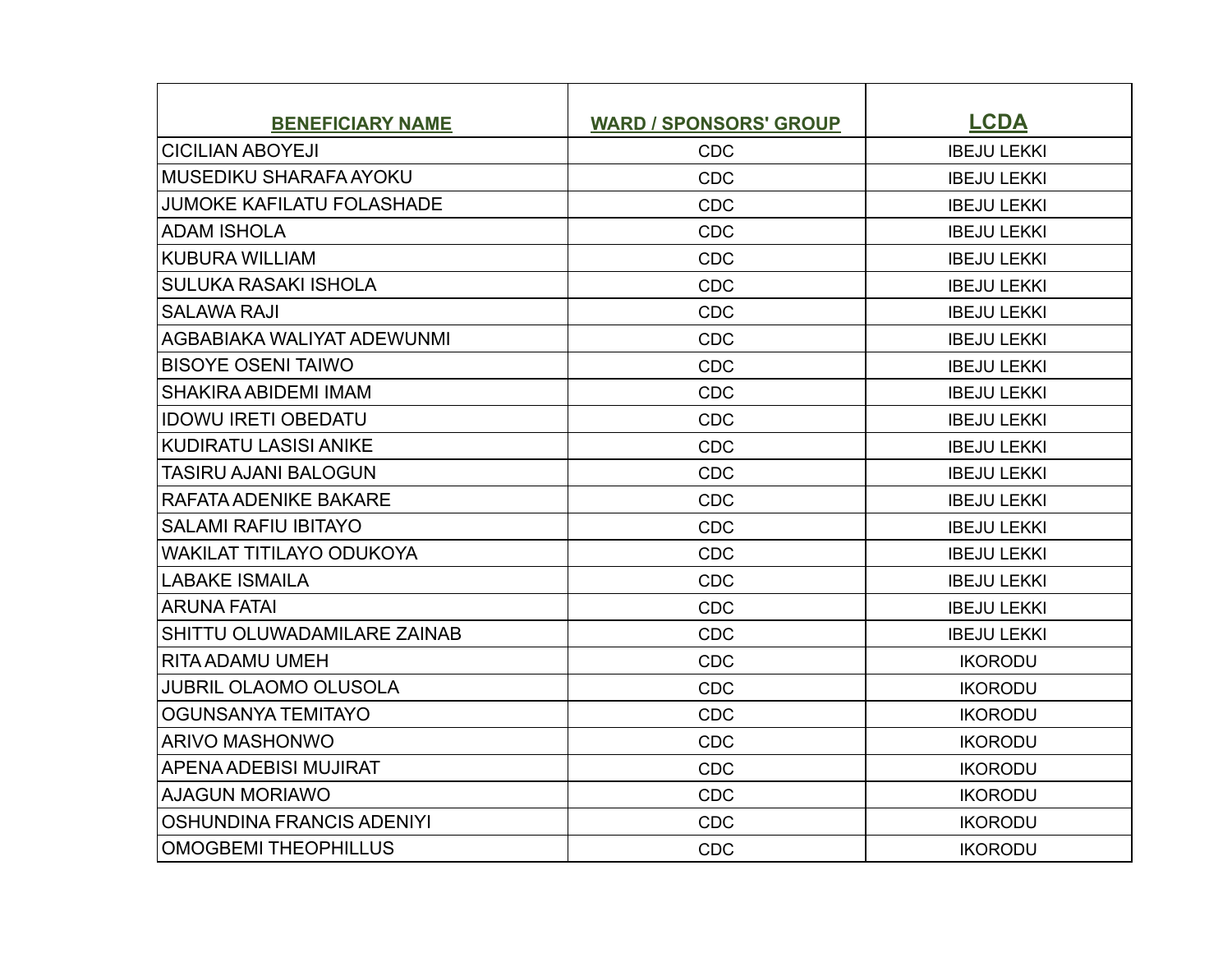| BENEFICIARY NAME | WARD / SPONSORS' GROUP | LCDA |
|---|---|---|
| CICILIAN ABOYEJI | CDC | IBEJU LEKKI |
| MUSEDIKU SHARAFA AYOKU | CDC | IBEJU LEKKI |
| JUMOKE KAFILATU FOLASHADE | CDC | IBEJU LEKKI |
| ADAM ISHOLA | CDC | IBEJU LEKKI |
| KUBURA WILLIAM | CDC | IBEJU LEKKI |
| SULUKA RASAKI ISHOLA | CDC | IBEJU LEKKI |
| SALAWA RAJI | CDC | IBEJU LEKKI |
| AGBABIAKA WALIYAT ADEWUNMI | CDC | IBEJU LEKKI |
| BISOYE OSENI TAIWO | CDC | IBEJU LEKKI |
| SHAKIRA ABIDEMI IMAM | CDC | IBEJU LEKKI |
| IDOWU IRETI OBEDATU | CDC | IBEJU LEKKI |
| KUDIRATU LASISI ANIKE | CDC | IBEJU LEKKI |
| TASIRU AJANI BALOGUN | CDC | IBEJU LEKKI |
| RAFATA ADENIKE BAKARE | CDC | IBEJU LEKKI |
| SALAMI RAFIU IBITAYO | CDC | IBEJU LEKKI |
| WAKILAT TITILAYO ODUKOYA | CDC | IBEJU LEKKI |
| LABAKE ISMAILA | CDC | IBEJU LEKKI |
| ARUNA FATAI | CDC | IBEJU LEKKI |
| SHITTU OLUWADAMILARE ZAINAB | CDC | IBEJU LEKKI |
| RITA ADAMU UMEH | CDC | IKORODU |
| JUBRIL OLAOMO OLUSOLA | CDC | IKORODU |
| OGUNSANYA TEMITAYO | CDC | IKORODU |
| ARIVO MASHONWO | CDC | IKORODU |
| APENA ADEBISI MUJIRAT | CDC | IKORODU |
| AJAGUN MORIAWO | CDC | IKORODU |
| OSHUNDINA FRANCIS ADENIYI | CDC | IKORODU |
| OMOGBEMI THEOPHILLUS | CDC | IKORODU |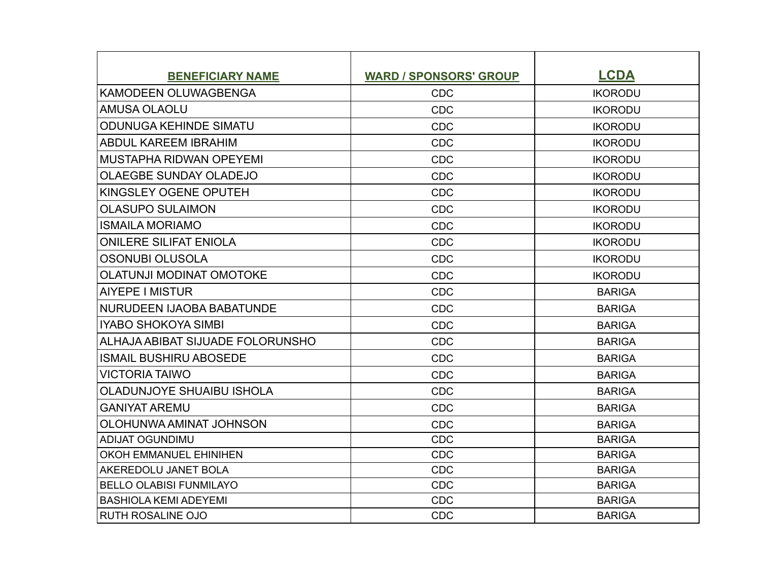| BENEFICIARY NAME | WARD / SPONSORS' GROUP | LCDA |
| --- | --- | --- |
| KAMODEEN OLUWAGBENGA | CDC | IKORODU |
| AMUSA OLAOLU | CDC | IKORODU |
| ODUNUGA KEHINDE SIMATU | CDC | IKORODU |
| ABDUL KAREEM IBRAHIM | CDC | IKORODU |
| MUSTAPHA RIDWAN OPEYEMI | CDC | IKORODU |
| OLAEGBE SUNDAY OLADEJO | CDC | IKORODU |
| KINGSLEY OGENE OPUTEH | CDC | IKORODU |
| OLASUPO SULAIMON | CDC | IKORODU |
| ISMAILA MORIAMO | CDC | IKORODU |
| ONILERE SILIFAT ENIOLA | CDC | IKORODU |
| OSONUBI OLUSOLA | CDC | IKORODU |
| OLATUNJI MODINAT OMOTOKE | CDC | IKORODU |
| AIYEPE I MISTUR | CDC | BARIGA |
| NURUDEEN IJAOBA BABATUNDE | CDC | BARIGA |
| IYABO SHOKOYA SIMBI | CDC | BARIGA |
| ALHAJA ABIBAT SIJUADE FOLORUNSHO | CDC | BARIGA |
| ISMAIL BUSHIRU ABOSEDE | CDC | BARIGA |
| VICTORIA TAIWO | CDC | BARIGA |
| OLADUNJOYE SHUAIBU ISHOLA | CDC | BARIGA |
| GANIYAT AREMU | CDC | BARIGA |
| OLOHUNWA AMINAT JOHNSON | CDC | BARIGA |
| ADIJAT OGUNDIMU | CDC | BARIGA |
| OKOH EMMANUEL EHINIHEN | CDC | BARIGA |
| AKEREDOLU JANET BOLA | CDC | BARIGA |
| BELLO OLABISI FUNMILAYO | CDC | BARIGA |
| BASHIOLA KEMI ADEYEMI | CDC | BARIGA |
| RUTH ROSALINE OJO | CDC | BARIGA |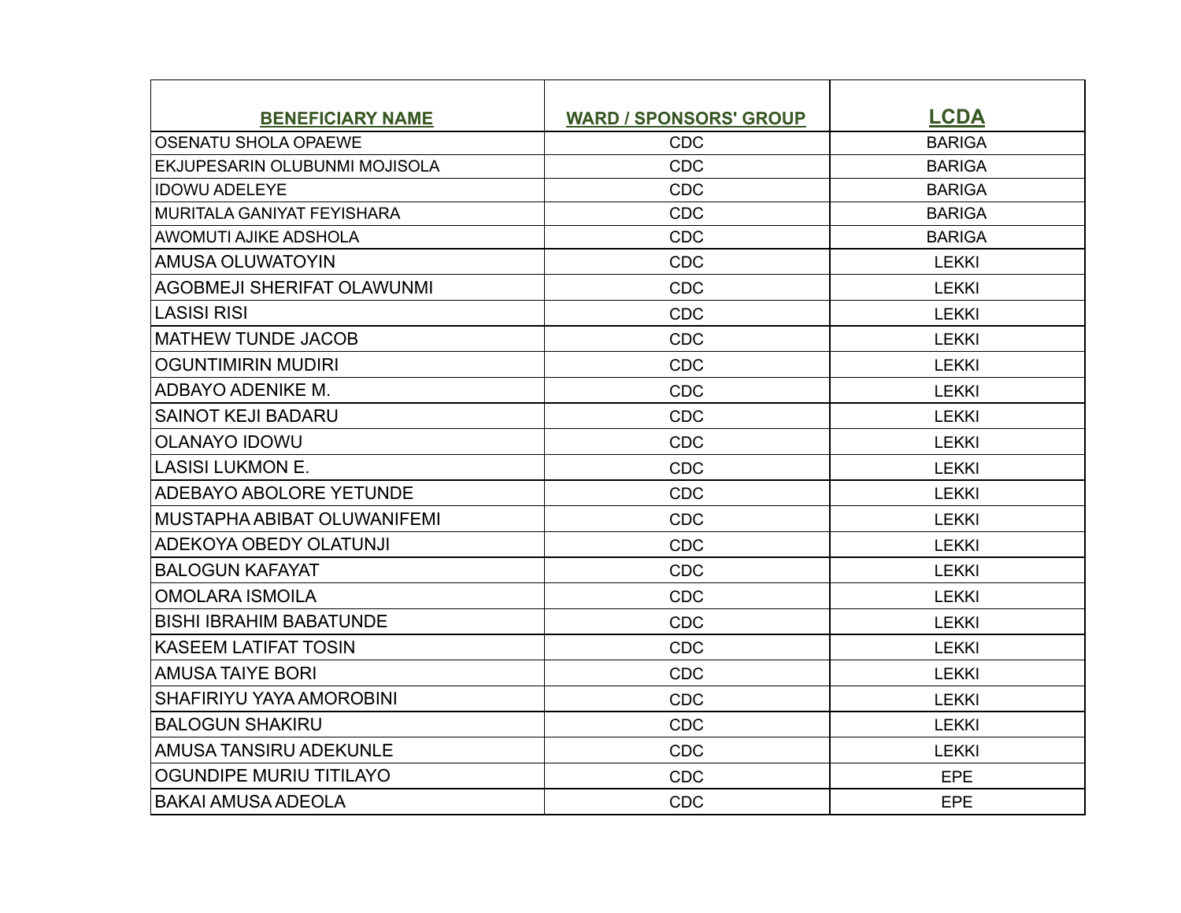| BENEFICIARY NAME | WARD / SPONSORS' GROUP | LCDA |
|---|---|---|
| OSENATU SHOLA OPAEWE | CDC | BARIGA |
| EKJUPESARIN OLUBUNMI MOJISOLA | CDC | BARIGA |
| IDOWU ADELEYE | CDC | BARIGA |
| MURITALA GANIYAT FEYISHARA | CDC | BARIGA |
| AWOMUTI AJIKE ADSHOLA | CDC | BARIGA |
| AMUSA OLUWATOYIN | CDC | LEKKI |
| AGOBMEJI SHERIFAT OLAWUNMI | CDC | LEKKI |
| LASISI RISI | CDC | LEKKI |
| MATHEW TUNDE JACOB | CDC | LEKKI |
| OGUNTIMIRIN MUDIRI | CDC | LEKKI |
| ADBAYO ADENIKE M. | CDC | LEKKI |
| SAINOT KEJI BADARU | CDC | LEKKI |
| OLANAYO IDOWU | CDC | LEKKI |
| LASISI LUKMON E. | CDC | LEKKI |
| ADEBAYO ABOLORE YETUNDE | CDC | LEKKI |
| MUSTAPHA ABIBAT OLUWANIFEMI | CDC | LEKKI |
| ADEKOYA OBEDY OLATUNJI | CDC | LEKKI |
| BALOGUN KAFAYAT | CDC | LEKKI |
| OMOLARA ISMOILA | CDC | LEKKI |
| BISHI IBRAHIM BABATUNDE | CDC | LEKKI |
| KASEEM LATIFAT TOSIN | CDC | LEKKI |
| AMUSA TAIYE BORI | CDC | LEKKI |
| SHAFIRIYU YAYA AMOROBINI | CDC | LEKKI |
| BALOGUN SHAKIRU | CDC | LEKKI |
| AMUSA TANSIRU ADEKUNLE | CDC | LEKKI |
| OGUNDIPE MURIU TITILAYO | CDC | EPE |
| BAKAI AMUSA ADEOLA | CDC | EPE |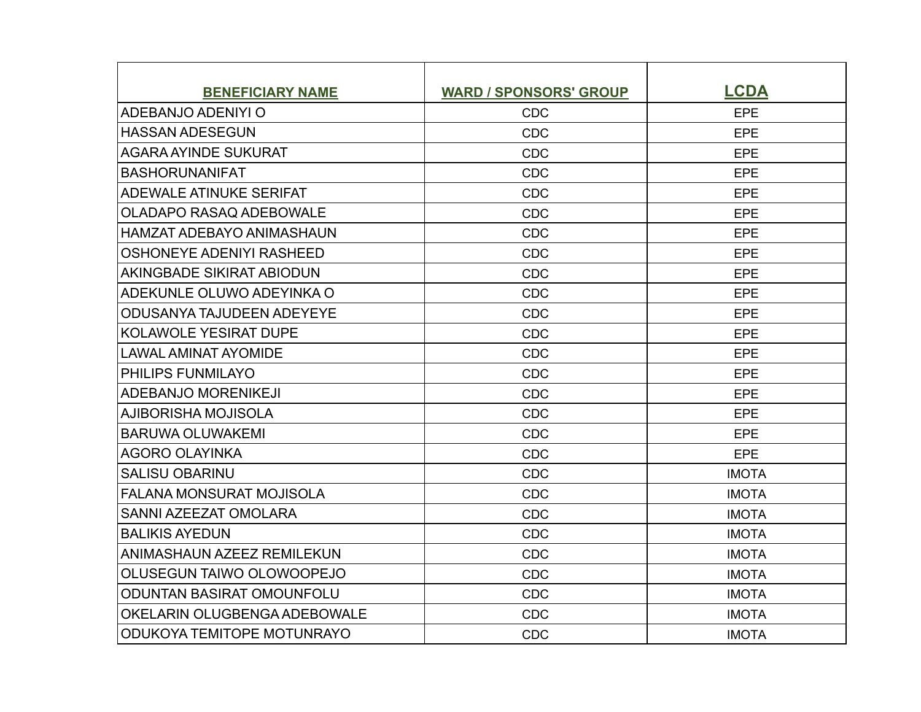| BENEFICIARY NAME | WARD / SPONSORS' GROUP | LCDA |
| --- | --- | --- |
| ADEBANJO ADENIYI O | CDC | EPE |
| HASSAN ADESEGUN | CDC | EPE |
| AGARA AYINDE SUKURAT | CDC | EPE |
| BASHORUNANIFAT | CDC | EPE |
| ADEWALE ATINUKE SERIFAT | CDC | EPE |
| OLADAPO RASAQ ADEBOWALE | CDC | EPE |
| HAMZAT ADEBAYO ANIMASHAUN | CDC | EPE |
| OSHONEYE ADENIYI RASHEED | CDC | EPE |
| AKINGBADE SIKIRAT ABIODUN | CDC | EPE |
| ADEKUNLE OLUWO ADEYINKA O | CDC | EPE |
| ODUSANYA TAJUDEEN ADEYEYE | CDC | EPE |
| KOLAWOLE YESIRAT DUPE | CDC | EPE |
| LAWAL AMINAT AYOMIDE | CDC | EPE |
| PHILIPS FUNMILAYO | CDC | EPE |
| ADEBANJO MORENIKEJI | CDC | EPE |
| AJIBORISHA MOJISOLA | CDC | EPE |
| BARUWA OLUWAKEMI | CDC | EPE |
| AGORO OLAYINKA | CDC | EPE |
| SALISU OBARINU | CDC | IMOTA |
| FALANA MONSURAT MOJISOLA | CDC | IMOTA |
| SANNI AZEEZAT OMOLARA | CDC | IMOTA |
| BALIKIS AYEDUN | CDC | IMOTA |
| ANIMASHAUN AZEEZ REMILEKUN | CDC | IMOTA |
| OLUSEGUN TAIWO OLOWOOPEJO | CDC | IMOTA |
| ODUNTAN BASIRAT OMOUNFOLU | CDC | IMOTA |
| OKELARIN OLUGBENGA ADEBOWALE | CDC | IMOTA |
| ODUKOYA TEMITOPE MOTUNRAYO | CDC | IMOTA |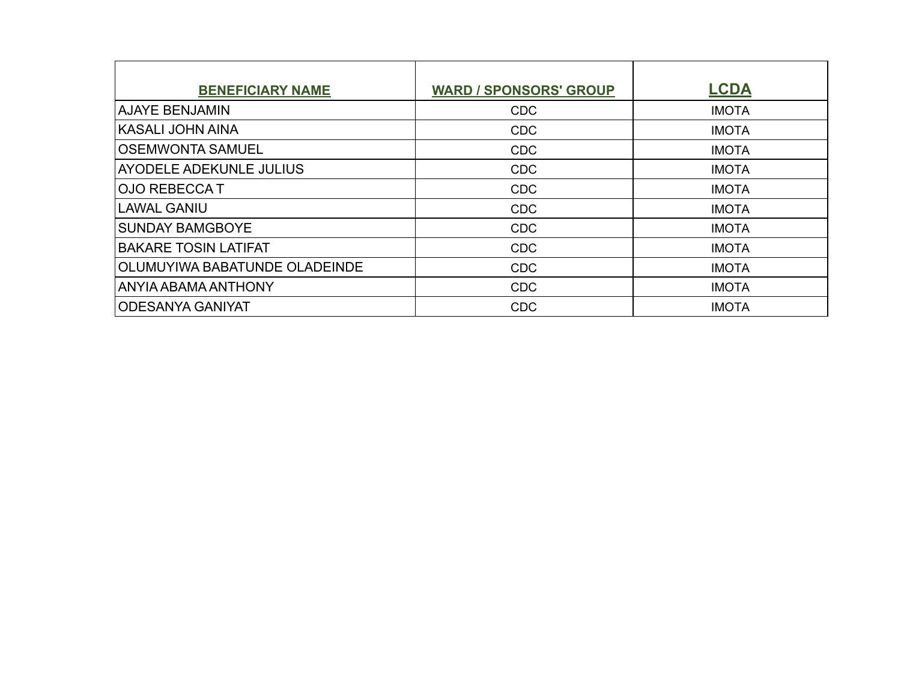| BENEFICIARY NAME | WARD / SPONSORS' GROUP | LCDA |
|---|---|---|
| AJAYE BENJAMIN | CDC | IMOTA |
| KASALI JOHN AINA | CDC | IMOTA |
| OSEMWONTA SAMUEL | CDC | IMOTA |
| AYODELE ADEKUNLE JULIUS | CDC | IMOTA |
| OJO REBECCA T | CDC | IMOTA |
| LAWAL GANIU | CDC | IMOTA |
| SUNDAY BAMGBOYE | CDC | IMOTA |
| BAKARE TOSIN LATIFAT | CDC | IMOTA |
| OLUMUYIWA BABATUNDE OLADEINDE | CDC | IMOTA |
| ANYIA ABAMA ANTHONY | CDC | IMOTA |
| ODESANYA GANIYAT | CDC | IMOTA |